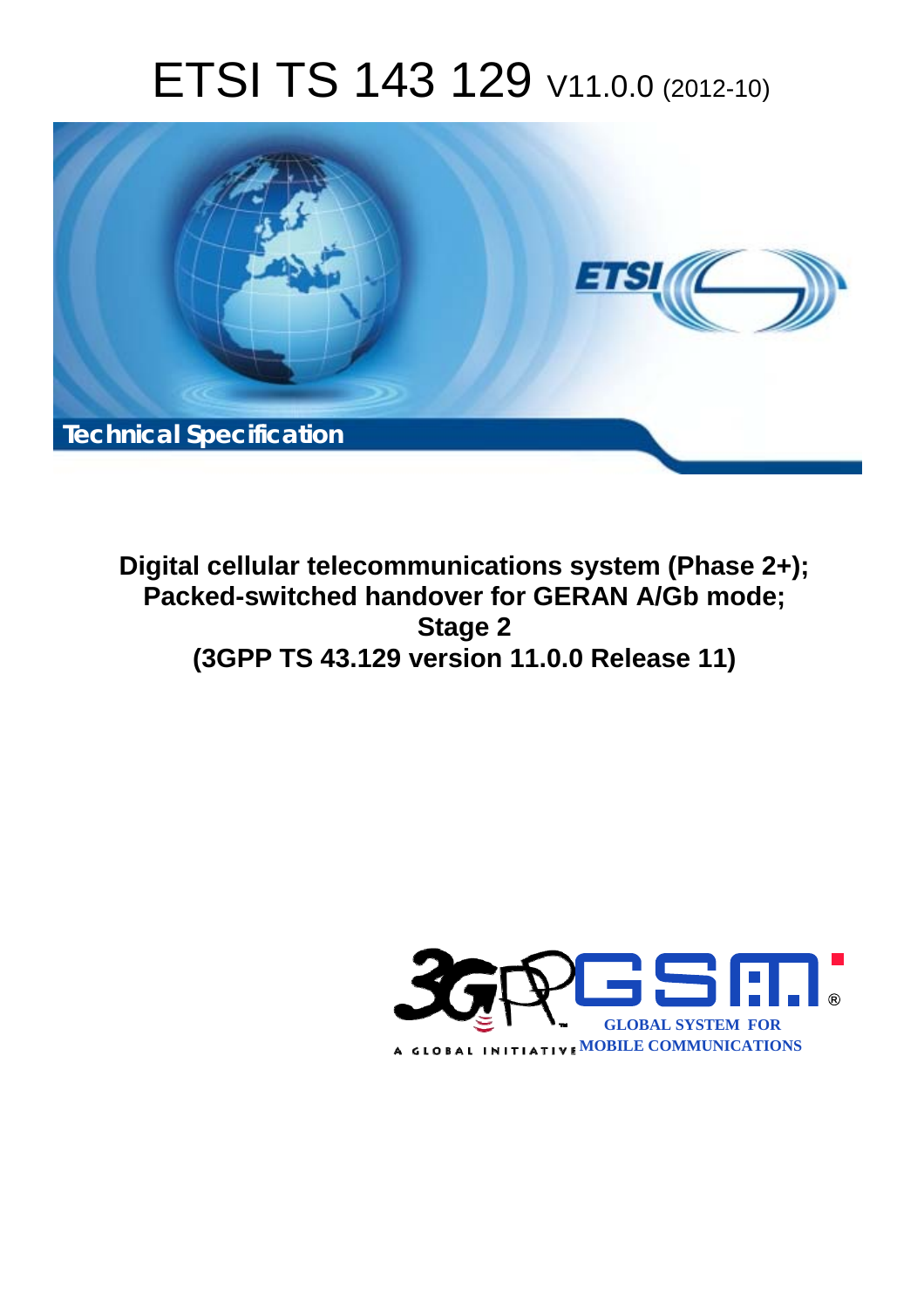# ETSI TS 143 129 V11.0.0 (2012-10)

**Technical Specification**

**Digital cellular telecommunications system (Phase 2+); Packed-switched handover for GERAN A/Gb mode; Stage 2 (3GPP TS 43.129 version 11.0.0 Release 11)**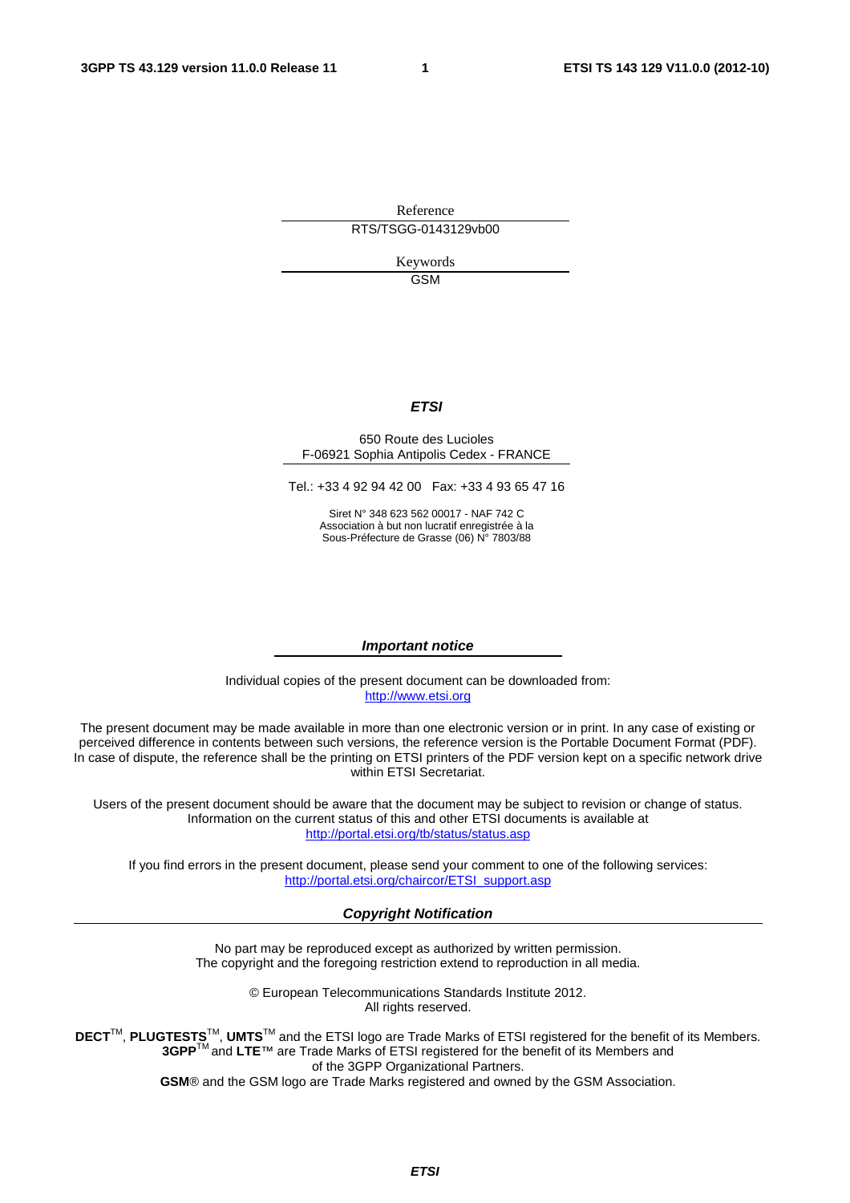Reference

RTS/TSGG-0143129vb00

Keywords

GSM

***ETSI***

650 Route des Lucioles
F-06921 Sophia Antipolis Cedex - FRANCE

Tel.: +33 4 92 94 42 00 Fax: +33 4 93 65 47 16

Siret N° 348 623 562 00017 - NAF 742 C
Association à but non lucratif enregistrée à la
Sous-Préfecture de Grasse (06) N° 7803/88

***Important notice***

Individual copies of the present document can be downloaded from:
http://www.etsi.org

The present document may be made available in more than one electronic version or in print. In any case of existing or perceived difference in contents between such versions, the reference version is the Portable Document Format (PDF). In case of dispute, the reference shall be the printing on ETSI printers of the PDF version kept on a specific network drive within ETSI Secretariat.

Users of the present document should be aware that the document may be subject to revision or change of status. Information on the current status of this and other ETSI documents is available at
http://portal.etsi.org/tb/status/status.asp

If you find errors in the present document, please send your comment to one of the following services:
http://portal.etsi.org/chaircor/ETSI_support.asp

***Copyright Notification***

No part may be reproduced except as authorized by written permission.
The copyright and the foregoing restriction extend to reproduction in all media.

© European Telecommunications Standards Institute 2012.
All rights reserved.

**DECT**™, **PLUGTESTS**™, **UMTS**™ and the ETSI logo are Trade Marks of ETSI registered for the benefit of its Members.
**3GPP**™ and **LTE**™ are Trade Marks of ETSI registered for the benefit of its Members and
of the 3GPP Organizational Partners.
**GSM**® and the GSM logo are Trade Marks registered and owned by the GSM Association.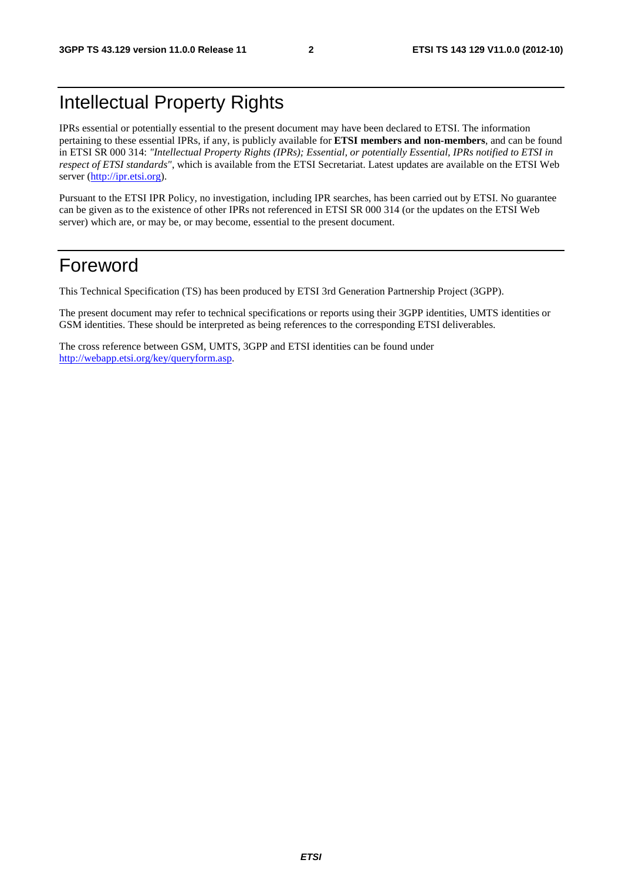# Intellectual Property Rights

IPRs essential or potentially essential to the present document may have been declared to ETSI. The information pertaining to these essential IPRs, if any, is publicly available for **ETSI members and non-members**, and can be found in ETSI SR 000 314: *"Intellectual Property Rights (IPRs); Essential, or potentially Essential, IPRs notified to ETSI in respect of ETSI standards"*, which is available from the ETSI Secretariat. Latest updates are available on the ETSI Web server (http://ipr.etsi.org).

Pursuant to the ETSI IPR Policy, no investigation, including IPR searches, has been carried out by ETSI. No guarantee can be given as to the existence of other IPRs not referenced in ETSI SR 000 314 (or the updates on the ETSI Web server) which are, or may be, or may become, essential to the present document.

# Foreword

This Technical Specification (TS) has been produced by ETSI 3rd Generation Partnership Project (3GPP).

The present document may refer to technical specifications or reports using their 3GPP identities, UMTS identities or GSM identities. These should be interpreted as being references to the corresponding ETSI deliverables.

The cross reference between GSM, UMTS, 3GPP and ETSI identities can be found under http://webapp.etsi.org/key/queryform.asp.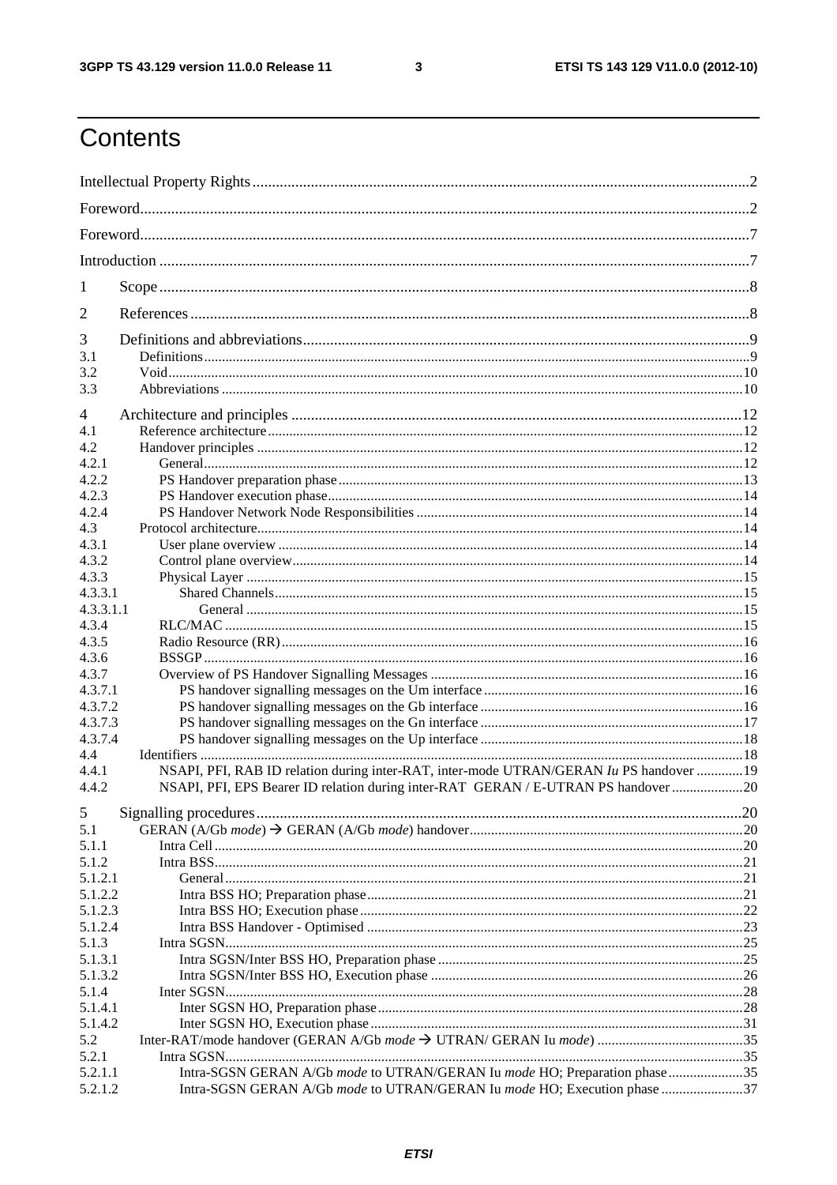# Contents

Intellectual Property Rights ..... 2
Foreword ..... 2
Foreword ..... 7
Introduction ..... 7
1 Scope ..... 8
2 References ..... 8
3 Definitions and abbreviations ..... 9
3.1 Definitions ..... 9
3.2 Void ..... 10
3.3 Abbreviations ..... 10
4 Architecture and principles ..... 12
4.1 Reference architecture ..... 12
4.2 Handover principles ..... 12
4.2.1 General ..... 12
4.2.2 PS Handover preparation phase ..... 13
4.2.3 PS Handover execution phase ..... 14
4.2.4 PS Handover Network Node Responsibilities ..... 14
4.3 Protocol architecture ..... 14
4.3.1 User plane overview ..... 14
4.3.2 Control plane overview ..... 14
4.3.3 Physical Layer ..... 15
4.3.3.1 Shared Channels ..... 15
4.3.3.1.1 General ..... 15
4.3.4 RLC/MAC ..... 15
4.3.5 Radio Resource (RR) ..... 16
4.3.6 BSSGP ..... 16
4.3.7 Overview of PS Handover Signalling Messages ..... 16
4.3.7.1 PS handover signalling messages on the Um interface ..... 16
4.3.7.2 PS handover signalling messages on the Gb interface ..... 16
4.3.7.3 PS handover signalling messages on the Gn interface ..... 17
4.3.7.4 PS handover signalling messages on the Up interface ..... 18
4.4 Identifiers ..... 18
4.4.1 NSAPI, PFI, RAB ID relation during inter-RAT, inter-mode UTRAN/GERAN *Iu* PS handover ..... 19
4.4.2 NSAPI, PFI, EPS Bearer ID relation during inter-RAT GERAN / E-UTRAN PS handover ..... 20
5 Signalling procedures ..... 20
5.1 GERAN (A/Gb *mode*) → GERAN (A/Gb *mode*) handover ..... 20
5.1.1 Intra Cell ..... 20
5.1.2 Intra BSS ..... 21
5.1.2.1 General ..... 21
5.1.2.2 Intra BSS HO; Preparation phase ..... 21
5.1.2.3 Intra BSS HO; Execution phase ..... 22
5.1.2.4 Intra BSS Handover - Optimised ..... 23
5.1.3 Intra SGSN ..... 25
5.1.3.1 Intra SGSN/Inter BSS HO, Preparation phase ..... 25
5.1.3.2 Intra SGSN/Inter BSS HO, Execution phase ..... 26
5.1.4 Inter SGSN ..... 28
5.1.4.1 Inter SGSN HO, Preparation phase ..... 28
5.1.4.2 Inter SGSN HO, Execution phase ..... 31
5.2 Inter-RAT/mode handover (GERAN A/Gb *mode* → UTRAN/ GERAN Iu *mode*) ..... 35
5.2.1 Intra SGSN ..... 35
5.2.1.1 Intra-SGSN GERAN A/Gb *mode* to UTRAN/GERAN Iu *mode* HO; Preparation phase ..... 35
5.2.1.2 Intra-SGSN GERAN A/Gb *mode* to UTRAN/GERAN Iu *mode* HO; Execution phase ..... 37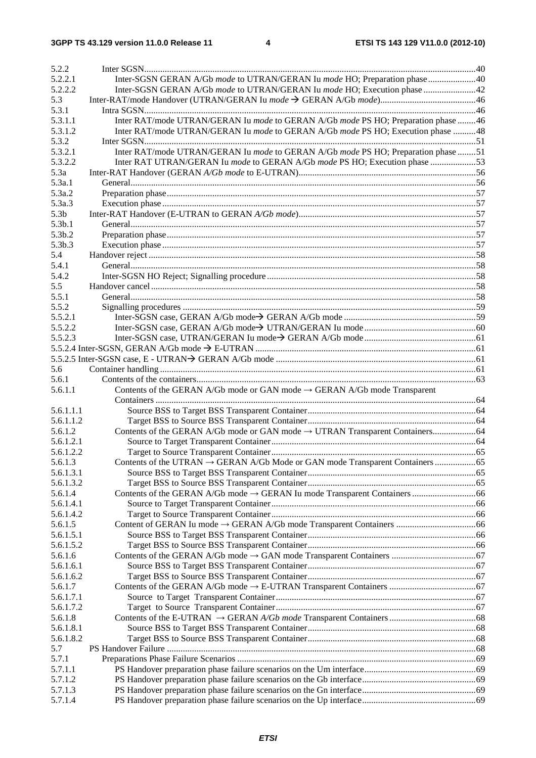5.2.2 Inter SGSN ....................................................................................................................................................40
5.2.2.1 Inter-SGSN GERAN A/Gb *mode* to UTRAN/GERAN Iu *mode* HO; Preparation phase .....................40
5.2.2.2 Inter-SGSN GERAN A/Gb *mode* to UTRAN/GERAN Iu *mode* HO; Execution phase .......................42
5.3 Inter-RAT/mode Handover (UTRAN/GERAN Iu *mode* → GERAN A/Gb *mode*)..........................................46
5.3.1 Intra SGSN.....................................................................................................................................................46
5.3.1.1 Inter RAT/mode UTRAN/GERAN Iu *mode* to GERAN A/Gb *mode* PS HO; Preparation phase ........46
5.3.1.2 Inter RAT/mode UTRAN/GERAN Iu *mode* to GERAN A/Gb *mode* PS HO; Execution phase ..........48
5.3.2 Inter SGSN....................................................................................................................................................51
5.3.2.1 Inter RAT/mode UTRAN/GERAN Iu *mode* to GERAN A/Gb *mode* PS HO; Preparation phase ........51
5.3.2.2 Inter RAT UTRAN/GERAN Iu *mode* to GERAN A/Gb *mode* PS HO; Execution phase ....................53
5.3a Inter-RAT Handover (GERAN *A/Gb mode* to E-UTRAN)..............................................................................56
5.3a.1 General..........................................................................................................................................................56
5.3a.2 Preparation phase.........................................................................................................................................57
5.3a.3 Execution phase............................................................................................................................................57
5.3b Inter-RAT Handover (E-UTRAN to GERAN *A/Gb mode*)..............................................................................57
5.3b.1 General..........................................................................................................................................................57
5.3b.2 Preparation phase.........................................................................................................................................57
5.3b.3 Execution phase............................................................................................................................................57
5.4 Handover reject ..................................................................................................................................................58
5.4.1 General..........................................................................................................................................................58
5.4.2 Inter-SGSN HO Reject; Signalling procedure..............................................................................................58
5.5 Handover cancel.................................................................................................................................................58
5.5.1 General..........................................................................................................................................................58
5.5.2 Signalling procedures ...................................................................................................................................59
5.5.2.1 Inter-SGSN case, GERAN A/Gb mode→ GERAN A/Gb mode ..........................................................59
5.5.2.2 Inter-SGSN case, GERAN A/Gb mode→ UTRAN/GERAN Iu mode .................................................60
5.5.2.3 Inter-SGSN case, UTRAN/GERAN Iu mode→ GERAN A/Gb mode .................................................61
5.5.2.4 Inter-SGSN, GERAN A/Gb mode → E-UTRAN .................................................................................61
5.5.2.5 Inter-SGSN case, E - UTRAN→ GERAN A/Gb mode ........................................................................61
5.6 Container handling .............................................................................................................................................61
5.6.1 Contents of the containers.............................................................................................................................63
5.6.1.1 Contents of the GERAN A/Gb mode or GAN mode → GERAN A/Gb mode Transparent Containers .................................................................................................................................................64
5.6.1.1.1 Source BSS to Target BSS Transparent Container.........................................................................64
5.6.1.1.2 Target BSS to Source BSS Transparent Container.........................................................................64
5.6.1.2 Contents of the GERAN A/Gb mode or GAN mode → UTRAN Transparent Containers...................64
5.6.1.2.1 Source to Target Transparent Container.........................................................................................64
5.6.1.2.2 Target to Source Transparent Container.........................................................................................65
5.6.1.3 Contents of the UTRAN → GERAN A/Gb Mode or GAN mode Transparent Containers..................65
5.6.1.3.1 Source BSS to Target BSS Transparent Container.........................................................................65
5.6.1.3.2 Target BSS to Source BSS Transparent Container.........................................................................65
5.6.1.4 Contents of the GERAN A/Gb mode → GERAN Iu mode Transparent Containers ............................66
5.6.1.4.1 Source to Target Transparent Container.........................................................................................66
5.6.1.4.2 Target to Source Transparent Container.........................................................................................66
5.6.1.5 Content of GERAN Iu mode → GERAN A/Gb mode Transparent Containers ...................................66
5.6.1.5.1 Source BSS to Target BSS Transparent Container.........................................................................66
5.6.1.5.2 Target BSS to Source BSS Transparent Container.........................................................................66
5.6.1.6 Contents of the GERAN A/Gb mode → GAN mode Transparent Containers .....................................67
5.6.1.6.1 Source BSS to Target BSS Transparent Container.........................................................................67
5.6.1.6.2 Target BSS to Source BSS Transparent Container.........................................................................67
5.6.1.7 Contents of the GERAN A/Gb mode → E-UTRAN Transparent Containers ......................................67
5.6.1.7.1 Source to Target Transparent Container........................................................................................67
5.6.1.7.2 Target to Source Transparent Container........................................................................................67
5.6.1.8 Contents of the E-UTRAN → GERAN *A/Gb mode* Transparent Containers .....................................68
5.6.1.8.1 Source BSS to Target BSS Transparent Container.........................................................................68
5.6.1.8.2 Target BSS to Source BSS Transparent Container.........................................................................68
5.7 PS Handover Failure ..........................................................................................................................................68
5.7.1 Preparations Phase Failure Scenarios ..........................................................................................................69
5.7.1.1 PS Handover preparation phase failure scenarios on the Um interface.................................................69
5.7.1.2 PS Handover preparation phase failure scenarios on the Gb interface..................................................69
5.7.1.3 PS Handover preparation phase failure scenarios on the Gn interface..................................................69
5.7.1.4 PS Handover preparation phase failure scenarios on the Up interface..................................................69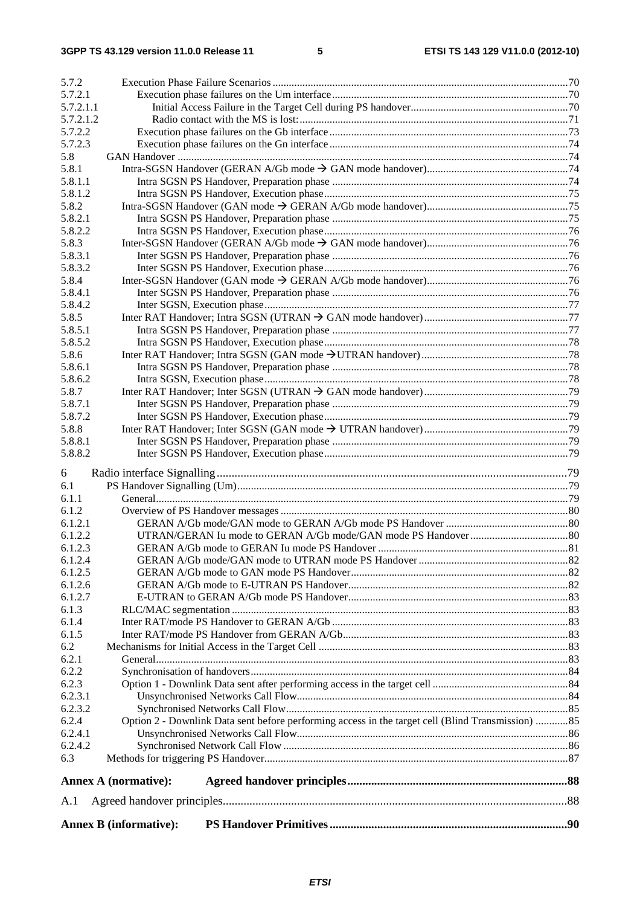5.7.2 Execution Phase Failure Scenarios ............................................................................................................70
5.7.2.1 Execution phase failures on the Um interface......................................................................................70
5.7.2.1.1 Initial Access Failure in the Target Cell during PS handover..........................................................70
5.7.2.1.2 Radio contact with the MS is lost:...................................................................................................71
5.7.2.2 Execution phase failures on the Gb interface........................................................................................73
5.7.2.3 Execution phase failures on the Gn interface........................................................................................74
5.8 GAN Handover ................................................................................................................................74
5.8.1 Intra-SGSN Handover (GERAN A/Gb mode → GAN mode handover)...................................................74
5.8.1.1 Intra SGSN PS Handover, Preparation phase .......................................................................................74
5.8.1.2 Intra SGSN PS Handover, Execution phase..........................................................................................75
5.8.2 Intra-SGSN Handover (GAN mode → GERAN A/Gb mode handover)...................................................75
5.8.2.1 Intra SGSN PS Handover, Preparation phase .......................................................................................75
5.8.2.2 Intra SGSN PS Handover, Execution phase..........................................................................................76
5.8.3 Inter-SGSN Handover (GERAN A/Gb mode → GAN mode handover)...................................................76
5.8.3.1 Inter SGSN PS Handover, Preparation phase .......................................................................................76
5.8.3.2 Inter SGSN PS Handover, Execution phase..........................................................................................76
5.8.4 Inter-SGSN Handover (GAN mode → GERAN A/Gb mode handover)...................................................76
5.8.4.1 Inter SGSN PS Handover, Preparation phase .......................................................................................76
5.8.4.2 Inter SGSN, Execution phase................................................................................................................77
5.8.5 Inter RAT Handover; Intra SGSN (UTRAN → GAN mode handover).....................................................77
5.8.5.1 Intra SGSN PS Handover, Preparation phase .......................................................................................77
5.8.5.2 Intra SGSN PS Handover, Execution phase..........................................................................................78
5.8.6 Inter RAT Handover; Intra SGSN (GAN mode →UTRAN handover)......................................................78
5.8.6.1 Intra SGSN PS Handover, Preparation phase .......................................................................................78
5.8.6.2 Intra SGSN, Execution phase................................................................................................................78
5.8.7 Inter RAT Handover; Inter SGSN (UTRAN → GAN mode handover).....................................................79
5.8.7.1 Inter SGSN PS Handover, Preparation phase .......................................................................................79
5.8.7.2 Inter SGSN PS Handover, Execution phase..........................................................................................79
5.8.8 Inter RAT Handover; Inter SGSN (GAN mode → UTRAN handover).....................................................79
5.8.8.1 Inter SGSN PS Handover, Preparation phase .......................................................................................79
5.8.8.2 Inter SGSN PS Handover, Execution phase..........................................................................................79

6 Radio interface Signalling......................................................................................................................79
6.1 PS Handover Signalling (Um).........................................................................................................79
6.1.1 General.........................................................................................................................................79
6.1.2 Overview of PS Handover messages ..........................................................................................80
6.1.2.1 GERAN A/Gb mode/GAN mode to GERAN A/Gb mode PS Handover .............................................80
6.1.2.2 UTRAN/GERAN Iu mode to GERAN A/Gb mode/GAN mode PS Handover ....................................80
6.1.2.3 GERAN A/Gb mode to GERAN Iu mode PS Handover ......................................................................81
6.1.2.4 GERAN A/Gb mode/GAN mode to UTRAN mode PS Handover .......................................................82
6.1.2.5 GERAN A/Gb mode to GAN mode PS Handover................................................................................82
6.1.2.6 GERAN A/Gb mode to E-UTRAN PS Handover.................................................................................82
6.1.2.7 E-UTRAN to GERAN A/Gb mode PS Handover.................................................................................83
6.1.3 RLC/MAC segmentation ............................................................................................................83
6.1.4 Inter RAT/mode PS Handover to GERAN A/Gb .......................................................................83
6.1.5 Inter RAT/mode PS Handover from GERAN A/Gb...................................................................83
6.2 Mechanisms for Initial Access in the Target Cell ............................................................................83
6.2.1 General.........................................................................................................................................83
6.2.2 Synchronisation of handovers.....................................................................................................84
6.2.3 Option 1 - Downlink Data sent after performing access in the target cell ..................................84
6.2.3.1 Unsynchronised Networks Call Flow....................................................................................................84
6.2.3.2 Synchronised Networks Call Flow........................................................................................................85
6.2.4 Option 2 - Downlink Data sent before performing access in the target cell (Blind Transmission) ............85
6.2.4.1 Unsynchronised Networks Call Flow....................................................................................................86
6.2.4.2 Synchronised Network Call Flow .........................................................................................................86
6.3 Methods for triggering PS Handover...............................................................................................87

**Annex A (normative): Agreed handover principles..........................................................................88**

A.1 Agreed handover principles...................................................................................................................88

**Annex B (informative): PS Handover Primitives ...............................................................................90**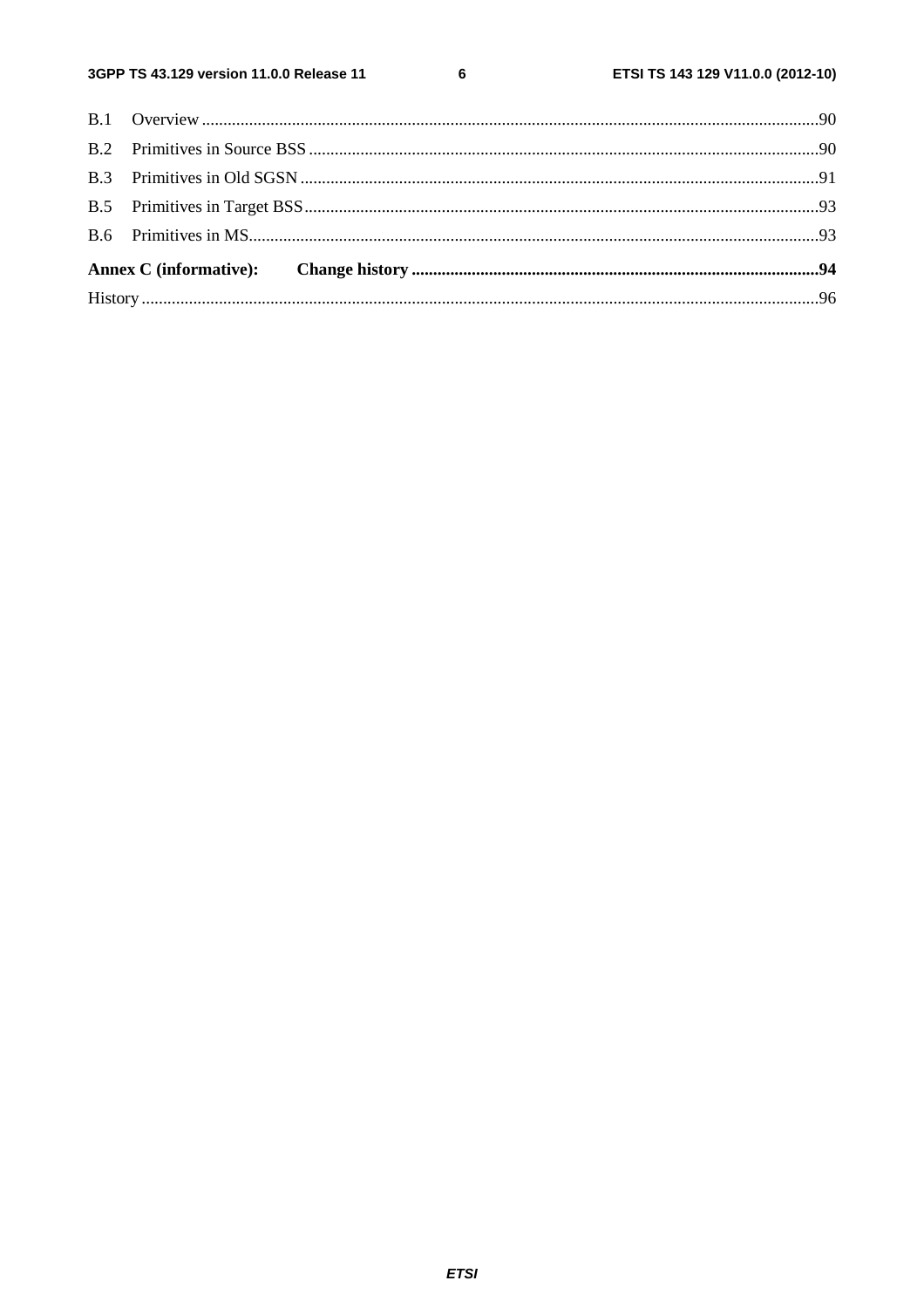B.1 Overview ..............................................................................................................................................90

B.2 Primitives in Source BSS ......................................................................................................................90

B.3 Primitives in Old SGSN ........................................................................................................................91

B.5 Primitives in Target BSS .......................................................................................................................93

B.6 Primitives in MS....................................................................................................................................93

**Annex C (informative): Change history ..............................................................................................94**

History ............................................................................................................................................................96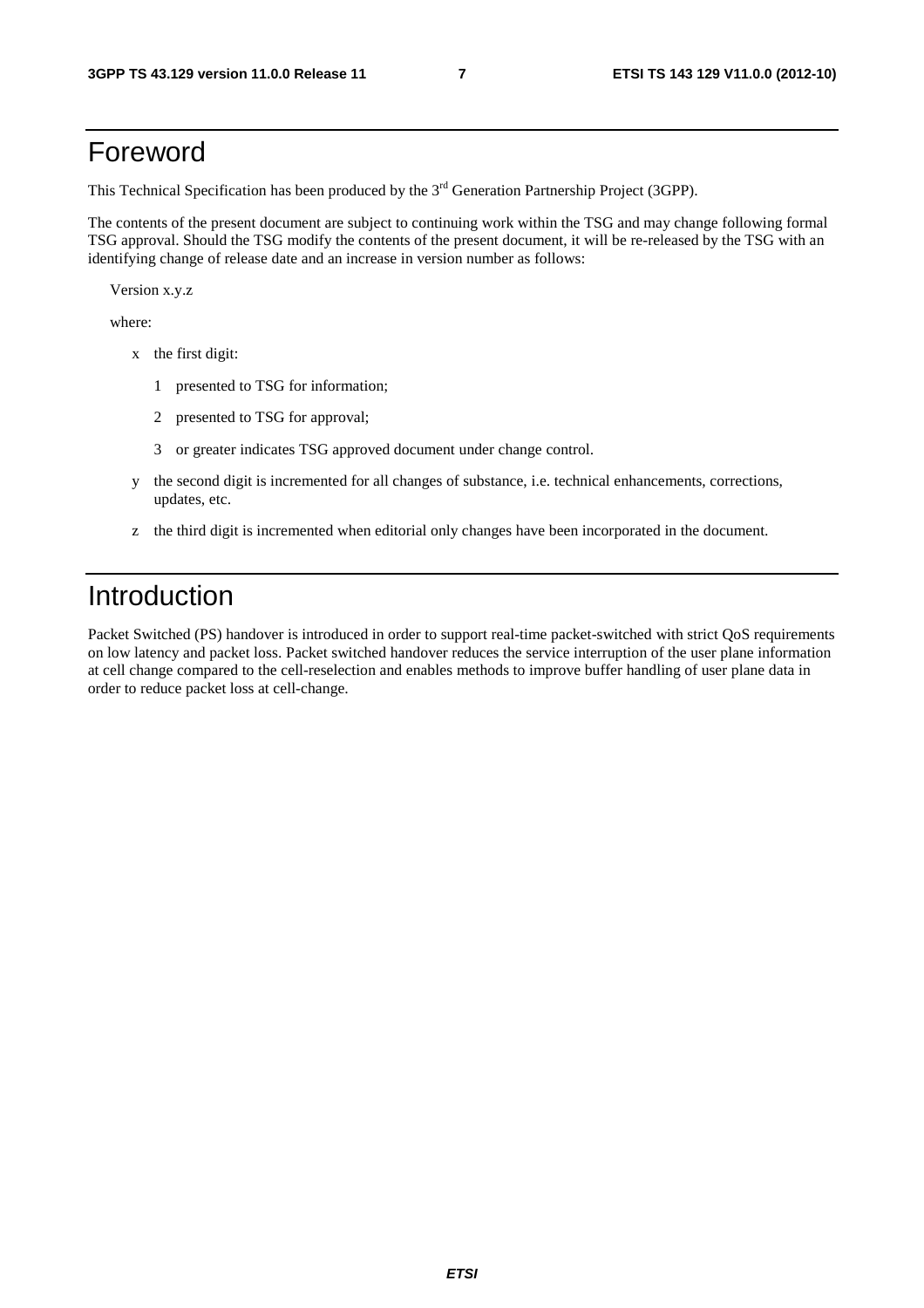# Foreword

This Technical Specification has been produced by the 3rd Generation Partnership Project (3GPP).

The contents of the present document are subject to continuing work within the TSG and may change following formal TSG approval. Should the TSG modify the contents of the present document, it will be re-released by the TSG with an identifying change of release date and an increase in version number as follows:

Version x.y.z

where:

- x the first digit:
  - 1 presented to TSG for information;
  - 2 presented to TSG for approval;
  - 3 or greater indicates TSG approved document under change control.
- y the second digit is incremented for all changes of substance, i.e. technical enhancements, corrections, updates, etc.
- z the third digit is incremented when editorial only changes have been incorporated in the document.

# Introduction

Packet Switched (PS) handover is introduced in order to support real-time packet-switched with strict QoS requirements on low latency and packet loss. Packet switched handover reduces the service interruption of the user plane information at cell change compared to the cell-reselection and enables methods to improve buffer handling of user plane data in order to reduce packet loss at cell-change.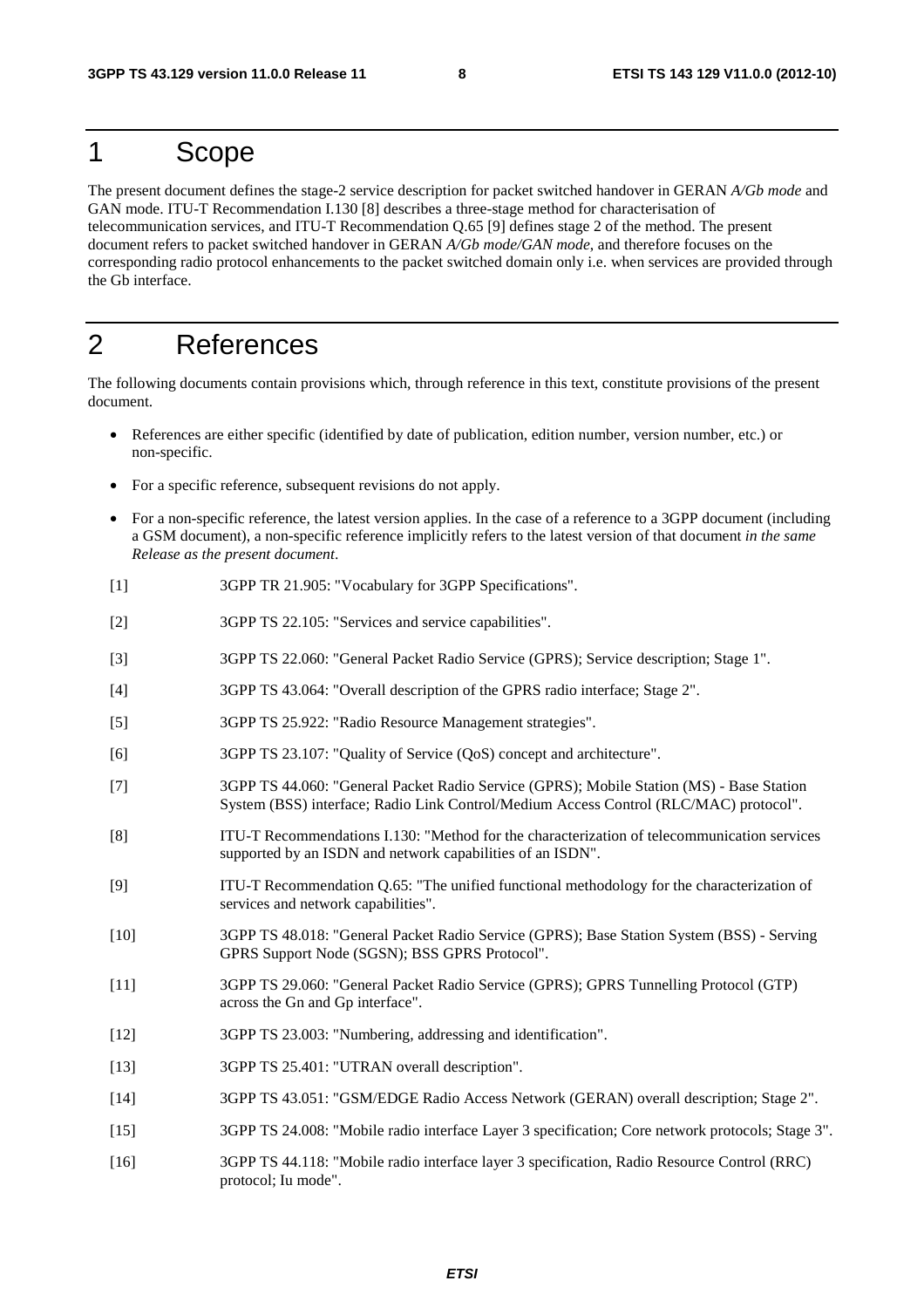# 1 Scope

The present document defines the stage-2 service description for packet switched handover in GERAN *A/Gb mode* and GAN mode. ITU-T Recommendation I.130 [8] describes a three-stage method for characterisation of telecommunication services, and ITU-T Recommendation Q.65 [9] defines stage 2 of the method. The present document refers to packet switched handover in GERAN *A/Gb mode/GAN mode*, and therefore focuses on the corresponding radio protocol enhancements to the packet switched domain only i.e. when services are provided through the Gb interface.

# 2 References

The following documents contain provisions which, through reference in this text, constitute provisions of the present document.

- References are either specific (identified by date of publication, edition number, version number, etc.) or non-specific.
- For a specific reference, subsequent revisions do not apply.
- For a non-specific reference, the latest version applies. In the case of a reference to a 3GPP document (including a GSM document), a non-specific reference implicitly refers to the latest version of that document *in the same Release as the present document*.

[1] 3GPP TR 21.905: "Vocabulary for 3GPP Specifications".

[2] 3GPP TS 22.105: "Services and service capabilities".

[3] 3GPP TS 22.060: "General Packet Radio Service (GPRS); Service description; Stage 1".

[4] 3GPP TS 43.064: "Overall description of the GPRS radio interface; Stage 2".

[5] 3GPP TS 25.922: "Radio Resource Management strategies".

[6] 3GPP TS 23.107: "Quality of Service (QoS) concept and architecture".

[7] 3GPP TS 44.060: "General Packet Radio Service (GPRS); Mobile Station (MS) - Base Station System (BSS) interface; Radio Link Control/Medium Access Control (RLC/MAC) protocol".

[8] ITU-T Recommendations I.130: "Method for the characterization of telecommunication services supported by an ISDN and network capabilities of an ISDN".

[9] ITU-T Recommendation Q.65: "The unified functional methodology for the characterization of services and network capabilities".

[10] 3GPP TS 48.018: "General Packet Radio Service (GPRS); Base Station System (BSS) - Serving GPRS Support Node (SGSN); BSS GPRS Protocol".

[11] 3GPP TS 29.060: "General Packet Radio Service (GPRS); GPRS Tunnelling Protocol (GTP) across the Gn and Gp interface".

[12] 3GPP TS 23.003: "Numbering, addressing and identification".

[13] 3GPP TS 25.401: "UTRAN overall description".

[14] 3GPP TS 43.051: "GSM/EDGE Radio Access Network (GERAN) overall description; Stage 2".

[15] 3GPP TS 24.008: "Mobile radio interface Layer 3 specification; Core network protocols; Stage 3".

[16] 3GPP TS 44.118: "Mobile radio interface layer 3 specification, Radio Resource Control (RRC) protocol; Iu mode".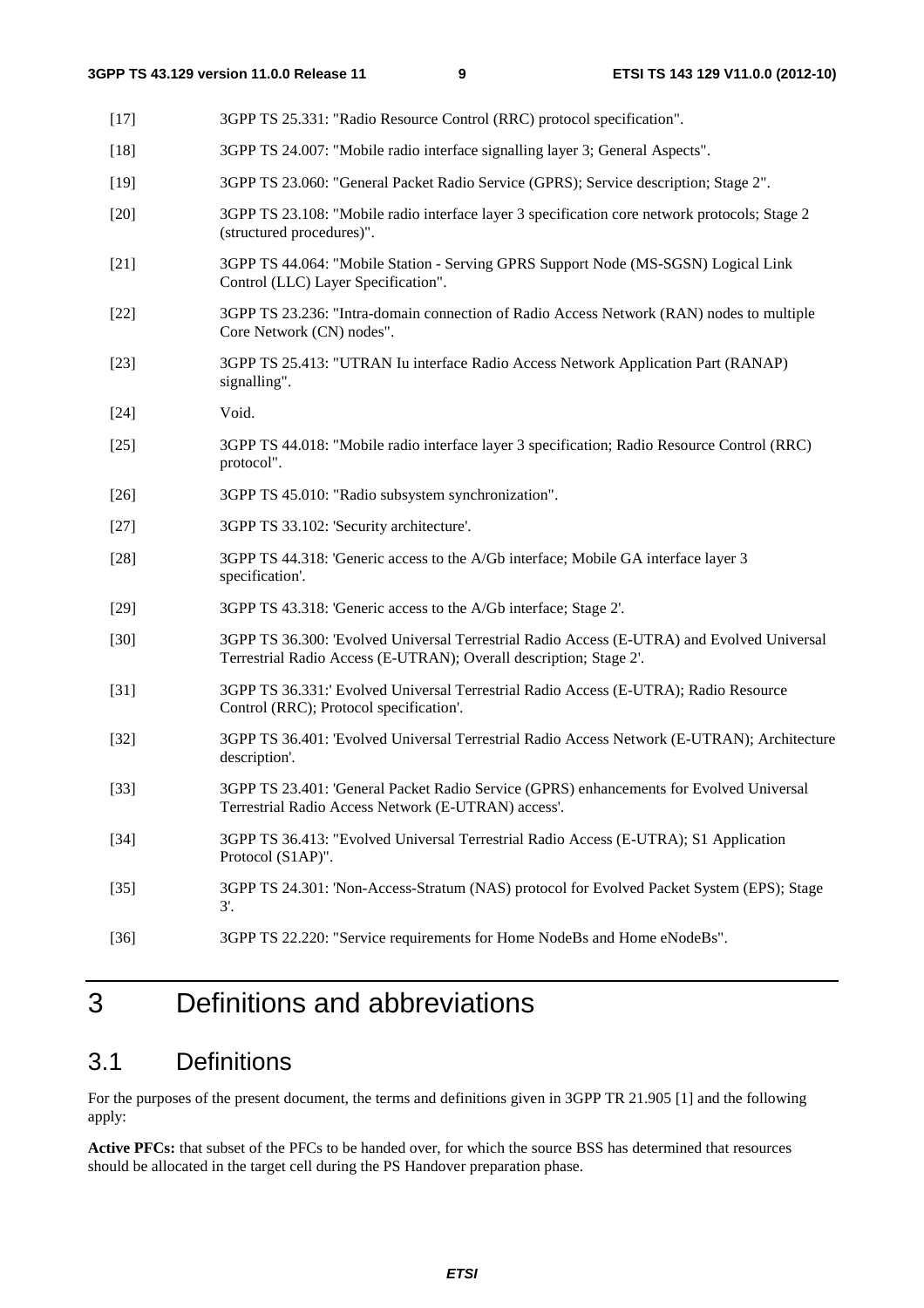[17] 3GPP TS 25.331: "Radio Resource Control (RRC) protocol specification".

[18] 3GPP TS 24.007: "Mobile radio interface signalling layer 3; General Aspects".

[19] 3GPP TS 23.060: "General Packet Radio Service (GPRS); Service description; Stage 2".

[20] 3GPP TS 23.108: "Mobile radio interface layer 3 specification core network protocols; Stage 2 (structured procedures)".

[21] 3GPP TS 44.064: "Mobile Station - Serving GPRS Support Node (MS-SGSN) Logical Link Control (LLC) Layer Specification".

[22] 3GPP TS 23.236: "Intra-domain connection of Radio Access Network (RAN) nodes to multiple Core Network (CN) nodes".

[23] 3GPP TS 25.413: "UTRAN Iu interface Radio Access Network Application Part (RANAP) signalling".

[24] Void.

[25] 3GPP TS 44.018: "Mobile radio interface layer 3 specification; Radio Resource Control (RRC) protocol".

[26] 3GPP TS 45.010: "Radio subsystem synchronization".

[27] 3GPP TS 33.102: 'Security architecture'.

[28] 3GPP TS 44.318: 'Generic access to the A/Gb interface; Mobile GA interface layer 3 specification'.

[29] 3GPP TS 43.318: 'Generic access to the A/Gb interface; Stage 2'.

[30] 3GPP TS 36.300: 'Evolved Universal Terrestrial Radio Access (E-UTRA) and Evolved Universal Terrestrial Radio Access (E-UTRAN); Overall description; Stage 2'.

[31] 3GPP TS 36.331:' Evolved Universal Terrestrial Radio Access (E-UTRA); Radio Resource Control (RRC); Protocol specification'.

[32] 3GPP TS 36.401: 'Evolved Universal Terrestrial Radio Access Network (E-UTRAN); Architecture description'.

[33] 3GPP TS 23.401: 'General Packet Radio Service (GPRS) enhancements for Evolved Universal Terrestrial Radio Access Network (E-UTRAN) access'.

[34] 3GPP TS 36.413: "Evolved Universal Terrestrial Radio Access (E-UTRA); S1 Application Protocol (S1AP)".

[35] 3GPP TS 24.301: 'Non-Access-Stratum (NAS) protocol for Evolved Packet System (EPS); Stage 3'.

[36] 3GPP TS 22.220: "Service requirements for Home NodeBs and Home eNodeBs".

# 3 Definitions and abbreviations

## 3.1 Definitions

For the purposes of the present document, the terms and definitions given in 3GPP TR 21.905 [1] and the following apply:

**Active PFCs:** that subset of the PFCs to be handed over, for which the source BSS has determined that resources should be allocated in the target cell during the PS Handover preparation phase.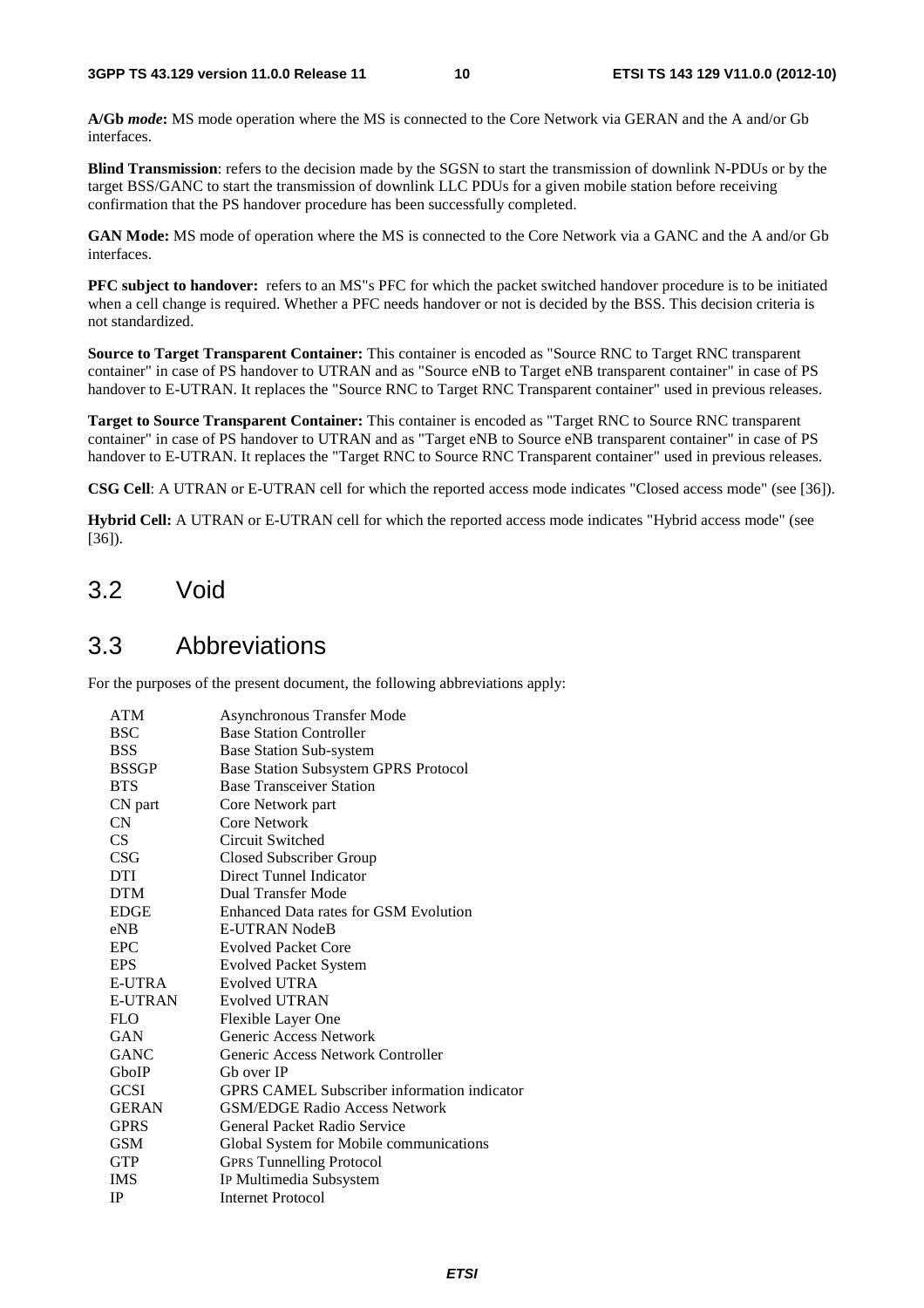**A/Gb *mode*:** MS mode operation where the MS is connected to the Core Network via GERAN and the A and/or Gb interfaces.

**Blind Transmission**: refers to the decision made by the SGSN to start the transmission of downlink N-PDUs or by the target BSS/GANC to start the transmission of downlink LLC PDUs for a given mobile station before receiving confirmation that the PS handover procedure has been successfully completed.

**GAN Mode:** MS mode of operation where the MS is connected to the Core Network via a GANC and the A and/or Gb interfaces.

**PFC subject to handover:** refers to an MS"s PFC for which the packet switched handover procedure is to be initiated when a cell change is required. Whether a PFC needs handover or not is decided by the BSS. This decision criteria is not standardized.

**Source to Target Transparent Container:** This container is encoded as "Source RNC to Target RNC transparent container" in case of PS handover to UTRAN and as "Source eNB to Target eNB transparent container" in case of PS handover to E-UTRAN. It replaces the "Source RNC to Target RNC Transparent container" used in previous releases.

**Target to Source Transparent Container:** This container is encoded as "Target RNC to Source RNC transparent container" in case of PS handover to UTRAN and as "Target eNB to Source eNB transparent container" in case of PS handover to E-UTRAN. It replaces the "Target RNC to Source RNC Transparent container" used in previous releases.

**CSG Cell**: A UTRAN or E-UTRAN cell for which the reported access mode indicates "Closed access mode" (see [36]).

**Hybrid Cell:** A UTRAN or E-UTRAN cell for which the reported access mode indicates "Hybrid access mode" (see [36]).

## 3.2 Void

## 3.3 Abbreviations

For the purposes of the present document, the following abbreviations apply:

| | |
|---|---|
| ATM | Asynchronous Transfer Mode |
| BSC | Base Station Controller |
| BSS | Base Station Sub-system |
| BSSGP | Base Station Subsystem GPRS Protocol |
| BTS | Base Transceiver Station |
| CN part | Core Network part |
| CN | Core Network |
| CS | Circuit Switched |
| CSG | Closed Subscriber Group |
| DTI | Direct Tunnel Indicator |
| DTM | Dual Transfer Mode |
| EDGE | Enhanced Data rates for GSM Evolution |
| eNB | E-UTRAN NodeB |
| EPC | Evolved Packet Core |
| EPS | Evolved Packet System |
| E-UTRA | Evolved UTRA |
| E-UTRAN | Evolved UTRAN |
| FLO | Flexible Layer One |
| GAN | Generic Access Network |
| GANC | Generic Access Network Controller |
| GboIP | Gb over IP |
| GCSI | GPRS CAMEL Subscriber information indicator |
| GERAN | GSM/EDGE Radio Access Network |
| GPRS | General Packet Radio Service |
| GSM | Global System for Mobile communications |
| GTP | GPRS Tunnelling Protocol |
| IMS | IP Multimedia Subsystem |
| IP | Internet Protocol |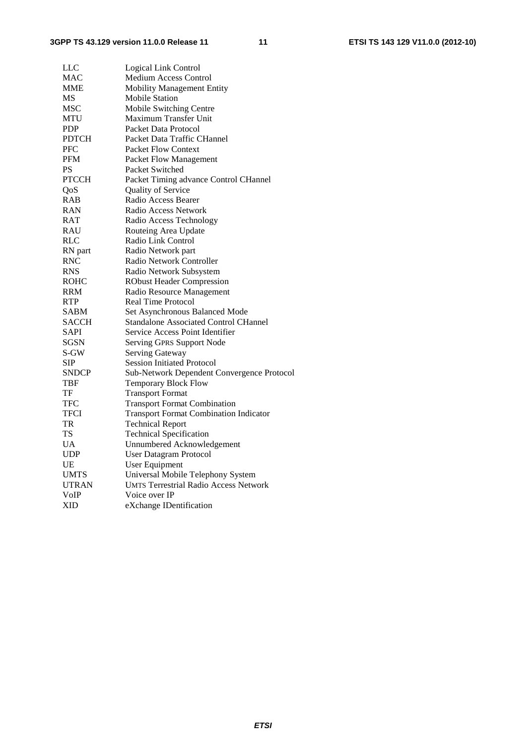| | |
|---|---|
| LLC | Logical Link Control |
| MAC | Medium Access Control |
| MME | Mobility Management Entity |
| MS | Mobile Station |
| MSC | Mobile Switching Centre |
| MTU | Maximum Transfer Unit |
| PDP | Packet Data Protocol |
| PDTCH | Packet Data Traffic CHannel |
| PFC | Packet Flow Context |
| PFM | Packet Flow Management |
| PS | Packet Switched |
| PTCCH | Packet Timing advance Control CHannel |
| QoS | Quality of Service |
| RAB | Radio Access Bearer |
| RAN | Radio Access Network |
| RAT | Radio Access Technology |
| RAU | Routeing Area Update |
| RLC | Radio Link Control |
| RN part | Radio Network part |
| RNC | Radio Network Controller |
| RNS | Radio Network Subsystem |
| ROHC | RObust Header Compression |
| RRM | Radio Resource Management |
| RTP | Real Time Protocol |
| SABM | Set Asynchronous Balanced Mode |
| SACCH | Standalone Associated Control CHannel |
| SAPI | Service Access Point Identifier |
| SGSN | Serving GPRS Support Node |
| S-GW | Serving Gateway |
| SIP | Session Initiated Protocol |
| SNDCP | Sub-Network Dependent Convergence Protocol |
| TBF | Temporary Block Flow |
| TF | Transport Format |
| TFC | Transport Format Combination |
| TFCI | Transport Format Combination Indicator |
| TR | Technical Report |
| TS | Technical Specification |
| UA | Unnumbered Acknowledgement |
| UDP | User Datagram Protocol |
| UE | User Equipment |
| UMTS | Universal Mobile Telephony System |
| UTRAN | UMTS Terrestrial Radio Access Network |
| VoIP | Voice over IP |
| XID | eXchange IDentification |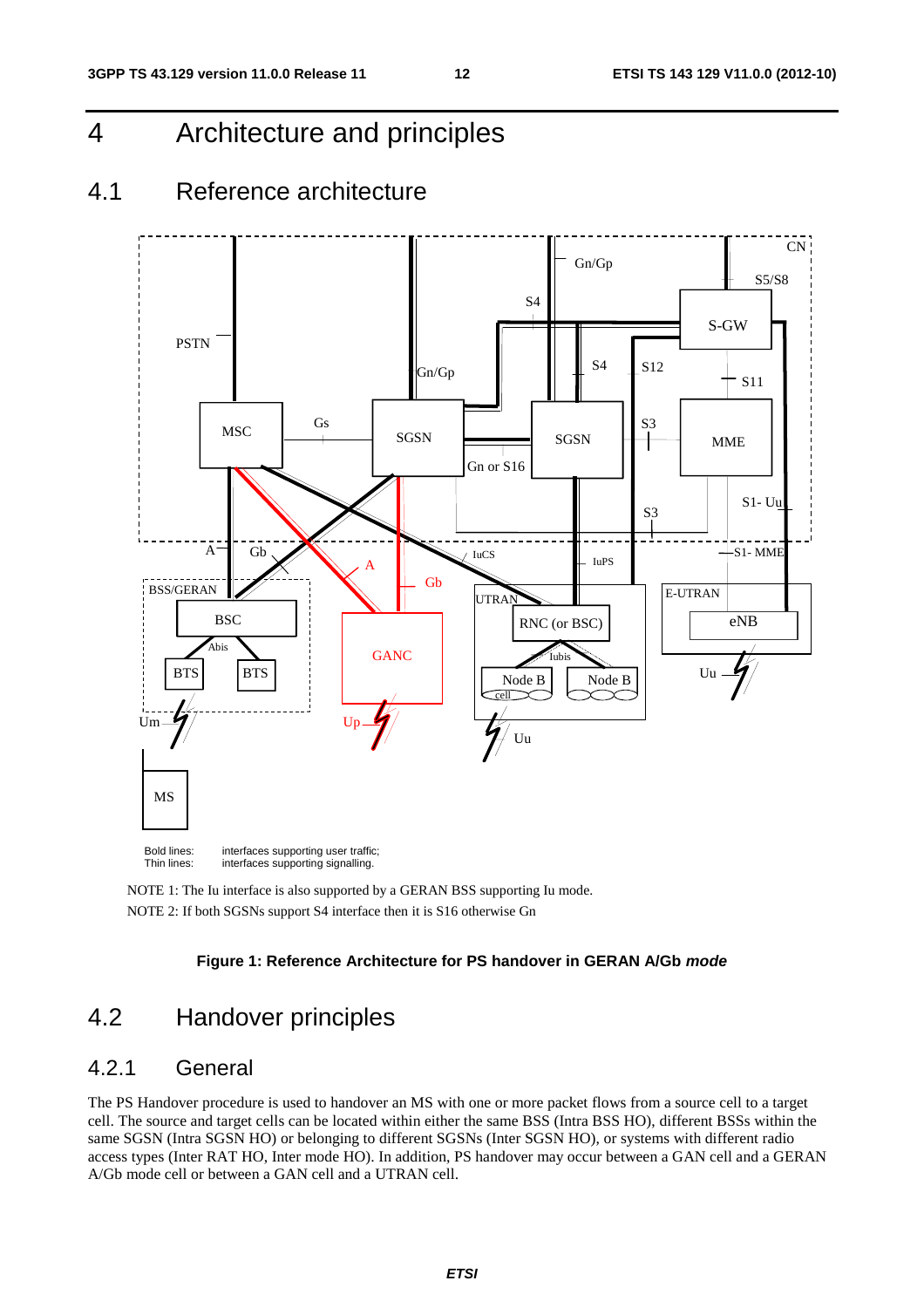# 4 Architecture and principles

## 4.1 Reference architecture

CN
Gn/Gp
S5/S8
S4
S-GW
PSTN
S4
S12
Gn/Gp
S11
MSC
Gs
SGSN
SGSN
S3
MME
Gn or S16
S1- Uu
S3
A
Gb
IuCS
IuPS
S1- MME
A
BSS/GERAN
Gb
UTRAN
E-UTRAN
BSC
RNC (or BSC)
eNB
Abis
Iubis
GANC
BTS
BTS
Node B
Node B
Uu
cell
Um
Up
Uu
MS

Bold lines: interfaces supporting user traffic;
Thin lines: interfaces supporting signalling.

NOTE 1: The Iu interface is also supported by a GERAN BSS supporting Iu mode.

NOTE 2: If both SGSNs support S4 interface then it is S16 otherwise Gn

**Figure 1: Reference Architecture for PS handover in GERAN A/Gb *mode***

## 4.2 Handover principles

### 4.2.1 General

The PS Handover procedure is used to handover an MS with one or more packet flows from a source cell to a target cell. The source and target cells can be located within either the same BSS (Intra BSS HO), different BSSs within the same SGSN (Intra SGSN HO) or belonging to different SGSNs (Inter SGSN HO), or systems with different radio access types (Inter RAT HO, Inter mode HO). In addition, PS handover may occur between a GAN cell and a GERAN A/Gb mode cell or between a GAN cell and a UTRAN cell.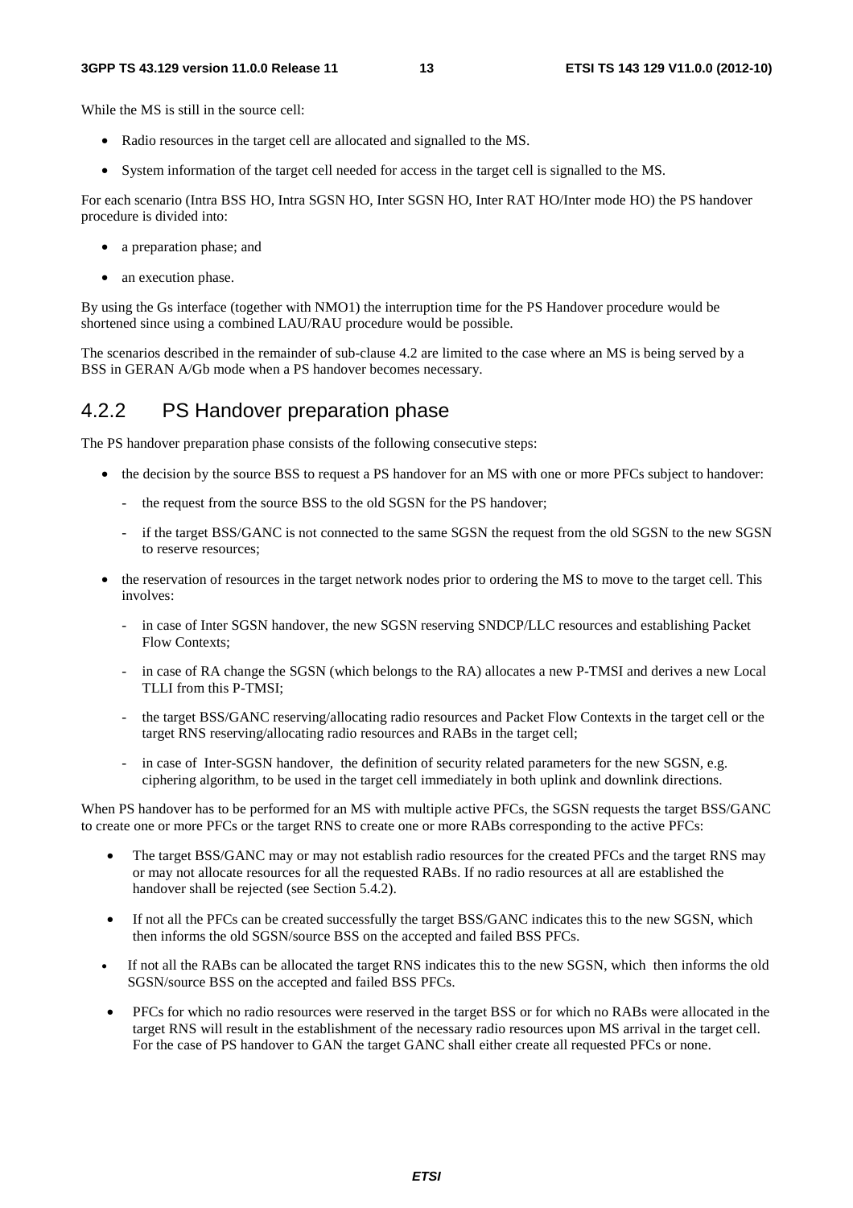While the MS is still in the source cell:

- Radio resources in the target cell are allocated and signalled to the MS.
- System information of the target cell needed for access in the target cell is signalled to the MS.

For each scenario (Intra BSS HO, Intra SGSN HO, Inter SGSN HO, Inter RAT HO/Inter mode HO) the PS handover procedure is divided into:

- a preparation phase; and
- an execution phase.

By using the Gs interface (together with NMO1) the interruption time for the PS Handover procedure would be shortened since using a combined LAU/RAU procedure would be possible.

The scenarios described in the remainder of sub-clause 4.2 are limited to the case where an MS is being served by a BSS in GERAN A/Gb mode when a PS handover becomes necessary.

## 4.2.2 PS Handover preparation phase

The PS handover preparation phase consists of the following consecutive steps:

- the decision by the source BSS to request a PS handover for an MS with one or more PFCs subject to handover:
  - the request from the source BSS to the old SGSN for the PS handover;
  - if the target BSS/GANC is not connected to the same SGSN the request from the old SGSN to the new SGSN to reserve resources;
- the reservation of resources in the target network nodes prior to ordering the MS to move to the target cell. This involves:
  - in case of Inter SGSN handover, the new SGSN reserving SNDCP/LLC resources and establishing Packet Flow Contexts;
  - in case of RA change the SGSN (which belongs to the RA) allocates a new P-TMSI and derives a new Local TLLI from this P-TMSI;
  - the target BSS/GANC reserving/allocating radio resources and Packet Flow Contexts in the target cell or the target RNS reserving/allocating radio resources and RABs in the target cell;
  - in case of Inter-SGSN handover, the definition of security related parameters for the new SGSN, e.g. ciphering algorithm, to be used in the target cell immediately in both uplink and downlink directions.

When PS handover has to be performed for an MS with multiple active PFCs, the SGSN requests the target BSS/GANC to create one or more PFCs or the target RNS to create one or more RABs corresponding to the active PFCs:

- The target BSS/GANC may or may not establish radio resources for the created PFCs and the target RNS may or may not allocate resources for all the requested RABs. If no radio resources at all are established the handover shall be rejected (see Section 5.4.2).
- If not all the PFCs can be created successfully the target BSS/GANC indicates this to the new SGSN, which then informs the old SGSN/source BSS on the accepted and failed BSS PFCs.
- If not all the RABs can be allocated the target RNS indicates this to the new SGSN, which then informs the old SGSN/source BSS on the accepted and failed BSS PFCs.
- PFCs for which no radio resources were reserved in the target BSS or for which no RABs were allocated in the target RNS will result in the establishment of the necessary radio resources upon MS arrival in the target cell. For the case of PS handover to GAN the target GANC shall either create all requested PFCs or none.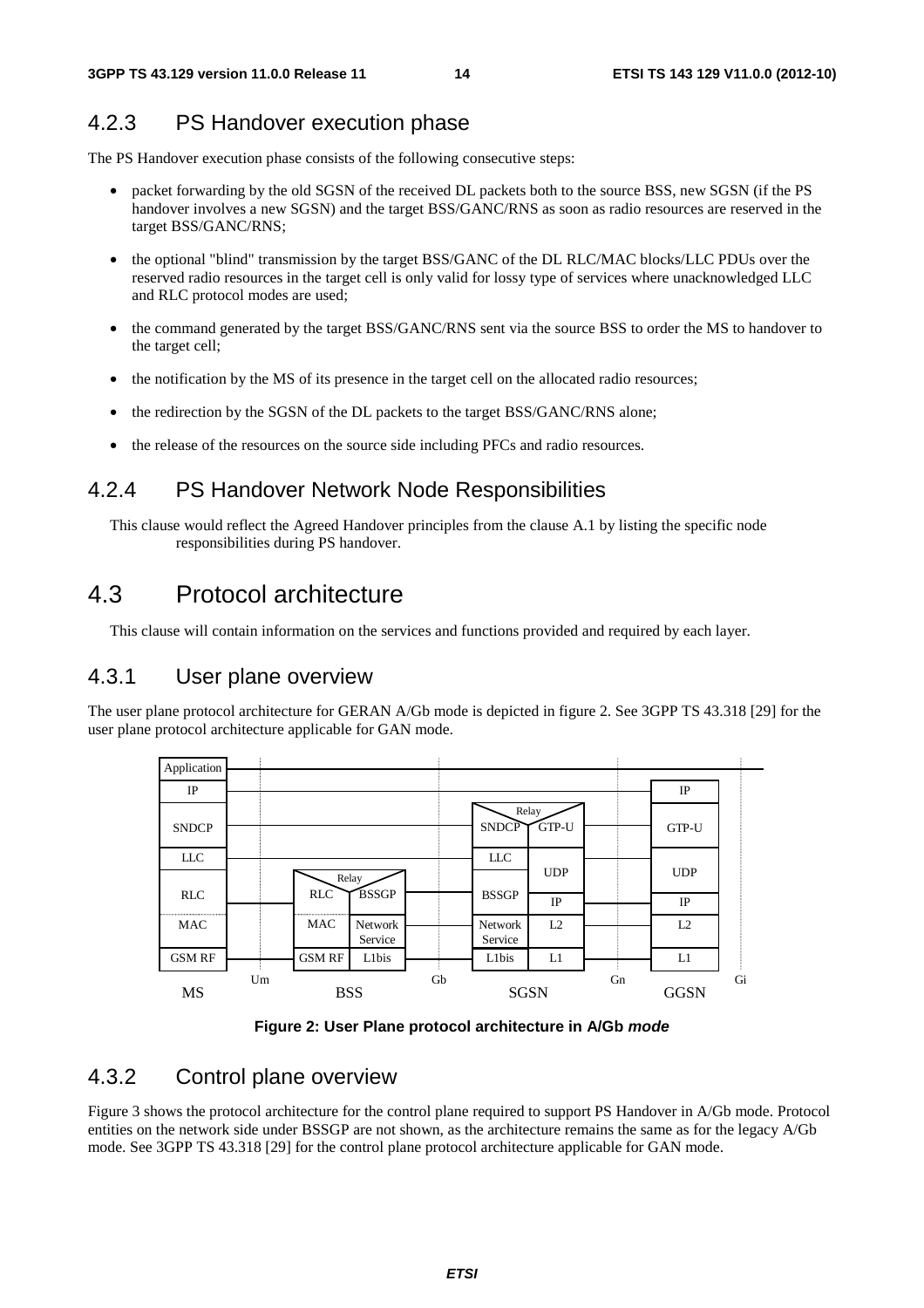### 4.2.3 PS Handover execution phase

The PS Handover execution phase consists of the following consecutive steps:

- packet forwarding by the old SGSN of the received DL packets both to the source BSS, new SGSN (if the PS handover involves a new SGSN) and the target BSS/GANC/RNS as soon as radio resources are reserved in the target BSS/GANC/RNS;
- the optional "blind" transmission by the target BSS/GANC of the DL RLC/MAC blocks/LLC PDUs over the reserved radio resources in the target cell is only valid for lossy type of services where unacknowledged LLC and RLC protocol modes are used;
- the command generated by the target BSS/GANC/RNS sent via the source BSS to order the MS to handover to the target cell;
- the notification by the MS of its presence in the target cell on the allocated radio resources;
- the redirection by the SGSN of the DL packets to the target BSS/GANC/RNS alone;
- the release of the resources on the source side including PFCs and radio resources.

### 4.2.4 PS Handover Network Node Responsibilities

This clause would reflect the Agreed Handover principles from the clause A.1 by listing the specific node responsibilities during PS handover.

## 4.3 Protocol architecture

This clause will contain information on the services and functions provided and required by each layer.

### 4.3.1 User plane overview

The user plane protocol architecture for GERAN A/Gb mode is depicted in figure 2. See 3GPP TS 43.318 [29] for the user plane protocol architecture applicable for GAN mode.

Application
IP
SNDCP
LLC
RLC
MAC
GSM RF
Relay
RLC BSSGP
MAC Network Service
GSM RF L1bis
Relay
SNDCP GTP-U
LLC
BSSGP
UDP
IP
Network Service
L2
L1bis L1
IP
GTP-U
UDP
IP
L2
L1
Um Gb Gn Gi
MS BSS SGSN GGSN

**Figure 2: User Plane protocol architecture in A/Gb *mode***

### 4.3.2 Control plane overview

Figure 3 shows the protocol architecture for the control plane required to support PS Handover in A/Gb mode. Protocol entities on the network side under BSSGP are not shown, as the architecture remains the same as for the legacy A/Gb mode. See 3GPP TS 43.318 [29] for the control plane protocol architecture applicable for GAN mode.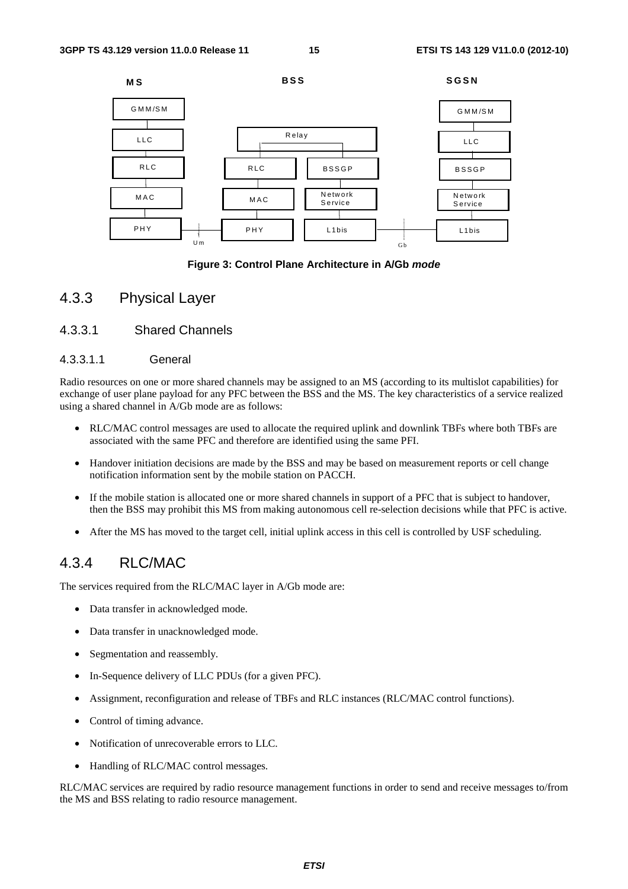**Figure 3: Control Plane Architecture in A/Gb *mode***

## 4.3.3 Physical Layer

### 4.3.3.1 Shared Channels

#### 4.3.3.1.1 General

Radio resources on one or more shared channels may be assigned to an MS (according to its multislot capabilities) for exchange of user plane payload for any PFC between the BSS and the MS. The key characteristics of a service realized using a shared channel in A/Gb mode are as follows:

- RLC/MAC control messages are used to allocate the required uplink and downlink TBFs where both TBFs are associated with the same PFC and therefore are identified using the same PFI.
- Handover initiation decisions are made by the BSS and may be based on measurement reports or cell change notification information sent by the mobile station on PACCH.
- If the mobile station is allocated one or more shared channels in support of a PFC that is subject to handover, then the BSS may prohibit this MS from making autonomous cell re-selection decisions while that PFC is active.
- After the MS has moved to the target cell, initial uplink access in this cell is controlled by USF scheduling.

## 4.3.4 RLC/MAC

The services required from the RLC/MAC layer in A/Gb mode are:

- Data transfer in acknowledged mode.
- Data transfer in unacknowledged mode.
- Segmentation and reassembly.
- In-Sequence delivery of LLC PDUs (for a given PFC).
- Assignment, reconfiguration and release of TBFs and RLC instances (RLC/MAC control functions).
- Control of timing advance.
- Notification of unrecoverable errors to LLC.
- Handling of RLC/MAC control messages.

RLC/MAC services are required by radio resource management functions in order to send and receive messages to/from the MS and BSS relating to radio resource management.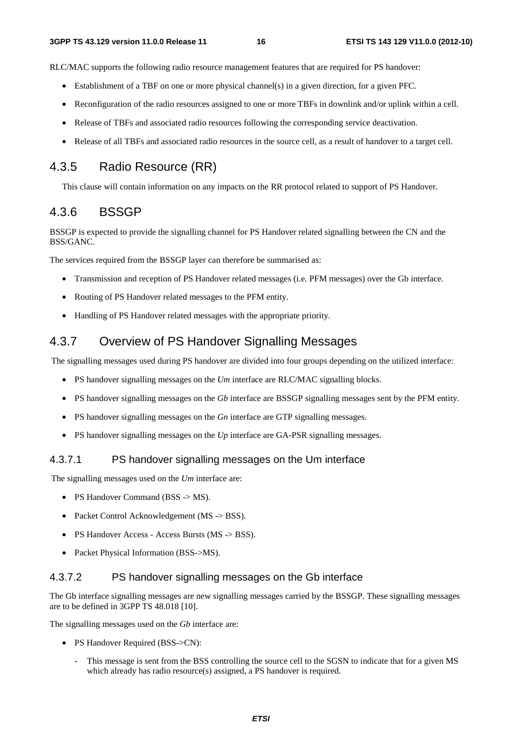RLC/MAC supports the following radio resource management features that are required for PS handover:

- Establishment of a TBF on one or more physical channel(s) in a given direction, for a given PFC.
- Reconfiguration of the radio resources assigned to one or more TBFs in downlink and/or uplink within a cell.
- Release of TBFs and associated radio resources following the corresponding service deactivation.
- Release of all TBFs and associated radio resources in the source cell, as a result of handover to a target cell.

## 4.3.5 Radio Resource (RR)

This clause will contain information on any impacts on the RR protocol related to support of PS Handover.

## 4.3.6 BSSGP

BSSGP is expected to provide the signalling channel for PS Handover related signalling between the CN and the BSS/GANC.

The services required from the BSSGP layer can therefore be summarised as:

- Transmission and reception of PS Handover related messages (i.e. PFM messages) over the Gb interface.
- Routing of PS Handover related messages to the PFM entity.
- Handling of PS Handover related messages with the appropriate priority.

## 4.3.7 Overview of PS Handover Signalling Messages

The signalling messages used during PS handover are divided into four groups depending on the utilized interface:

- PS handover signalling messages on the *Um* interface are RLC/MAC signalling blocks.
- PS handover signalling messages on the *Gb* interface are BSSGP signalling messages sent by the PFM entity.
- PS handover signalling messages on the *Gn* interface are GTP signalling messages.
- PS handover signalling messages on the *Up* interface are GA-PSR signalling messages.

### 4.3.7.1 PS handover signalling messages on the Um interface

The signalling messages used on the *Um* interface are:

- PS Handover Command (BSS -> MS).
- Packet Control Acknowledgement (MS -> BSS).
- PS Handover Access - Access Bursts (MS -> BSS).
- Packet Physical Information (BSS->MS).

### 4.3.7.2 PS handover signalling messages on the Gb interface

The Gb interface signalling messages are new signalling messages carried by the BSSGP. These signalling messages are to be defined in 3GPP TS 48.018 [10].

The signalling messages used on the *Gb* interface are:

- PS Handover Required (BSS->CN):
  - This message is sent from the BSS controlling the source cell to the SGSN to indicate that for a given MS which already has radio resource(s) assigned, a PS handover is required.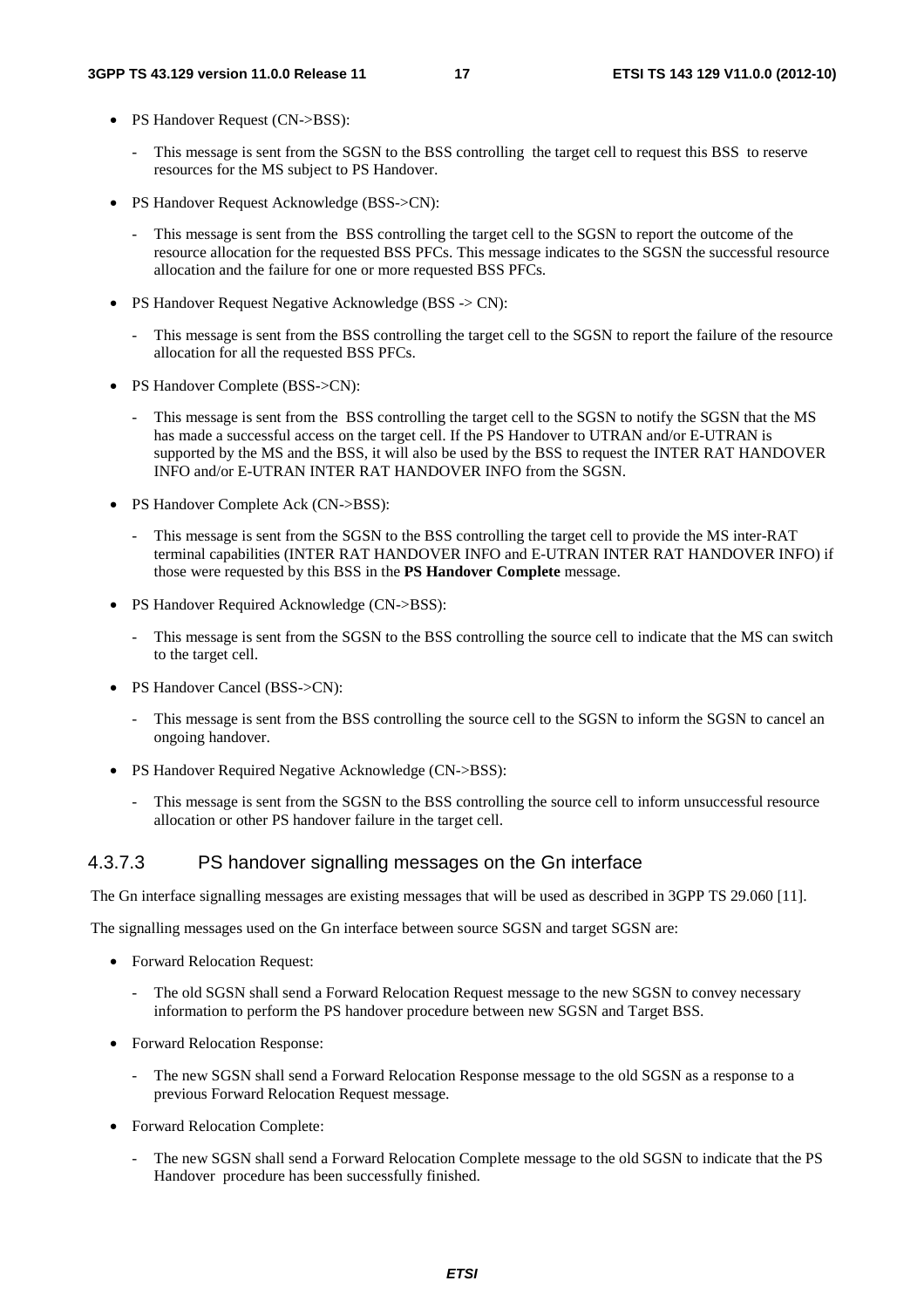- PS Handover Request (CN->BSS):
  - This message is sent from the SGSN to the BSS controlling the target cell to request this BSS to reserve resources for the MS subject to PS Handover.
- PS Handover Request Acknowledge (BSS->CN):
  - This message is sent from the BSS controlling the target cell to the SGSN to report the outcome of the resource allocation for the requested BSS PFCs. This message indicates to the SGSN the successful resource allocation and the failure for one or more requested BSS PFCs.
- PS Handover Request Negative Acknowledge (BSS -> CN):
  - This message is sent from the BSS controlling the target cell to the SGSN to report the failure of the resource allocation for all the requested BSS PFCs.
- PS Handover Complete (BSS->CN):
  - This message is sent from the BSS controlling the target cell to the SGSN to notify the SGSN that the MS has made a successful access on the target cell. If the PS Handover to UTRAN and/or E-UTRAN is supported by the MS and the BSS, it will also be used by the BSS to request the INTER RAT HANDOVER INFO and/or E-UTRAN INTER RAT HANDOVER INFO from the SGSN.
- PS Handover Complete Ack (CN->BSS):
  - This message is sent from the SGSN to the BSS controlling the target cell to provide the MS inter-RAT terminal capabilities (INTER RAT HANDOVER INFO and E-UTRAN INTER RAT HANDOVER INFO) if those were requested by this BSS in the **PS Handover Complete** message.
- PS Handover Required Acknowledge (CN->BSS):
  - This message is sent from the SGSN to the BSS controlling the source cell to indicate that the MS can switch to the target cell.
- PS Handover Cancel (BSS->CN):
  - This message is sent from the BSS controlling the source cell to the SGSN to inform the SGSN to cancel an ongoing handover.
- PS Handover Required Negative Acknowledge (CN->BSS):
  - This message is sent from the SGSN to the BSS controlling the source cell to inform unsuccessful resource allocation or other PS handover failure in the target cell.

#### 4.3.7.3 PS handover signalling messages on the Gn interface

The Gn interface signalling messages are existing messages that will be used as described in 3GPP TS 29.060 [11].

The signalling messages used on the Gn interface between source SGSN and target SGSN are:

- Forward Relocation Request:
  - The old SGSN shall send a Forward Relocation Request message to the new SGSN to convey necessary information to perform the PS handover procedure between new SGSN and Target BSS.
- Forward Relocation Response:
  - The new SGSN shall send a Forward Relocation Response message to the old SGSN as a response to a previous Forward Relocation Request message.
- Forward Relocation Complete:
  - The new SGSN shall send a Forward Relocation Complete message to the old SGSN to indicate that the PS Handover procedure has been successfully finished.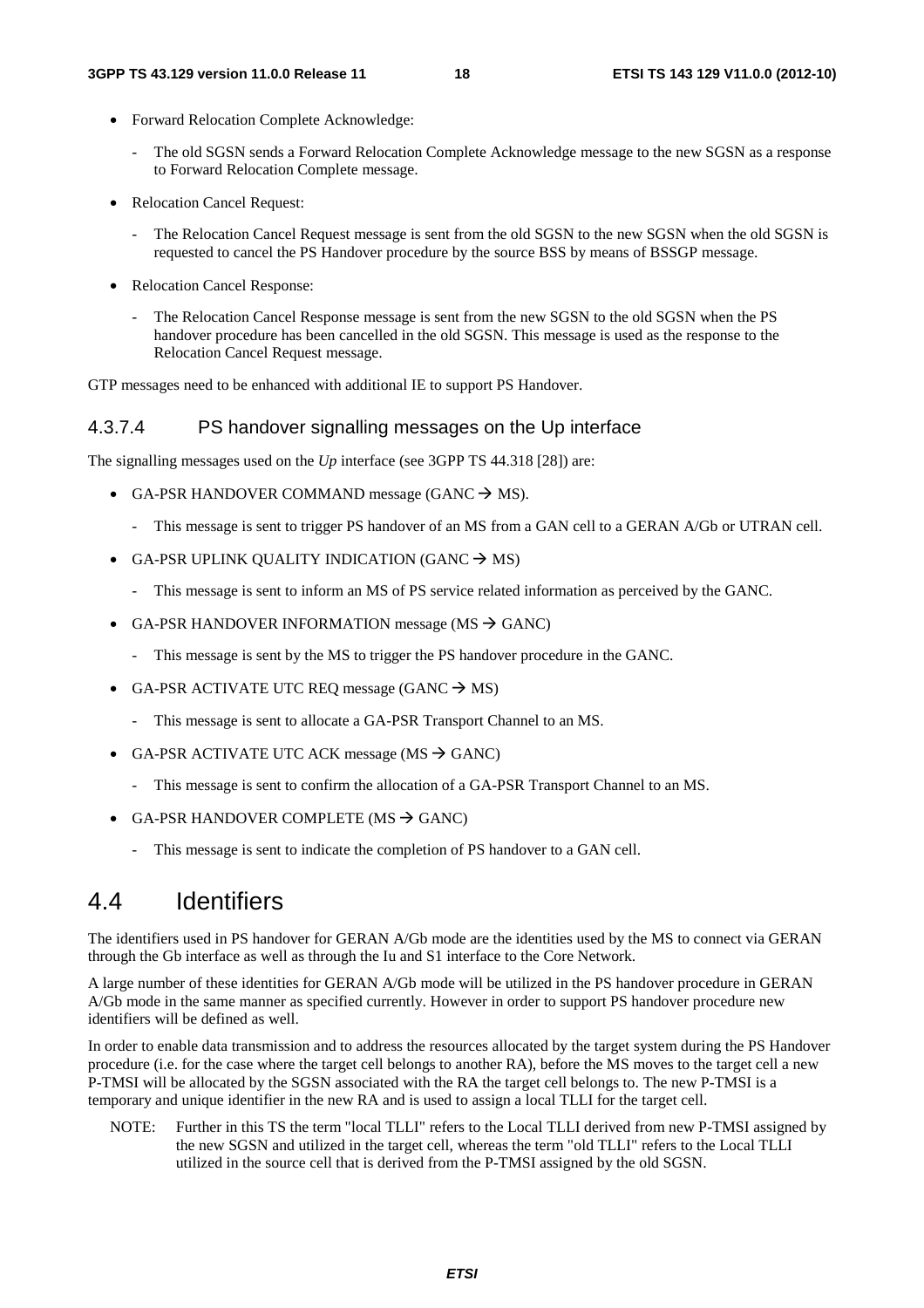- Forward Relocation Complete Acknowledge:
  - The old SGSN sends a Forward Relocation Complete Acknowledge message to the new SGSN as a response to Forward Relocation Complete message.
- Relocation Cancel Request:
  - The Relocation Cancel Request message is sent from the old SGSN to the new SGSN when the old SGSN is requested to cancel the PS Handover procedure by the source BSS by means of BSSGP message.
- Relocation Cancel Response:
  - The Relocation Cancel Response message is sent from the new SGSN to the old SGSN when the PS handover procedure has been cancelled in the old SGSN. This message is used as the response to the Relocation Cancel Request message.

GTP messages need to be enhanced with additional IE to support PS Handover.

### 4.3.7.4 PS handover signalling messages on the Up interface

The signalling messages used on the *Up* interface (see 3GPP TS 44.318 [28]) are:

- GA-PSR HANDOVER COMMAND message (GANC → MS).
  - This message is sent to trigger PS handover of an MS from a GAN cell to a GERAN A/Gb or UTRAN cell.
- GA-PSR UPLINK QUALITY INDICATION (GANC → MS)
  - This message is sent to inform an MS of PS service related information as perceived by the GANC.
- GA-PSR HANDOVER INFORMATION message (MS → GANC)
  - This message is sent by the MS to trigger the PS handover procedure in the GANC.
- GA-PSR ACTIVATE UTC REQ message (GANC → MS)
  - This message is sent to allocate a GA-PSR Transport Channel to an MS.
- GA-PSR ACTIVATE UTC ACK message (MS → GANC)
  - This message is sent to confirm the allocation of a GA-PSR Transport Channel to an MS.
- GA-PSR HANDOVER COMPLETE (MS → GANC)
  - This message is sent to indicate the completion of PS handover to a GAN cell.

## 4.4 Identifiers

The identifiers used in PS handover for GERAN A/Gb mode are the identities used by the MS to connect via GERAN through the Gb interface as well as through the Iu and S1 interface to the Core Network.

A large number of these identities for GERAN A/Gb mode will be utilized in the PS handover procedure in GERAN A/Gb mode in the same manner as specified currently. However in order to support PS handover procedure new identifiers will be defined as well.

In order to enable data transmission and to address the resources allocated by the target system during the PS Handover procedure (i.e. for the case where the target cell belongs to another RA), before the MS moves to the target cell a new P-TMSI will be allocated by the SGSN associated with the RA the target cell belongs to. The new P-TMSI is a temporary and unique identifier in the new RA and is used to assign a local TLLI for the target cell.

NOTE: Further in this TS the term "local TLLI" refers to the Local TLLI derived from new P-TMSI assigned by the new SGSN and utilized in the target cell, whereas the term "old TLLI" refers to the Local TLLI utilized in the source cell that is derived from the P-TMSI assigned by the old SGSN.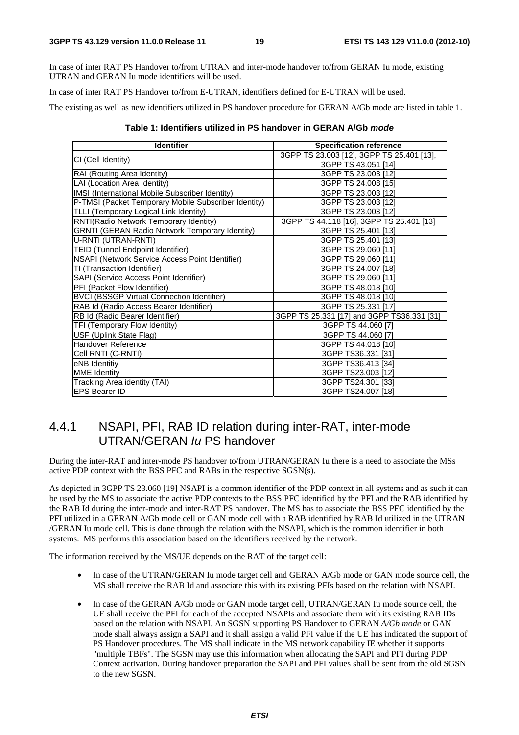In case of inter RAT PS Handover to/from UTRAN and inter-mode handover to/from GERAN Iu mode, existing UTRAN and GERAN Iu mode identifiers will be used.

In case of inter RAT PS Handover to/from E-UTRAN, identifiers defined for E-UTRAN will be used.

The existing as well as new identifiers utilized in PS handover procedure for GERAN A/Gb mode are listed in table 1.

**Table 1: Identifiers utilized in PS handover in GERAN A/Gb *mode***

| Identifier | Specification reference |
| --- | --- |
| CI (Cell Identity) | 3GPP TS 23.003 [12], 3GPP TS 25.401 [13], 3GPP TS 43.051 [14] |
| RAI (Routing Area Identity) | 3GPP TS 23.003 [12] |
| LAI (Location Area Identity) | 3GPP TS 24.008 [15] |
| IMSI (International Mobile Subscriber Identity) | 3GPP TS 23.003 [12] |
| P-TMSI (Packet Temporary Mobile Subscriber Identity) | 3GPP TS 23.003 [12] |
| TLLI (Temporary Logical Link Identity) | 3GPP TS 23.003 [12] |
| RNTI(Radio Network Temporary Identity) | 3GPP TS 44.118 [16], 3GPP TS 25.401 [13] |
| GRNTI (GERAN Radio Network Temporary Identity) | 3GPP TS 25.401 [13] |
| U-RNTI (UTRAN-RNTI) | 3GPP TS 25.401 [13] |
| TEID (Tunnel Endpoint Identifier) | 3GPP TS 29.060 [11] |
| NSAPI (Network Service Access Point Identifier) | 3GPP TS 29.060 [11] |
| TI (Transaction Identifier) | 3GPP TS 24.007 [18] |
| SAPI (Service Access Point Identifier) | 3GPP TS 29.060 [11] |
| PFI (Packet Flow Identifier) | 3GPP TS 48.018 [10] |
| BVCI (BSSGP Virtual Connection Identifier) | 3GPP TS 48.018 [10] |
| RAB Id (Radio Access Bearer Identifier) | 3GPP TS 25.331 [17] |
| RB Id (Radio Bearer Identifier) | 3GPP TS 25.331 [17] and 3GPP TS36.331 [31] |
| TFI (Temporary Flow Identity) | 3GPP TS 44.060 [7] |
| USF (Uplink State Flag) | 3GPP TS 44.060 [7] |
| Handover Reference | 3GPP TS 44.018 [10] |
| Cell RNTI (C-RNTI) | 3GPP TS36.331 [31] |
| eNB Identitiy | 3GPP TS36.413 [34] |
| MME Identity | 3GPP TS23.003 [12] |
| Tracking Area identity (TAI) | 3GPP TS24.301 [33] |
| EPS Bearer ID | 3GPP TS24.007 [18] |

## 4.4.1 NSAPI, PFI, RAB ID relation during inter-RAT, inter-mode UTRAN/GERAN *Iu* PS handover

During the inter-RAT and inter-mode PS handover to/from UTRAN/GERAN Iu there is a need to associate the MSs active PDP context with the BSS PFC and RABs in the respective SGSN(s).

As depicted in 3GPP TS 23.060 [19] NSAPI is a common identifier of the PDP context in all systems and as such it can be used by the MS to associate the active PDP contexts to the BSS PFC identified by the PFI and the RAB identified by the RAB Id during the inter-mode and inter-RAT PS handover. The MS has to associate the BSS PFC identified by the PFI utilized in a GERAN A/Gb mode cell or GAN mode cell with a RAB identified by RAB Id utilized in the UTRAN /GERAN Iu mode cell. This is done through the relation with the NSAPI, which is the common identifier in both systems. MS performs this association based on the identifiers received by the network.

The information received by the MS/UE depends on the RAT of the target cell:

- In case of the UTRAN/GERAN Iu mode target cell and GERAN A/Gb mode or GAN mode source cell, the MS shall receive the RAB Id and associate this with its existing PFIs based on the relation with NSAPI.
- In case of the GERAN A/Gb mode or GAN mode target cell, UTRAN/GERAN Iu mode source cell, the UE shall receive the PFI for each of the accepted NSAPIs and associate them with its existing RAB IDs based on the relation with NSAPI. An SGSN supporting PS Handover to GERAN *A/Gb mode* or GAN mode shall always assign a SAPI and it shall assign a valid PFI value if the UE has indicated the support of PS Handover procedures. The MS shall indicate in the MS network capability IE whether it supports "multiple TBFs". The SGSN may use this information when allocating the SAPI and PFI during PDP Context activation. During handover preparation the SAPI and PFI values shall be sent from the old SGSN to the new SGSN.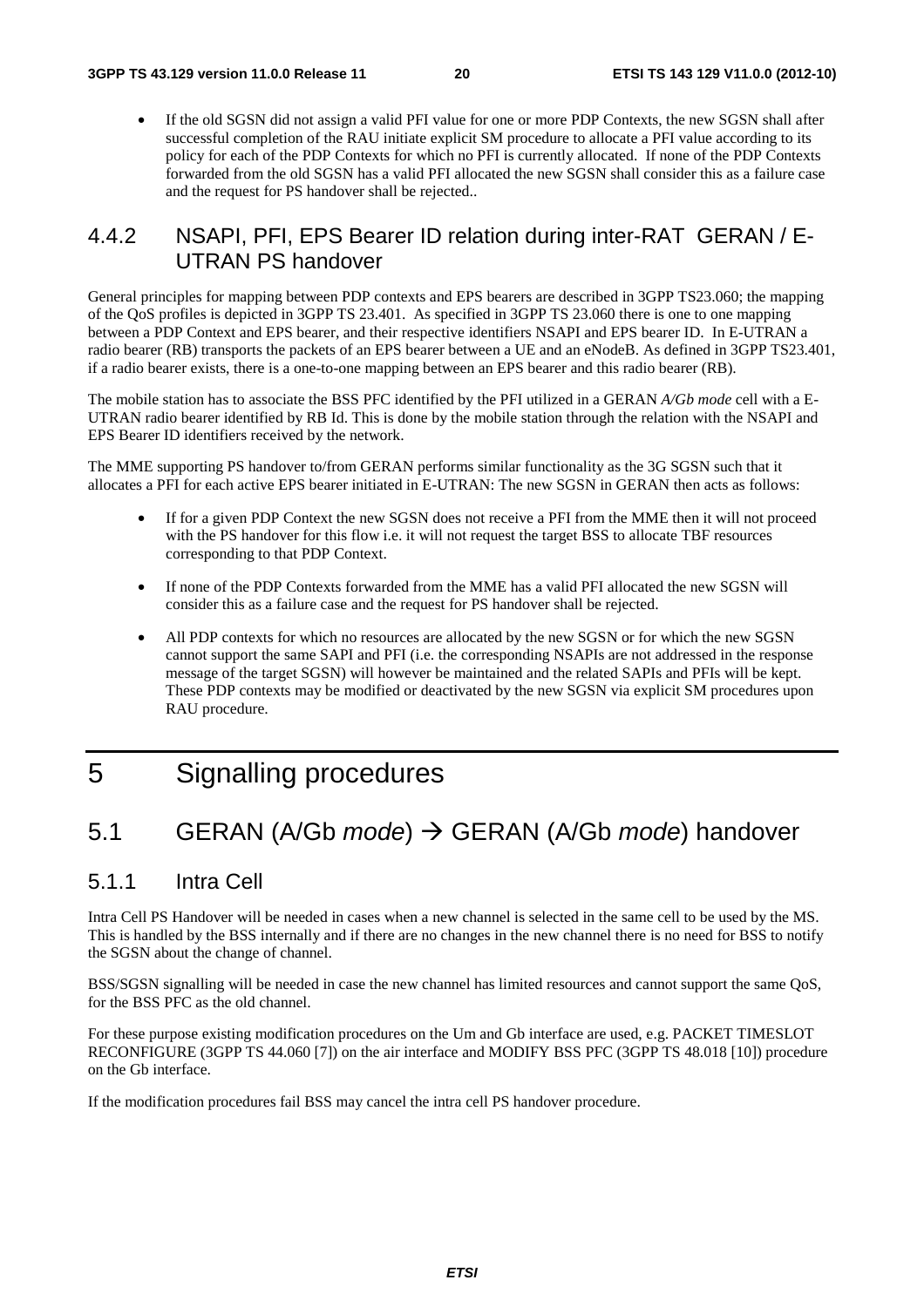- If the old SGSN did not assign a valid PFI value for one or more PDP Contexts, the new SGSN shall after successful completion of the RAU initiate explicit SM procedure to allocate a PFI value according to its policy for each of the PDP Contexts for which no PFI is currently allocated. If none of the PDP Contexts forwarded from the old SGSN has a valid PFI allocated the new SGSN shall consider this as a failure case and the request for PS handover shall be rejected..

### 4.4.2 NSAPI, PFI, EPS Bearer ID relation during inter-RAT GERAN / E-UTRAN PS handover

General principles for mapping between PDP contexts and EPS bearers are described in 3GPP TS23.060; the mapping of the QoS profiles is depicted in 3GPP TS 23.401. As specified in 3GPP TS 23.060 there is one to one mapping between a PDP Context and EPS bearer, and their respective identifiers NSAPI and EPS bearer ID. In E-UTRAN a radio bearer (RB) transports the packets of an EPS bearer between a UE and an eNodeB. As defined in 3GPP TS23.401, if a radio bearer exists, there is a one-to-one mapping between an EPS bearer and this radio bearer (RB).

The mobile station has to associate the BSS PFC identified by the PFI utilized in a GERAN *A/Gb mode* cell with a E-UTRAN radio bearer identified by RB Id. This is done by the mobile station through the relation with the NSAPI and EPS Bearer ID identifiers received by the network.

The MME supporting PS handover to/from GERAN performs similar functionality as the 3G SGSN such that it allocates a PFI for each active EPS bearer initiated in E-UTRAN: The new SGSN in GERAN then acts as follows:

- If for a given PDP Context the new SGSN does not receive a PFI from the MME then it will not proceed with the PS handover for this flow i.e. it will not request the target BSS to allocate TBF resources corresponding to that PDP Context.
- If none of the PDP Contexts forwarded from the MME has a valid PFI allocated the new SGSN will consider this as a failure case and the request for PS handover shall be rejected.
- All PDP contexts for which no resources are allocated by the new SGSN or for which the new SGSN cannot support the same SAPI and PFI (i.e. the corresponding NSAPIs are not addressed in the response message of the target SGSN) will however be maintained and the related SAPIs and PFIs will be kept. These PDP contexts may be modified or deactivated by the new SGSN via explicit SM procedures upon RAU procedure.

# 5 Signalling procedures

## 5.1 GERAN (A/Gb *mode*) → GERAN (A/Gb *mode*) handover

### 5.1.1 Intra Cell

Intra Cell PS Handover will be needed in cases when a new channel is selected in the same cell to be used by the MS. This is handled by the BSS internally and if there are no changes in the new channel there is no need for BSS to notify the SGSN about the change of channel.

BSS/SGSN signalling will be needed in case the new channel has limited resources and cannot support the same QoS, for the BSS PFC as the old channel.

For these purpose existing modification procedures on the Um and Gb interface are used, e.g. PACKET TIMESLOT RECONFIGURE (3GPP TS 44.060 [7]) on the air interface and MODIFY BSS PFC (3GPP TS 48.018 [10]) procedure on the Gb interface.

If the modification procedures fail BSS may cancel the intra cell PS handover procedure.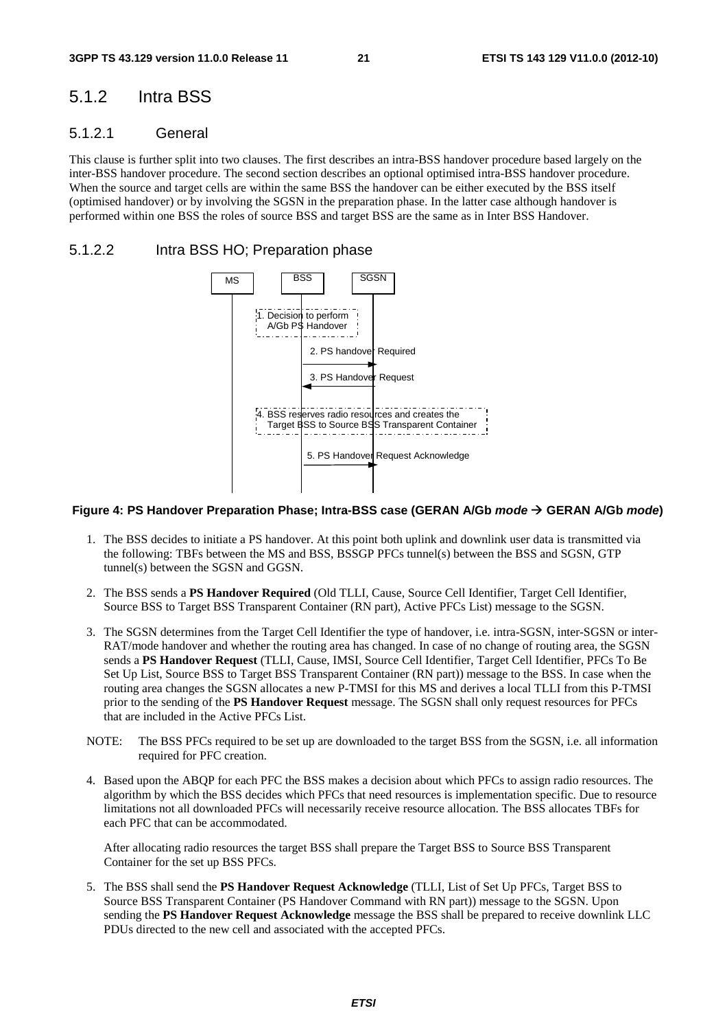## 5.1.2 Intra BSS

### 5.1.2.1 General

This clause is further split into two clauses. The first describes an intra-BSS handover procedure based largely on the inter-BSS handover procedure. The second section describes an optional optimised intra-BSS handover procedure. When the source and target cells are within the same BSS the handover can be either executed by the BSS itself (optimised handover) or by involving the SGSN in the preparation phase. In the latter case although handover is performed within one BSS the roles of source BSS and target BSS are the same as in Inter BSS Handover.

### 5.1.2.2 Intra BSS HO; Preparation phase

MS
BSS
SGSN
1. Decision to perform A/Gb PS Handover
2. PS handover Required
3. PS Handover Request
4. BSS reserves radio resources and creates the Target BSS to Source BSS Transparent Container
5. PS Handover Request Acknowledge

**Figure 4: PS Handover Preparation Phase; Intra-BSS case (GERAN A/Gb *mode* → GERAN A/Gb *mode*)**

1. The BSS decides to initiate a PS handover. At this point both uplink and downlink user data is transmitted via the following: TBFs between the MS and BSS, BSSGP PFCs tunnel(s) between the BSS and SGSN, GTP tunnel(s) between the SGSN and GGSN.

2. The BSS sends a **PS Handover Required** (Old TLLI, Cause, Source Cell Identifier, Target Cell Identifier, Source BSS to Target BSS Transparent Container (RN part), Active PFCs List) message to the SGSN.

3. The SGSN determines from the Target Cell Identifier the type of handover, i.e. intra-SGSN, inter-SGSN or inter-RAT/mode handover and whether the routing area has changed. In case of no change of routing area, the SGSN sends a **PS Handover Request** (TLLI, Cause, IMSI, Source Cell Identifier, Target Cell Identifier, PFCs To Be Set Up List, Source BSS to Target BSS Transparent Container (RN part)) message to the BSS. In case when the routing area changes the SGSN allocates a new P-TMSI for this MS and derives a local TLLI from this P-TMSI prior to the sending of the **PS Handover Request** message. The SGSN shall only request resources for PFCs that are included in the Active PFCs List.

NOTE: The BSS PFCs required to be set up are downloaded to the target BSS from the SGSN, i.e. all information required for PFC creation.

4. Based upon the ABQP for each PFC the BSS makes a decision about which PFCs to assign radio resources. The algorithm by which the BSS decides which PFCs that need resources is implementation specific. Due to resource limitations not all downloaded PFCs will necessarily receive resource allocation. The BSS allocates TBFs for each PFC that can be accommodated.

   After allocating radio resources the target BSS shall prepare the Target BSS to Source BSS Transparent Container for the set up BSS PFCs.

5. The BSS shall send the **PS Handover Request Acknowledge** (TLLI, List of Set Up PFCs, Target BSS to Source BSS Transparent Container (PS Handover Command with RN part)) message to the SGSN. Upon sending the **PS Handover Request Acknowledge** message the BSS shall be prepared to receive downlink LLC PDUs directed to the new cell and associated with the accepted PFCs.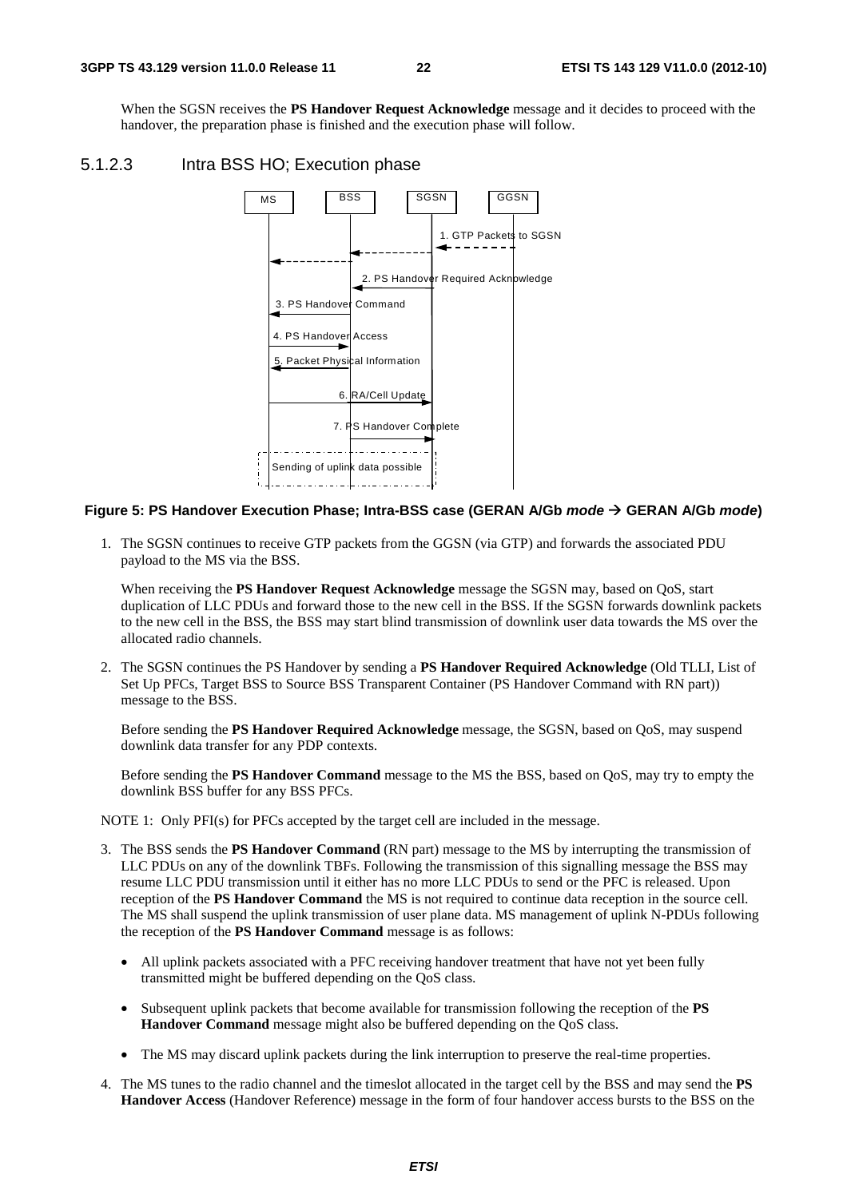When the SGSN receives the **PS Handover Request Acknowledge** message and it decides to proceed with the handover, the preparation phase is finished and the execution phase will follow.

### 5.1.2.3 Intra BSS HO; Execution phase

MS
BSS
SGSN
GGSN
1. GTP Packets to SGSN
2. PS Handover Required Acknowledge
3. PS Handover Command
4. PS Handover Access
5. Packet Physical Information
6. RA/Cell Update
7. PS Handover Complete
Sending of uplink data possible

**Figure 5: PS Handover Execution Phase; Intra-BSS case (GERAN A/Gb *mode* → GERAN A/Gb *mode*)**

1. The SGSN continues to receive GTP packets from the GGSN (via GTP) and forwards the associated PDU payload to the MS via the BSS.

   When receiving the **PS Handover Request Acknowledge** message the SGSN may, based on QoS, start duplication of LLC PDUs and forward those to the new cell in the BSS. If the SGSN forwards downlink packets to the new cell in the BSS, the BSS may start blind transmission of downlink user data towards the MS over the allocated radio channels.

2. The SGSN continues the PS Handover by sending a **PS Handover Required Acknowledge** (Old TLLI, List of Set Up PFCs, Target BSS to Source BSS Transparent Container (PS Handover Command with RN part)) message to the BSS.

   Before sending the **PS Handover Required Acknowledge** message, the SGSN, based on QoS, may suspend downlink data transfer for any PDP contexts.

   Before sending the **PS Handover Command** message to the MS the BSS, based on QoS, may try to empty the downlink BSS buffer for any BSS PFCs.

NOTE 1: Only PFI(s) for PFCs accepted by the target cell are included in the message.

3. The BSS sends the **PS Handover Command** (RN part) message to the MS by interrupting the transmission of LLC PDUs on any of the downlink TBFs. Following the transmission of this signalling message the BSS may resume LLC PDU transmission until it either has no more LLC PDUs to send or the PFC is released. Upon reception of the **PS Handover Command** the MS is not required to continue data reception in the source cell. The MS shall suspend the uplink transmission of user plane data. MS management of uplink N-PDUs following the reception of the **PS Handover Command** message is as follows:

   - All uplink packets associated with a PFC receiving handover treatment that have not yet been fully transmitted might be buffered depending on the QoS class.
   - Subsequent uplink packets that become available for transmission following the reception of the **PS Handover Command** message might also be buffered depending on the QoS class.
   - The MS may discard uplink packets during the link interruption to preserve the real-time properties.

4. The MS tunes to the radio channel and the timeslot allocated in the target cell by the BSS and may send the **PS Handover Access** (Handover Reference) message in the form of four handover access bursts to the BSS on the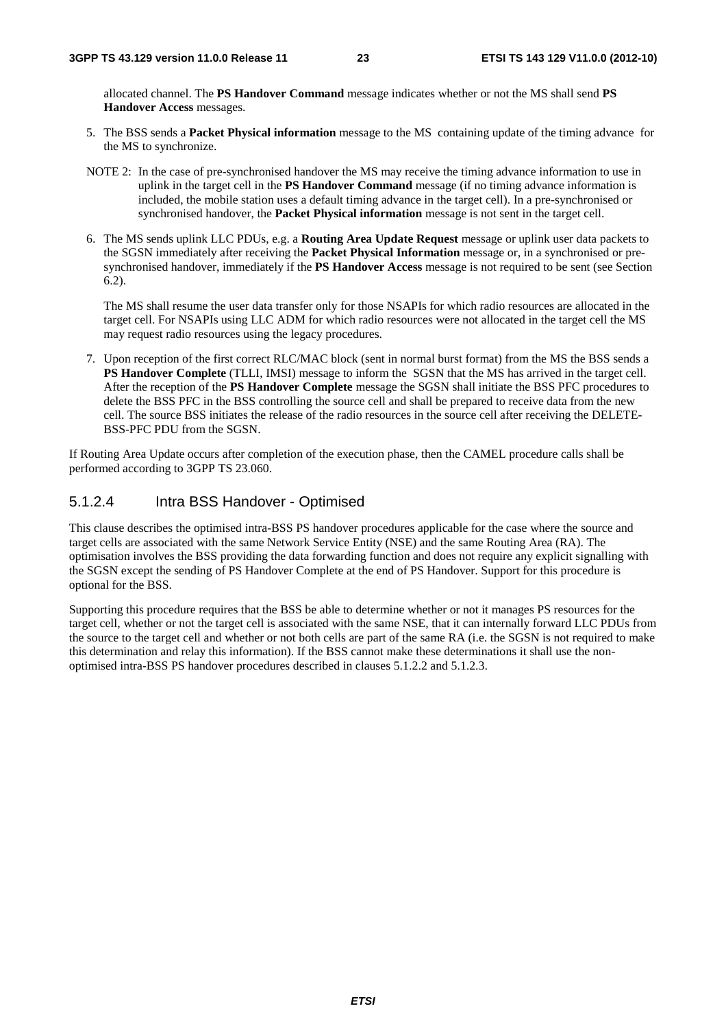allocated channel. The **PS Handover Command** message indicates whether or not the MS shall send **PS Handover Access** messages.

5. The BSS sends a **Packet Physical information** message to the MS containing update of the timing advance for the MS to synchronize.

NOTE 2: In the case of pre-synchronised handover the MS may receive the timing advance information to use in uplink in the target cell in the **PS Handover Command** message (if no timing advance information is included, the mobile station uses a default timing advance in the target cell). In a pre-synchronised or synchronised handover, the **Packet Physical information** message is not sent in the target cell.

6. The MS sends uplink LLC PDUs, e.g. a **Routing Area Update Request** message or uplink user data packets to the SGSN immediately after receiving the **Packet Physical Information** message or, in a synchronised or pre-synchronised handover, immediately if the **PS Handover Access** message is not required to be sent (see Section 6.2).

   The MS shall resume the user data transfer only for those NSAPIs for which radio resources are allocated in the target cell. For NSAPIs using LLC ADM for which radio resources were not allocated in the target cell the MS may request radio resources using the legacy procedures.

7. Upon reception of the first correct RLC/MAC block (sent in normal burst format) from the MS the BSS sends a **PS Handover Complete** (TLLI, IMSI) message to inform the SGSN that the MS has arrived in the target cell. After the reception of the **PS Handover Complete** message the SGSN shall initiate the BSS PFC procedures to delete the BSS PFC in the BSS controlling the source cell and shall be prepared to receive data from the new cell. The source BSS initiates the release of the radio resources in the source cell after receiving the DELETE-BSS-PFC PDU from the SGSN.

If Routing Area Update occurs after completion of the execution phase, then the CAMEL procedure calls shall be performed according to 3GPP TS 23.060.

#### 5.1.2.4 Intra BSS Handover - Optimised

This clause describes the optimised intra-BSS PS handover procedures applicable for the case where the source and target cells are associated with the same Network Service Entity (NSE) and the same Routing Area (RA). The optimisation involves the BSS providing the data forwarding function and does not require any explicit signalling with the SGSN except the sending of PS Handover Complete at the end of PS Handover. Support for this procedure is optional for the BSS.

Supporting this procedure requires that the BSS be able to determine whether or not it manages PS resources for the target cell, whether or not the target cell is associated with the same NSE, that it can internally forward LLC PDUs from the source to the target cell and whether or not both cells are part of the same RA (i.e. the SGSN is not required to make this determination and relay this information). If the BSS cannot make these determinations it shall use the non-optimised intra-BSS PS handover procedures described in clauses 5.1.2.2 and 5.1.2.3.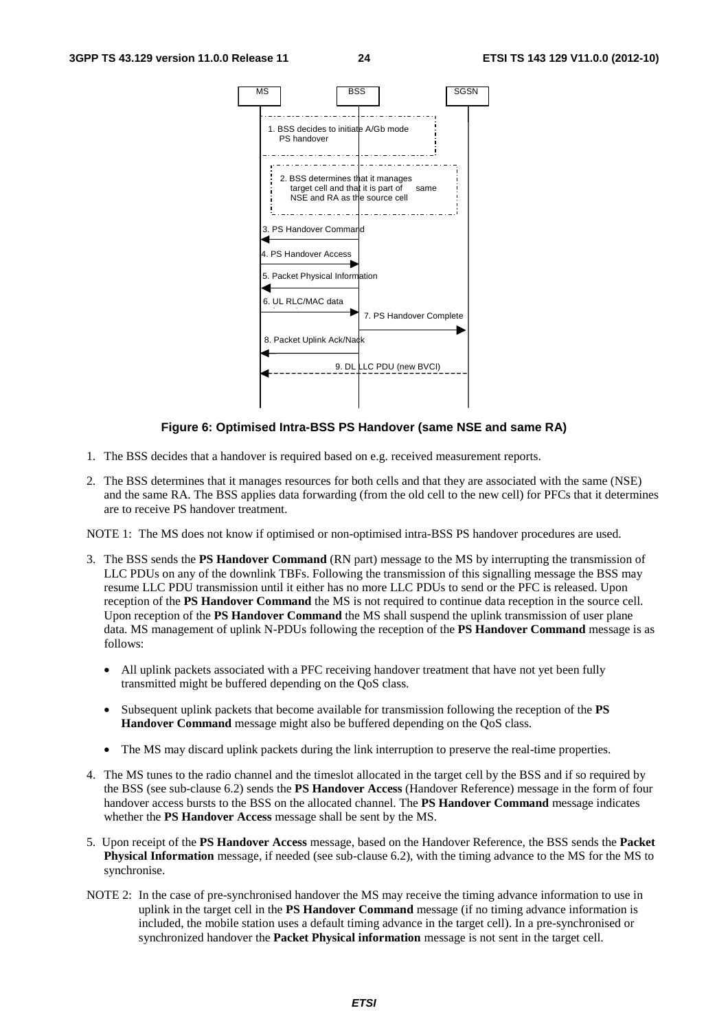MS

BSS

SGSN

1. BSS decides to initiate A/Gb mode PS handover

2. BSS determines that it manages target cell and that it is part of same NSE and RA as the source cell

3. PS Handover Command

4. PS Handover Access

5. Packet Physical Information

6. UL RLC/MAC data

7. PS Handover Complete

8. Packet Uplink Ack/Nack

9. DL LLC PDU (new BVCI)

**Figure 6: Optimised Intra-BSS PS Handover (same NSE and same RA)**

1. The BSS decides that a handover is required based on e.g. received measurement reports.

2. The BSS determines that it manages resources for both cells and that they are associated with the same (NSE) and the same RA. The BSS applies data forwarding (from the old cell to the new cell) for PFCs that it determines are to receive PS handover treatment.

NOTE 1: The MS does not know if optimised or non-optimised intra-BSS PS handover procedures are used.

3. The BSS sends the **PS Handover Command** (RN part) message to the MS by interrupting the transmission of LLC PDUs on any of the downlink TBFs. Following the transmission of this signalling message the BSS may resume LLC PDU transmission until it either has no more LLC PDUs to send or the PFC is released. Upon reception of the **PS Handover Command** the MS is not required to continue data reception in the source cell. Upon reception of the **PS Handover Command** the MS shall suspend the uplink transmission of user plane data. MS management of uplink N-PDUs following the reception of the **PS Handover Command** message is as follows:

   - All uplink packets associated with a PFC receiving handover treatment that have not yet been fully transmitted might be buffered depending on the QoS class.
   - Subsequent uplink packets that become available for transmission following the reception of the **PS Handover Command** message might also be buffered depending on the QoS class.
   - The MS may discard uplink packets during the link interruption to preserve the real-time properties.

4. The MS tunes to the radio channel and the timeslot allocated in the target cell by the BSS and if so required by the BSS (see sub-clause 6.2) sends the **PS Handover Access** (Handover Reference) message in the form of four handover access bursts to the BSS on the allocated channel. The **PS Handover Command** message indicates whether the **PS Handover Access** message shall be sent by the MS.

5. Upon receipt of the **PS Handover Access** message, based on the Handover Reference, the BSS sends the **Packet Physical Information** message, if needed (see sub-clause 6.2), with the timing advance to the MS for the MS to synchronise.

NOTE 2: In the case of pre-synchronised handover the MS may receive the timing advance information to use in uplink in the target cell in the **PS Handover Command** message (if no timing advance information is included, the mobile station uses a default timing advance in the target cell). In a pre-synchronised or synchronized handover the **Packet Physical information** message is not sent in the target cell.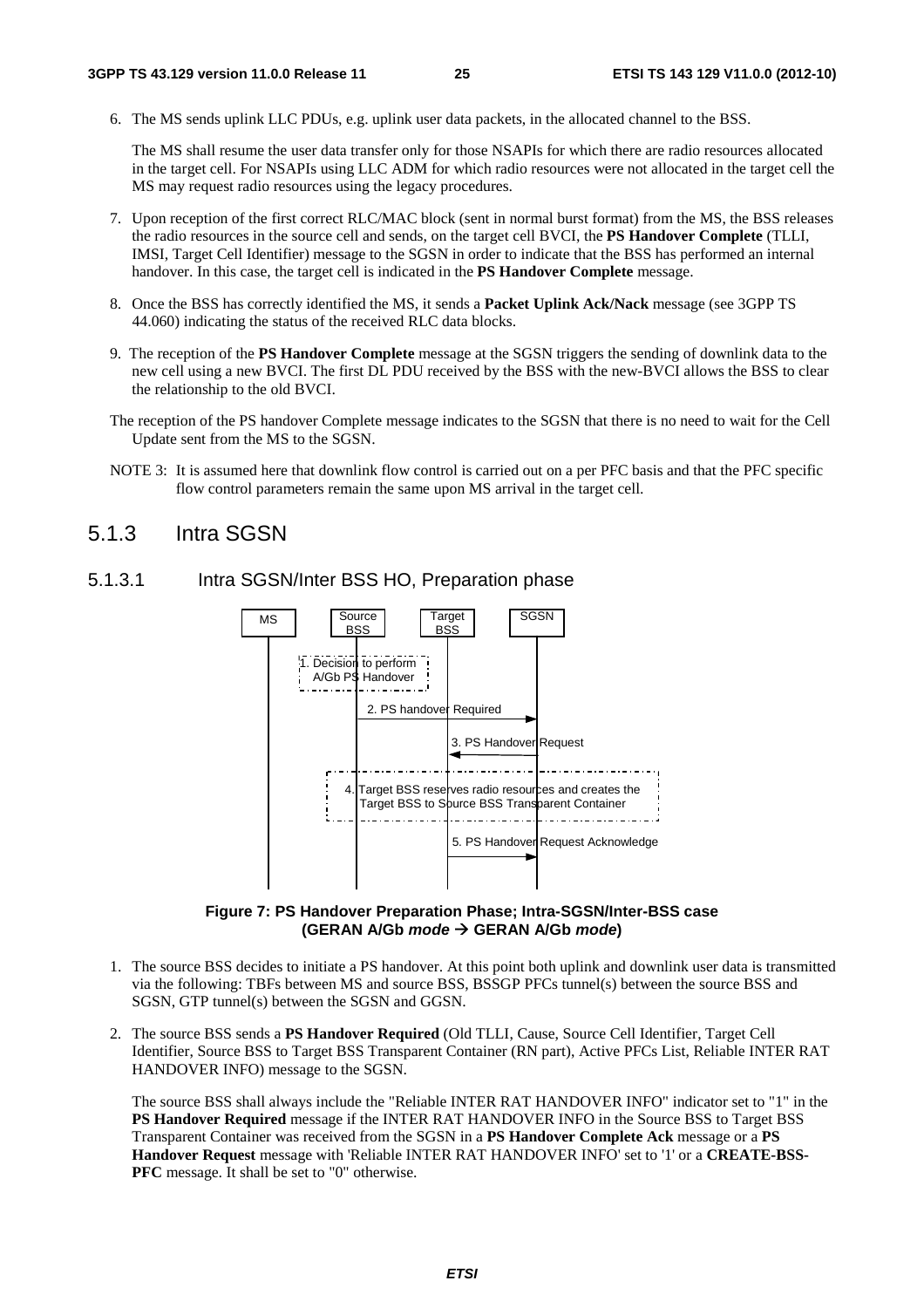6. The MS sends uplink LLC PDUs, e.g. uplink user data packets, in the allocated channel to the BSS.

   The MS shall resume the user data transfer only for those NSAPIs for which there are radio resources allocated in the target cell. For NSAPIs using LLC ADM for which radio resources were not allocated in the target cell the MS may request radio resources using the legacy procedures.

7. Upon reception of the first correct RLC/MAC block (sent in normal burst format) from the MS, the BSS releases the radio resources in the source cell and sends, on the target cell BVCI, the **PS Handover Complete** (TLLI, IMSI, Target Cell Identifier) message to the SGSN in order to indicate that the BSS has performed an internal handover. In this case, the target cell is indicated in the **PS Handover Complete** message.

8. Once the BSS has correctly identified the MS, it sends a **Packet Uplink Ack/Nack** message (see 3GPP TS 44.060) indicating the status of the received RLC data blocks.

9. The reception of the **PS Handover Complete** message at the SGSN triggers the sending of downlink data to the new cell using a new BVCI. The first DL PDU received by the BSS with the new-BVCI allows the BSS to clear the relationship to the old BVCI.

The reception of the PS handover Complete message indicates to the SGSN that there is no need to wait for the Cell Update sent from the MS to the SGSN.

NOTE 3: It is assumed here that downlink flow control is carried out on a per PFC basis and that the PFC specific flow control parameters remain the same upon MS arrival in the target cell.

## 5.1.3 Intra SGSN

### 5.1.3.1 Intra SGSN/Inter BSS HO, Preparation phase

MS
Source BSS
Target BSS
SGSN
1. Decision to perform A/Gb PS Handover
2. PS handover Required
3. PS Handover Request
4. Target BSS reserves radio resources and creates the Target BSS to Source BSS Transparent Container
5. PS Handover Request Acknowledge

**Figure 7: PS Handover Preparation Phase; Intra-SGSN/Inter-BSS case (GERAN A/Gb *mode* → GERAN A/Gb *mode*)**

1. The source BSS decides to initiate a PS handover. At this point both uplink and downlink user data is transmitted via the following: TBFs between MS and source BSS, BSSGP PFCs tunnel(s) between the source BSS and SGSN, GTP tunnel(s) between the SGSN and GGSN.

2. The source BSS sends a **PS Handover Required** (Old TLLI, Cause, Source Cell Identifier, Target Cell Identifier, Source BSS to Target BSS Transparent Container (RN part), Active PFCs List, Reliable INTER RAT HANDOVER INFO) message to the SGSN.

   The source BSS shall always include the "Reliable INTER RAT HANDOVER INFO" indicator set to "1" in the **PS Handover Required** message if the INTER RAT HANDOVER INFO in the Source BSS to Target BSS Transparent Container was received from the SGSN in a **PS Handover Complete Ack** message or a **PS Handover Request** message with 'Reliable INTER RAT HANDOVER INFO' set to '1' or a **CREATE-BSS-PFC** message. It shall be set to "0" otherwise.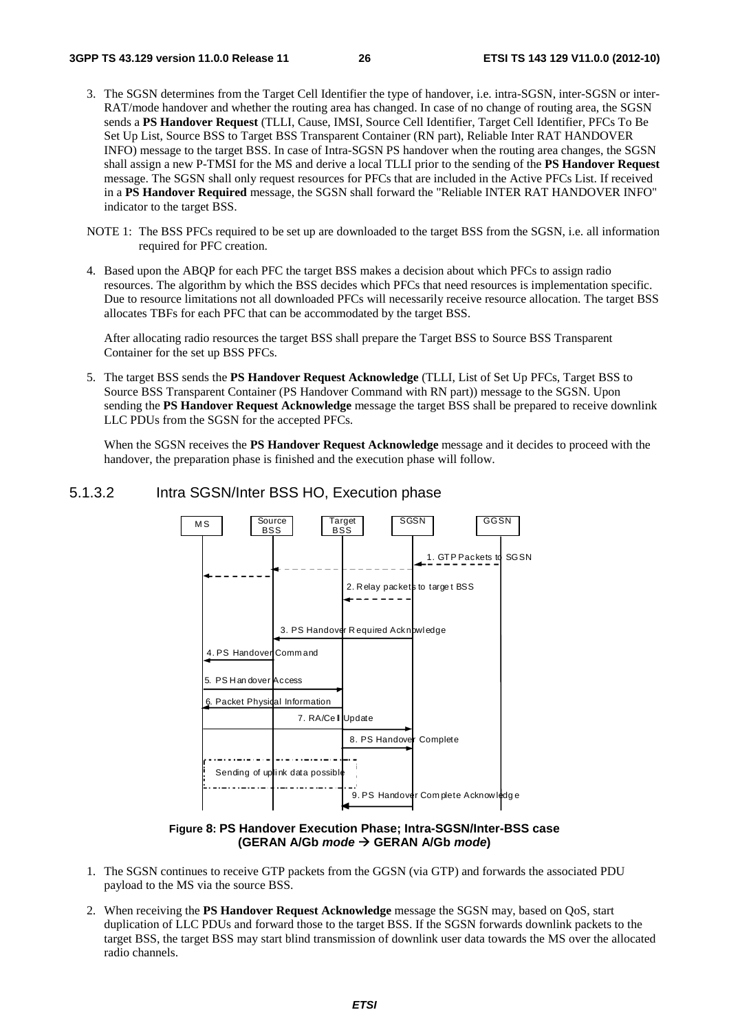3. The SGSN determines from the Target Cell Identifier the type of handover, i.e. intra-SGSN, inter-SGSN or inter-RAT/mode handover and whether the routing area has changed. In case of no change of routing area, the SGSN sends a **PS Handover Request** (TLLI, Cause, IMSI, Source Cell Identifier, Target Cell Identifier, PFCs To Be Set Up List, Source BSS to Target BSS Transparent Container (RN part), Reliable Inter RAT HANDOVER INFO) message to the target BSS. In case of Intra-SGSN PS handover when the routing area changes, the SGSN shall assign a new P-TMSI for the MS and derive a local TLLI prior to the sending of the **PS Handover Request** message. The SGSN shall only request resources for PFCs that are included in the Active PFCs List. If received in a **PS Handover Required** message, the SGSN shall forward the "Reliable INTER RAT HANDOVER INFO" indicator to the target BSS.

NOTE 1: The BSS PFCs required to be set up are downloaded to the target BSS from the SGSN, i.e. all information required for PFC creation.

4. Based upon the ABQP for each PFC the target BSS makes a decision about which PFCs to assign radio resources. The algorithm by which the BSS decides which PFCs that need resources is implementation specific. Due to resource limitations not all downloaded PFCs will necessarily receive resource allocation. The target BSS allocates TBFs for each PFC that can be accommodated by the target BSS.

   After allocating radio resources the target BSS shall prepare the Target BSS to Source BSS Transparent Container for the set up BSS PFCs.

5. The target BSS sends the **PS Handover Request Acknowledge** (TLLI, List of Set Up PFCs, Target BSS to Source BSS Transparent Container (PS Handover Command with RN part)) message to the SGSN. Upon sending the **PS Handover Request Acknowledge** message the target BSS shall be prepared to receive downlink LLC PDUs from the SGSN for the accepted PFCs.

   When the SGSN receives the **PS Handover Request Acknowledge** message and it decides to proceed with the handover, the preparation phase is finished and the execution phase will follow.

### 5.1.3.2 Intra SGSN/Inter BSS HO, Execution phase

MS
Source BSS
Target BSS
SGSN
GGSN
1. GTP Packets to SGSN
2. Relay packets to target BSS
3. PS Handover Required Acknowledge
4. PS Handover Command
5. PS Handover Access
6. Packet Physical Information
7. RA/Cell Update
8. PS Handover Complete
Sending of uplink data possible
9. PS Handover Complete Acknowledge

**Figure 8: PS Handover Execution Phase; Intra-SGSN/Inter-BSS case (GERAN A/Gb *mode* → GERAN A/Gb *mode*)**

1. The SGSN continues to receive GTP packets from the GGSN (via GTP) and forwards the associated PDU payload to the MS via the source BSS.

2. When receiving the **PS Handover Request Acknowledge** message the SGSN may, based on QoS, start duplication of LLC PDUs and forward those to the target BSS. If the SGSN forwards downlink packets to the target BSS, the target BSS may start blind transmission of downlink user data towards the MS over the allocated radio channels.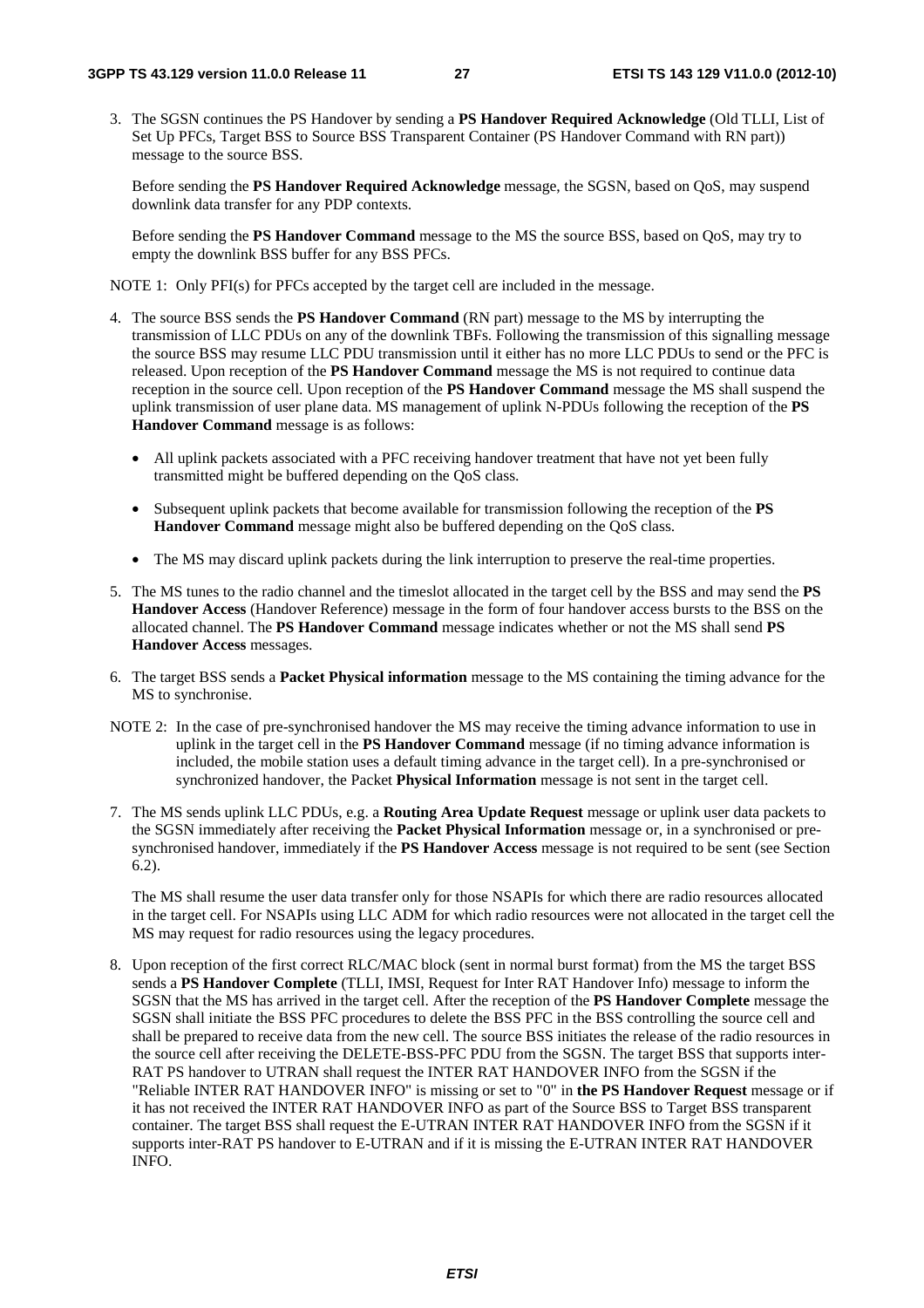3. The SGSN continues the PS Handover by sending a **PS Handover Required Acknowledge** (Old TLLI, List of Set Up PFCs, Target BSS to Source BSS Transparent Container (PS Handover Command with RN part)) message to the source BSS.

   Before sending the **PS Handover Required Acknowledge** message, the SGSN, based on QoS, may suspend downlink data transfer for any PDP contexts.

   Before sending the **PS Handover Command** message to the MS the source BSS, based on QoS, may try to empty the downlink BSS buffer for any BSS PFCs.

NOTE 1: Only PFI(s) for PFCs accepted by the target cell are included in the message.

4. The source BSS sends the **PS Handover Command** (RN part) message to the MS by interrupting the transmission of LLC PDUs on any of the downlink TBFs. Following the transmission of this signalling message the source BSS may resume LLC PDU transmission until it either has no more LLC PDUs to send or the PFC is released. Upon reception of the **PS Handover Command** message the MS is not required to continue data reception in the source cell. Upon reception of the **PS Handover Command** message the MS shall suspend the uplink transmission of user plane data. MS management of uplink N-PDUs following the reception of the **PS Handover Command** message is as follows:

   - All uplink packets associated with a PFC receiving handover treatment that have not yet been fully transmitted might be buffered depending on the QoS class.
   - Subsequent uplink packets that become available for transmission following the reception of the **PS Handover Command** message might also be buffered depending on the QoS class.
   - The MS may discard uplink packets during the link interruption to preserve the real-time properties.

5. The MS tunes to the radio channel and the timeslot allocated in the target cell by the BSS and may send the **PS Handover Access** (Handover Reference) message in the form of four handover access bursts to the BSS on the allocated channel. The **PS Handover Command** message indicates whether or not the MS shall send **PS Handover Access** messages.

6. The target BSS sends a **Packet Physical information** message to the MS containing the timing advance for the MS to synchronise.

NOTE 2: In the case of pre-synchronised handover the MS may receive the timing advance information to use in uplink in the target cell in the **PS Handover Command** message (if no timing advance information is included, the mobile station uses a default timing advance in the target cell). In a pre-synchronised or synchronized handover, the Packet **Physical Information** message is not sent in the target cell.

7. The MS sends uplink LLC PDUs, e.g. a **Routing Area Update Request** message or uplink user data packets to the SGSN immediately after receiving the **Packet Physical Information** message or, in a synchronised or pre-synchronised handover, immediately if the **PS Handover Access** message is not required to be sent (see Section 6.2).

   The MS shall resume the user data transfer only for those NSAPIs for which there are radio resources allocated in the target cell. For NSAPIs using LLC ADM for which radio resources were not allocated in the target cell the MS may request for radio resources using the legacy procedures.

8. Upon reception of the first correct RLC/MAC block (sent in normal burst format) from the MS the target BSS sends a **PS Handover Complete** (TLLI, IMSI, Request for Inter RAT Handover Info) message to inform the SGSN that the MS has arrived in the target cell. After the reception of the **PS Handover Complete** message the SGSN shall initiate the BSS PFC procedures to delete the BSS PFC in the BSS controlling the source cell and shall be prepared to receive data from the new cell. The source BSS initiates the release of the radio resources in the source cell after receiving the DELETE-BSS-PFC PDU from the SGSN. The target BSS that supports inter-RAT PS handover to UTRAN shall request the INTER RAT HANDOVER INFO from the SGSN if the "Reliable INTER RAT HANDOVER INFO" is missing or set to "0" in **the PS Handover Request** message or if it has not received the INTER RAT HANDOVER INFO as part of the Source BSS to Target BSS transparent container. The target BSS shall request the E-UTRAN INTER RAT HANDOVER INFO from the SGSN if it supports inter-RAT PS handover to E-UTRAN and if it is missing the E-UTRAN INTER RAT HANDOVER INFO.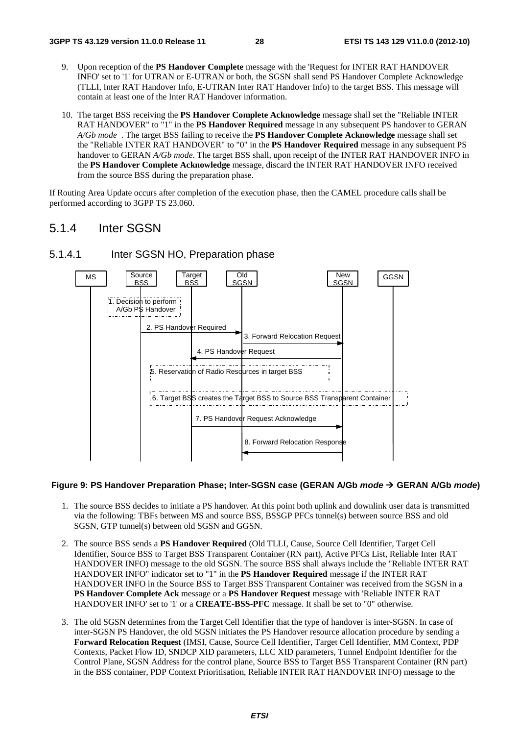9. Upon reception of the **PS Handover Complete** message with the 'Request for INTER RAT HANDOVER INFO' set to '1' for UTRAN or E-UTRAN or both, the SGSN shall send PS Handover Complete Acknowledge (TLLI, Inter RAT Handover Info, E-UTRAN Inter RAT Handover Info) to the target BSS. This message will contain at least one of the Inter RAT Handover information.

10. The target BSS receiving the **PS Handover Complete Acknowledge** message shall set the "Reliable INTER RAT HANDOVER" to "1" in the **PS Handover Required** message in any subsequent PS handover to GERAN *A/Gb mode* . The target BSS failing to receive the **PS Handover Complete Acknowledge** message shall set the "Reliable INTER RAT HANDOVER" to "0" in the **PS Handover Required** message in any subsequent PS handover to GERAN *A/Gb mode*. The target BSS shall, upon receipt of the INTER RAT HANDOVER INFO in the **PS Handover Complete Acknowledge** message, discard the INTER RAT HANDOVER INFO received from the source BSS during the preparation phase.

If Routing Area Update occurs after completion of the execution phase, then the CAMEL procedure calls shall be performed according to 3GPP TS 23.060.

## 5.1.4 Inter SGSN

### 5.1.4.1 Inter SGSN HO, Preparation phase

MS
Source BSS
Target BSS
Old SGSN
New SGSN
GGSN
1. Decision to perform A/Gb PS Handover
2. PS Handover Required
3. Forward Relocation Request
4. PS Handover Request
5. Reservation of Radio Resources in target BSS
6. Target BSS creates the Target BSS to Source BSS Transparent Container
7. PS Handover Request Acknowledge
8. Forward Relocation Response

**Figure 9: PS Handover Preparation Phase; Inter-SGSN case (GERAN A/Gb *mode* → GERAN A/Gb *mode*)**

1. The source BSS decides to initiate a PS handover. At this point both uplink and downlink user data is transmitted via the following: TBFs between MS and source BSS, BSSGP PFCs tunnel(s) between source BSS and old SGSN, GTP tunnel(s) between old SGSN and GGSN.

2. The source BSS sends a **PS Handover Required** (Old TLLI, Cause, Source Cell Identifier, Target Cell Identifier, Source BSS to Target BSS Transparent Container (RN part), Active PFCs List, Reliable Inter RAT HANDOVER INFO) message to the old SGSN. The source BSS shall always include the "Reliable INTER RAT HANDOVER INFO" indicator set to "1" in the **PS Handover Required** message if the INTER RAT HANDOVER INFO in the Source BSS to Target BSS Transparent Container was received from the SGSN in a **PS Handover Complete Ack** message or a **PS Handover Request** message with 'Reliable INTER RAT HANDOVER INFO' set to '1' or a **CREATE-BSS-PFC** message. It shall be set to "0" otherwise.

3. The old SGSN determines from the Target Cell Identifier that the type of handover is inter-SGSN. In case of inter-SGSN PS Handover, the old SGSN initiates the PS Handover resource allocation procedure by sending a **Forward Relocation Request** (IMSI, Cause, Source Cell Identifier, Target Cell Identifier, MM Context, PDP Contexts, Packet Flow ID, SNDCP XID parameters, LLC XID parameters, Tunnel Endpoint Identifier for the Control Plane, SGSN Address for the control plane, Source BSS to Target BSS Transparent Container (RN part) in the BSS container, PDP Context Prioritisation, Reliable INTER RAT HANDOVER INFO) message to the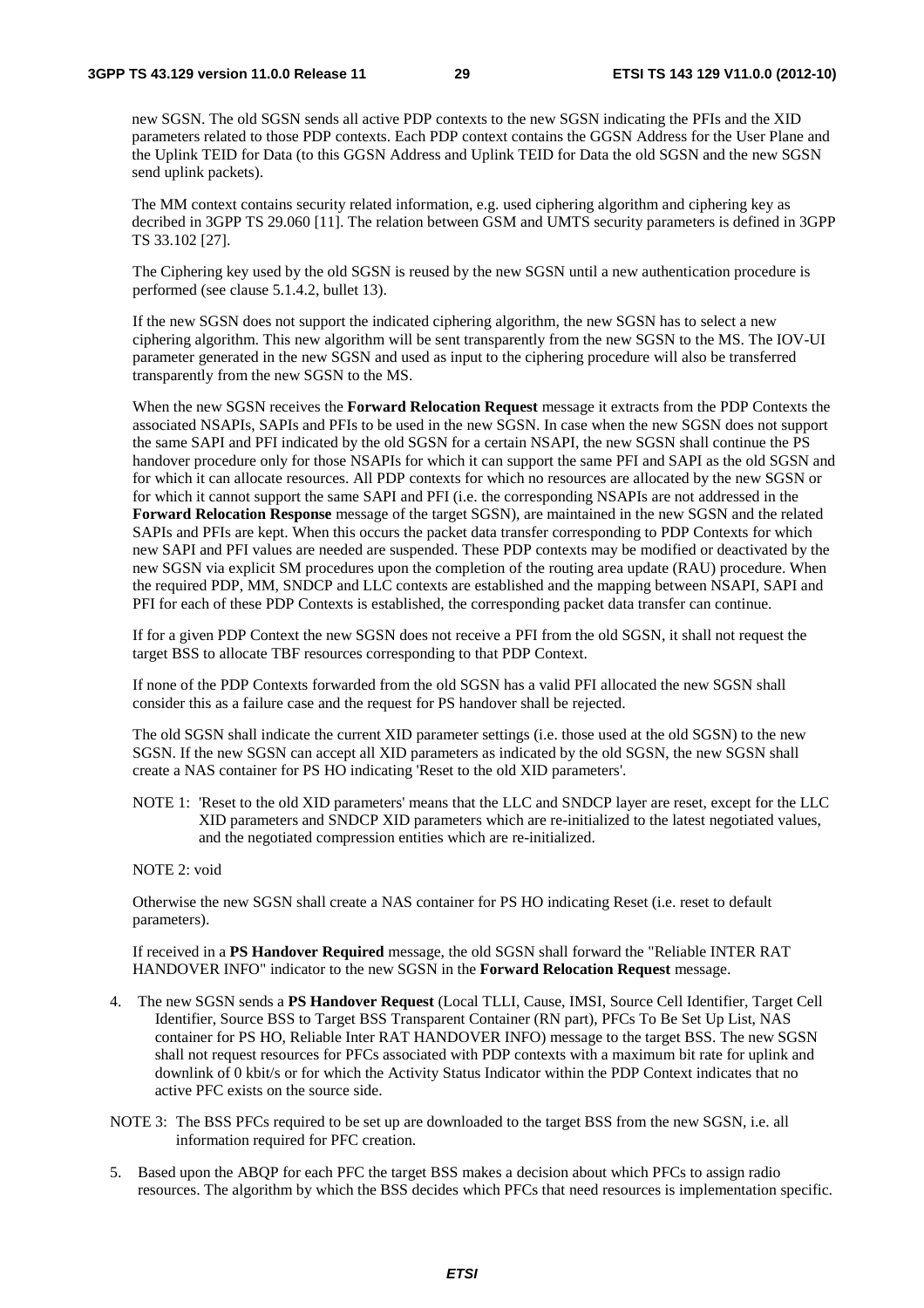new SGSN. The old SGSN sends all active PDP contexts to the new SGSN indicating the PFIs and the XID parameters related to those PDP contexts. Each PDP context contains the GGSN Address for the User Plane and the Uplink TEID for Data (to this GGSN Address and Uplink TEID for Data the old SGSN and the new SGSN send uplink packets).

The MM context contains security related information, e.g. used ciphering algorithm and ciphering key as decribed in 3GPP TS 29.060 [11]. The relation between GSM and UMTS security parameters is defined in 3GPP TS 33.102 [27].

The Ciphering key used by the old SGSN is reused by the new SGSN until a new authentication procedure is performed (see clause 5.1.4.2, bullet 13).

If the new SGSN does not support the indicated ciphering algorithm, the new SGSN has to select a new ciphering algorithm. This new algorithm will be sent transparently from the new SGSN to the MS. The IOV-UI parameter generated in the new SGSN and used as input to the ciphering procedure will also be transferred transparently from the new SGSN to the MS.

When the new SGSN receives the **Forward Relocation Request** message it extracts from the PDP Contexts the associated NSAPIs, SAPIs and PFIs to be used in the new SGSN. In case when the new SGSN does not support the same SAPI and PFI indicated by the old SGSN for a certain NSAPI, the new SGSN shall continue the PS handover procedure only for those NSAPIs for which it can support the same PFI and SAPI as the old SGSN and for which it can allocate resources. All PDP contexts for which no resources are allocated by the new SGSN or for which it cannot support the same SAPI and PFI (i.e. the corresponding NSAPIs are not addressed in the **Forward Relocation Response** message of the target SGSN), are maintained in the new SGSN and the related SAPIs and PFIs are kept. When this occurs the packet data transfer corresponding to PDP Contexts for which new SAPI and PFI values are needed are suspended. These PDP contexts may be modified or deactivated by the new SGSN via explicit SM procedures upon the completion of the routing area update (RAU) procedure. When the required PDP, MM, SNDCP and LLC contexts are established and the mapping between NSAPI, SAPI and PFI for each of these PDP Contexts is established, the corresponding packet data transfer can continue.

If for a given PDP Context the new SGSN does not receive a PFI from the old SGSN, it shall not request the target BSS to allocate TBF resources corresponding to that PDP Context.

If none of the PDP Contexts forwarded from the old SGSN has a valid PFI allocated the new SGSN shall consider this as a failure case and the request for PS handover shall be rejected.

The old SGSN shall indicate the current XID parameter settings (i.e. those used at the old SGSN) to the new SGSN. If the new SGSN can accept all XID parameters as indicated by the old SGSN, the new SGSN shall create a NAS container for PS HO indicating 'Reset to the old XID parameters'.

NOTE 1: 'Reset to the old XID parameters' means that the LLC and SNDCP layer are reset, except for the LLC XID parameters and SNDCP XID parameters which are re-initialized to the latest negotiated values, and the negotiated compression entities which are re-initialized.

NOTE 2: void

Otherwise the new SGSN shall create a NAS container for PS HO indicating Reset (i.e. reset to default parameters).

If received in a **PS Handover Required** message, the old SGSN shall forward the "Reliable INTER RAT HANDOVER INFO" indicator to the new SGSN in the **Forward Relocation Request** message.

4. The new SGSN sends a **PS Handover Request** (Local TLLI, Cause, IMSI, Source Cell Identifier, Target Cell Identifier, Source BSS to Target BSS Transparent Container (RN part), PFCs To Be Set Up List, NAS container for PS HO, Reliable Inter RAT HANDOVER INFO) message to the target BSS. The new SGSN shall not request resources for PFCs associated with PDP contexts with a maximum bit rate for uplink and downlink of 0 kbit/s or for which the Activity Status Indicator within the PDP Context indicates that no active PFC exists on the source side.

NOTE 3: The BSS PFCs required to be set up are downloaded to the target BSS from the new SGSN, i.e. all information required for PFC creation.

5. Based upon the ABQP for each PFC the target BSS makes a decision about which PFCs to assign radio resources. The algorithm by which the BSS decides which PFCs that need resources is implementation specific.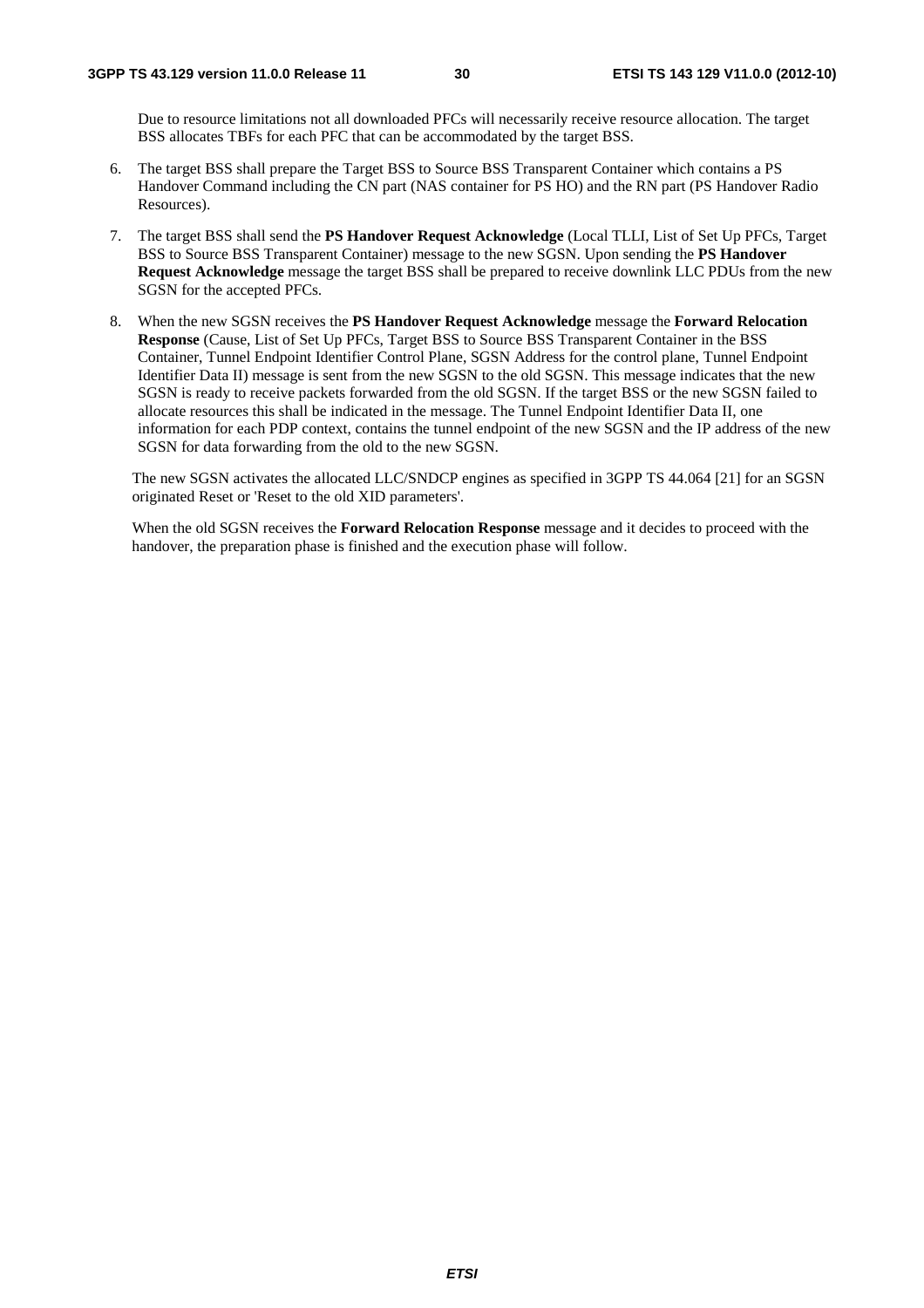Due to resource limitations not all downloaded PFCs will necessarily receive resource allocation. The target BSS allocates TBFs for each PFC that can be accommodated by the target BSS.

6. The target BSS shall prepare the Target BSS to Source BSS Transparent Container which contains a PS Handover Command including the CN part (NAS container for PS HO) and the RN part (PS Handover Radio Resources).

7. The target BSS shall send the **PS Handover Request Acknowledge** (Local TLLI, List of Set Up PFCs, Target BSS to Source BSS Transparent Container) message to the new SGSN. Upon sending the **PS Handover Request Acknowledge** message the target BSS shall be prepared to receive downlink LLC PDUs from the new SGSN for the accepted PFCs.

8. When the new SGSN receives the **PS Handover Request Acknowledge** message the **Forward Relocation Response** (Cause, List of Set Up PFCs, Target BSS to Source BSS Transparent Container in the BSS Container, Tunnel Endpoint Identifier Control Plane, SGSN Address for the control plane, Tunnel Endpoint Identifier Data II) message is sent from the new SGSN to the old SGSN. This message indicates that the new SGSN is ready to receive packets forwarded from the old SGSN. If the target BSS or the new SGSN failed to allocate resources this shall be indicated in the message. The Tunnel Endpoint Identifier Data II, one information for each PDP context, contains the tunnel endpoint of the new SGSN and the IP address of the new SGSN for data forwarding from the old to the new SGSN.

   The new SGSN activates the allocated LLC/SNDCP engines as specified in 3GPP TS 44.064 [21] for an SGSN originated Reset or 'Reset to the old XID parameters'.

   When the old SGSN receives the **Forward Relocation Response** message and it decides to proceed with the handover, the preparation phase is finished and the execution phase will follow.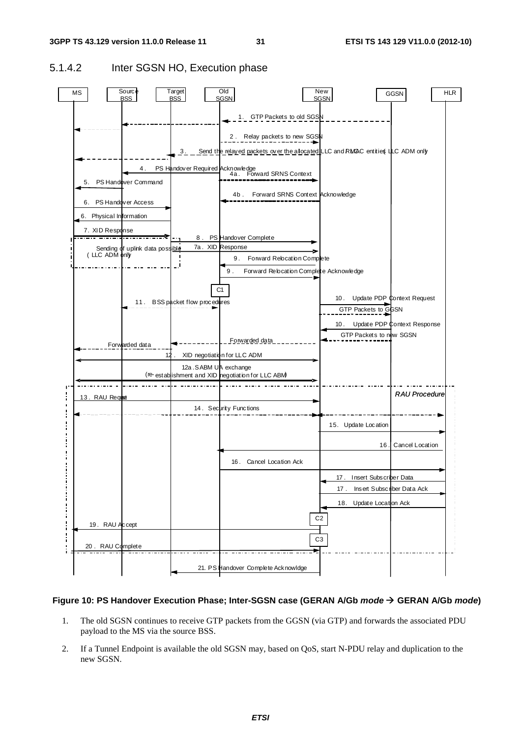### 5.1.4.2 Inter SGSN HO, Execution phase

MS
Source BSS
Target BSS
Old SGSN
New SGSN
GGSN
HLR

1. GTP Packets to old SGSN
2. Relay packets to new SGSN
3. Send the relayed packets over the allocated LLC and RLC/MAC entities (LLC ADM only)
4. PS Handover Required Acknowledge
4a. Forward SRNS Context
5. PS Handover Command
4b. Forward SRNS Context Acknowledge
6. PS Handover Access
6. Physical Information
7. XID Response
8. PS Handover Complete
7a. XID Response
Sending of uplink data possible (LLC ADM only)
9. Forward Relocation Complete
9. Forward Relocation Complete Acknowledge
C1
10. Update PDP Context Request
11. BSS packet flow procedures
GTP Packets to GGSN
10. Update PDP Context Response
GTP Packets to new SGSN
Forwarded data
Forwarded data
12. XID negotiation for LLC ADM
12a. SABM UA exchange (re-establishment and XID negotiation for LLC ABM)
RAU Procedure
13. RAU Request
14. Security Functions
15. Update Location
16. Cancel Location
16. Cancel Location Ack
17. Insert Subscriber Data
17. Insert Subscriber Data Ack
18. Update Location Ack
C2
19. RAU Accept
C3
20. RAU Complete
21. PS Handover Complete Acknowldge

**Figure 10: PS Handover Execution Phase; Inter-SGSN case (GERAN A/Gb *mode* → GERAN A/Gb *mode*)**

1. The old SGSN continues to receive GTP packets from the GGSN (via GTP) and forwards the associated PDU payload to the MS via the source BSS.

2. If a Tunnel Endpoint is available the old SGSN may, based on QoS, start N-PDU relay and duplication to the new SGSN.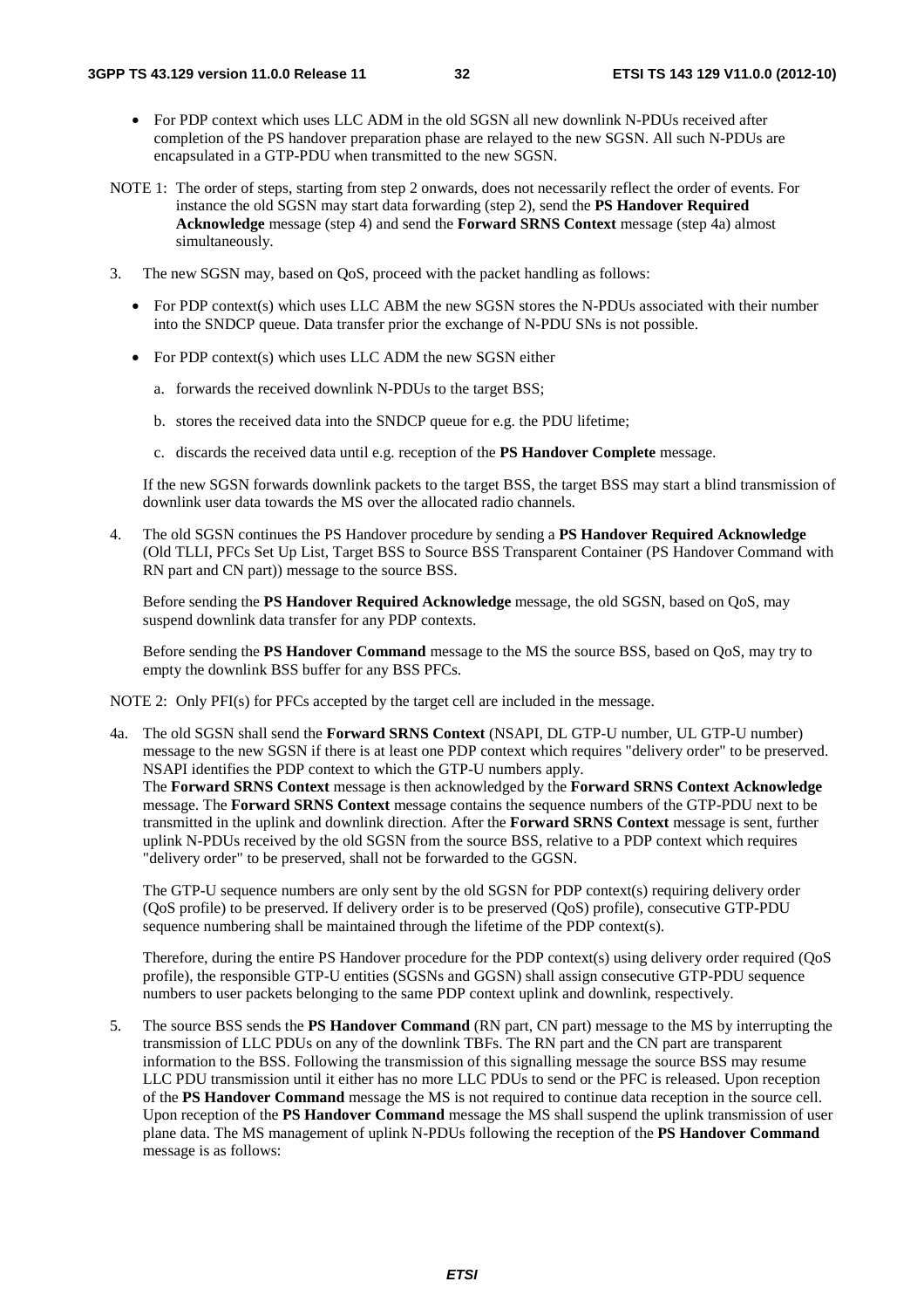- For PDP context which uses LLC ADM in the old SGSN all new downlink N-PDUs received after completion of the PS handover preparation phase are relayed to the new SGSN. All such N-PDUs are encapsulated in a GTP-PDU when transmitted to the new SGSN.

NOTE 1: The order of steps, starting from step 2 onwards, does not necessarily reflect the order of events. For instance the old SGSN may start data forwarding (step 2), send the **PS Handover Required Acknowledge** message (step 4) and send the **Forward SRNS Context** message (step 4a) almost simultaneously.

3. The new SGSN may, based on QoS, proceed with the packet handling as follows:

   - For PDP context(s) which uses LLC ABM the new SGSN stores the N-PDUs associated with their number into the SNDCP queue. Data transfer prior the exchange of N-PDU SNs is not possible.

   - For PDP context(s) which uses LLC ADM the new SGSN either

     a. forwards the received downlink N-PDUs to the target BSS;

     b. stores the received data into the SNDCP queue for e.g. the PDU lifetime;

     c. discards the received data until e.g. reception of the **PS Handover Complete** message.

   If the new SGSN forwards downlink packets to the target BSS, the target BSS may start a blind transmission of downlink user data towards the MS over the allocated radio channels.

4. The old SGSN continues the PS Handover procedure by sending a **PS Handover Required Acknowledge** (Old TLLI, PFCs Set Up List, Target BSS to Source BSS Transparent Container (PS Handover Command with RN part and CN part)) message to the source BSS.

   Before sending the **PS Handover Required Acknowledge** message, the old SGSN, based on QoS, may suspend downlink data transfer for any PDP contexts.

   Before sending the **PS Handover Command** message to the MS the source BSS, based on QoS, may try to empty the downlink BSS buffer for any BSS PFCs.

NOTE 2: Only PFI(s) for PFCs accepted by the target cell are included in the message.

4a. The old SGSN shall send the **Forward SRNS Context** (NSAPI, DL GTP-U number, UL GTP-U number) message to the new SGSN if there is at least one PDP context which requires "delivery order" to be preserved. NSAPI identifies the PDP context to which the GTP-U numbers apply.
    The **Forward SRNS Context** message is then acknowledged by the **Forward SRNS Context Acknowledge** message. The **Forward SRNS Context** message contains the sequence numbers of the GTP-PDU next to be transmitted in the uplink and downlink direction. After the **Forward SRNS Context** message is sent, further uplink N-PDUs received by the old SGSN from the source BSS, relative to a PDP context which requires "delivery order" to be preserved, shall not be forwarded to the GGSN.

    The GTP-U sequence numbers are only sent by the old SGSN for PDP context(s) requiring delivery order (QoS profile) to be preserved. If delivery order is to be preserved (QoS) profile), consecutive GTP-PDU sequence numbering shall be maintained through the lifetime of the PDP context(s).

    Therefore, during the entire PS Handover procedure for the PDP context(s) using delivery order required (QoS profile), the responsible GTP-U entities (SGSNs and GGSN) shall assign consecutive GTP-PDU sequence numbers to user packets belonging to the same PDP context uplink and downlink, respectively.

5. The source BSS sends the **PS Handover Command** (RN part, CN part) message to the MS by interrupting the transmission of LLC PDUs on any of the downlink TBFs. The RN part and the CN part are transparent information to the BSS. Following the transmission of this signalling message the source BSS may resume LLC PDU transmission until it either has no more LLC PDUs to send or the PFC is released. Upon reception of the **PS Handover Command** message the MS is not required to continue data reception in the source cell. Upon reception of the **PS Handover Command** message the MS shall suspend the uplink transmission of user plane data. The MS management of uplink N-PDUs following the reception of the **PS Handover Command** message is as follows: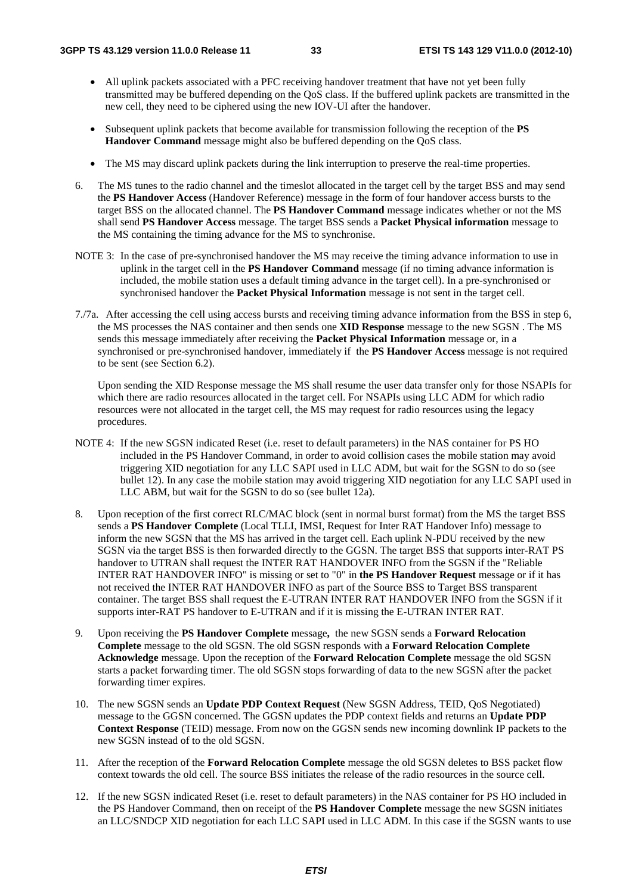- All uplink packets associated with a PFC receiving handover treatment that have not yet been fully transmitted may be buffered depending on the QoS class. If the buffered uplink packets are transmitted in the new cell, they need to be ciphered using the new IOV-UI after the handover.

- Subsequent uplink packets that become available for transmission following the reception of the **PS Handover Command** message might also be buffered depending on the QoS class.

- The MS may discard uplink packets during the link interruption to preserve the real-time properties.

6. The MS tunes to the radio channel and the timeslot allocated in the target cell by the target BSS and may send the **PS Handover Access** (Handover Reference) message in the form of four handover access bursts to the target BSS on the allocated channel. The **PS Handover Command** message indicates whether or not the MS shall send **PS Handover Access** message. The target BSS sends a **Packet Physical information** message to the MS containing the timing advance for the MS to synchronise.

NOTE 3: In the case of pre-synchronised handover the MS may receive the timing advance information to use in uplink in the target cell in the **PS Handover Command** message (if no timing advance information is included, the mobile station uses a default timing advance in the target cell). In a pre-synchronised or synchronised handover the **Packet Physical Information** message is not sent in the target cell.

7./7a. After accessing the cell using access bursts and receiving timing advance information from the BSS in step 6, the MS processes the NAS container and then sends one **XID Response** message to the new SGSN . The MS sends this message immediately after receiving the **Packet Physical Information** message or, in a synchronised or pre-synchronised handover, immediately if the **PS Handover Access** message is not required to be sent (see Section 6.2).

Upon sending the XID Response message the MS shall resume the user data transfer only for those NSAPIs for which there are radio resources allocated in the target cell. For NSAPIs using LLC ADM for which radio resources were not allocated in the target cell, the MS may request for radio resources using the legacy procedures.

NOTE 4: If the new SGSN indicated Reset (i.e. reset to default parameters) in the NAS container for PS HO included in the PS Handover Command, in order to avoid collision cases the mobile station may avoid triggering XID negotiation for any LLC SAPI used in LLC ADM, but wait for the SGSN to do so (see bullet 12). In any case the mobile station may avoid triggering XID negotiation for any LLC SAPI used in LLC ABM, but wait for the SGSN to do so (see bullet 12a).

8. Upon reception of the first correct RLC/MAC block (sent in normal burst format) from the MS the target BSS sends a **PS Handover Complete** (Local TLLI, IMSI, Request for Inter RAT Handover Info) message to inform the new SGSN that the MS has arrived in the target cell. Each uplink N-PDU received by the new SGSN via the target BSS is then forwarded directly to the GGSN. The target BSS that supports inter-RAT PS handover to UTRAN shall request the INTER RAT HANDOVER INFO from the SGSN if the "Reliable INTER RAT HANDOVER INFO" is missing or set to "0" in **the PS Handover Request** message or if it has not received the INTER RAT HANDOVER INFO as part of the Source BSS to Target BSS transparent container. The target BSS shall request the E-UTRAN INTER RAT HANDOVER INFO from the SGSN if it supports inter-RAT PS handover to E-UTRAN and if it is missing the E-UTRAN INTER RAT.

9. Upon receiving the **PS Handover Complete** message**,** the new SGSN sends a **Forward Relocation Complete** message to the old SGSN. The old SGSN responds with a **Forward Relocation Complete Acknowledge** message. Upon the reception of the **Forward Relocation Complete** message the old SGSN starts a packet forwarding timer. The old SGSN stops forwarding of data to the new SGSN after the packet forwarding timer expires.

10. The new SGSN sends an **Update PDP Context Request** (New SGSN Address, TEID, QoS Negotiated) message to the GGSN concerned. The GGSN updates the PDP context fields and returns an **Update PDP Context Response** (TEID) message. From now on the GGSN sends new incoming downlink IP packets to the new SGSN instead of to the old SGSN.

11. After the reception of the **Forward Relocation Complete** message the old SGSN deletes to BSS packet flow context towards the old cell. The source BSS initiates the release of the radio resources in the source cell.

12. If the new SGSN indicated Reset (i.e. reset to default parameters) in the NAS container for PS HO included in the PS Handover Command, then on receipt of the **PS Handover Complete** message the new SGSN initiates an LLC/SNDCP XID negotiation for each LLC SAPI used in LLC ADM. In this case if the SGSN wants to use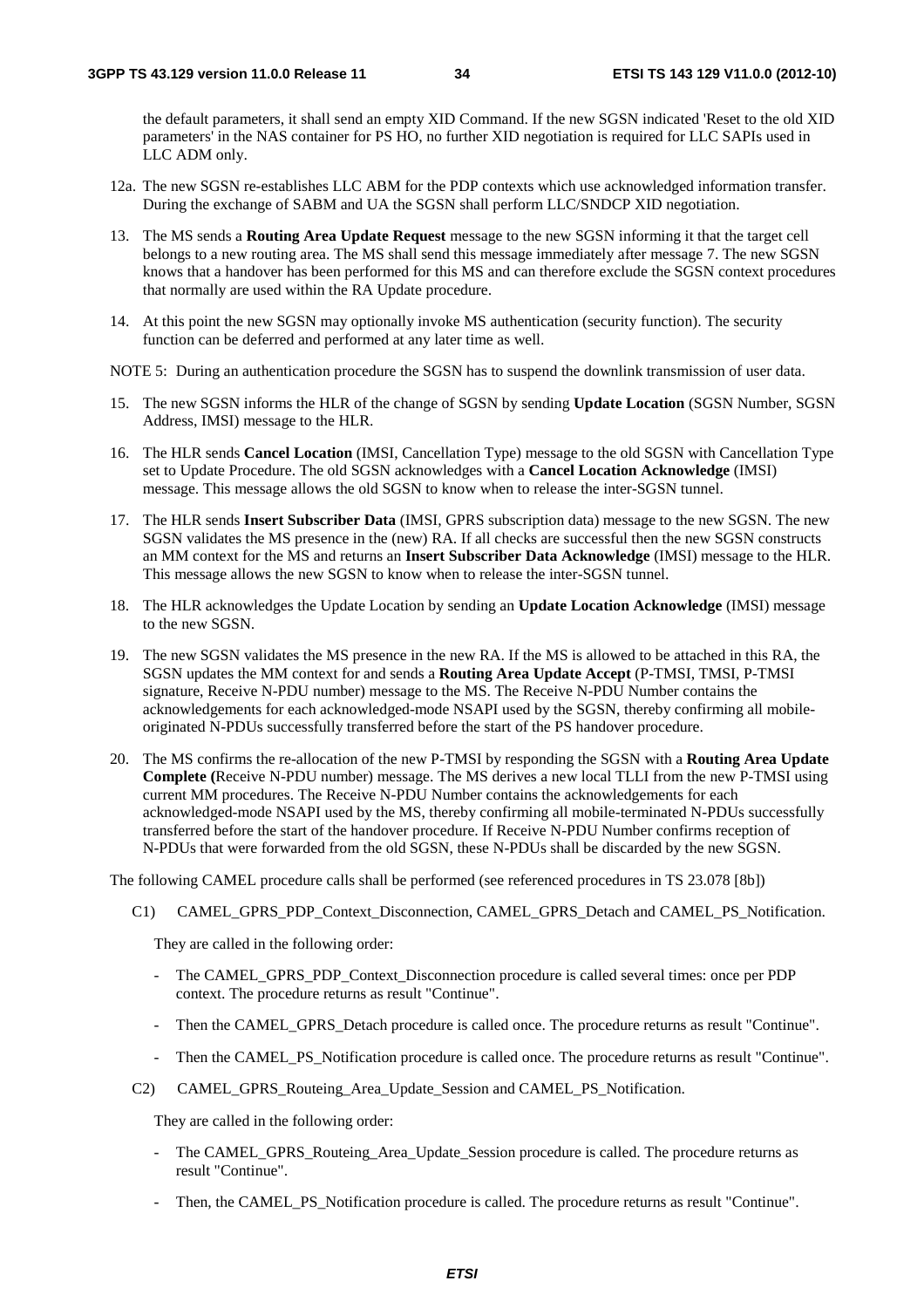the default parameters, it shall send an empty XID Command. If the new SGSN indicated 'Reset to the old XID parameters' in the NAS container for PS HO, no further XID negotiation is required for LLC SAPIs used in LLC ADM only.

12a. The new SGSN re-establishes LLC ABM for the PDP contexts which use acknowledged information transfer. During the exchange of SABM and UA the SGSN shall perform LLC/SNDCP XID negotiation.

13. The MS sends a **Routing Area Update Request** message to the new SGSN informing it that the target cell belongs to a new routing area. The MS shall send this message immediately after message 7. The new SGSN knows that a handover has been performed for this MS and can therefore exclude the SGSN context procedures that normally are used within the RA Update procedure.

14. At this point the new SGSN may optionally invoke MS authentication (security function). The security function can be deferred and performed at any later time as well.

NOTE 5: During an authentication procedure the SGSN has to suspend the downlink transmission of user data.

15. The new SGSN informs the HLR of the change of SGSN by sending **Update Location** (SGSN Number, SGSN Address, IMSI) message to the HLR.

16. The HLR sends **Cancel Location** (IMSI, Cancellation Type) message to the old SGSN with Cancellation Type set to Update Procedure. The old SGSN acknowledges with a **Cancel Location Acknowledge** (IMSI) message. This message allows the old SGSN to know when to release the inter-SGSN tunnel.

17. The HLR sends **Insert Subscriber Data** (IMSI, GPRS subscription data) message to the new SGSN. The new SGSN validates the MS presence in the (new) RA. If all checks are successful then the new SGSN constructs an MM context for the MS and returns an **Insert Subscriber Data Acknowledge** (IMSI) message to the HLR. This message allows the new SGSN to know when to release the inter-SGSN tunnel.

18. The HLR acknowledges the Update Location by sending an **Update Location Acknowledge** (IMSI) message to the new SGSN.

19. The new SGSN validates the MS presence in the new RA. If the MS is allowed to be attached in this RA, the SGSN updates the MM context for and sends a **Routing Area Update Accept** (P-TMSI, TMSI, P-TMSI signature, Receive N-PDU number) message to the MS. The Receive N-PDU Number contains the acknowledgements for each acknowledged-mode NSAPI used by the SGSN, thereby confirming all mobile-originated N-PDUs successfully transferred before the start of the PS handover procedure.

20. The MS confirms the re-allocation of the new P-TMSI by responding the SGSN with a **Routing Area Update Complete (**Receive N-PDU number) message. The MS derives a new local TLLI from the new P-TMSI using current MM procedures. The Receive N-PDU Number contains the acknowledgements for each acknowledged-mode NSAPI used by the MS, thereby confirming all mobile-terminated N-PDUs successfully transferred before the start of the handover procedure. If Receive N-PDU Number confirms reception of N-PDUs that were forwarded from the old SGSN, these N-PDUs shall be discarded by the new SGSN.

The following CAMEL procedure calls shall be performed (see referenced procedures in TS 23.078 [8b])

C1) CAMEL_GPRS_PDP_Context_Disconnection, CAMEL_GPRS_Detach and CAMEL_PS_Notification.

They are called in the following order:

- The CAMEL_GPRS_PDP_Context_Disconnection procedure is called several times: once per PDP context. The procedure returns as result "Continue".
- Then the CAMEL_GPRS_Detach procedure is called once. The procedure returns as result "Continue".
- Then the CAMEL_PS_Notification procedure is called once. The procedure returns as result "Continue".

C2) CAMEL_GPRS_Routeing_Area_Update_Session and CAMEL_PS_Notification.

They are called in the following order:

- The CAMEL_GPRS_Routeing_Area_Update_Session procedure is called. The procedure returns as result "Continue".
- Then, the CAMEL_PS_Notification procedure is called. The procedure returns as result "Continue".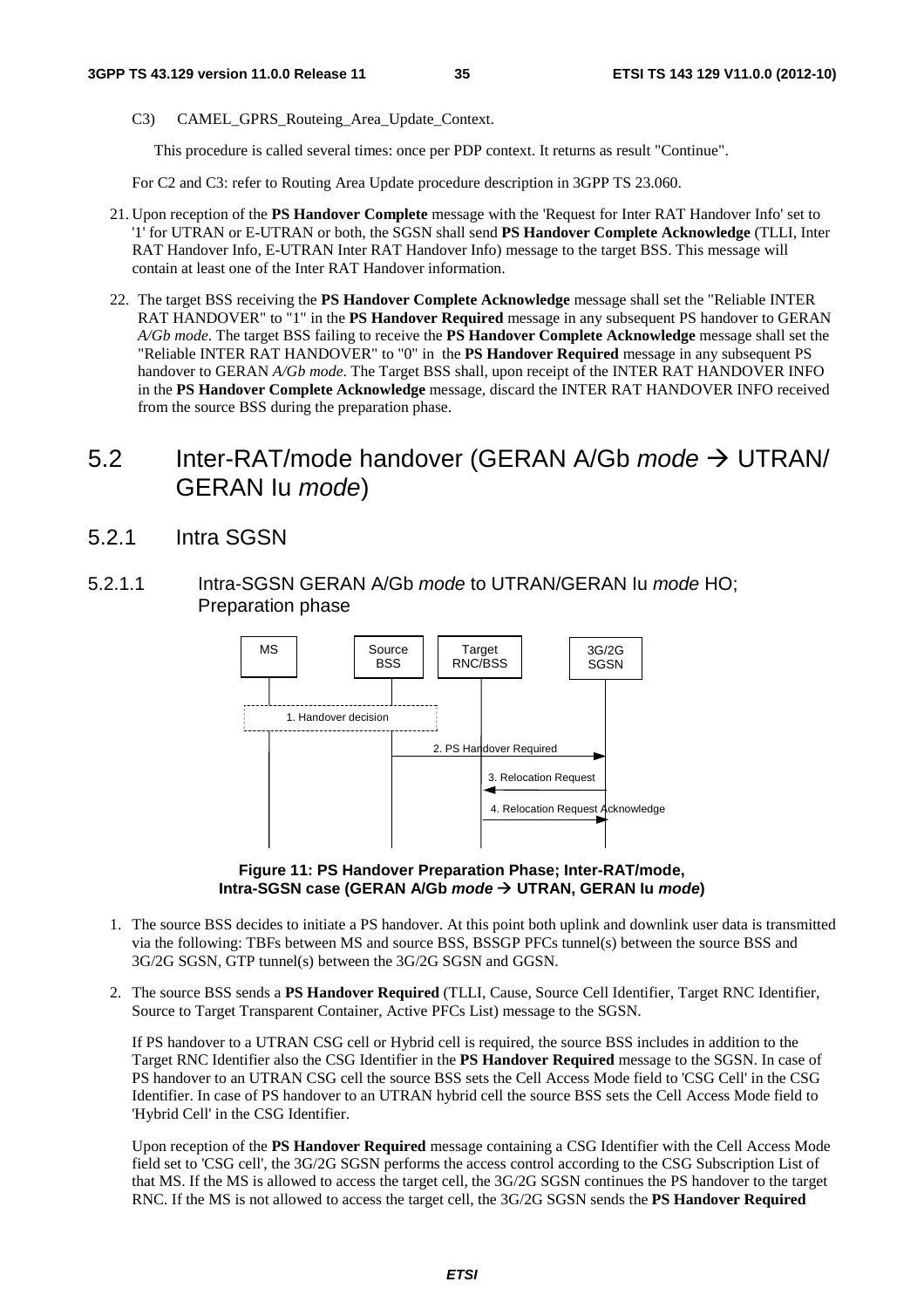C3) CAMEL_GPRS_Routeing_Area_Update_Context.

This procedure is called several times: once per PDP context. It returns as result "Continue".

For C2 and C3: refer to Routing Area Update procedure description in 3GPP TS 23.060.

21. Upon reception of the **PS Handover Complete** message with the 'Request for Inter RAT Handover Info' set to '1' for UTRAN or E-UTRAN or both, the SGSN shall send **PS Handover Complete Acknowledge** (TLLI, Inter RAT Handover Info, E-UTRAN Inter RAT Handover Info) message to the target BSS. This message will contain at least one of the Inter RAT Handover information.

22. The target BSS receiving the **PS Handover Complete Acknowledge** message shall set the "Reliable INTER RAT HANDOVER" to "1" in the **PS Handover Required** message in any subsequent PS handover to GERAN *A/Gb mode*. The target BSS failing to receive the **PS Handover Complete Acknowledge** message shall set the "Reliable INTER RAT HANDOVER" to "0" in the **PS Handover Required** message in any subsequent PS handover to GERAN *A/Gb mode*. The Target BSS shall, upon receipt of the INTER RAT HANDOVER INFO in the **PS Handover Complete Acknowledge** message, discard the INTER RAT HANDOVER INFO received from the source BSS during the preparation phase.

## 5.2 Inter-RAT/mode handover (GERAN A/Gb *mode* → UTRAN/ GERAN Iu *mode*)

### 5.2.1 Intra SGSN

#### 5.2.1.1 Intra-SGSN GERAN A/Gb *mode* to UTRAN/GERAN Iu *mode* HO; Preparation phase

MS
Source BSS
Target RNC/BSS
3G/2G SGSN
1. Handover decision
2. PS Handover Required
3. Relocation Request
4. Relocation Request Acknowledge

**Figure 11: PS Handover Preparation Phase; Inter-RAT/mode, Intra-SGSN case (GERAN A/Gb *mode* → UTRAN, GERAN Iu *mode*)**

1. The source BSS decides to initiate a PS handover. At this point both uplink and downlink user data is transmitted via the following: TBFs between MS and source BSS, BSSGP PFCs tunnel(s) between the source BSS and 3G/2G SGSN, GTP tunnel(s) between the 3G/2G SGSN and GGSN.

2. The source BSS sends a **PS Handover Required** (TLLI, Cause, Source Cell Identifier, Target RNC Identifier, Source to Target Transparent Container, Active PFCs List) message to the SGSN.

   If PS handover to a UTRAN CSG cell or Hybrid cell is required, the source BSS includes in addition to the Target RNC Identifier also the CSG Identifier in the **PS Handover Required** message to the SGSN. In case of PS handover to an UTRAN CSG cell the source BSS sets the Cell Access Mode field to 'CSG Cell' in the CSG Identifier. In case of PS handover to an UTRAN hybrid cell the source BSS sets the Cell Access Mode field to 'Hybrid Cell' in the CSG Identifier.

   Upon reception of the **PS Handover Required** message containing a CSG Identifier with the Cell Access Mode field set to 'CSG cell', the 3G/2G SGSN performs the access control according to the CSG Subscription List of that MS. If the MS is allowed to access the target cell, the 3G/2G SGSN continues the PS handover to the target RNC. If the MS is not allowed to access the target cell, the 3G/2G SGSN sends the **PS Handover Required**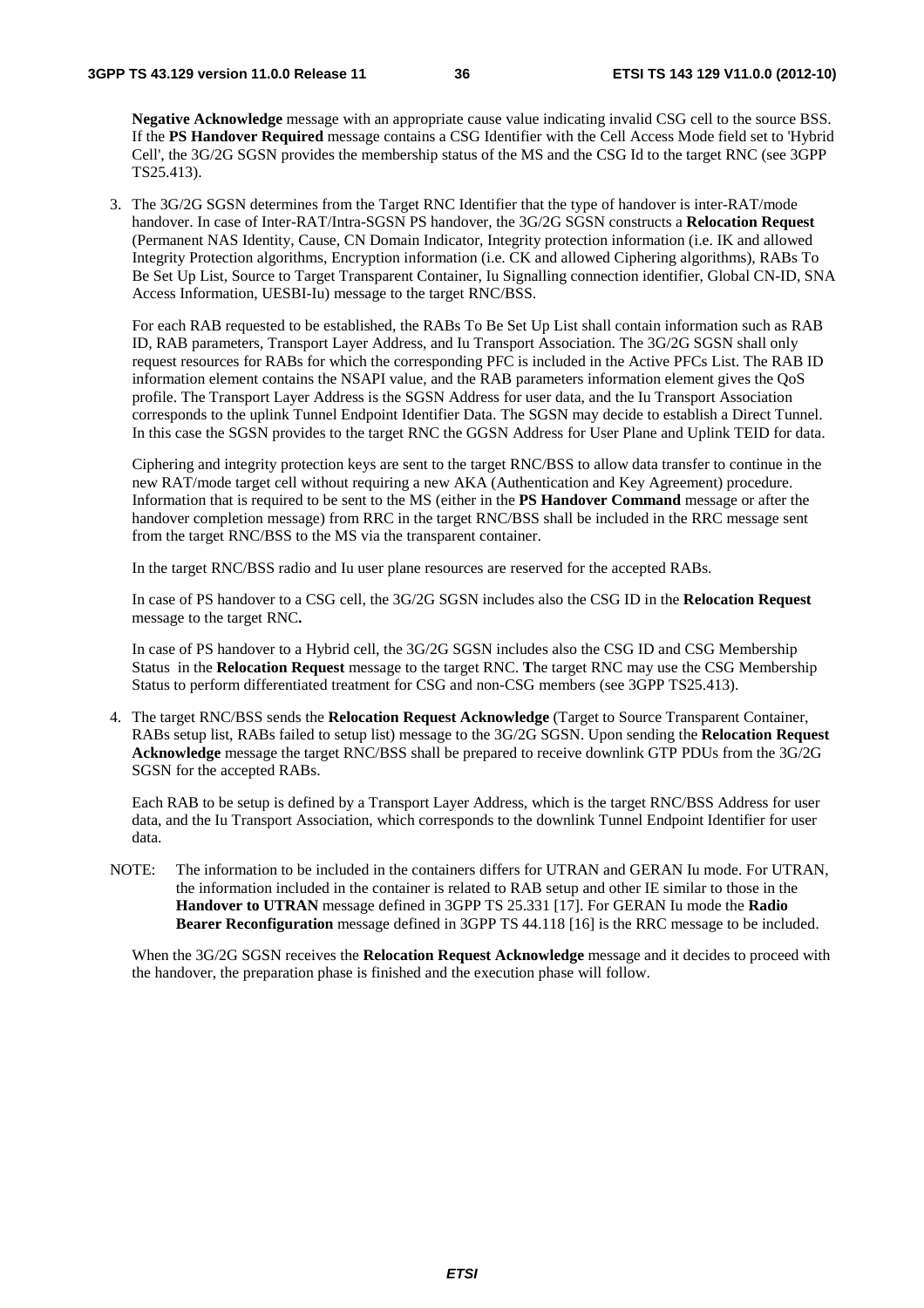**Negative Acknowledge** message with an appropriate cause value indicating invalid CSG cell to the source BSS. If the **PS Handover Required** message contains a CSG Identifier with the Cell Access Mode field set to 'Hybrid Cell', the 3G/2G SGSN provides the membership status of the MS and the CSG Id to the target RNC (see 3GPP TS25.413).

3. The 3G/2G SGSN determines from the Target RNC Identifier that the type of handover is inter-RAT/mode handover. In case of Inter-RAT/Intra-SGSN PS handover, the 3G/2G SGSN constructs a **Relocation Request** (Permanent NAS Identity, Cause, CN Domain Indicator, Integrity protection information (i.e. IK and allowed Integrity Protection algorithms, Encryption information (i.e. CK and allowed Ciphering algorithms), RABs To Be Set Up List, Source to Target Transparent Container, Iu Signalling connection identifier, Global CN-ID, SNA Access Information, UESBI-Iu) message to the target RNC/BSS.

   For each RAB requested to be established, the RABs To Be Set Up List shall contain information such as RAB ID, RAB parameters, Transport Layer Address, and Iu Transport Association. The 3G/2G SGSN shall only request resources for RABs for which the corresponding PFC is included in the Active PFCs List. The RAB ID information element contains the NSAPI value, and the RAB parameters information element gives the QoS profile. The Transport Layer Address is the SGSN Address for user data, and the Iu Transport Association corresponds to the uplink Tunnel Endpoint Identifier Data. The SGSN may decide to establish a Direct Tunnel. In this case the SGSN provides to the target RNC the GGSN Address for User Plane and Uplink TEID for data.

   Ciphering and integrity protection keys are sent to the target RNC/BSS to allow data transfer to continue in the new RAT/mode target cell without requiring a new AKA (Authentication and Key Agreement) procedure. Information that is required to be sent to the MS (either in the **PS Handover Command** message or after the handover completion message) from RRC in the target RNC/BSS shall be included in the RRC message sent from the target RNC/BSS to the MS via the transparent container.

   In the target RNC/BSS radio and Iu user plane resources are reserved for the accepted RABs.

   In case of PS handover to a CSG cell, the 3G/2G SGSN includes also the CSG ID in the **Relocation Request** message to the target RNC**.**

   In case of PS handover to a Hybrid cell, the 3G/2G SGSN includes also the CSG ID and CSG Membership Status in the **Relocation Request** message to the target RNC. **T**he target RNC may use the CSG Membership Status to perform differentiated treatment for CSG and non-CSG members (see 3GPP TS25.413).

4. The target RNC/BSS sends the **Relocation Request Acknowledge** (Target to Source Transparent Container, RABs setup list, RABs failed to setup list) message to the 3G/2G SGSN. Upon sending the **Relocation Request Acknowledge** message the target RNC/BSS shall be prepared to receive downlink GTP PDUs from the 3G/2G SGSN for the accepted RABs.

   Each RAB to be setup is defined by a Transport Layer Address, which is the target RNC/BSS Address for user data, and the Iu Transport Association, which corresponds to the downlink Tunnel Endpoint Identifier for user data.

NOTE: The information to be included in the containers differs for UTRAN and GERAN Iu mode. For UTRAN, the information included in the container is related to RAB setup and other IE similar to those in the **Handover to UTRAN** message defined in 3GPP TS 25.331 [17]. For GERAN Iu mode the **Radio Bearer Reconfiguration** message defined in 3GPP TS 44.118 [16] is the RRC message to be included.

   When the 3G/2G SGSN receives the **Relocation Request Acknowledge** message and it decides to proceed with the handover, the preparation phase is finished and the execution phase will follow.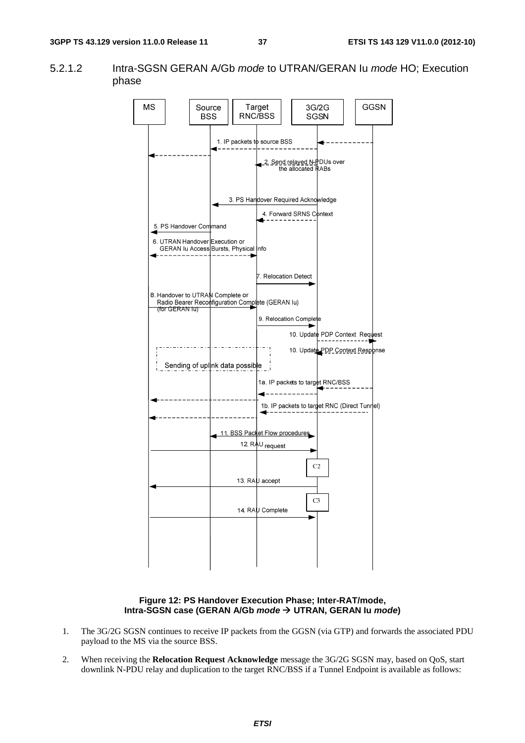### 5.2.1.2 Intra-SGSN GERAN A/Gb *mode* to UTRAN/GERAN Iu *mode* HO; Execution phase

**Figure 12: PS Handover Execution Phase; Inter-RAT/mode, Intra-SGSN case (GERAN A/Gb *mode* → UTRAN, GERAN Iu *mode*)**

1. The 3G/2G SGSN continues to receive IP packets from the GGSN (via GTP) and forwards the associated PDU payload to the MS via the source BSS.

2. When receiving the **Relocation Request Acknowledge** message the 3G/2G SGSN may, based on QoS, start downlink N-PDU relay and duplication to the target RNC/BSS if a Tunnel Endpoint is available as follows: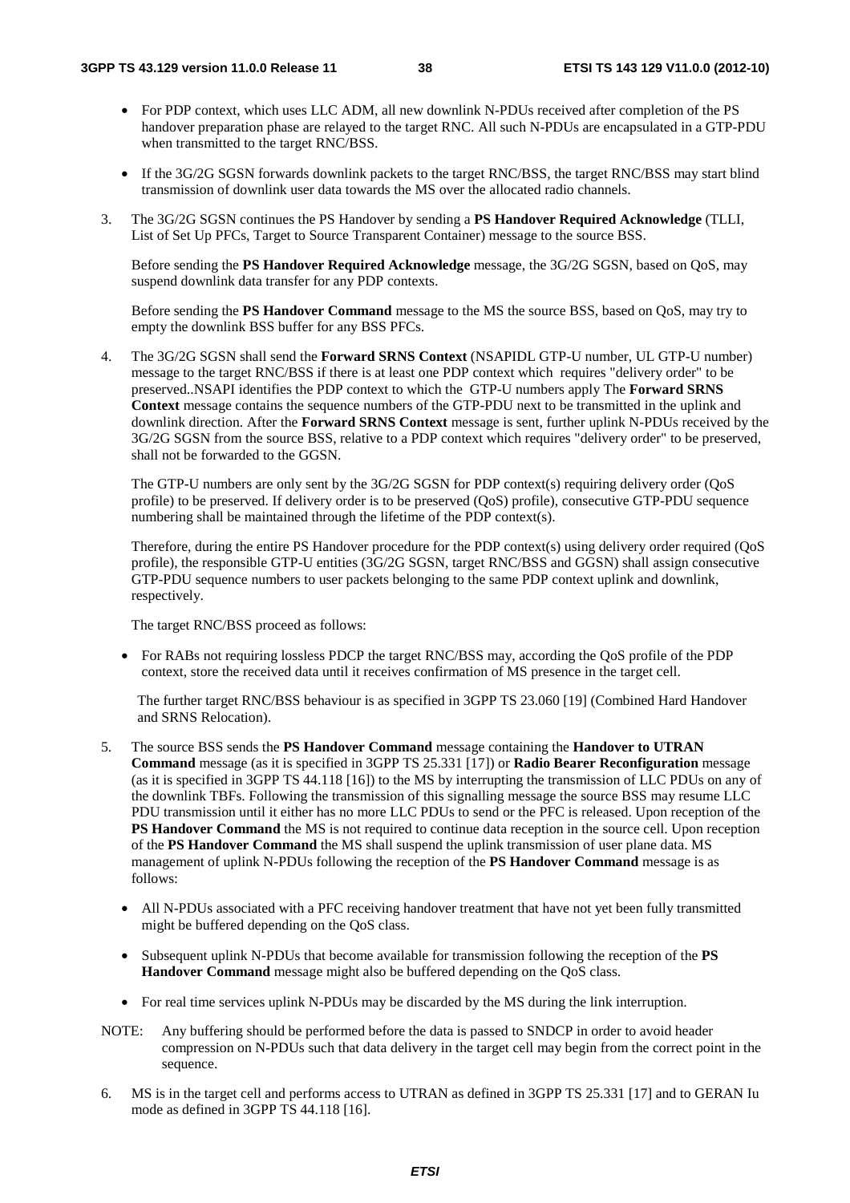- For PDP context, which uses LLC ADM, all new downlink N-PDUs received after completion of the PS handover preparation phase are relayed to the target RNC. All such N-PDUs are encapsulated in a GTP-PDU when transmitted to the target RNC/BSS.

- If the 3G/2G SGSN forwards downlink packets to the target RNC/BSS, the target RNC/BSS may start blind transmission of downlink user data towards the MS over the allocated radio channels.

3. The 3G/2G SGSN continues the PS Handover by sending a **PS Handover Required Acknowledge** (TLLI, List of Set Up PFCs, Target to Source Transparent Container) message to the source BSS.

   Before sending the **PS Handover Required Acknowledge** message, the 3G/2G SGSN, based on QoS, may suspend downlink data transfer for any PDP contexts.

   Before sending the **PS Handover Command** message to the MS the source BSS, based on QoS, may try to empty the downlink BSS buffer for any BSS PFCs.

4. The 3G/2G SGSN shall send the **Forward SRNS Context** (NSAPIDL GTP-U number, UL GTP-U number) message to the target RNC/BSS if there is at least one PDP context which requires "delivery order" to be preserved..NSAPI identifies the PDP context to which the GTP-U numbers apply The **Forward SRNS Context** message contains the sequence numbers of the GTP-PDU next to be transmitted in the uplink and downlink direction. After the **Forward SRNS Context** message is sent, further uplink N-PDUs received by the 3G/2G SGSN from the source BSS, relative to a PDP context which requires "delivery order" to be preserved, shall not be forwarded to the GGSN.

   The GTP-U numbers are only sent by the 3G/2G SGSN for PDP context(s) requiring delivery order (QoS profile) to be preserved. If delivery order is to be preserved (QoS) profile), consecutive GTP-PDU sequence numbering shall be maintained through the lifetime of the PDP context(s).

   Therefore, during the entire PS Handover procedure for the PDP context(s) using delivery order required (QoS profile), the responsible GTP-U entities (3G/2G SGSN, target RNC/BSS and GGSN) shall assign consecutive GTP-PDU sequence numbers to user packets belonging to the same PDP context uplink and downlink, respectively.

   The target RNC/BSS proceed as follows:

   - For RABs not requiring lossless PDCP the target RNC/BSS may, according the QoS profile of the PDP context, store the received data until it receives confirmation of MS presence in the target cell.

   The further target RNC/BSS behaviour is as specified in 3GPP TS 23.060 [19] (Combined Hard Handover and SRNS Relocation).

5. The source BSS sends the **PS Handover Command** message containing the **Handover to UTRAN Command** message (as it is specified in 3GPP TS 25.331 [17]) or **Radio Bearer Reconfiguration** message (as it is specified in 3GPP TS 44.118 [16]) to the MS by interrupting the transmission of LLC PDUs on any of the downlink TBFs. Following the transmission of this signalling message the source BSS may resume LLC PDU transmission until it either has no more LLC PDUs to send or the PFC is released. Upon reception of the **PS Handover Command** the MS is not required to continue data reception in the source cell. Upon reception of the **PS Handover Command** the MS shall suspend the uplink transmission of user plane data. MS management of uplink N-PDUs following the reception of the **PS Handover Command** message is as follows:

   - All N-PDUs associated with a PFC receiving handover treatment that have not yet been fully transmitted might be buffered depending on the QoS class.

   - Subsequent uplink N-PDUs that become available for transmission following the reception of the **PS Handover Command** message might also be buffered depending on the QoS class.

   - For real time services uplink N-PDUs may be discarded by the MS during the link interruption.

NOTE: Any buffering should be performed before the data is passed to SNDCP in order to avoid header compression on N-PDUs such that data delivery in the target cell may begin from the correct point in the sequence.

6. MS is in the target cell and performs access to UTRAN as defined in 3GPP TS 25.331 [17] and to GERAN Iu mode as defined in 3GPP TS 44.118 [16].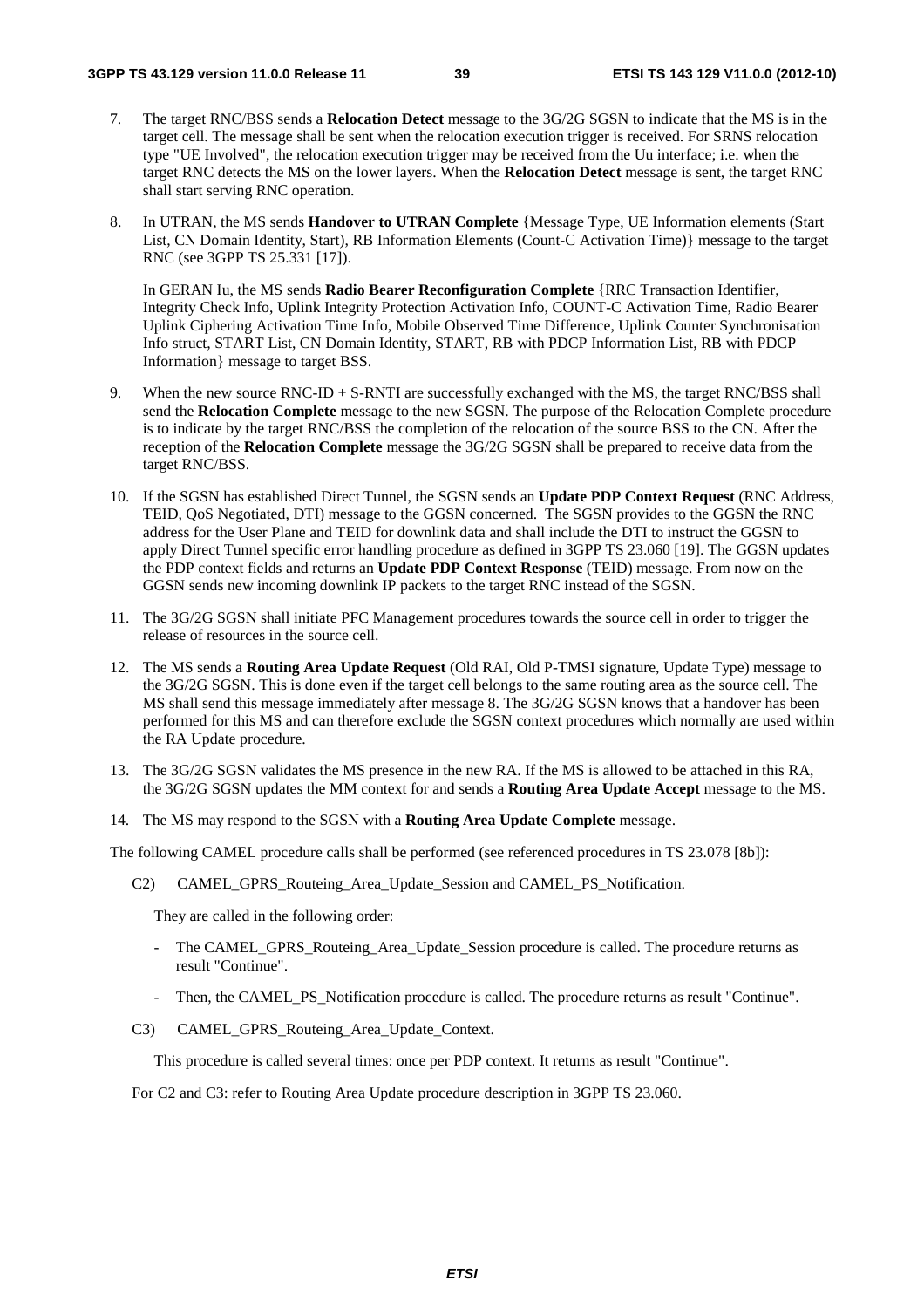7. The target RNC/BSS sends a **Relocation Detect** message to the 3G/2G SGSN to indicate that the MS is in the target cell. The message shall be sent when the relocation execution trigger is received. For SRNS relocation type "UE Involved", the relocation execution trigger may be received from the Uu interface; i.e. when the target RNC detects the MS on the lower layers. When the **Relocation Detect** message is sent, the target RNC shall start serving RNC operation.

8. In UTRAN, the MS sends **Handover to UTRAN Complete** {Message Type, UE Information elements (Start List, CN Domain Identity, Start), RB Information Elements (Count-C Activation Time)} message to the target RNC (see 3GPP TS 25.331 [17]).

   In GERAN Iu, the MS sends **Radio Bearer Reconfiguration Complete** {RRC Transaction Identifier, Integrity Check Info, Uplink Integrity Protection Activation Info, COUNT-C Activation Time, Radio Bearer Uplink Ciphering Activation Time Info, Mobile Observed Time Difference, Uplink Counter Synchronisation Info struct, START List, CN Domain Identity, START, RB with PDCP Information List, RB with PDCP Information} message to target BSS.

9. When the new source RNC-ID + S-RNTI are successfully exchanged with the MS, the target RNC/BSS shall send the **Relocation Complete** message to the new SGSN. The purpose of the Relocation Complete procedure is to indicate by the target RNC/BSS the completion of the relocation of the source BSS to the CN. After the reception of the **Relocation Complete** message the 3G/2G SGSN shall be prepared to receive data from the target RNC/BSS.

10. If the SGSN has established Direct Tunnel, the SGSN sends an **Update PDP Context Request** (RNC Address, TEID, QoS Negotiated, DTI) message to the GGSN concerned. The SGSN provides to the GGSN the RNC address for the User Plane and TEID for downlink data and shall include the DTI to instruct the GGSN to apply Direct Tunnel specific error handling procedure as defined in 3GPP TS 23.060 [19]. The GGSN updates the PDP context fields and returns an **Update PDP Context Response** (TEID) message. From now on the GGSN sends new incoming downlink IP packets to the target RNC instead of the SGSN.

11. The 3G/2G SGSN shall initiate PFC Management procedures towards the source cell in order to trigger the release of resources in the source cell.

12. The MS sends a **Routing Area Update Request** (Old RAI, Old P-TMSI signature, Update Type) message to the 3G/2G SGSN. This is done even if the target cell belongs to the same routing area as the source cell. The MS shall send this message immediately after message 8. The 3G/2G SGSN knows that a handover has been performed for this MS and can therefore exclude the SGSN context procedures which normally are used within the RA Update procedure.

13. The 3G/2G SGSN validates the MS presence in the new RA. If the MS is allowed to be attached in this RA, the 3G/2G SGSN updates the MM context for and sends a **Routing Area Update Accept** message to the MS.

14. The MS may respond to the SGSN with a **Routing Area Update Complete** message.

The following CAMEL procedure calls shall be performed (see referenced procedures in TS 23.078 [8b]):

C2) CAMEL_GPRS_Routeing_Area_Update_Session and CAMEL_PS_Notification.

   They are called in the following order:

   - The CAMEL_GPRS_Routeing_Area_Update_Session procedure is called. The procedure returns as result "Continue".
   - Then, the CAMEL_PS_Notification procedure is called. The procedure returns as result "Continue".

C3) CAMEL_GPRS_Routeing_Area_Update_Context.

   This procedure is called several times: once per PDP context. It returns as result "Continue".

For C2 and C3: refer to Routing Area Update procedure description in 3GPP TS 23.060.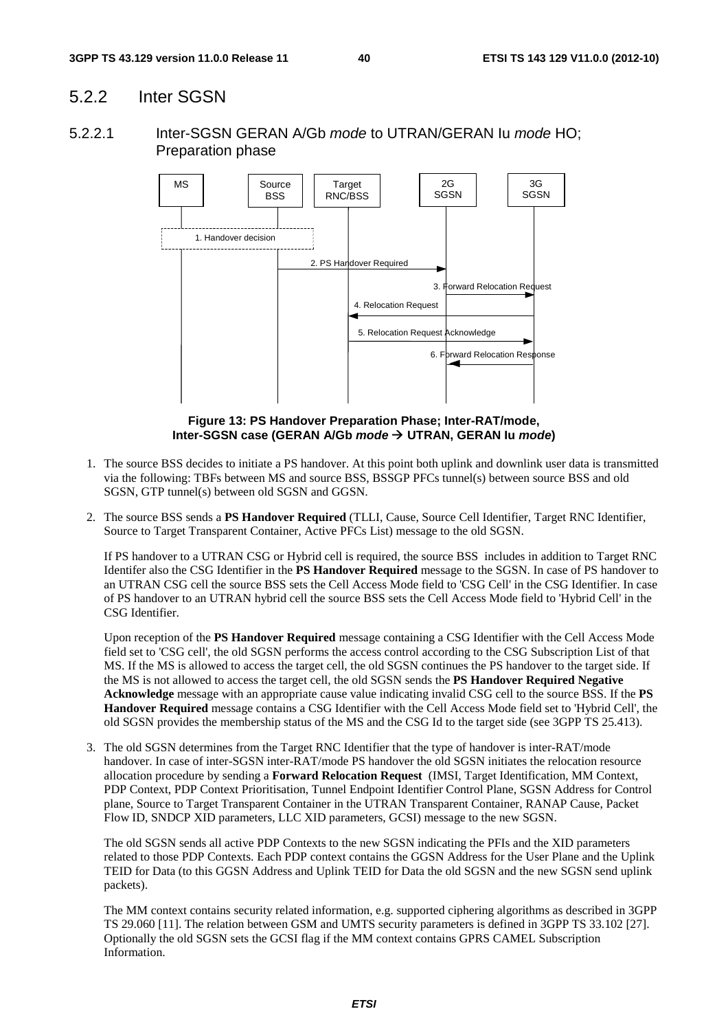### 5.2.2 Inter SGSN

#### 5.2.2.1 Inter-SGSN GERAN A/Gb *mode* to UTRAN/GERAN Iu *mode* HO; Preparation phase

**Figure 13: PS Handover Preparation Phase; Inter-RAT/mode, Inter-SGSN case (GERAN A/Gb *mode* → UTRAN, GERAN Iu *mode*)**

1. The source BSS decides to initiate a PS handover. At this point both uplink and downlink user data is transmitted via the following: TBFs between MS and source BSS, BSSGP PFCs tunnel(s) between source BSS and old SGSN, GTP tunnel(s) between old SGSN and GGSN.

2. The source BSS sends a **PS Handover Required** (TLLI, Cause, Source Cell Identifier, Target RNC Identifier, Source to Target Transparent Container, Active PFCs List) message to the old SGSN.

   If PS handover to a UTRAN CSG or Hybrid cell is required, the source BSS includes in addition to Target RNC Identifer also the CSG Identifier in the **PS Handover Required** message to the SGSN. In case of PS handover to an UTRAN CSG cell the source BSS sets the Cell Access Mode field to 'CSG Cell' in the CSG Identifier. In case of PS handover to an UTRAN hybrid cell the source BSS sets the Cell Access Mode field to 'Hybrid Cell' in the CSG Identifier.

   Upon reception of the **PS Handover Required** message containing a CSG Identifier with the Cell Access Mode field set to 'CSG cell', the old SGSN performs the access control according to the CSG Subscription List of that MS. If the MS is allowed to access the target cell, the old SGSN continues the PS handover to the target side. If the MS is not allowed to access the target cell, the old SGSN sends the **PS Handover Required Negative Acknowledge** message with an appropriate cause value indicating invalid CSG cell to the source BSS. If the **PS Handover Required** message contains a CSG Identifier with the Cell Access Mode field set to 'Hybrid Cell', the old SGSN provides the membership status of the MS and the CSG Id to the target side (see 3GPP TS 25.413).

3. The old SGSN determines from the Target RNC Identifier that the type of handover is inter-RAT/mode handover. In case of inter-SGSN inter-RAT/mode PS handover the old SGSN initiates the relocation resource allocation procedure by sending a **Forward Relocation Request** (IMSI, Target Identification, MM Context, PDP Context, PDP Context Prioritisation, Tunnel Endpoint Identifier Control Plane, SGSN Address for Control plane, Source to Target Transparent Container in the UTRAN Transparent Container, RANAP Cause, Packet Flow ID, SNDCP XID parameters, LLC XID parameters, GCSI) message to the new SGSN.

   The old SGSN sends all active PDP Contexts to the new SGSN indicating the PFIs and the XID parameters related to those PDP Contexts. Each PDP context contains the GGSN Address for the User Plane and the Uplink TEID for Data (to this GGSN Address and Uplink TEID for Data the old SGSN and the new SGSN send uplink packets).

   The MM context contains security related information, e.g. supported ciphering algorithms as described in 3GPP TS 29.060 [11]. The relation between GSM and UMTS security parameters is defined in 3GPP TS 33.102 [27]. Optionally the old SGSN sets the GCSI flag if the MM context contains GPRS CAMEL Subscription Information.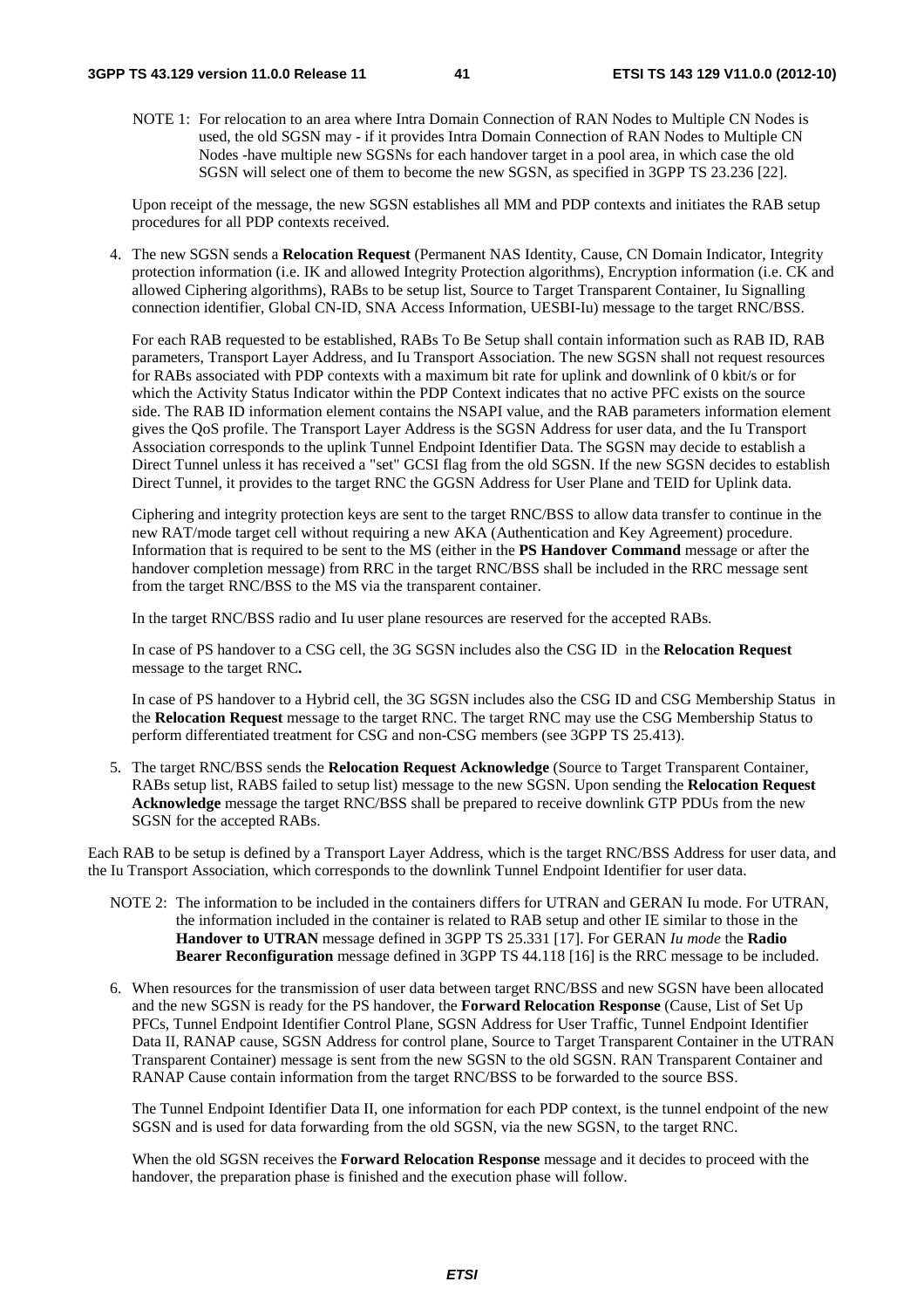NOTE 1: For relocation to an area where Intra Domain Connection of RAN Nodes to Multiple CN Nodes is used, the old SGSN may - if it provides Intra Domain Connection of RAN Nodes to Multiple CN Nodes -have multiple new SGSNs for each handover target in a pool area, in which case the old SGSN will select one of them to become the new SGSN, as specified in 3GPP TS 23.236 [22].

Upon receipt of the message, the new SGSN establishes all MM and PDP contexts and initiates the RAB setup procedures for all PDP contexts received.

4. The new SGSN sends a **Relocation Request** (Permanent NAS Identity, Cause, CN Domain Indicator, Integrity protection information (i.e. IK and allowed Integrity Protection algorithms), Encryption information (i.e. CK and allowed Ciphering algorithms), RABs to be setup list, Source to Target Transparent Container, Iu Signalling connection identifier, Global CN-ID, SNA Access Information, UESBI-Iu) message to the target RNC/BSS.

   For each RAB requested to be established, RABs To Be Setup shall contain information such as RAB ID, RAB parameters, Transport Layer Address, and Iu Transport Association. The new SGSN shall not request resources for RABs associated with PDP contexts with a maximum bit rate for uplink and downlink of 0 kbit/s or for which the Activity Status Indicator within the PDP Context indicates that no active PFC exists on the source side. The RAB ID information element contains the NSAPI value, and the RAB parameters information element gives the QoS profile. The Transport Layer Address is the SGSN Address for user data, and the Iu Transport Association corresponds to the uplink Tunnel Endpoint Identifier Data. The SGSN may decide to establish a Direct Tunnel unless it has received a "set" GCSI flag from the old SGSN. If the new SGSN decides to establish Direct Tunnel, it provides to the target RNC the GGSN Address for User Plane and TEID for Uplink data.

   Ciphering and integrity protection keys are sent to the target RNC/BSS to allow data transfer to continue in the new RAT/mode target cell without requiring a new AKA (Authentication and Key Agreement) procedure. Information that is required to be sent to the MS (either in the **PS Handover Command** message or after the handover completion message) from RRC in the target RNC/BSS shall be included in the RRC message sent from the target RNC/BSS to the MS via the transparent container.

   In the target RNC/BSS radio and Iu user plane resources are reserved for the accepted RABs.

   In case of PS handover to a CSG cell, the 3G SGSN includes also the CSG ID in the **Relocation Request** message to the target RNC**.**

   In case of PS handover to a Hybrid cell, the 3G SGSN includes also the CSG ID and CSG Membership Status in the **Relocation Request** message to the target RNC. The target RNC may use the CSG Membership Status to perform differentiated treatment for CSG and non-CSG members (see 3GPP TS 25.413).

5. The target RNC/BSS sends the **Relocation Request Acknowledge** (Source to Target Transparent Container, RABs setup list, RABS failed to setup list) message to the new SGSN. Upon sending the **Relocation Request Acknowledge** message the target RNC/BSS shall be prepared to receive downlink GTP PDUs from the new SGSN for the accepted RABs.

Each RAB to be setup is defined by a Transport Layer Address, which is the target RNC/BSS Address for user data, and the Iu Transport Association, which corresponds to the downlink Tunnel Endpoint Identifier for user data.

NOTE 2: The information to be included in the containers differs for UTRAN and GERAN Iu mode. For UTRAN, the information included in the container is related to RAB setup and other IE similar to those in the **Handover to UTRAN** message defined in 3GPP TS 25.331 [17]. For GERAN *Iu mode* the **Radio Bearer Reconfiguration** message defined in 3GPP TS 44.118 [16] is the RRC message to be included.

6. When resources for the transmission of user data between target RNC/BSS and new SGSN have been allocated and the new SGSN is ready for the PS handover, the **Forward Relocation Response** (Cause, List of Set Up PFCs, Tunnel Endpoint Identifier Control Plane, SGSN Address for User Traffic, Tunnel Endpoint Identifier Data II, RANAP cause, SGSN Address for control plane, Source to Target Transparent Container in the UTRAN Transparent Container) message is sent from the new SGSN to the old SGSN. RAN Transparent Container and RANAP Cause contain information from the target RNC/BSS to be forwarded to the source BSS.

   The Tunnel Endpoint Identifier Data II, one information for each PDP context, is the tunnel endpoint of the new SGSN and is used for data forwarding from the old SGSN, via the new SGSN, to the target RNC.

   When the old SGSN receives the **Forward Relocation Response** message and it decides to proceed with the handover, the preparation phase is finished and the execution phase will follow.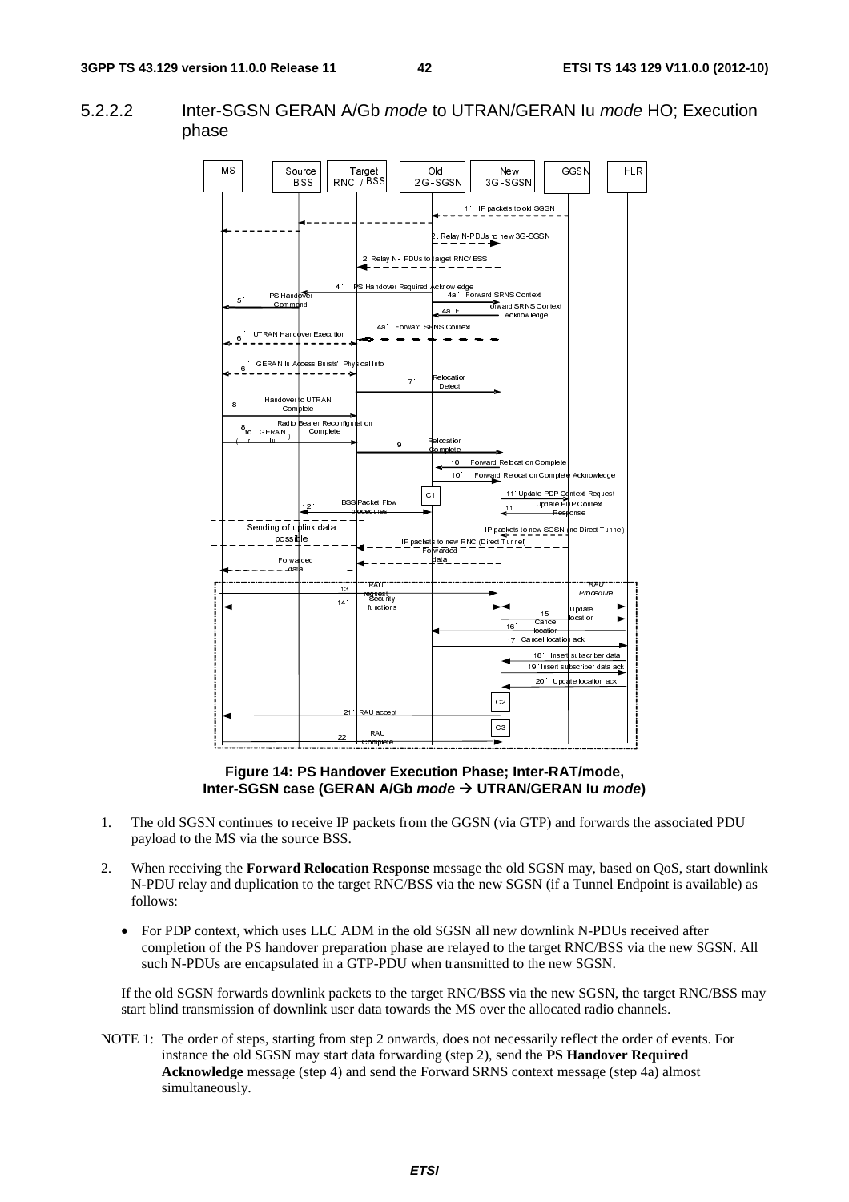### 5.2.2.2 Inter-SGSN GERAN A/Gb *mode* to UTRAN/GERAN Iu *mode* HO; Execution phase

MS
Source BSS
Target RNC / BSS
Old 2G-SGSN
New 3G-SGSN
GGSN
HLR
1´ IP packets to old SGSN
2. Relay N-PDUs to new 3G-SGSN
2´Relay N- PDUs to target RNC/ BSS
4´ PS Handover Required Acknowledge
4a´ Forward SRNS Context
5´ PS Handover Command
4a´F Forward SRNS Context Acknowledge
4a´ Forward SRNS Context
6´ UTRAN Handover Execution
6´ GERAN Iu Access Bursts' Physical Info
7´ Relocation Detect
8´ Handover to UTRAN Complete
8´ (for GERAN Iu) Radio Bearer Reconfiguration Complete
9´ Relocation Complete
10´ Forward Relocation Complete
10´ Forward Relocation Complete Acknowledge
C1
11´ Update PDP Context Request
11´ Update PDP Context Response
12´ BSS Packet Flow procedures
Sending of uplink data possible
IP packets to new SGSN (no Direct Tunnel)
IP packets to new RNC (Direct Tunnel)
Forwarded data
Forwarded data
RAU Procedure
13´ RAU request
14´ Security functions
15´ Update location
16´ Cancel location
17. Cancel location ack
18´ Insert subscriber data
19´ Insert subscriber data ack
20´ Update location ack
C2
21´ RAU accept
C3
22´ RAU Complete

**Figure 14: PS Handover Execution Phase; Inter-RAT/mode, Inter-SGSN case (GERAN A/Gb *mode* → UTRAN/GERAN Iu *mode*)**

1. The old SGSN continues to receive IP packets from the GGSN (via GTP) and forwards the associated PDU payload to the MS via the source BSS.

2. When receiving the **Forward Relocation Response** message the old SGSN may, based on QoS, start downlink N-PDU relay and duplication to the target RNC/BSS via the new SGSN (if a Tunnel Endpoint is available) as follows:

   - For PDP context, which uses LLC ADM in the old SGSN all new downlink N-PDUs received after completion of the PS handover preparation phase are relayed to the target RNC/BSS via the new SGSN. All such N-PDUs are encapsulated in a GTP-PDU when transmitted to the new SGSN.

   If the old SGSN forwards downlink packets to the target RNC/BSS via the new SGSN, the target RNC/BSS may start blind transmission of downlink user data towards the MS over the allocated radio channels.

NOTE 1: The order of steps, starting from step 2 onwards, does not necessarily reflect the order of events. For instance the old SGSN may start data forwarding (step 2), send the **PS Handover Required Acknowledge** message (step 4) and send the Forward SRNS context message (step 4a) almost simultaneously.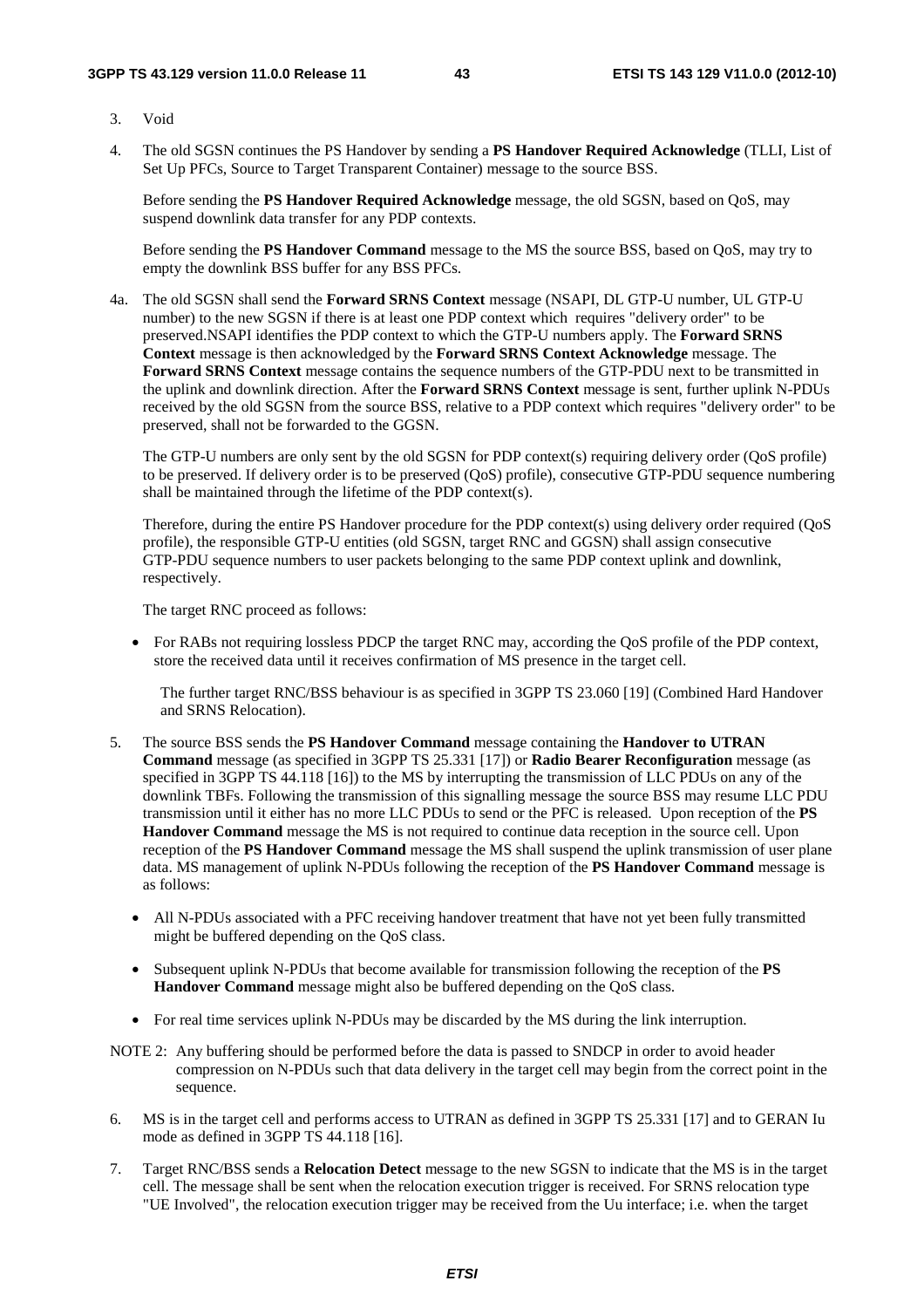3. Void

4. The old SGSN continues the PS Handover by sending a **PS Handover Required Acknowledge** (TLLI, List of Set Up PFCs, Source to Target Transparent Container) message to the source BSS.

   Before sending the **PS Handover Required Acknowledge** message, the old SGSN, based on QoS, may suspend downlink data transfer for any PDP contexts.

   Before sending the **PS Handover Command** message to the MS the source BSS, based on QoS, may try to empty the downlink BSS buffer for any BSS PFCs.

4a. The old SGSN shall send the **Forward SRNS Context** message (NSAPI, DL GTP-U number, UL GTP-U number) to the new SGSN if there is at least one PDP context which requires "delivery order" to be preserved.NSAPI identifies the PDP context to which the GTP-U numbers apply. The **Forward SRNS Context** message is then acknowledged by the **Forward SRNS Context Acknowledge** message. The **Forward SRNS Context** message contains the sequence numbers of the GTP-PDU next to be transmitted in the uplink and downlink direction. After the **Forward SRNS Context** message is sent, further uplink N-PDUs received by the old SGSN from the source BSS, relative to a PDP context which requires "delivery order" to be preserved, shall not be forwarded to the GGSN.

   The GTP-U numbers are only sent by the old SGSN for PDP context(s) requiring delivery order (QoS profile) to be preserved. If delivery order is to be preserved (QoS) profile), consecutive GTP-PDU sequence numbering shall be maintained through the lifetime of the PDP context(s).

   Therefore, during the entire PS Handover procedure for the PDP context(s) using delivery order required (QoS profile), the responsible GTP-U entities (old SGSN, target RNC and GGSN) shall assign consecutive GTP-PDU sequence numbers to user packets belonging to the same PDP context uplink and downlink, respectively.

   The target RNC proceed as follows:

   - For RABs not requiring lossless PDCP the target RNC may, according the QoS profile of the PDP context, store the received data until it receives confirmation of MS presence in the target cell.

     The further target RNC/BSS behaviour is as specified in 3GPP TS 23.060 [19] (Combined Hard Handover and SRNS Relocation).

5. The source BSS sends the **PS Handover Command** message containing the **Handover to UTRAN Command** message (as specified in 3GPP TS 25.331 [17]) or **Radio Bearer Reconfiguration** message (as specified in 3GPP TS 44.118 [16]) to the MS by interrupting the transmission of LLC PDUs on any of the downlink TBFs. Following the transmission of this signalling message the source BSS may resume LLC PDU transmission until it either has no more LLC PDUs to send or the PFC is released. Upon reception of the **PS Handover Command** message the MS is not required to continue data reception in the source cell. Upon reception of the **PS Handover Command** message the MS shall suspend the uplink transmission of user plane data. MS management of uplink N-PDUs following the reception of the **PS Handover Command** message is as follows:

   - All N-PDUs associated with a PFC receiving handover treatment that have not yet been fully transmitted might be buffered depending on the QoS class.
   - Subsequent uplink N-PDUs that become available for transmission following the reception of the **PS Handover Command** message might also be buffered depending on the QoS class.
   - For real time services uplink N-PDUs may be discarded by the MS during the link interruption.

NOTE 2: Any buffering should be performed before the data is passed to SNDCP in order to avoid header compression on N-PDUs such that data delivery in the target cell may begin from the correct point in the sequence.

6. MS is in the target cell and performs access to UTRAN as defined in 3GPP TS 25.331 [17] and to GERAN Iu mode as defined in 3GPP TS 44.118 [16].

7. Target RNC/BSS sends a **Relocation Detect** message to the new SGSN to indicate that the MS is in the target cell. The message shall be sent when the relocation execution trigger is received. For SRNS relocation type "UE Involved", the relocation execution trigger may be received from the Uu interface; i.e. when the target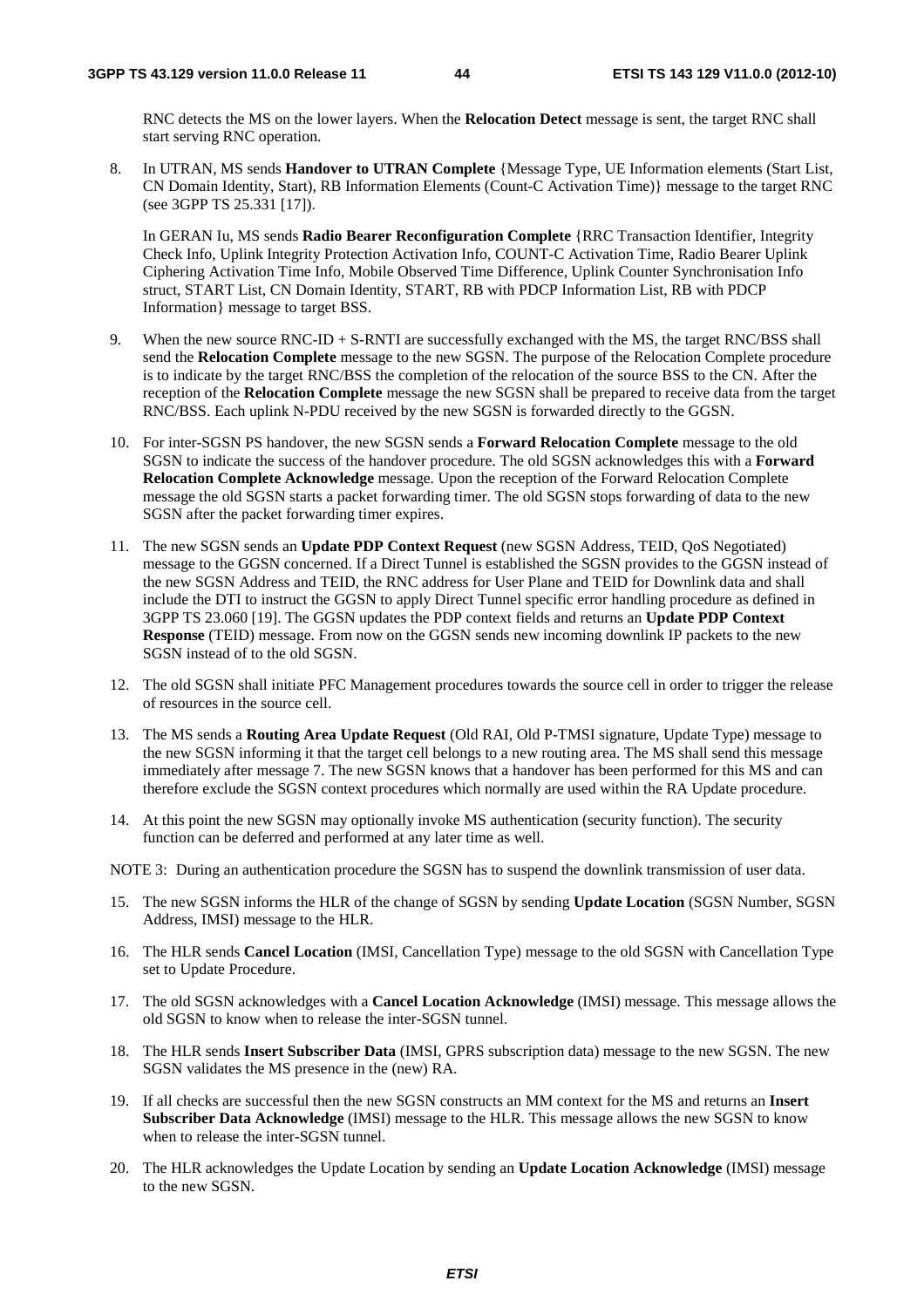RNC detects the MS on the lower layers. When the **Relocation Detect** message is sent, the target RNC shall start serving RNC operation.

8. In UTRAN, MS sends **Handover to UTRAN Complete** {Message Type, UE Information elements (Start List, CN Domain Identity, Start), RB Information Elements (Count-C Activation Time)} message to the target RNC (see 3GPP TS 25.331 [17]).

   In GERAN Iu, MS sends **Radio Bearer Reconfiguration Complete** {RRC Transaction Identifier, Integrity Check Info, Uplink Integrity Protection Activation Info, COUNT-C Activation Time, Radio Bearer Uplink Ciphering Activation Time Info, Mobile Observed Time Difference, Uplink Counter Synchronisation Info struct, START List, CN Domain Identity, START, RB with PDCP Information List, RB with PDCP Information} message to target BSS.

9. When the new source RNC-ID + S-RNTI are successfully exchanged with the MS, the target RNC/BSS shall send the **Relocation Complete** message to the new SGSN. The purpose of the Relocation Complete procedure is to indicate by the target RNC/BSS the completion of the relocation of the source BSS to the CN. After the reception of the **Relocation Complete** message the new SGSN shall be prepared to receive data from the target RNC/BSS. Each uplink N-PDU received by the new SGSN is forwarded directly to the GGSN.

10. For inter-SGSN PS handover, the new SGSN sends a **Forward Relocation Complete** message to the old SGSN to indicate the success of the handover procedure. The old SGSN acknowledges this with a **Forward Relocation Complete Acknowledge** message. Upon the reception of the Forward Relocation Complete message the old SGSN starts a packet forwarding timer. The old SGSN stops forwarding of data to the new SGSN after the packet forwarding timer expires.

11. The new SGSN sends an **Update PDP Context Request** (new SGSN Address, TEID, QoS Negotiated) message to the GGSN concerned. If a Direct Tunnel is established the SGSN provides to the GGSN instead of the new SGSN Address and TEID, the RNC address for User Plane and TEID for Downlink data and shall include the DTI to instruct the GGSN to apply Direct Tunnel specific error handling procedure as defined in 3GPP TS 23.060 [19]. The GGSN updates the PDP context fields and returns an **Update PDP Context Response** (TEID) message. From now on the GGSN sends new incoming downlink IP packets to the new SGSN instead of to the old SGSN.

12. The old SGSN shall initiate PFC Management procedures towards the source cell in order to trigger the release of resources in the source cell.

13. The MS sends a **Routing Area Update Request** (Old RAI, Old P-TMSI signature, Update Type) message to the new SGSN informing it that the target cell belongs to a new routing area. The MS shall send this message immediately after message 7. The new SGSN knows that a handover has been performed for this MS and can therefore exclude the SGSN context procedures which normally are used within the RA Update procedure.

14. At this point the new SGSN may optionally invoke MS authentication (security function). The security function can be deferred and performed at any later time as well.

NOTE 3: During an authentication procedure the SGSN has to suspend the downlink transmission of user data.

15. The new SGSN informs the HLR of the change of SGSN by sending **Update Location** (SGSN Number, SGSN Address, IMSI) message to the HLR.

16. The HLR sends **Cancel Location** (IMSI, Cancellation Type) message to the old SGSN with Cancellation Type set to Update Procedure.

17. The old SGSN acknowledges with a **Cancel Location Acknowledge** (IMSI) message. This message allows the old SGSN to know when to release the inter-SGSN tunnel.

18. The HLR sends **Insert Subscriber Data** (IMSI, GPRS subscription data) message to the new SGSN. The new SGSN validates the MS presence in the (new) RA.

19. If all checks are successful then the new SGSN constructs an MM context for the MS and returns an **Insert Subscriber Data Acknowledge** (IMSI) message to the HLR. This message allows the new SGSN to know when to release the inter-SGSN tunnel.

20. The HLR acknowledges the Update Location by sending an **Update Location Acknowledge** (IMSI) message to the new SGSN.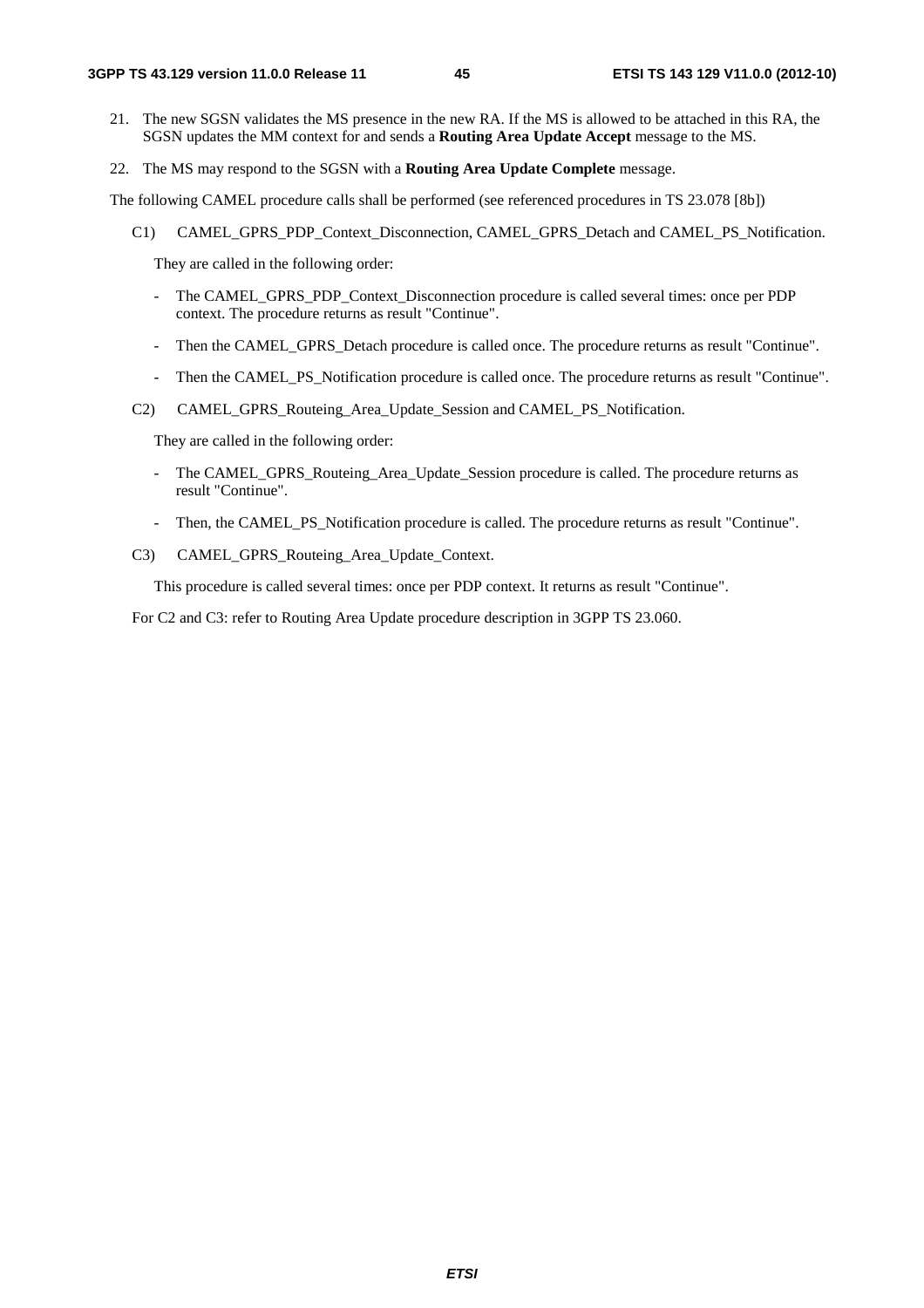21. The new SGSN validates the MS presence in the new RA. If the MS is allowed to be attached in this RA, the SGSN updates the MM context for and sends a **Routing Area Update Accept** message to the MS.

22. The MS may respond to the SGSN with a **Routing Area Update Complete** message.

The following CAMEL procedure calls shall be performed (see referenced procedures in TS 23.078 [8b])

C1) CAMEL_GPRS_PDP_Context_Disconnection, CAMEL_GPRS_Detach and CAMEL_PS_Notification.

They are called in the following order:

- The CAMEL_GPRS_PDP_Context_Disconnection procedure is called several times: once per PDP context. The procedure returns as result "Continue".
- Then the CAMEL_GPRS_Detach procedure is called once. The procedure returns as result "Continue".
- Then the CAMEL_PS_Notification procedure is called once. The procedure returns as result "Continue".

C2) CAMEL_GPRS_Routeing_Area_Update_Session and CAMEL_PS_Notification.

They are called in the following order:

- The CAMEL_GPRS_Routeing_Area_Update_Session procedure is called. The procedure returns as result "Continue".
- Then, the CAMEL_PS_Notification procedure is called. The procedure returns as result "Continue".

C3) CAMEL_GPRS_Routeing_Area_Update_Context.

This procedure is called several times: once per PDP context. It returns as result "Continue".

For C2 and C3: refer to Routing Area Update procedure description in 3GPP TS 23.060.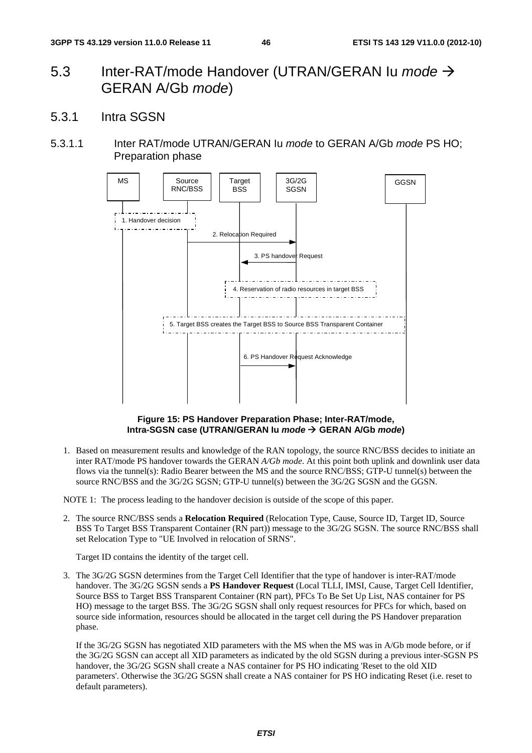## 5.3 Inter-RAT/mode Handover (UTRAN/GERAN Iu *mode* → GERAN A/Gb *mode*)

### 5.3.1 Intra SGSN

#### 5.3.1.1 Inter RAT/mode UTRAN/GERAN Iu *mode* to GERAN A/Gb *mode* PS HO; Preparation phase

MS

Source RNC/BSS

Target BSS

3G/2G SGSN

GGSN

1. Handover decision

2. Relocation Required

3. PS handover Request

4. Reservation of radio resources in target BSS

5. Target BSS creates the Target BSS to Source BSS Transparent Container

6. PS Handover Request Acknowledge

**Figure 15: PS Handover Preparation Phase; Inter-RAT/mode, Intra-SGSN case (UTRAN/GERAN Iu *mode* → GERAN A/Gb *mode*)**

1. Based on measurement results and knowledge of the RAN topology, the source RNC/BSS decides to initiate an inter RAT/mode PS handover towards the GERAN *A/Gb mode*. At this point both uplink and downlink user data flows via the tunnel(s): Radio Bearer between the MS and the source RNC/BSS; GTP-U tunnel(s) between the source RNC/BSS and the 3G/2G SGSN; GTP-U tunnel(s) between the 3G/2G SGSN and the GGSN.

NOTE 1: The process leading to the handover decision is outside of the scope of this paper.

2. The source RNC/BSS sends a **Relocation Required** (Relocation Type, Cause, Source ID, Target ID, Source BSS To Target BSS Transparent Container (RN part)) message to the 3G/2G SGSN. The source RNC/BSS shall set Relocation Type to "UE Involved in relocation of SRNS".

   Target ID contains the identity of the target cell.

3. The 3G/2G SGSN determines from the Target Cell Identifier that the type of handover is inter-RAT/mode handover. The 3G/2G SGSN sends a **PS Handover Request** (Local TLLI, IMSI, Cause, Target Cell Identifier, Source BSS to Target BSS Transparent Container (RN part), PFCs To Be Set Up List, NAS container for PS HO) message to the target BSS. The 3G/2G SGSN shall only request resources for PFCs for which, based on source side information, resources should be allocated in the target cell during the PS Handover preparation phase.

   If the 3G/2G SGSN has negotiated XID parameters with the MS when the MS was in A/Gb mode before, or if the 3G/2G SGSN can accept all XID parameters as indicated by the old SGSN during a previous inter-SGSN PS handover, the 3G/2G SGSN shall create a NAS container for PS HO indicating 'Reset to the old XID parameters'. Otherwise the 3G/2G SGSN shall create a NAS container for PS HO indicating Reset (i.e. reset to default parameters).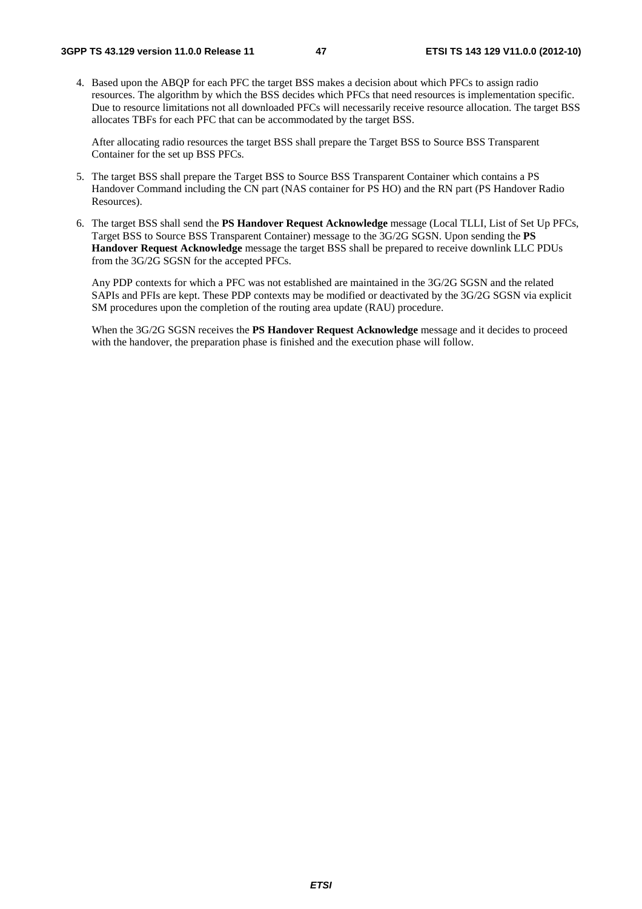4. Based upon the ABQP for each PFC the target BSS makes a decision about which PFCs to assign radio resources. The algorithm by which the BSS decides which PFCs that need resources is implementation specific. Due to resource limitations not all downloaded PFCs will necessarily receive resource allocation. The target BSS allocates TBFs for each PFC that can be accommodated by the target BSS.

   After allocating radio resources the target BSS shall prepare the Target BSS to Source BSS Transparent Container for the set up BSS PFCs.

5. The target BSS shall prepare the Target BSS to Source BSS Transparent Container which contains a PS Handover Command including the CN part (NAS container for PS HO) and the RN part (PS Handover Radio Resources).

6. The target BSS shall send the **PS Handover Request Acknowledge** message (Local TLLI, List of Set Up PFCs, Target BSS to Source BSS Transparent Container) message to the 3G/2G SGSN. Upon sending the **PS Handover Request Acknowledge** message the target BSS shall be prepared to receive downlink LLC PDUs from the 3G/2G SGSN for the accepted PFCs.

   Any PDP contexts for which a PFC was not established are maintained in the 3G/2G SGSN and the related SAPIs and PFIs are kept. These PDP contexts may be modified or deactivated by the 3G/2G SGSN via explicit SM procedures upon the completion of the routing area update (RAU) procedure.

   When the 3G/2G SGSN receives the **PS Handover Request Acknowledge** message and it decides to proceed with the handover, the preparation phase is finished and the execution phase will follow.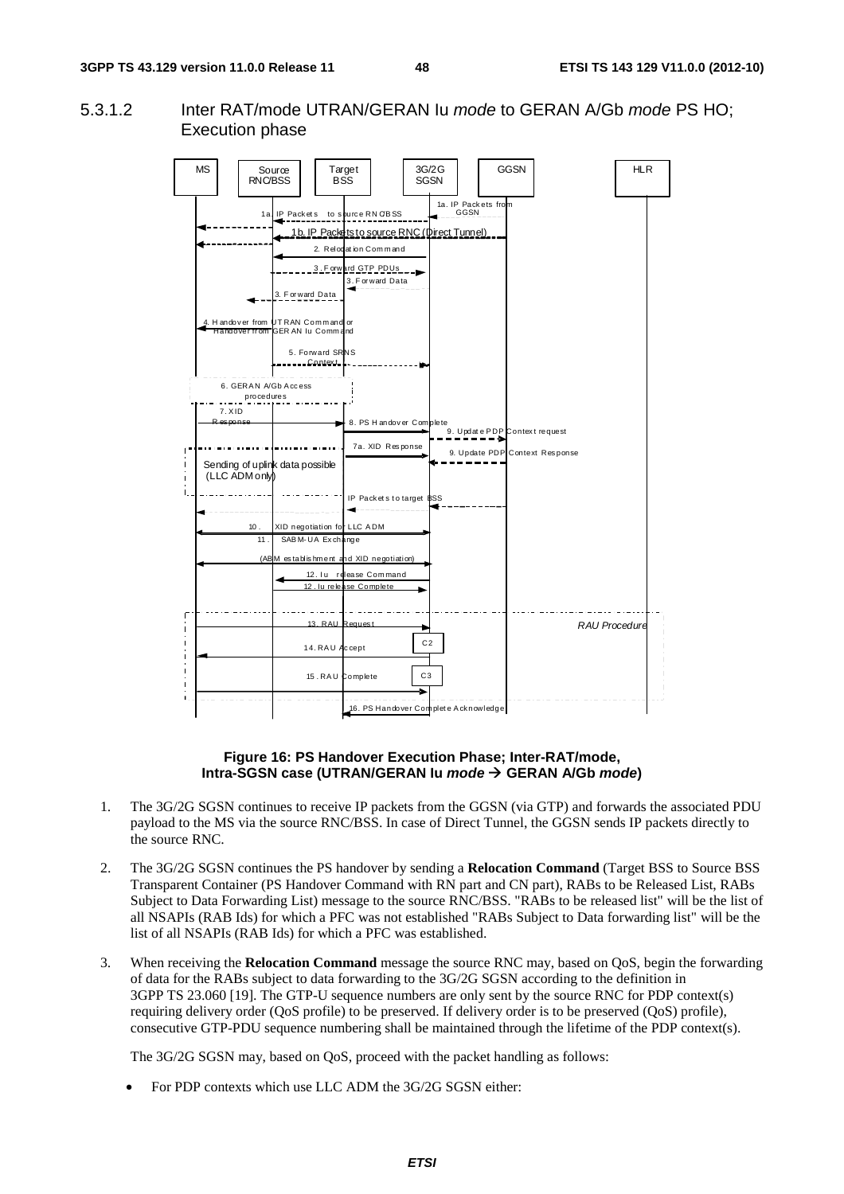### 5.3.1.2 Inter RAT/mode UTRAN/GERAN Iu *mode* to GERAN A/Gb *mode* PS HO; Execution phase

MS
Source RNC/BSS
Target BSS
3G/2G SGSN
GGSN
HLR
1a. IP Packets from GGSN
1a. IP Packets to source RNC/BSS
1b. IP Packets to source RNC (Direct Tunnel)
2. Relocation Command
3. Forward GTP PDUs
3. Forward Data
3. Forward Data
4. Handover from UTRAN Command or Handover from GERAN Iu Command
5. Forward SRNS Context
6. GERAN A/Gb Access procedures
7. XID Response
8. PS Handover Complete
9. Update PDP Context request
7a. XID Response
9. Update PDP Context Response
Sending of uplink data possible (LLC ADM only)
IP Packets to target BSS
10. XID negotiation for LLC ADM
11. SABM-UA Exchange
(ABM establishment and XID negotiation)
12. Iu release Command
12. Iu release Complete
13. RAU Request
RAU Procedure
C2
14. RAU Accept
15. RAU Complete
C3
16. PS Handover Complete Acknowledge

**Figure 16: PS Handover Execution Phase; Inter-RAT/mode, Intra-SGSN case (UTRAN/GERAN Iu *mode* → GERAN A/Gb *mode*)**

1. The 3G/2G SGSN continues to receive IP packets from the GGSN (via GTP) and forwards the associated PDU payload to the MS via the source RNC/BSS. In case of Direct Tunnel, the GGSN sends IP packets directly to the source RNC.

2. The 3G/2G SGSN continues the PS handover by sending a **Relocation Command** (Target BSS to Source BSS Transparent Container (PS Handover Command with RN part and CN part), RABs to be Released List, RABs Subject to Data Forwarding List) message to the source RNC/BSS. "RABs to be released list" will be the list of all NSAPIs (RAB Ids) for which a PFC was not established "RABs Subject to Data forwarding list" will be the list of all NSAPIs (RAB Ids) for which a PFC was established.

3. When receiving the **Relocation Command** message the source RNC may, based on QoS, begin the forwarding of data for the RABs subject to data forwarding to the 3G/2G SGSN according to the definition in 3GPP TS 23.060 [19]. The GTP-U sequence numbers are only sent by the source RNC for PDP context(s) requiring delivery order (QoS profile) to be preserved. If delivery order is to be preserved (QoS) profile), consecutive GTP-PDU sequence numbering shall be maintained through the lifetime of the PDP context(s).

   The 3G/2G SGSN may, based on QoS, proceed with the packet handling as follows:

   - For PDP contexts which use LLC ADM the 3G/2G SGSN either: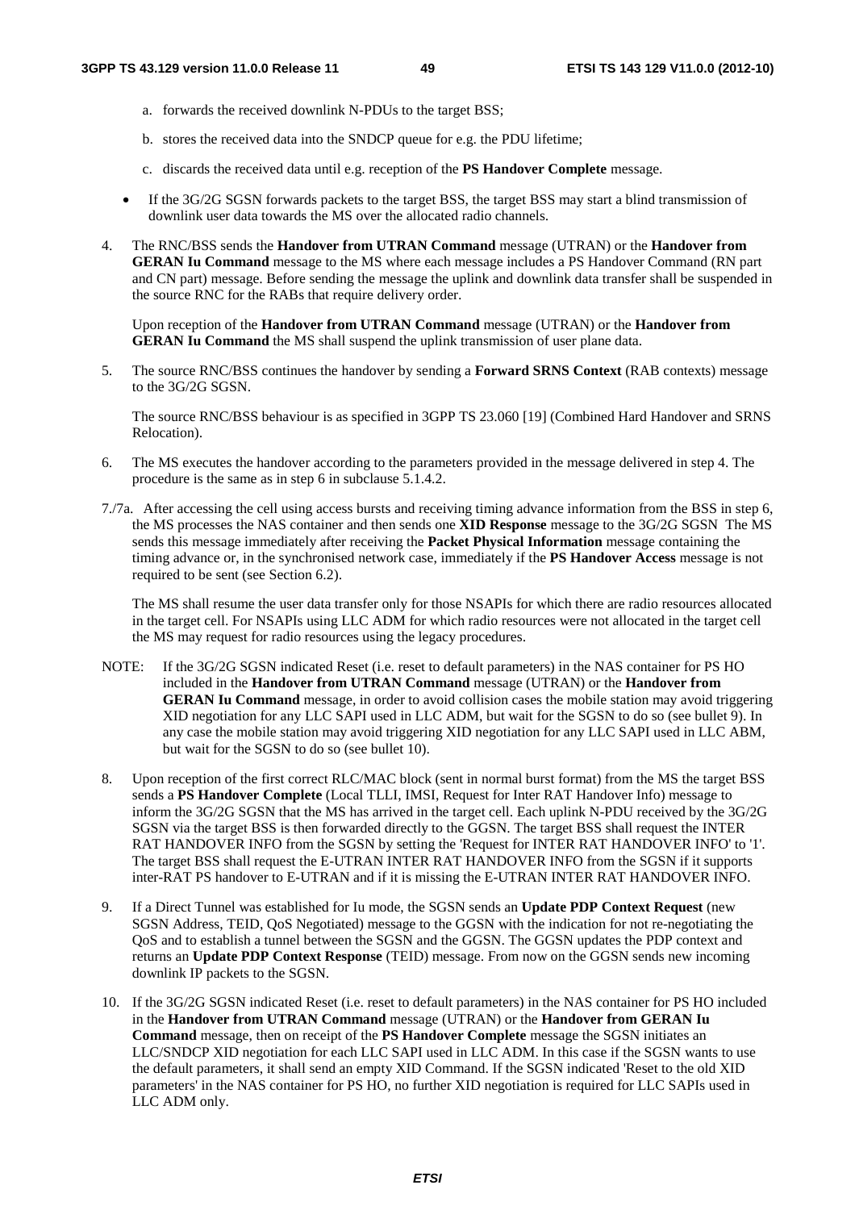a. forwards the received downlink N-PDUs to the target BSS;

b. stores the received data into the SNDCP queue for e.g. the PDU lifetime;

c. discards the received data until e.g. reception of the **PS Handover Complete** message.

- If the 3G/2G SGSN forwards packets to the target BSS, the target BSS may start a blind transmission of downlink user data towards the MS over the allocated radio channels.

4. The RNC/BSS sends the **Handover from UTRAN Command** message (UTRAN) or the **Handover from GERAN Iu Command** message to the MS where each message includes a PS Handover Command (RN part and CN part) message. Before sending the message the uplink and downlink data transfer shall be suspended in the source RNC for the RABs that require delivery order.

   Upon reception of the **Handover from UTRAN Command** message (UTRAN) or the **Handover from GERAN Iu Command** the MS shall suspend the uplink transmission of user plane data.

5. The source RNC/BSS continues the handover by sending a **Forward SRNS Context** (RAB contexts) message to the 3G/2G SGSN.

   The source RNC/BSS behaviour is as specified in 3GPP TS 23.060 [19] (Combined Hard Handover and SRNS Relocation).

6. The MS executes the handover according to the parameters provided in the message delivered in step 4. The procedure is the same as in step 6 in subclause 5.1.4.2.

7./7a. After accessing the cell using access bursts and receiving timing advance information from the BSS in step 6, the MS processes the NAS container and then sends one **XID Response** message to the 3G/2G SGSN The MS sends this message immediately after receiving the **Packet Physical Information** message containing the timing advance or, in the synchronised network case, immediately if the **PS Handover Access** message is not required to be sent (see Section 6.2).

   The MS shall resume the user data transfer only for those NSAPIs for which there are radio resources allocated in the target cell. For NSAPIs using LLC ADM for which radio resources were not allocated in the target cell the MS may request for radio resources using the legacy procedures.

NOTE: If the 3G/2G SGSN indicated Reset (i.e. reset to default parameters) in the NAS container for PS HO included in the **Handover from UTRAN Command** message (UTRAN) or the **Handover from GERAN Iu Command** message, in order to avoid collision cases the mobile station may avoid triggering XID negotiation for any LLC SAPI used in LLC ADM, but wait for the SGSN to do so (see bullet 9). In any case the mobile station may avoid triggering XID negotiation for any LLC SAPI used in LLC ABM, but wait for the SGSN to do so (see bullet 10).

8. Upon reception of the first correct RLC/MAC block (sent in normal burst format) from the MS the target BSS sends a **PS Handover Complete** (Local TLLI, IMSI, Request for Inter RAT Handover Info) message to inform the 3G/2G SGSN that the MS has arrived in the target cell. Each uplink N-PDU received by the 3G/2G SGSN via the target BSS is then forwarded directly to the GGSN. The target BSS shall request the INTER RAT HANDOVER INFO from the SGSN by setting the 'Request for INTER RAT HANDOVER INFO' to '1'. The target BSS shall request the E-UTRAN INTER RAT HANDOVER INFO from the SGSN if it supports inter-RAT PS handover to E-UTRAN and if it is missing the E-UTRAN INTER RAT HANDOVER INFO.

9. If a Direct Tunnel was established for Iu mode, the SGSN sends an **Update PDP Context Request** (new SGSN Address, TEID, QoS Negotiated) message to the GGSN with the indication for not re-negotiating the QoS and to establish a tunnel between the SGSN and the GGSN. The GGSN updates the PDP context and returns an **Update PDP Context Response** (TEID) message. From now on the GGSN sends new incoming downlink IP packets to the SGSN.

10. If the 3G/2G SGSN indicated Reset (i.e. reset to default parameters) in the NAS container for PS HO included in the **Handover from UTRAN Command** message (UTRAN) or the **Handover from GERAN Iu Command** message, then on receipt of the **PS Handover Complete** message the SGSN initiates an LLC/SNDCP XID negotiation for each LLC SAPI used in LLC ADM. In this case if the SGSN wants to use the default parameters, it shall send an empty XID Command. If the SGSN indicated 'Reset to the old XID parameters' in the NAS container for PS HO, no further XID negotiation is required for LLC SAPIs used in LLC ADM only.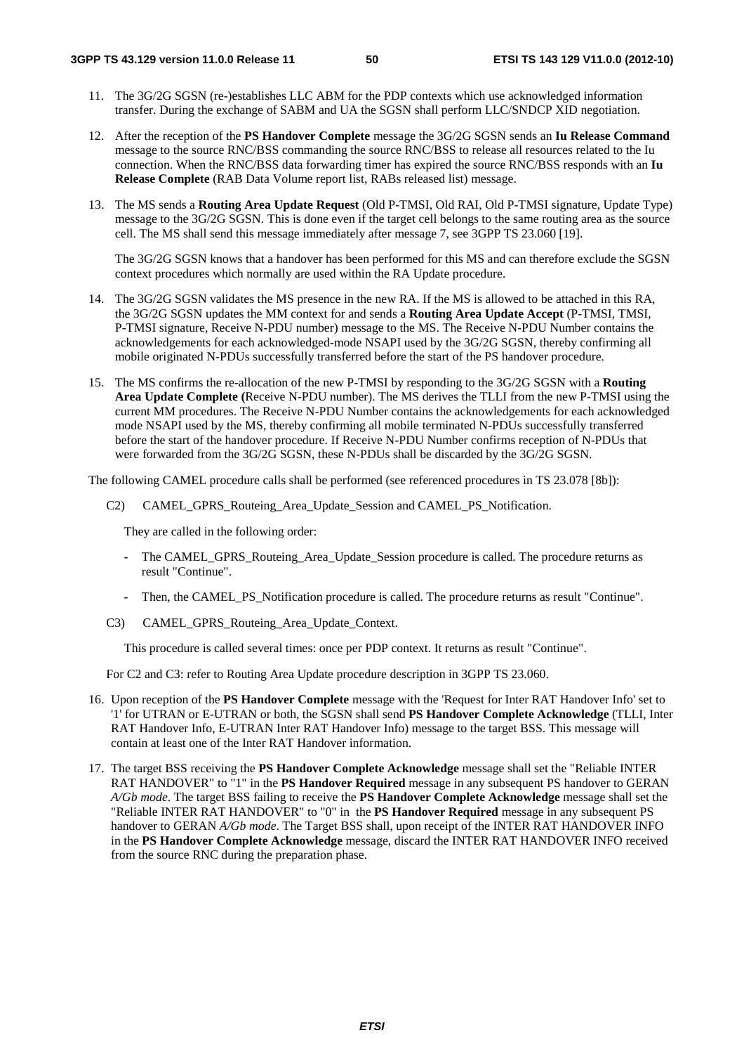11. The 3G/2G SGSN (re-)establishes LLC ABM for the PDP contexts which use acknowledged information transfer. During the exchange of SABM and UA the SGSN shall perform LLC/SNDCP XID negotiation.

12. After the reception of the **PS Handover Complete** message the 3G/2G SGSN sends an **Iu Release Command** message to the source RNC/BSS commanding the source RNC/BSS to release all resources related to the Iu connection. When the RNC/BSS data forwarding timer has expired the source RNC/BSS responds with an **Iu Release Complete** (RAB Data Volume report list, RABs released list) message.

13. The MS sends a **Routing Area Update Request** (Old P-TMSI, Old RAI, Old P-TMSI signature, Update Type) message to the 3G/2G SGSN. This is done even if the target cell belongs to the same routing area as the source cell. The MS shall send this message immediately after message 7, see 3GPP TS 23.060 [19].

    The 3G/2G SGSN knows that a handover has been performed for this MS and can therefore exclude the SGSN context procedures which normally are used within the RA Update procedure.

14. The 3G/2G SGSN validates the MS presence in the new RA. If the MS is allowed to be attached in this RA, the 3G/2G SGSN updates the MM context for and sends a **Routing Area Update Accept** (P-TMSI, TMSI, P-TMSI signature, Receive N-PDU number) message to the MS. The Receive N-PDU Number contains the acknowledgements for each acknowledged-mode NSAPI used by the 3G/2G SGSN, thereby confirming all mobile originated N-PDUs successfully transferred before the start of the PS handover procedure.

15. The MS confirms the re-allocation of the new P-TMSI by responding to the 3G/2G SGSN with a **Routing Area Update Complete (**Receive N-PDU number). The MS derives the TLLI from the new P-TMSI using the current MM procedures. The Receive N-PDU Number contains the acknowledgements for each acknowledged mode NSAPI used by the MS, thereby confirming all mobile terminated N-PDUs successfully transferred before the start of the handover procedure. If Receive N-PDU Number confirms reception of N-PDUs that were forwarded from the 3G/2G SGSN, these N-PDUs shall be discarded by the 3G/2G SGSN.

The following CAMEL procedure calls shall be performed (see referenced procedures in TS 23.078 [8b]):

C2) CAMEL_GPRS_Routeing_Area_Update_Session and CAMEL_PS_Notification.

They are called in the following order:

- The CAMEL_GPRS_Routeing_Area_Update_Session procedure is called. The procedure returns as result "Continue".
- Then, the CAMEL_PS_Notification procedure is called. The procedure returns as result "Continue".

C3) CAMEL_GPRS_Routeing_Area_Update_Context.

This procedure is called several times: once per PDP context. It returns as result "Continue".

For C2 and C3: refer to Routing Area Update procedure description in 3GPP TS 23.060.

16. Upon reception of the **PS Handover Complete** message with the 'Request for Inter RAT Handover Info' set to '1' for UTRAN or E-UTRAN or both, the SGSN shall send **PS Handover Complete Acknowledge** (TLLI, Inter RAT Handover Info, E-UTRAN Inter RAT Handover Info) message to the target BSS. This message will contain at least one of the Inter RAT Handover information.

17. The target BSS receiving the **PS Handover Complete Acknowledge** message shall set the "Reliable INTER RAT HANDOVER" to "1" in the **PS Handover Required** message in any subsequent PS handover to GERAN *A/Gb mode*. The target BSS failing to receive the **PS Handover Complete Acknowledge** message shall set the "Reliable INTER RAT HANDOVER" to "0" in the **PS Handover Required** message in any subsequent PS handover to GERAN *A/Gb mode*. The Target BSS shall, upon receipt of the INTER RAT HANDOVER INFO in the **PS Handover Complete Acknowledge** message, discard the INTER RAT HANDOVER INFO received from the source RNC during the preparation phase.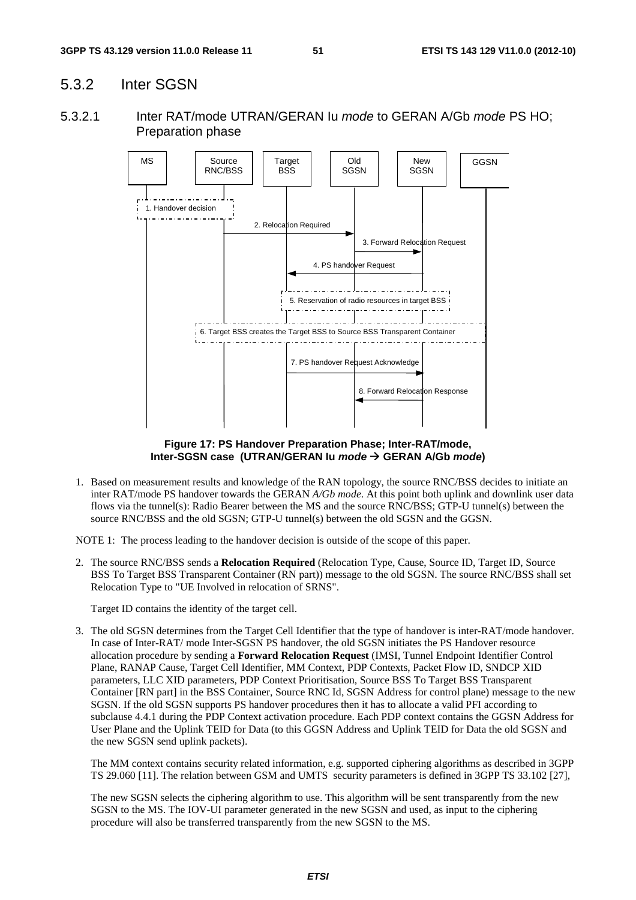### 5.3.2 Inter SGSN

#### 5.3.2.1 Inter RAT/mode UTRAN/GERAN Iu *mode* to GERAN A/Gb *mode* PS HO; Preparation phase

MS
Source RNC/BSS
Target BSS
Old SGSN
New SGSN
GGSN
1. Handover decision
2. Relocation Required
3. Forward Relocation Request
4. PS handover Request
5. Reservation of radio resources in target BSS
6. Target BSS creates the Target BSS to Source BSS Transparent Container
7. PS handover Request Acknowledge
8. Forward Relocation Response

**Figure 17: PS Handover Preparation Phase; Inter-RAT/mode, Inter-SGSN case (UTRAN/GERAN Iu *mode* → GERAN A/Gb *mode*)**

1. Based on measurement results and knowledge of the RAN topology, the source RNC/BSS decides to initiate an inter RAT/mode PS handover towards the GERAN *A/Gb mode*. At this point both uplink and downlink user data flows via the tunnel(s): Radio Bearer between the MS and the source RNC/BSS; GTP-U tunnel(s) between the source RNC/BSS and the old SGSN; GTP-U tunnel(s) between the old SGSN and the GGSN.

NOTE 1: The process leading to the handover decision is outside of the scope of this paper.

2. The source RNC/BSS sends a **Relocation Required** (Relocation Type, Cause, Source ID, Target ID, Source BSS To Target BSS Transparent Container (RN part)) message to the old SGSN. The source RNC/BSS shall set Relocation Type to "UE Involved in relocation of SRNS".

   Target ID contains the identity of the target cell.

3. The old SGSN determines from the Target Cell Identifier that the type of handover is inter-RAT/mode handover. In case of Inter-RAT/ mode Inter-SGSN PS handover, the old SGSN initiates the PS Handover resource allocation procedure by sending a **Forward Relocation Request** (IMSI, Tunnel Endpoint Identifier Control Plane, RANAP Cause, Target Cell Identifier, MM Context, PDP Contexts, Packet Flow ID, SNDCP XID parameters, LLC XID parameters, PDP Context Prioritisation, Source BSS To Target BSS Transparent Container [RN part] in the BSS Container, Source RNC Id, SGSN Address for control plane) message to the new SGSN. If the old SGSN supports PS handover procedures then it has to allocate a valid PFI according to subclause 4.4.1 during the PDP Context activation procedure. Each PDP context contains the GGSN Address for User Plane and the Uplink TEID for Data (to this GGSN Address and Uplink TEID for Data the old SGSN and the new SGSN send uplink packets).

   The MM context contains security related information, e.g. supported ciphering algorithms as described in 3GPP TS 29.060 [11]. The relation between GSM and UMTS security parameters is defined in 3GPP TS 33.102 [27],

   The new SGSN selects the ciphering algorithm to use. This algorithm will be sent transparently from the new SGSN to the MS. The IOV-UI parameter generated in the new SGSN and used, as input to the ciphering procedure will also be transferred transparently from the new SGSN to the MS.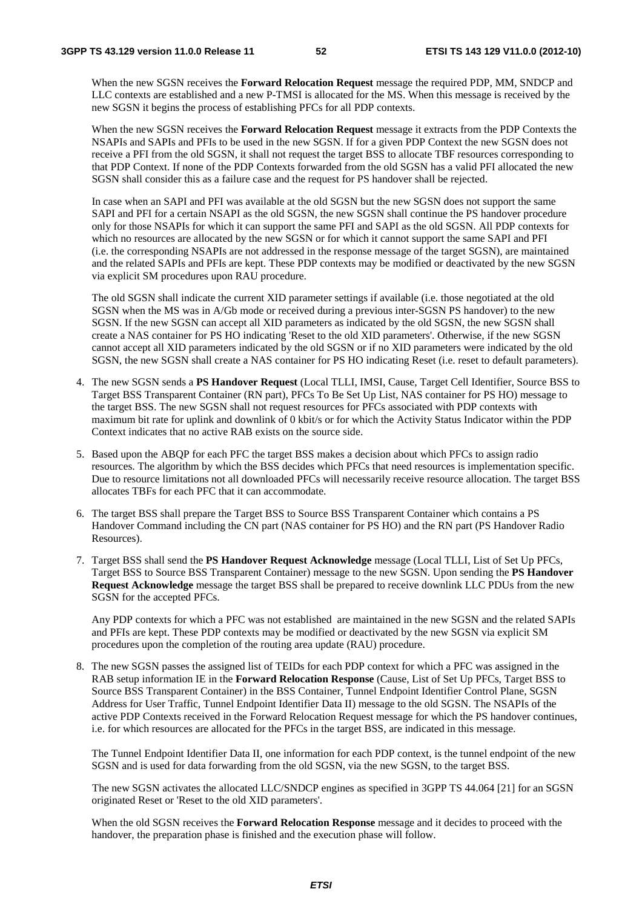When the new SGSN receives the **Forward Relocation Request** message the required PDP, MM, SNDCP and LLC contexts are established and a new P-TMSI is allocated for the MS. When this message is received by the new SGSN it begins the process of establishing PFCs for all PDP contexts.

When the new SGSN receives the **Forward Relocation Request** message it extracts from the PDP Contexts the NSAPIs and SAPIs and PFIs to be used in the new SGSN. If for a given PDP Context the new SGSN does not receive a PFI from the old SGSN, it shall not request the target BSS to allocate TBF resources corresponding to that PDP Context. If none of the PDP Contexts forwarded from the old SGSN has a valid PFI allocated the new SGSN shall consider this as a failure case and the request for PS handover shall be rejected.

In case when an SAPI and PFI was available at the old SGSN but the new SGSN does not support the same SAPI and PFI for a certain NSAPI as the old SGSN, the new SGSN shall continue the PS handover procedure only for those NSAPIs for which it can support the same PFI and SAPI as the old SGSN. All PDP contexts for which no resources are allocated by the new SGSN or for which it cannot support the same SAPI and PFI (i.e. the corresponding NSAPIs are not addressed in the response message of the target SGSN), are maintained and the related SAPIs and PFIs are kept. These PDP contexts may be modified or deactivated by the new SGSN via explicit SM procedures upon RAU procedure.

The old SGSN shall indicate the current XID parameter settings if available (i.e. those negotiated at the old SGSN when the MS was in A/Gb mode or received during a previous inter-SGSN PS handover) to the new SGSN. If the new SGSN can accept all XID parameters as indicated by the old SGSN, the new SGSN shall create a NAS container for PS HO indicating 'Reset to the old XID parameters'. Otherwise, if the new SGSN cannot accept all XID parameters indicated by the old SGSN or if no XID parameters were indicated by the old SGSN, the new SGSN shall create a NAS container for PS HO indicating Reset (i.e. reset to default parameters).

4. The new SGSN sends a **PS Handover Request** (Local TLLI, IMSI, Cause, Target Cell Identifier, Source BSS to Target BSS Transparent Container (RN part), PFCs To Be Set Up List, NAS container for PS HO) message to the target BSS. The new SGSN shall not request resources for PFCs associated with PDP contexts with maximum bit rate for uplink and downlink of 0 kbit/s or for which the Activity Status Indicator within the PDP Context indicates that no active RAB exists on the source side.

5. Based upon the ABQP for each PFC the target BSS makes a decision about which PFCs to assign radio resources. The algorithm by which the BSS decides which PFCs that need resources is implementation specific. Due to resource limitations not all downloaded PFCs will necessarily receive resource allocation. The target BSS allocates TBFs for each PFC that it can accommodate.

6. The target BSS shall prepare the Target BSS to Source BSS Transparent Container which contains a PS Handover Command including the CN part (NAS container for PS HO) and the RN part (PS Handover Radio Resources).

7. Target BSS shall send the **PS Handover Request Acknowledge** message (Local TLLI, List of Set Up PFCs, Target BSS to Source BSS Transparent Container) message to the new SGSN. Upon sending the **PS Handover Request Acknowledge** message the target BSS shall be prepared to receive downlink LLC PDUs from the new SGSN for the accepted PFCs.

   Any PDP contexts for which a PFC was not established are maintained in the new SGSN and the related SAPIs and PFIs are kept. These PDP contexts may be modified or deactivated by the new SGSN via explicit SM procedures upon the completion of the routing area update (RAU) procedure.

8. The new SGSN passes the assigned list of TEIDs for each PDP context for which a PFC was assigned in the RAB setup information IE in the **Forward Relocation Response** (Cause, List of Set Up PFCs, Target BSS to Source BSS Transparent Container) in the BSS Container, Tunnel Endpoint Identifier Control Plane, SGSN Address for User Traffic, Tunnel Endpoint Identifier Data II) message to the old SGSN. The NSAPIs of the active PDP Contexts received in the Forward Relocation Request message for which the PS handover continues, i.e. for which resources are allocated for the PFCs in the target BSS, are indicated in this message.

   The Tunnel Endpoint Identifier Data II, one information for each PDP context, is the tunnel endpoint of the new SGSN and is used for data forwarding from the old SGSN, via the new SGSN, to the target BSS.

   The new SGSN activates the allocated LLC/SNDCP engines as specified in 3GPP TS 44.064 [21] for an SGSN originated Reset or 'Reset to the old XID parameters'.

   When the old SGSN receives the **Forward Relocation Response** message and it decides to proceed with the handover, the preparation phase is finished and the execution phase will follow.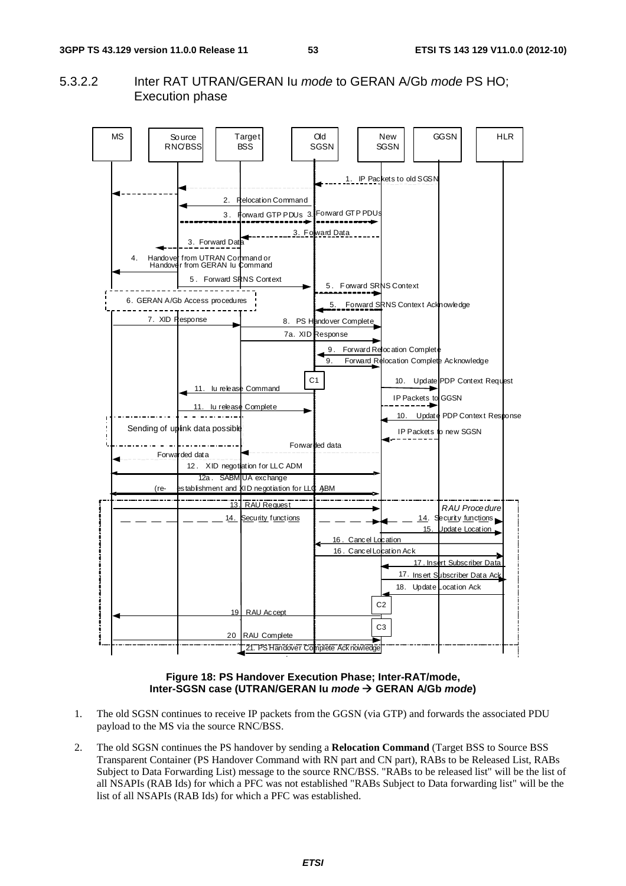### 5.3.2.2 Inter RAT UTRAN/GERAN Iu *mode* to GERAN A/Gb *mode* PS HO; Execution phase

MS
Source RNC/BSS
Target BSS
Old SGSN
New SGSN
GGSN
HLR

1. IP Packets to old SGSN
2. Relocation Command
3. Forward GTP PDUs
3. Forward GTP PDUs
3. Forward Data
3. Forward Data
4. Handover from UTRAN Command or Handover from GERAN Iu Command
5. Forward SRNS Context
5. Forward SRNS Context
5. Forward SRNS Context Acknowledge
6. GERAN A/Gb Access procedures
7. XID Response
8. PS Handover Complete
7a. XID Response
9. Forward Relocation Complete
9. Forward Relocation Complete Acknowledge
C1
10. Update PDP Context Request
11. Iu release Command
IP Packets to GGSN
11. Iu release Complete
10. Update PDP Context Response
Sending of uplink data possible
IP Packets to new SGSN
Forwarded data
Forwarded data
12. XID negotiation for LLC ADM
12a. SABM/UA exchange
(re-establishment and XID negotiation for LLC ABM
13. RAU Request
RAU Procedure
14. Security functions
14. Security functions
15. Update Location
16. Cancel Location
16. Cancel Location Ack
17. Insert Subscriber Data
17. Insert Subscriber Data Ack
18. Update Location Ack
C2
19. RAU Accept
C3
20. RAU Complete
21. PS Handover Complete Acknowledge

**Figure 18: PS Handover Execution Phase; Inter-RAT/mode, Inter-SGSN case (UTRAN/GERAN Iu *mode* → GERAN A/Gb *mode*)**

1. The old SGSN continues to receive IP packets from the GGSN (via GTP) and forwards the associated PDU payload to the MS via the source RNC/BSS.

2. The old SGSN continues the PS handover by sending a **Relocation Command** (Target BSS to Source BSS Transparent Container (PS Handover Command with RN part and CN part), RABs to be Released List, RABs Subject to Data Forwarding List) message to the source RNC/BSS. "RABs to be released list" will be the list of all NSAPIs (RAB Ids) for which a PFC was not established "RABs Subject to Data forwarding list" will be the list of all NSAPIs (RAB Ids) for which a PFC was established.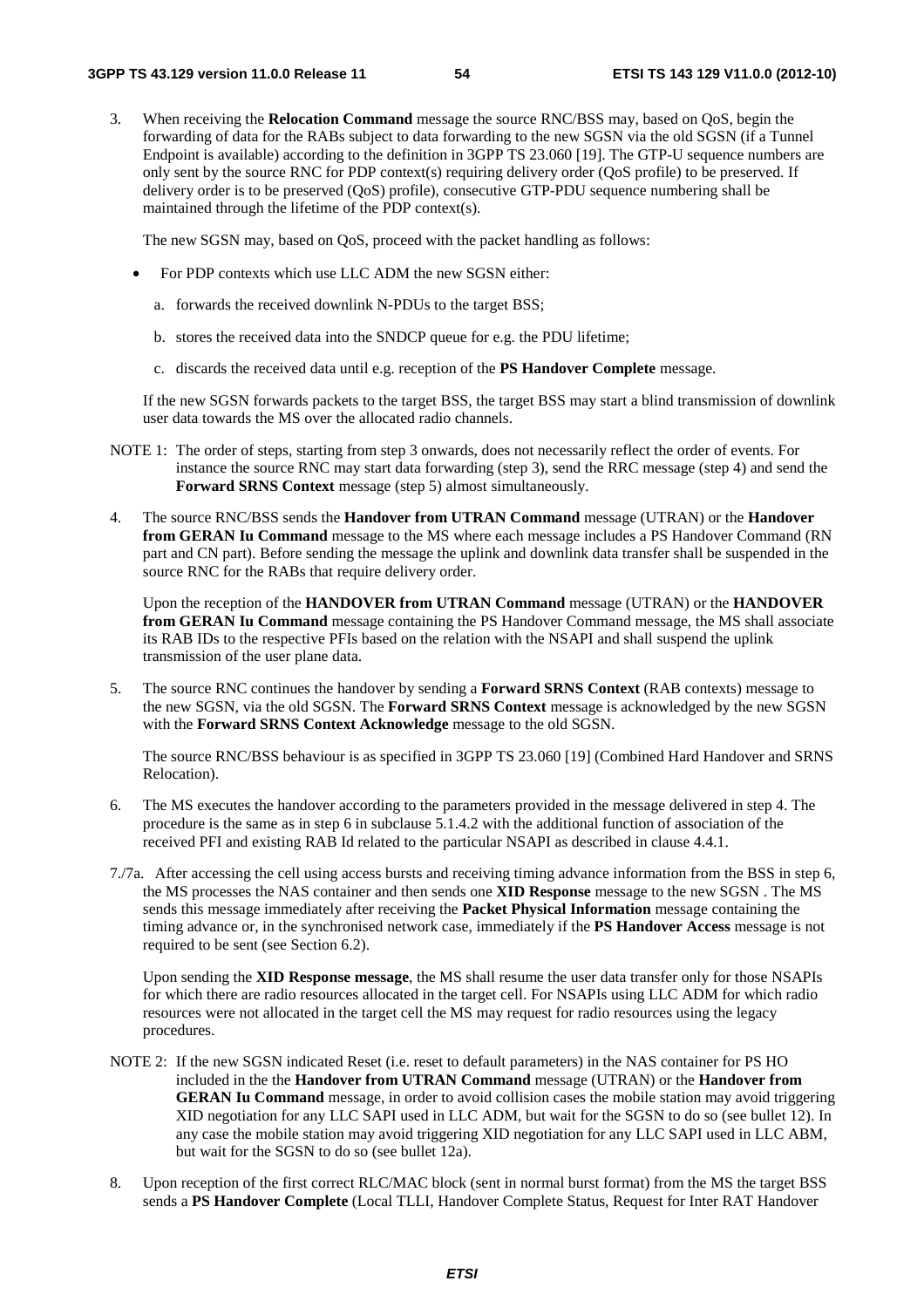3. When receiving the **Relocation Command** message the source RNC/BSS may, based on QoS, begin the forwarding of data for the RABs subject to data forwarding to the new SGSN via the old SGSN (if a Tunnel Endpoint is available) according to the definition in 3GPP TS 23.060 [19]. The GTP-U sequence numbers are only sent by the source RNC for PDP context(s) requiring delivery order (QoS profile) to be preserved. If delivery order is to be preserved (QoS) profile), consecutive GTP-PDU sequence numbering shall be maintained through the lifetime of the PDP context(s).

   The new SGSN may, based on QoS, proceed with the packet handling as follows:

   - For PDP contexts which use LLC ADM the new SGSN either:

     a. forwards the received downlink N-PDUs to the target BSS;

     b. stores the received data into the SNDCP queue for e.g. the PDU lifetime;

     c. discards the received data until e.g. reception of the **PS Handover Complete** message.

   If the new SGSN forwards packets to the target BSS, the target BSS may start a blind transmission of downlink user data towards the MS over the allocated radio channels.

NOTE 1: The order of steps, starting from step 3 onwards, does not necessarily reflect the order of events. For instance the source RNC may start data forwarding (step 3), send the RRC message (step 4) and send the **Forward SRNS Context** message (step 5) almost simultaneously.

4. The source RNC/BSS sends the **Handover from UTRAN Command** message (UTRAN) or the **Handover from GERAN Iu Command** message to the MS where each message includes a PS Handover Command (RN part and CN part). Before sending the message the uplink and downlink data transfer shall be suspended in the source RNC for the RABs that require delivery order.

   Upon the reception of the **HANDOVER from UTRAN Command** message (UTRAN) or the **HANDOVER from GERAN Iu Command** message containing the PS Handover Command message, the MS shall associate its RAB IDs to the respective PFIs based on the relation with the NSAPI and shall suspend the uplink transmission of the user plane data.

5. The source RNC continues the handover by sending a **Forward SRNS Context** (RAB contexts) message to the new SGSN, via the old SGSN. The **Forward SRNS Context** message is acknowledged by the new SGSN with the **Forward SRNS Context Acknowledge** message to the old SGSN.

   The source RNC/BSS behaviour is as specified in 3GPP TS 23.060 [19] (Combined Hard Handover and SRNS Relocation).

6. The MS executes the handover according to the parameters provided in the message delivered in step 4. The procedure is the same as in step 6 in subclause 5.1.4.2 with the additional function of association of the received PFI and existing RAB Id related to the particular NSAPI as described in clause 4.4.1.

7./7a. After accessing the cell using access bursts and receiving timing advance information from the BSS in step 6, the MS processes the NAS container and then sends one **XID Response** message to the new SGSN . The MS sends this message immediately after receiving the **Packet Physical Information** message containing the timing advance or, in the synchronised network case, immediately if the **PS Handover Access** message is not required to be sent (see Section 6.2).

   Upon sending the **XID Response message**, the MS shall resume the user data transfer only for those NSAPIs for which there are radio resources allocated in the target cell. For NSAPIs using LLC ADM for which radio resources were not allocated in the target cell the MS may request for radio resources using the legacy procedures.

NOTE 2: If the new SGSN indicated Reset (i.e. reset to default parameters) in the NAS container for PS HO included in the the **Handover from UTRAN Command** message (UTRAN) or the **Handover from GERAN Iu Command** message, in order to avoid collision cases the mobile station may avoid triggering XID negotiation for any LLC SAPI used in LLC ADM, but wait for the SGSN to do so (see bullet 12). In any case the mobile station may avoid triggering XID negotiation for any LLC SAPI used in LLC ABM, but wait for the SGSN to do so (see bullet 12a).

8. Upon reception of the first correct RLC/MAC block (sent in normal burst format) from the MS the target BSS sends a **PS Handover Complete** (Local TLLI, Handover Complete Status, Request for Inter RAT Handover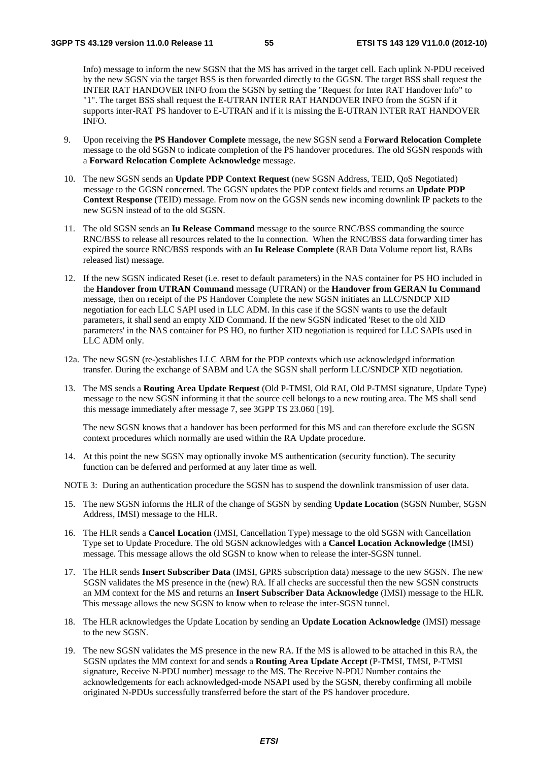Info) message to inform the new SGSN that the MS has arrived in the target cell. Each uplink N-PDU received by the new SGSN via the target BSS is then forwarded directly to the GGSN. The target BSS shall request the INTER RAT HANDOVER INFO from the SGSN by setting the "Request for Inter RAT Handover Info" to "1". The target BSS shall request the E-UTRAN INTER RAT HANDOVER INFO from the SGSN if it supports inter-RAT PS handover to E-UTRAN and if it is missing the E-UTRAN INTER RAT HANDOVER INFO.

9. Upon receiving the **PS Handover Complete** message**,** the new SGSN send a **Forward Relocation Complete** message to the old SGSN to indicate completion of the PS handover procedures. The old SGSN responds with a **Forward Relocation Complete Acknowledge** message.

10. The new SGSN sends an **Update PDP Context Request** (new SGSN Address, TEID, QoS Negotiated) message to the GGSN concerned. The GGSN updates the PDP context fields and returns an **Update PDP Context Response** (TEID) message. From now on the GGSN sends new incoming downlink IP packets to the new SGSN instead of to the old SGSN.

11. The old SGSN sends an **Iu Release Command** message to the source RNC/BSS commanding the source RNC/BSS to release all resources related to the Iu connection. When the RNC/BSS data forwarding timer has expired the source RNC/BSS responds with an **Iu Release Complete** (RAB Data Volume report list, RABs released list) message.

12. If the new SGSN indicated Reset (i.e. reset to default parameters) in the NAS container for PS HO included in the **Handover from UTRAN Command** message (UTRAN) or the **Handover from GERAN Iu Command** message, then on receipt of the PS Handover Complete the new SGSN initiates an LLC/SNDCP XID negotiation for each LLC SAPI used in LLC ADM. In this case if the SGSN wants to use the default parameters, it shall send an empty XID Command. If the new SGSN indicated 'Reset to the old XID parameters' in the NAS container for PS HO, no further XID negotiation is required for LLC SAPIs used in LLC ADM only.

12a. The new SGSN (re-)establishes LLC ABM for the PDP contexts which use acknowledged information transfer. During the exchange of SABM and UA the SGSN shall perform LLC/SNDCP XID negotiation.

13. The MS sends a **Routing Area Update Request** (Old P-TMSI, Old RAI, Old P-TMSI signature, Update Type) message to the new SGSN informing it that the source cell belongs to a new routing area. The MS shall send this message immediately after message 7, see 3GPP TS 23.060 [19].

    The new SGSN knows that a handover has been performed for this MS and can therefore exclude the SGSN context procedures which normally are used within the RA Update procedure.

14. At this point the new SGSN may optionally invoke MS authentication (security function). The security function can be deferred and performed at any later time as well.

NOTE 3: During an authentication procedure the SGSN has to suspend the downlink transmission of user data.

15. The new SGSN informs the HLR of the change of SGSN by sending **Update Location** (SGSN Number, SGSN Address, IMSI) message to the HLR.

16. The HLR sends a **Cancel Location** (IMSI, Cancellation Type) message to the old SGSN with Cancellation Type set to Update Procedure. The old SGSN acknowledges with a **Cancel Location Acknowledge** (IMSI) message. This message allows the old SGSN to know when to release the inter-SGSN tunnel.

17. The HLR sends **Insert Subscriber Data** (IMSI, GPRS subscription data) message to the new SGSN. The new SGSN validates the MS presence in the (new) RA. If all checks are successful then the new SGSN constructs an MM context for the MS and returns an **Insert Subscriber Data Acknowledge** (IMSI) message to the HLR. This message allows the new SGSN to know when to release the inter-SGSN tunnel.

18. The HLR acknowledges the Update Location by sending an **Update Location Acknowledge** (IMSI) message to the new SGSN.

19. The new SGSN validates the MS presence in the new RA. If the MS is allowed to be attached in this RA, the SGSN updates the MM context for and sends a **Routing Area Update Accept** (P-TMSI, TMSI, P-TMSI signature, Receive N-PDU number) message to the MS. The Receive N-PDU Number contains the acknowledgements for each acknowledged-mode NSAPI used by the SGSN, thereby confirming all mobile originated N-PDUs successfully transferred before the start of the PS handover procedure.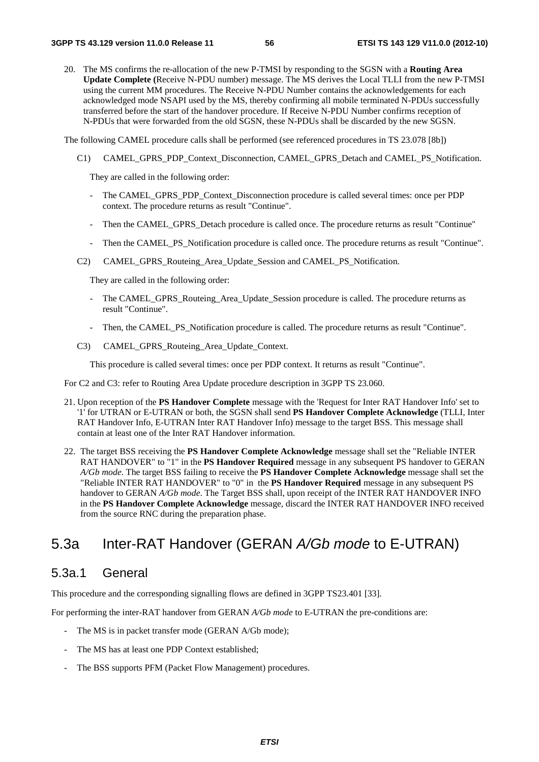20. The MS confirms the re-allocation of the new P-TMSI by responding to the SGSN with a **Routing Area Update Complete (**Receive N-PDU number) message. The MS derives the Local TLLI from the new P-TMSI using the current MM procedures. The Receive N-PDU Number contains the acknowledgements for each acknowledged mode NSAPI used by the MS, thereby confirming all mobile terminated N-PDUs successfully transferred before the start of the handover procedure. If Receive N-PDU Number confirms reception of N-PDUs that were forwarded from the old SGSN, these N-PDUs shall be discarded by the new SGSN.

The following CAMEL procedure calls shall be performed (see referenced procedures in TS 23.078 [8b])

C1) CAMEL_GPRS_PDP_Context_Disconnection, CAMEL_GPRS_Detach and CAMEL_PS_Notification.

They are called in the following order:

- The CAMEL_GPRS_PDP_Context_Disconnection procedure is called several times: once per PDP context. The procedure returns as result "Continue".
- Then the CAMEL_GPRS_Detach procedure is called once. The procedure returns as result "Continue"
- Then the CAMEL_PS_Notification procedure is called once. The procedure returns as result "Continue".

C2) CAMEL_GPRS_Routeing_Area_Update_Session and CAMEL_PS_Notification.

They are called in the following order:

- The CAMEL_GPRS_Routeing_Area_Update_Session procedure is called. The procedure returns as result "Continue".
- Then, the CAMEL_PS_Notification procedure is called. The procedure returns as result "Continue".

C3) CAMEL_GPRS_Routeing_Area_Update_Context.

This procedure is called several times: once per PDP context. It returns as result "Continue".

For C2 and C3: refer to Routing Area Update procedure description in 3GPP TS 23.060.

21. Upon reception of the **PS Handover Complete** message with the 'Request for Inter RAT Handover Info' set to '1' for UTRAN or E-UTRAN or both, the SGSN shall send **PS Handover Complete Acknowledge** (TLLI, Inter RAT Handover Info, E-UTRAN Inter RAT Handover Info) message to the target BSS. This message shall contain at least one of the Inter RAT Handover information.

22. The target BSS receiving the **PS Handover Complete Acknowledge** message shall set the "Reliable INTER RAT HANDOVER" to "1" in the **PS Handover Required** message in any subsequent PS handover to GERAN *A/Gb mode*. The target BSS failing to receive the **PS Handover Complete Acknowledge** message shall set the "Reliable INTER RAT HANDOVER" to "0" in the **PS Handover Required** message in any subsequent PS handover to GERAN *A/Gb mode*. The Target BSS shall, upon receipt of the INTER RAT HANDOVER INFO in the **PS Handover Complete Acknowledge** message, discard the INTER RAT HANDOVER INFO received from the source RNC during the preparation phase.

# 5.3a Inter-RAT Handover (GERAN *A/Gb mode* to E-UTRAN)

## 5.3a.1 General

This procedure and the corresponding signalling flows are defined in 3GPP TS23.401 [33].

For performing the inter-RAT handover from GERAN *A/Gb mode* to E-UTRAN the pre-conditions are:

- The MS is in packet transfer mode (GERAN A/Gb mode);
- The MS has at least one PDP Context established;
- The BSS supports PFM (Packet Flow Management) procedures.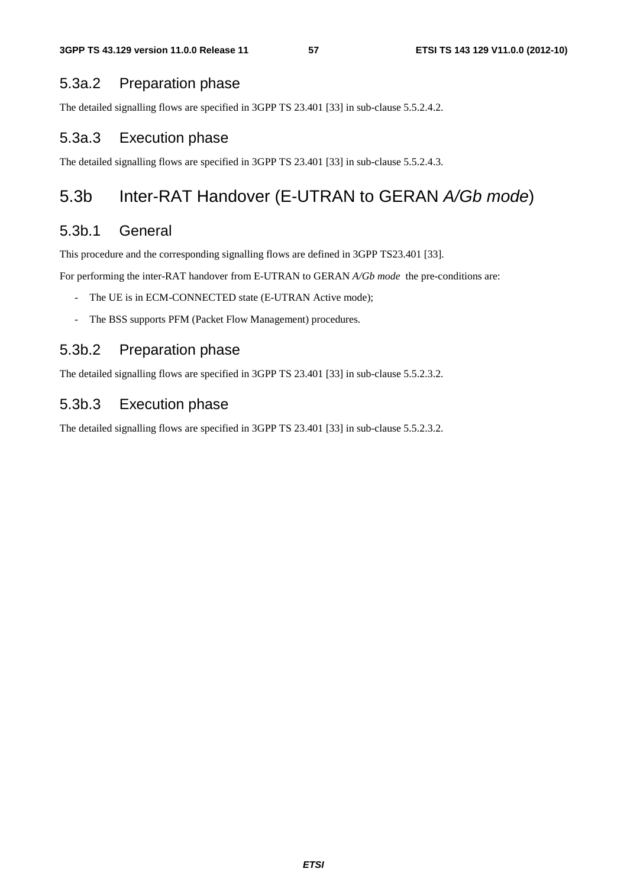### 5.3a.2 Preparation phase

The detailed signalling flows are specified in 3GPP TS 23.401 [33] in sub-clause 5.5.2.4.2.

### 5.3a.3 Execution phase

The detailed signalling flows are specified in 3GPP TS 23.401 [33] in sub-clause 5.5.2.4.3.

## 5.3b Inter-RAT Handover (E-UTRAN to GERAN *A/Gb mode*)

### 5.3b.1 General

This procedure and the corresponding signalling flows are defined in 3GPP TS23.401 [33].

For performing the inter-RAT handover from E-UTRAN to GERAN *A/Gb mode* the pre-conditions are:

- The UE is in ECM-CONNECTED state (E-UTRAN Active mode);
- The BSS supports PFM (Packet Flow Management) procedures.

### 5.3b.2 Preparation phase

The detailed signalling flows are specified in 3GPP TS 23.401 [33] in sub-clause 5.5.2.3.2.

### 5.3b.3 Execution phase

The detailed signalling flows are specified in 3GPP TS 23.401 [33] in sub-clause 5.5.2.3.2.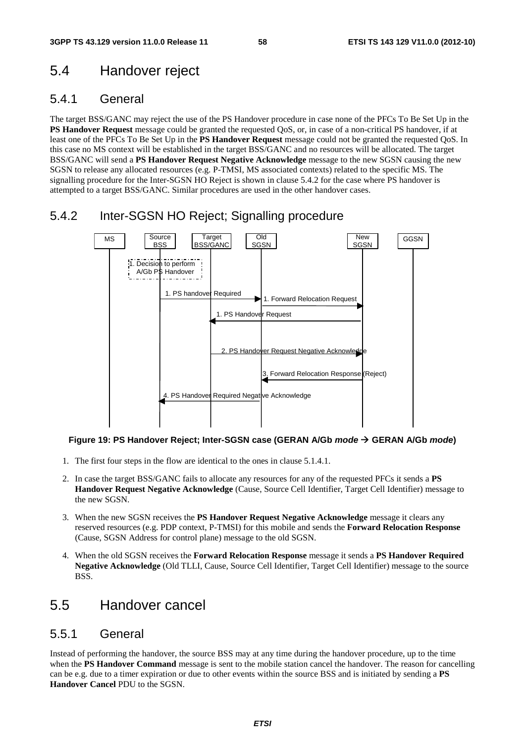# 5.4 Handover reject

## 5.4.1 General

The target BSS/GANC may reject the use of the PS Handover procedure in case none of the PFCs To Be Set Up in the **PS Handover Request** message could be granted the requested QoS, or, in case of a non-critical PS handover, if at least one of the PFCs To Be Set Up in the **PS Handover Request** message could not be granted the requested QoS. In this case no MS context will be established in the target BSS/GANC and no resources will be allocated. The target BSS/GANC will send a **PS Handover Request Negative Acknowledge** message to the new SGSN causing the new SGSN to release any allocated resources (e.g. P-TMSI, MS associated contexts) related to the specific MS. The signalling procedure for the Inter-SGSN HO Reject is shown in clause 5.4.2 for the case where PS handover is attempted to a target BSS/GANC. Similar procedures are used in the other handover cases.

## 5.4.2 Inter-SGSN HO Reject; Signalling procedure

MS
Source BSS
Target BSS/GANC
Old SGSN
New SGSN
GGSN

1. Decision to perform A/Gb PS Handover
1. PS handover Required
1. Forward Relocation Request
1. PS Handover Request
2. PS Handover Request Negative Acknowledge
3. Forward Relocation Response (Reject)
4. PS Handover Required Negative Acknowledge

**Figure 19: PS Handover Reject; Inter-SGSN case (GERAN A/Gb *mode* → GERAN A/Gb *mode*)**

1. The first four steps in the flow are identical to the ones in clause 5.1.4.1.
2. In case the target BSS/GANC fails to allocate any resources for any of the requested PFCs it sends a **PS Handover Request Negative Acknowledge** (Cause, Source Cell Identifier, Target Cell Identifier) message to the new SGSN.
3. When the new SGSN receives the **PS Handover Request Negative Acknowledge** message it clears any reserved resources (e.g. PDP context, P-TMSI) for this mobile and sends the **Forward Relocation Response** (Cause, SGSN Address for control plane) message to the old SGSN.
4. When the old SGSN receives the **Forward Relocation Response** message it sends a **PS Handover Required Negative Acknowledge** (Old TLLI, Cause, Source Cell Identifier, Target Cell Identifier) message to the source BSS.

# 5.5 Handover cancel

## 5.5.1 General

Instead of performing the handover, the source BSS may at any time during the handover procedure, up to the time when the **PS Handover Command** message is sent to the mobile station cancel the handover. The reason for cancelling can be e.g. due to a timer expiration or due to other events within the source BSS and is initiated by sending a **PS Handover Cancel** PDU to the SGSN.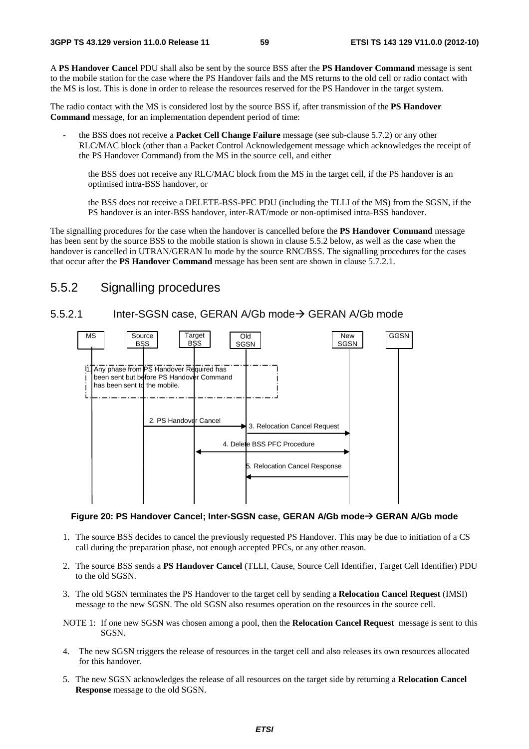A **PS Handover Cancel** PDU shall also be sent by the source BSS after the **PS Handover Command** message is sent to the mobile station for the case where the PS Handover fails and the MS returns to the old cell or radio contact with the MS is lost. This is done in order to release the resources reserved for the PS Handover in the target system.

The radio contact with the MS is considered lost by the source BSS if, after transmission of the **PS Handover Command** message, for an implementation dependent period of time:

- the BSS does not receive a **Packet Cell Change Failure** message (see sub-clause 5.7.2) or any other RLC/MAC block (other than a Packet Control Acknowledgement message which acknowledges the receipt of the PS Handover Command) from the MS in the source cell, and either

  the BSS does not receive any RLC/MAC block from the MS in the target cell, if the PS handover is an optimised intra-BSS handover, or

  the BSS does not receive a DELETE-BSS-PFC PDU (including the TLLI of the MS) from the SGSN, if the PS handover is an inter-BSS handover, inter-RAT/mode or non-optimised intra-BSS handover.

The signalling procedures for the case when the handover is cancelled before the **PS Handover Command** message has been sent by the source BSS to the mobile station is shown in clause 5.5.2 below, as well as the case when the handover is cancelled in UTRAN/GERAN Iu mode by the source RNC/BSS. The signalling procedures for the cases that occur after the **PS Handover Command** message has been sent are shown in clause 5.7.2.1.

## 5.5.2 Signalling procedures

### 5.5.2.1 Inter-SGSN case, GERAN A/Gb mode→ GERAN A/Gb mode

MS
Source BSS
Target BSS
Old SGSN
New SGSN
GGSN
1. Any phase from PS Handover Required has been sent but before PS Handover Command has been sent to the mobile.
2. PS Handover Cancel
3. Relocation Cancel Request
4. Delete BSS PFC Procedure
5. Relocation Cancel Response

**Figure 20: PS Handover Cancel; Inter-SGSN case, GERAN A/Gb mode→ GERAN A/Gb mode**

1. The source BSS decides to cancel the previously requested PS Handover. This may be due to initiation of a CS call during the preparation phase, not enough accepted PFCs, or any other reason.
2. The source BSS sends a **PS Handover Cancel** (TLLI, Cause, Source Cell Identifier, Target Cell Identifier) PDU to the old SGSN.
3. The old SGSN terminates the PS Handover to the target cell by sending a **Relocation Cancel Request** (IMSI) message to the new SGSN. The old SGSN also resumes operation on the resources in the source cell.

NOTE 1: If one new SGSN was chosen among a pool, then the **Relocation Cancel Request** message is sent to this SGSN.

4. The new SGSN triggers the release of resources in the target cell and also releases its own resources allocated for this handover.
5. The new SGSN acknowledges the release of all resources on the target side by returning a **Relocation Cancel Response** message to the old SGSN.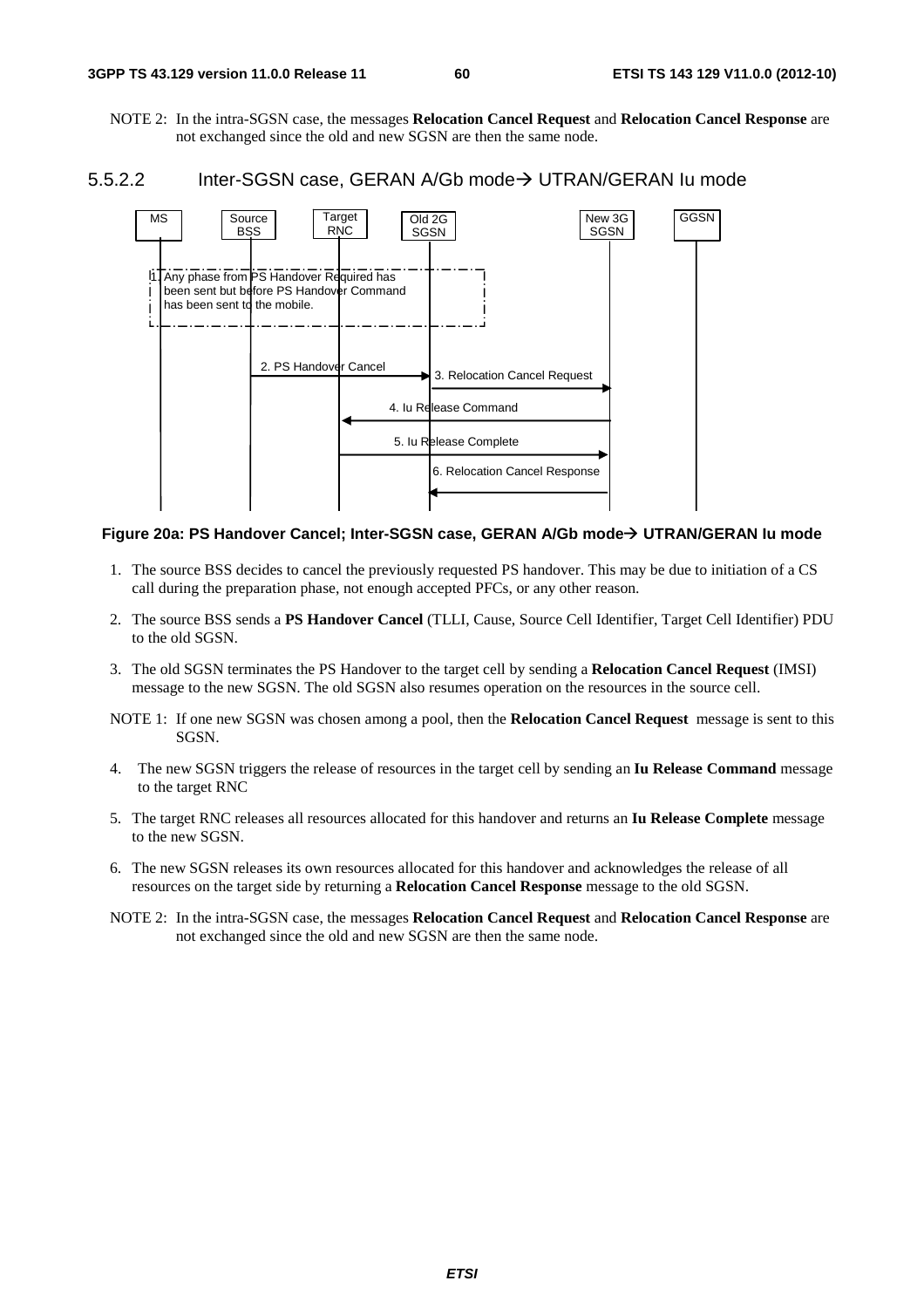NOTE 2: In the intra-SGSN case, the messages **Relocation Cancel Request** and **Relocation Cancel Response** are not exchanged since the old and new SGSN are then the same node.

### 5.5.2.2 Inter-SGSN case, GERAN A/Gb mode→ UTRAN/GERAN Iu mode

**Figure 20a: PS Handover Cancel; Inter-SGSN case, GERAN A/Gb mode→ UTRAN/GERAN Iu mode**

1. The source BSS decides to cancel the previously requested PS handover. This may be due to initiation of a CS call during the preparation phase, not enough accepted PFCs, or any other reason.

2. The source BSS sends a **PS Handover Cancel** (TLLI, Cause, Source Cell Identifier, Target Cell Identifier) PDU to the old SGSN.

3. The old SGSN terminates the PS Handover to the target cell by sending a **Relocation Cancel Request** (IMSI) message to the new SGSN. The old SGSN also resumes operation on the resources in the source cell.

NOTE 1: If one new SGSN was chosen among a pool, then the **Relocation Cancel Request** message is sent to this SGSN.

4. The new SGSN triggers the release of resources in the target cell by sending an **Iu Release Command** message to the target RNC

5. The target RNC releases all resources allocated for this handover and returns an **Iu Release Complete** message to the new SGSN.

6. The new SGSN releases its own resources allocated for this handover and acknowledges the release of all resources on the target side by returning a **Relocation Cancel Response** message to the old SGSN.

NOTE 2: In the intra-SGSN case, the messages **Relocation Cancel Request** and **Relocation Cancel Response** are not exchanged since the old and new SGSN are then the same node.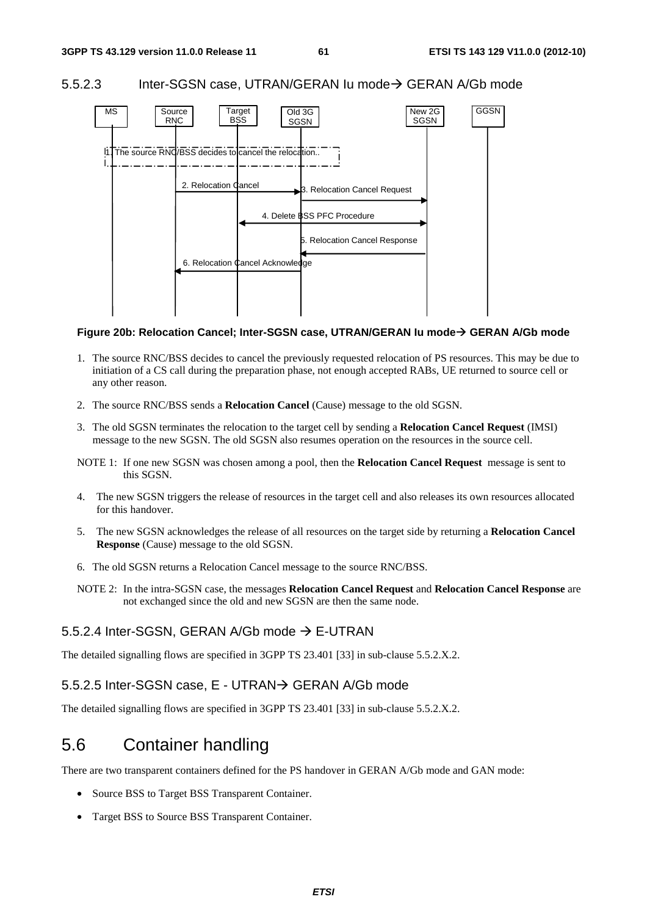### 5.5.2.3 Inter-SGSN case, UTRAN/GERAN Iu mode→ GERAN A/Gb mode

MS
Source RNC
Target BSS
Old 3G SGSN
New 2G SGSN
GGSN
1. The source RNC/BSS decides to cancel the relocation..
2. Relocation Cancel
3. Relocation Cancel Request
4. Delete BSS PFC Procedure
5. Relocation Cancel Response
6. Relocation Cancel Acknowledge

**Figure 20b: Relocation Cancel; Inter-SGSN case, UTRAN/GERAN Iu mode→ GERAN A/Gb mode**

1. The source RNC/BSS decides to cancel the previously requested relocation of PS resources. This may be due to initiation of a CS call during the preparation phase, not enough accepted RABs, UE returned to source cell or any other reason.
2. The source RNC/BSS sends a **Relocation Cancel** (Cause) message to the old SGSN.
3. The old SGSN terminates the relocation to the target cell by sending a **Relocation Cancel Request** (IMSI) message to the new SGSN. The old SGSN also resumes operation on the resources in the source cell.

NOTE 1: If one new SGSN was chosen among a pool, then the **Relocation Cancel Request** message is sent to this SGSN.

4. The new SGSN triggers the release of resources in the target cell and also releases its own resources allocated for this handover.
5. The new SGSN acknowledges the release of all resources on the target side by returning a **Relocation Cancel Response** (Cause) message to the old SGSN.
6. The old SGSN returns a Relocation Cancel message to the source RNC/BSS.

NOTE 2: In the intra-SGSN case, the messages **Relocation Cancel Request** and **Relocation Cancel Response** are not exchanged since the old and new SGSN are then the same node.

### 5.5.2.4 Inter-SGSN, GERAN A/Gb mode → E-UTRAN

The detailed signalling flows are specified in 3GPP TS 23.401 [33] in sub-clause 5.5.2.X.2.

### 5.5.2.5 Inter-SGSN case, E - UTRAN→ GERAN A/Gb mode

The detailed signalling flows are specified in 3GPP TS 23.401 [33] in sub-clause 5.5.2.X.2.

## 5.6 Container handling

There are two transparent containers defined for the PS handover in GERAN A/Gb mode and GAN mode:

- Source BSS to Target BSS Transparent Container.
- Target BSS to Source BSS Transparent Container.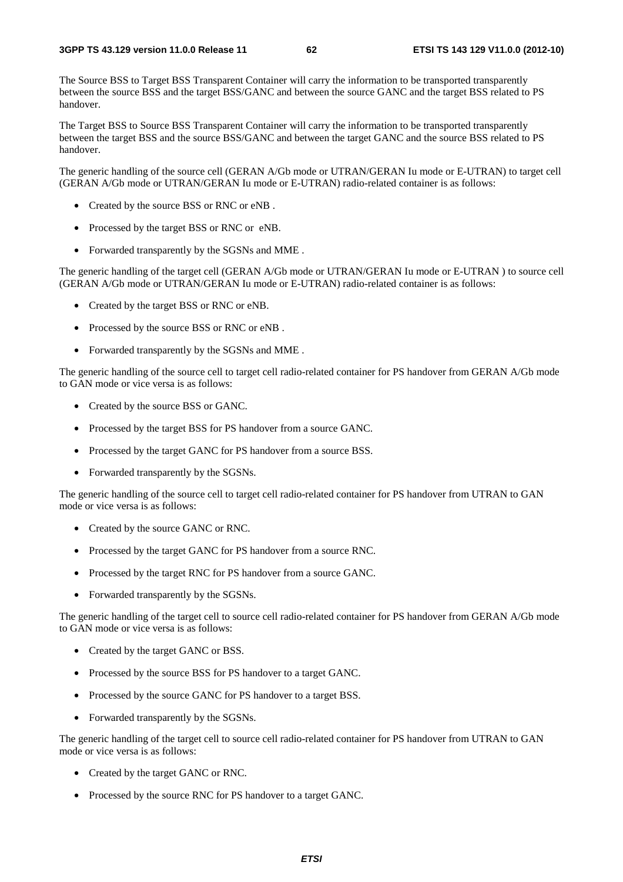The Source BSS to Target BSS Transparent Container will carry the information to be transported transparently between the source BSS and the target BSS/GANC and between the source GANC and the target BSS related to PS handover.

The Target BSS to Source BSS Transparent Container will carry the information to be transported transparently between the target BSS and the source BSS/GANC and between the target GANC and the source BSS related to PS handover.

The generic handling of the source cell (GERAN A/Gb mode or UTRAN/GERAN Iu mode or E-UTRAN) to target cell (GERAN A/Gb mode or UTRAN/GERAN Iu mode or E-UTRAN) radio-related container is as follows:

- Created by the source BSS or RNC or eNB .
- Processed by the target BSS or RNC or eNB.
- Forwarded transparently by the SGSNs and MME .

The generic handling of the target cell (GERAN A/Gb mode or UTRAN/GERAN Iu mode or E-UTRAN ) to source cell (GERAN A/Gb mode or UTRAN/GERAN Iu mode or E-UTRAN) radio-related container is as follows:

- Created by the target BSS or RNC or eNB.
- Processed by the source BSS or RNC or eNB .
- Forwarded transparently by the SGSNs and MME .

The generic handling of the source cell to target cell radio-related container for PS handover from GERAN A/Gb mode to GAN mode or vice versa is as follows:

- Created by the source BSS or GANC.
- Processed by the target BSS for PS handover from a source GANC.
- Processed by the target GANC for PS handover from a source BSS.
- Forwarded transparently by the SGSNs.

The generic handling of the source cell to target cell radio-related container for PS handover from UTRAN to GAN mode or vice versa is as follows:

- Created by the source GANC or RNC.
- Processed by the target GANC for PS handover from a source RNC.
- Processed by the target RNC for PS handover from a source GANC.
- Forwarded transparently by the SGSNs.

The generic handling of the target cell to source cell radio-related container for PS handover from GERAN A/Gb mode to GAN mode or vice versa is as follows:

- Created by the target GANC or BSS.
- Processed by the source BSS for PS handover to a target GANC.
- Processed by the source GANC for PS handover to a target BSS.
- Forwarded transparently by the SGSNs.

The generic handling of the target cell to source cell radio-related container for PS handover from UTRAN to GAN mode or vice versa is as follows:

- Created by the target GANC or RNC.
- Processed by the source RNC for PS handover to a target GANC.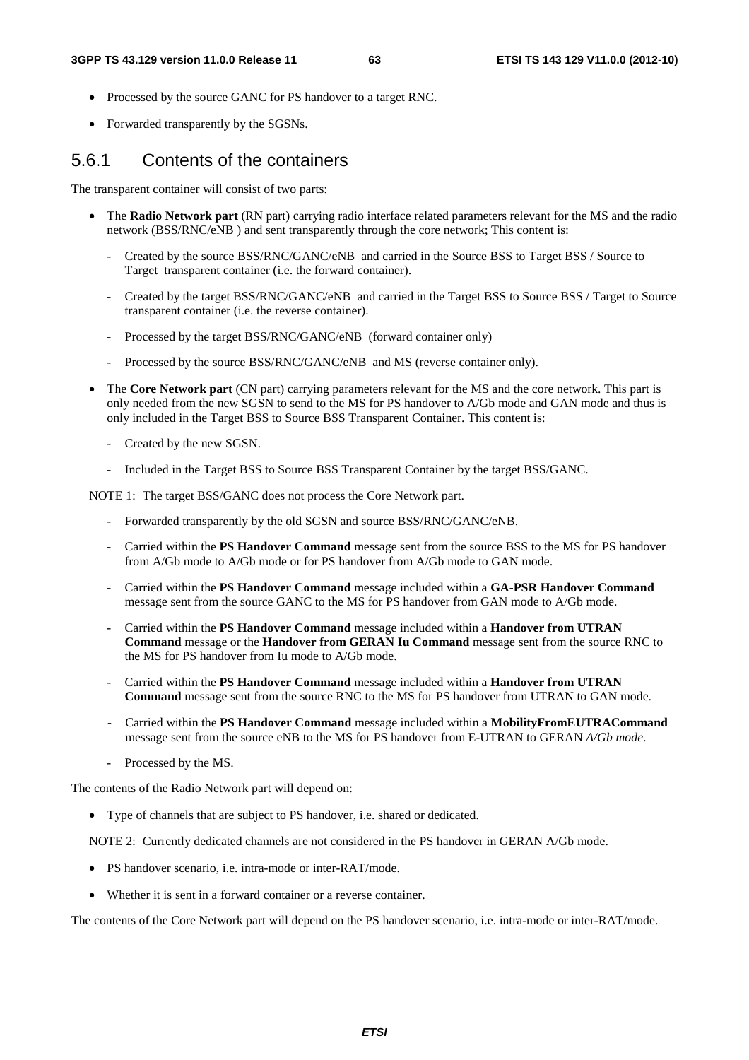- Processed by the source GANC for PS handover to a target RNC.
- Forwarded transparently by the SGSNs.

### 5.6.1 Contents of the containers

The transparent container will consist of two parts:

- The **Radio Network part** (RN part) carrying radio interface related parameters relevant for the MS and the radio network (BSS/RNC/eNB ) and sent transparently through the core network; This content is:
    - Created by the source BSS/RNC/GANC/eNB and carried in the Source BSS to Target BSS / Source to Target transparent container (i.e. the forward container).
    - Created by the target BSS/RNC/GANC/eNB and carried in the Target BSS to Source BSS / Target to Source transparent container (i.e. the reverse container).
    - Processed by the target BSS/RNC/GANC/eNB (forward container only)
    - Processed by the source BSS/RNC/GANC/eNB and MS (reverse container only).
- The **Core Network part** (CN part) carrying parameters relevant for the MS and the core network. This part is only needed from the new SGSN to send to the MS for PS handover to A/Gb mode and GAN mode and thus is only included in the Target BSS to Source BSS Transparent Container. This content is:
    - Created by the new SGSN.
    - Included in the Target BSS to Source BSS Transparent Container by the target BSS/GANC.

NOTE 1: The target BSS/GANC does not process the Core Network part.

- Forwarded transparently by the old SGSN and source BSS/RNC/GANC/eNB.
- Carried within the **PS Handover Command** message sent from the source BSS to the MS for PS handover from A/Gb mode to A/Gb mode or for PS handover from A/Gb mode to GAN mode.
- Carried within the **PS Handover Command** message included within a **GA-PSR Handover Command** message sent from the source GANC to the MS for PS handover from GAN mode to A/Gb mode.
- Carried within the **PS Handover Command** message included within a **Handover from UTRAN Command** message or the **Handover from GERAN Iu Command** message sent from the source RNC to the MS for PS handover from Iu mode to A/Gb mode.
- Carried within the **PS Handover Command** message included within a **Handover from UTRAN Command** message sent from the source RNC to the MS for PS handover from UTRAN to GAN mode.
- Carried within the **PS Handover Command** message included within a **MobilityFromEUTRACommand** message sent from the source eNB to the MS for PS handover from E-UTRAN to GERAN *A/Gb mode*.
- Processed by the MS.

The contents of the Radio Network part will depend on:

- Type of channels that are subject to PS handover, i.e. shared or dedicated.

NOTE 2: Currently dedicated channels are not considered in the PS handover in GERAN A/Gb mode.

- PS handover scenario, i.e. intra-mode or inter-RAT/mode.
- Whether it is sent in a forward container or a reverse container.

The contents of the Core Network part will depend on the PS handover scenario, i.e. intra-mode or inter-RAT/mode.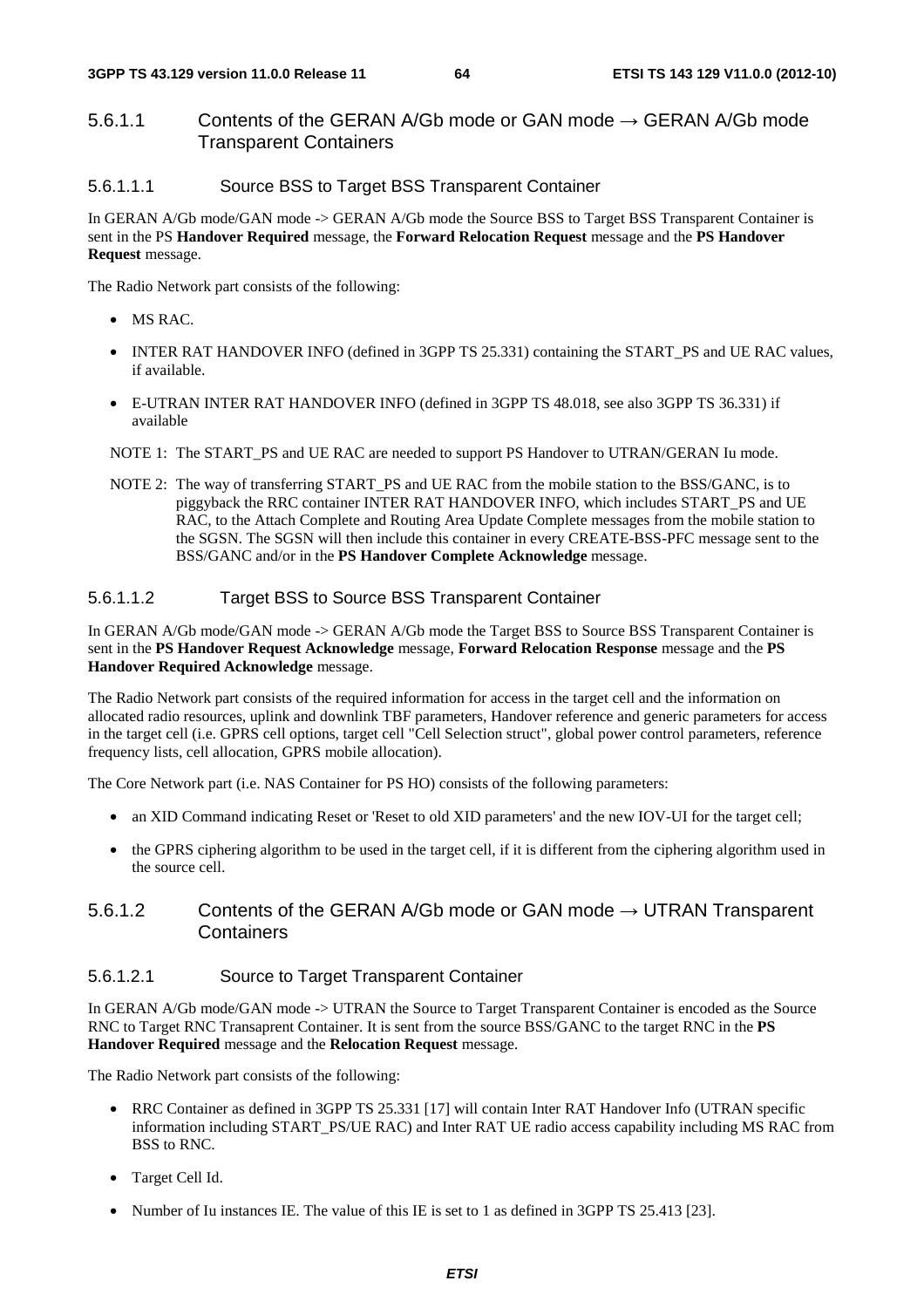#### 5.6.1.1 Contents of the GERAN A/Gb mode or GAN mode → GERAN A/Gb mode Transparent Containers

##### 5.6.1.1.1 Source BSS to Target BSS Transparent Container

In GERAN A/Gb mode/GAN mode -> GERAN A/Gb mode the Source BSS to Target BSS Transparent Container is sent in the PS **Handover Required** message, the **Forward Relocation Request** message and the **PS Handover Request** message.

The Radio Network part consists of the following:

- MS RAC.
- INTER RAT HANDOVER INFO (defined in 3GPP TS 25.331) containing the START_PS and UE RAC values, if available.
- E-UTRAN INTER RAT HANDOVER INFO (defined in 3GPP TS 48.018, see also 3GPP TS 36.331) if available

NOTE 1: The START_PS and UE RAC are needed to support PS Handover to UTRAN/GERAN Iu mode.

NOTE 2: The way of transferring START_PS and UE RAC from the mobile station to the BSS/GANC, is to piggyback the RRC container INTER RAT HANDOVER INFO, which includes START_PS and UE RAC, to the Attach Complete and Routing Area Update Complete messages from the mobile station to the SGSN. The SGSN will then include this container in every CREATE-BSS-PFC message sent to the BSS/GANC and/or in the **PS Handover Complete Acknowledge** message.

##### 5.6.1.1.2 Target BSS to Source BSS Transparent Container

In GERAN A/Gb mode/GAN mode -> GERAN A/Gb mode the Target BSS to Source BSS Transparent Container is sent in the **PS Handover Request Acknowledge** message, **Forward Relocation Response** message and the **PS Handover Required Acknowledge** message.

The Radio Network part consists of the required information for access in the target cell and the information on allocated radio resources, uplink and downlink TBF parameters, Handover reference and generic parameters for access in the target cell (i.e. GPRS cell options, target cell "Cell Selection struct", global power control parameters, reference frequency lists, cell allocation, GPRS mobile allocation).

The Core Network part (i.e. NAS Container for PS HO) consists of the following parameters:

- an XID Command indicating Reset or 'Reset to old XID parameters' and the new IOV-UI for the target cell;
- the GPRS ciphering algorithm to be used in the target cell, if it is different from the ciphering algorithm used in the source cell.

#### 5.6.1.2 Contents of the GERAN A/Gb mode or GAN mode → UTRAN Transparent Containers

##### 5.6.1.2.1 Source to Target Transparent Container

In GERAN A/Gb mode/GAN mode -> UTRAN the Source to Target Transparent Container is encoded as the Source RNC to Target RNC Transaprent Container. It is sent from the source BSS/GANC to the target RNC in the **PS Handover Required** message and the **Relocation Request** message.

The Radio Network part consists of the following:

- RRC Container as defined in 3GPP TS 25.331 [17] will contain Inter RAT Handover Info (UTRAN specific information including START_PS/UE RAC) and Inter RAT UE radio access capability including MS RAC from BSS to RNC.
- Target Cell Id.
- Number of Iu instances IE. The value of this IE is set to 1 as defined in 3GPP TS 25.413 [23].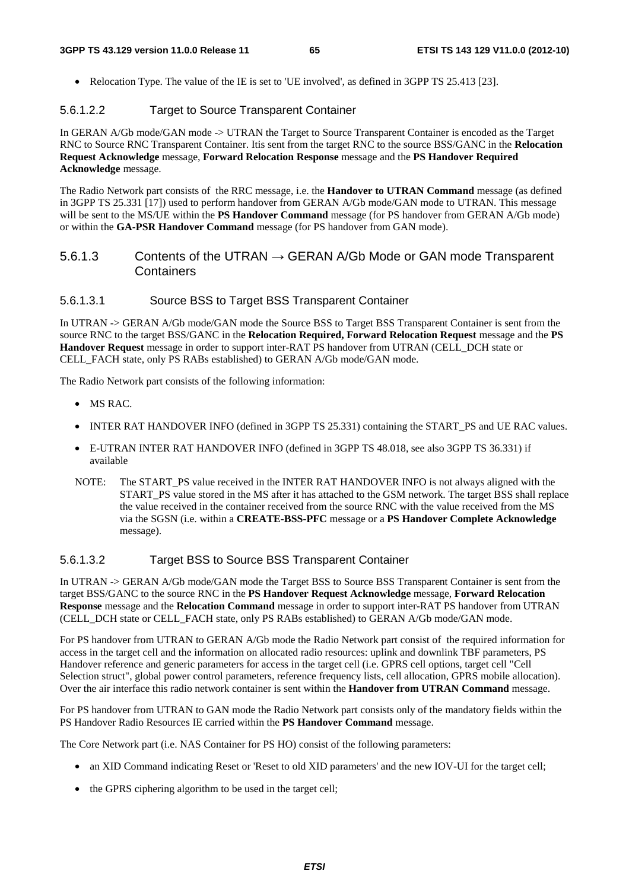- Relocation Type. The value of the IE is set to 'UE involved', as defined in 3GPP TS 25.413 [23].

#### 5.6.1.2.2 Target to Source Transparent Container

In GERAN A/Gb mode/GAN mode -> UTRAN the Target to Source Transparent Container is encoded as the Target RNC to Source RNC Transparent Container. Itis sent from the target RNC to the source BSS/GANC in the **Relocation Request Acknowledge** message, **Forward Relocation Response** message and the **PS Handover Required Acknowledge** message.

The Radio Network part consists of the RRC message, i.e. the **Handover to UTRAN Command** message (as defined in 3GPP TS 25.331 [17]) used to perform handover from GERAN A/Gb mode/GAN mode to UTRAN. This message will be sent to the MS/UE within the **PS Handover Command** message (for PS handover from GERAN A/Gb mode) or within the **GA-PSR Handover Command** message (for PS handover from GAN mode).

### 5.6.1.3 Contents of the UTRAN → GERAN A/Gb Mode or GAN mode Transparent Containers

#### 5.6.1.3.1 Source BSS to Target BSS Transparent Container

In UTRAN -> GERAN A/Gb mode/GAN mode the Source BSS to Target BSS Transparent Container is sent from the source RNC to the target BSS/GANC in the **Relocation Required, Forward Relocation Request** message and the **PS Handover Request** message in order to support inter-RAT PS handover from UTRAN (CELL_DCH state or CELL_FACH state, only PS RABs established) to GERAN A/Gb mode/GAN mode.

The Radio Network part consists of the following information:

- MS RAC.
- INTER RAT HANDOVER INFO (defined in 3GPP TS 25.331) containing the START_PS and UE RAC values.
- E-UTRAN INTER RAT HANDOVER INFO (defined in 3GPP TS 48.018, see also 3GPP TS 36.331) if available

NOTE: The START_PS value received in the INTER RAT HANDOVER INFO is not always aligned with the START_PS value stored in the MS after it has attached to the GSM network. The target BSS shall replace the value received in the container received from the source RNC with the value received from the MS via the SGSN (i.e. within a **CREATE-BSS-PFC** message or a **PS Handover Complete Acknowledge** message).

#### 5.6.1.3.2 Target BSS to Source BSS Transparent Container

In UTRAN -> GERAN A/Gb mode/GAN mode the Target BSS to Source BSS Transparent Container is sent from the target BSS/GANC to the source RNC in the **PS Handover Request Acknowledge** message, **Forward Relocation Response** message and the **Relocation Command** message in order to support inter-RAT PS handover from UTRAN (CELL_DCH state or CELL_FACH state, only PS RABs established) to GERAN A/Gb mode/GAN mode.

For PS handover from UTRAN to GERAN A/Gb mode the Radio Network part consist of the required information for access in the target cell and the information on allocated radio resources: uplink and downlink TBF parameters, PS Handover reference and generic parameters for access in the target cell (i.e. GPRS cell options, target cell "Cell Selection struct", global power control parameters, reference frequency lists, cell allocation, GPRS mobile allocation). Over the air interface this radio network container is sent within the **Handover from UTRAN Command** message.

For PS handover from UTRAN to GAN mode the Radio Network part consists only of the mandatory fields within the PS Handover Radio Resources IE carried within the **PS Handover Command** message.

The Core Network part (i.e. NAS Container for PS HO) consist of the following parameters:

- an XID Command indicating Reset or 'Reset to old XID parameters' and the new IOV-UI for the target cell;
- the GPRS ciphering algorithm to be used in the target cell;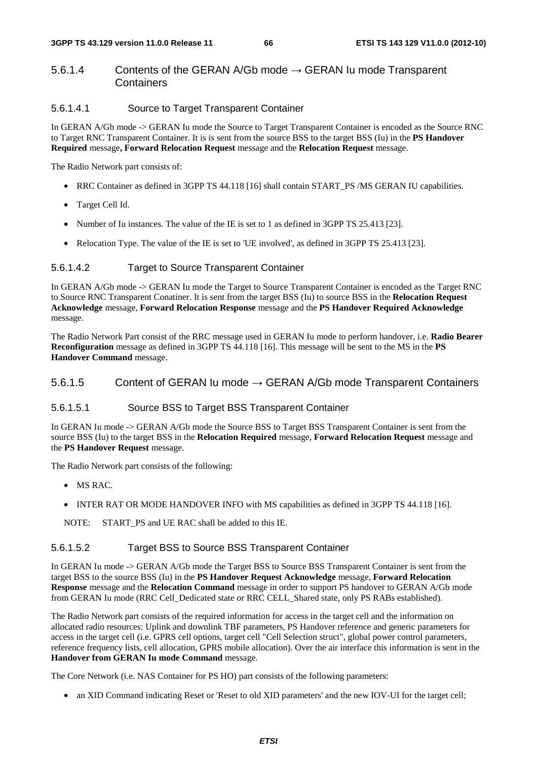#### 5.6.1.4 Contents of the GERAN A/Gb mode → GERAN Iu mode Transparent Containers

##### 5.6.1.4.1 Source to Target Transparent Container

In GERAN A/Gb mode -> GERAN Iu mode the Source to Target Transparent Container is encoded as the Source RNC to Target RNC Transparent Container. It is is sent from the source BSS to the target BSS (Iu) in the **PS Handover Required** message**, Forward Relocation Request** message and the **Relocation Request** message.

The Radio Network part consists of:

- RRC Container as defined in 3GPP TS 44.118 [16] shall contain START_PS /MS GERAN IU capabilities.
- Target Cell Id.
- Number of Iu instances. The value of the IE is set to 1 as defined in 3GPP TS 25.413 [23].
- Relocation Type. The value of the IE is set to 'UE involved', as defined in 3GPP TS 25.413 [23].

##### 5.6.1.4.2 Target to Source Transparent Container

In GERAN A/Gb mode -> GERAN Iu mode the Target to Source Transparent Container is encoded as the Target RNC to Source RNC Transparent Conatiner. It is sent from the target BSS (Iu) to source BSS in the **Relocation Request Acknowledge** message, **Forward Relocation Response** message and the **PS Handover Required Acknowledge** message.

The Radio Network Part consist of the RRC message used in GERAN Iu mode to perform handover, i.e. **Radio Bearer Reconfiguration** message as defined in 3GPP TS 44.118 [16]. This message will be sent to the MS in the **PS Handover Command** message.

#### 5.6.1.5 Content of GERAN Iu mode → GERAN A/Gb mode Transparent Containers

##### 5.6.1.5.1 Source BSS to Target BSS Transparent Container

In GERAN Iu mode -> GERAN A/Gb mode the Source BSS to Target BSS Transparent Container is sent from the source BSS (Iu) to the target BSS in the **Relocation Required** message, **Forward Relocation Request** message and the **PS Handover Request** message.

The Radio Network part consists of the following:

- MS RAC.
- INTER RAT OR MODE HANDOVER INFO with MS capabilities as defined in 3GPP TS 44.118 [16].

NOTE: START_PS and UE RAC shall be added to this IE.

##### 5.6.1.5.2 Target BSS to Source BSS Transparent Container

In GERAN Iu mode -> GERAN A/Gb mode the Target BSS to Source BSS Transparent Container is sent from the target BSS to the source BSS (Iu) in the **PS Handover Request Acknowledge** message, **Forward Relocation Response** message and the **Relocation Command** message in order to support PS handover to GERAN A/Gb mode from GERAN Iu mode (RRC Cell_Dedicated state or RRC CELL_Shared state, only PS RABs established).

The Radio Network part consists of the required information for access in the target cell and the information on allocated radio resources: Uplink and downlink TBF parameters, PS Handover reference and generic parameters for access in the target cell (i.e. GPRS cell options, target cell "Cell Selection struct", global power control parameters, reference frequency lists, cell allocation, GPRS mobile allocation). Over the air interface this information is sent in the **Handover from GERAN Iu mode Command** message.

The Core Network (i.e. NAS Container for PS HO) part consists of the following parameters:

- an XID Command indicating Reset or 'Reset to old XID parameters' and the new IOV-UI for the target cell;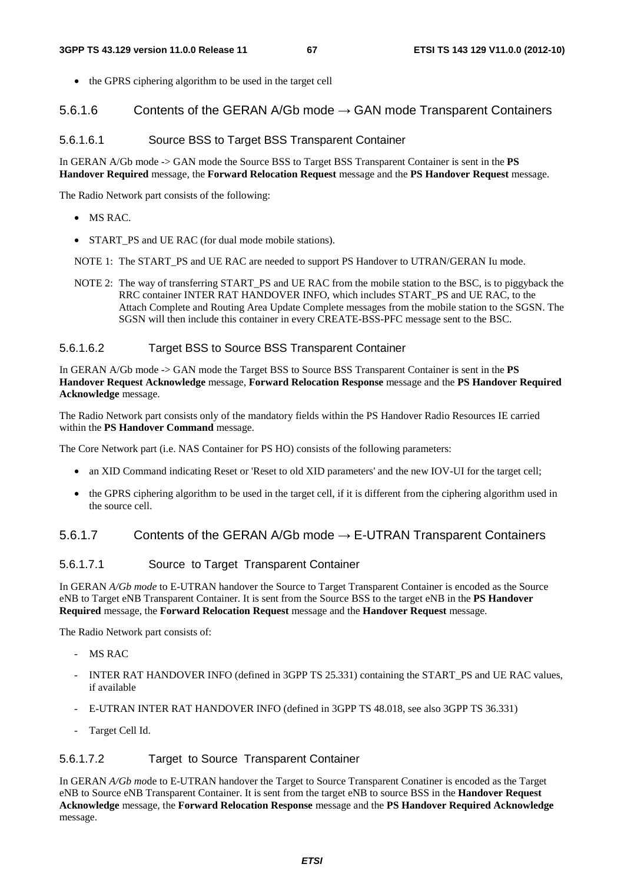- the GPRS ciphering algorithm to be used in the target cell

#### 5.6.1.6 Contents of the GERAN A/Gb mode → GAN mode Transparent Containers

##### 5.6.1.6.1 Source BSS to Target BSS Transparent Container

In GERAN A/Gb mode -> GAN mode the Source BSS to Target BSS Transparent Container is sent in the **PS Handover Required** message, the **Forward Relocation Request** message and the **PS Handover Request** message.

The Radio Network part consists of the following:

- MS RAC.
- START_PS and UE RAC (for dual mode mobile stations).

NOTE 1: The START_PS and UE RAC are needed to support PS Handover to UTRAN/GERAN Iu mode.

NOTE 2: The way of transferring START_PS and UE RAC from the mobile station to the BSC, is to piggyback the RRC container INTER RAT HANDOVER INFO, which includes START_PS and UE RAC, to the Attach Complete and Routing Area Update Complete messages from the mobile station to the SGSN. The SGSN will then include this container in every CREATE-BSS-PFC message sent to the BSC.

##### 5.6.1.6.2 Target BSS to Source BSS Transparent Container

In GERAN A/Gb mode -> GAN mode the Target BSS to Source BSS Transparent Container is sent in the **PS Handover Request Acknowledge** message, **Forward Relocation Response** message and the **PS Handover Required Acknowledge** message.

The Radio Network part consists only of the mandatory fields within the PS Handover Radio Resources IE carried within the **PS Handover Command** message.

The Core Network part (i.e. NAS Container for PS HO) consists of the following parameters:

- an XID Command indicating Reset or 'Reset to old XID parameters' and the new IOV-UI for the target cell;
- the GPRS ciphering algorithm to be used in the target cell, if it is different from the ciphering algorithm used in the source cell.

#### 5.6.1.7 Contents of the GERAN A/Gb mode → E-UTRAN Transparent Containers

##### 5.6.1.7.1 Source to Target Transparent Container

In GERAN *A/Gb mode* to E-UTRAN handover the Source to Target Transparent Container is encoded as the Source eNB to Target eNB Transparent Container. It is sent from the Source BSS to the target eNB in the **PS Handover Required** message, the **Forward Relocation Request** message and the **Handover Request** message.

The Radio Network part consists of:

- MS RAC
- INTER RAT HANDOVER INFO (defined in 3GPP TS 25.331) containing the START_PS and UE RAC values, if available
- E-UTRAN INTER RAT HANDOVER INFO (defined in 3GPP TS 48.018, see also 3GPP TS 36.331)
- Target Cell Id.

##### 5.6.1.7.2 Target to Source Transparent Container

In GERAN *A/Gb mo*de to E-UTRAN handover the Target to Source Transparent Conatiner is encoded as the Target eNB to Source eNB Transparent Container. It is sent from the target eNB to source BSS in the **Handover Request Acknowledge** message, the **Forward Relocation Response** message and the **PS Handover Required Acknowledge** message.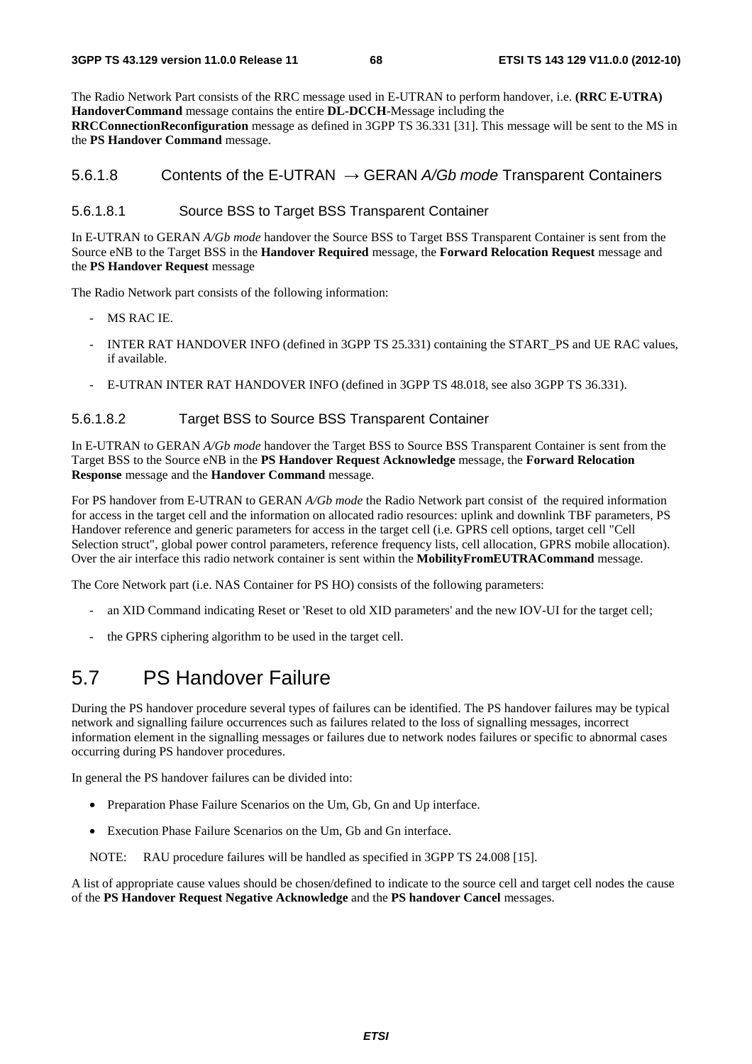The Radio Network Part consists of the RRC message used in E-UTRAN to perform handover, i.e. **(RRC E-UTRA) HandoverCommand** message contains the entire **DL-DCCH**-Message including the **RRCConnectionReconfiguration** message as defined in 3GPP TS 36.331 [31]. This message will be sent to the MS in the **PS Handover Command** message.

#### 5.6.1.8 Contents of the E-UTRAN → GERAN *A/Gb mode* Transparent Containers

##### 5.6.1.8.1 Source BSS to Target BSS Transparent Container

In E-UTRAN to GERAN *A/Gb mode* handover the Source BSS to Target BSS Transparent Container is sent from the Source eNB to the Target BSS in the **Handover Required** message, the **Forward Relocation Request** message and the **PS Handover Request** message

The Radio Network part consists of the following information:

- MS RAC IE.
- INTER RAT HANDOVER INFO (defined in 3GPP TS 25.331) containing the START_PS and UE RAC values, if available.
- E-UTRAN INTER RAT HANDOVER INFO (defined in 3GPP TS 48.018, see also 3GPP TS 36.331).

##### 5.6.1.8.2 Target BSS to Source BSS Transparent Container

In E-UTRAN to GERAN *A/Gb mode* handover the Target BSS to Source BSS Transparent Container is sent from the Target BSS to the Source eNB in the **PS Handover Request Acknowledge** message, the **Forward Relocation Response** message and the **Handover Command** message.

For PS handover from E-UTRAN to GERAN *A/Gb mode* the Radio Network part consist of the required information for access in the target cell and the information on allocated radio resources: uplink and downlink TBF parameters, PS Handover reference and generic parameters for access in the target cell (i.e. GPRS cell options, target cell "Cell Selection struct", global power control parameters, reference frequency lists, cell allocation, GPRS mobile allocation). Over the air interface this radio network container is sent within the **MobilityFromEUTRACommand** message.

The Core Network part (i.e. NAS Container for PS HO) consists of the following parameters:

- an XID Command indicating Reset or 'Reset to old XID parameters' and the new IOV-UI for the target cell;
- the GPRS ciphering algorithm to be used in the target cell.

## 5.7 PS Handover Failure

During the PS handover procedure several types of failures can be identified. The PS handover failures may be typical network and signalling failure occurrences such as failures related to the loss of signalling messages, incorrect information element in the signalling messages or failures due to network nodes failures or specific to abnormal cases occurring during PS handover procedures.

In general the PS handover failures can be divided into:

- Preparation Phase Failure Scenarios on the Um, Gb, Gn and Up interface.
- Execution Phase Failure Scenarios on the Um, Gb and Gn interface.

NOTE: RAU procedure failures will be handled as specified in 3GPP TS 24.008 [15].

A list of appropriate cause values should be chosen/defined to indicate to the source cell and target cell nodes the cause of the **PS Handover Request Negative Acknowledge** and the **PS handover Cancel** messages.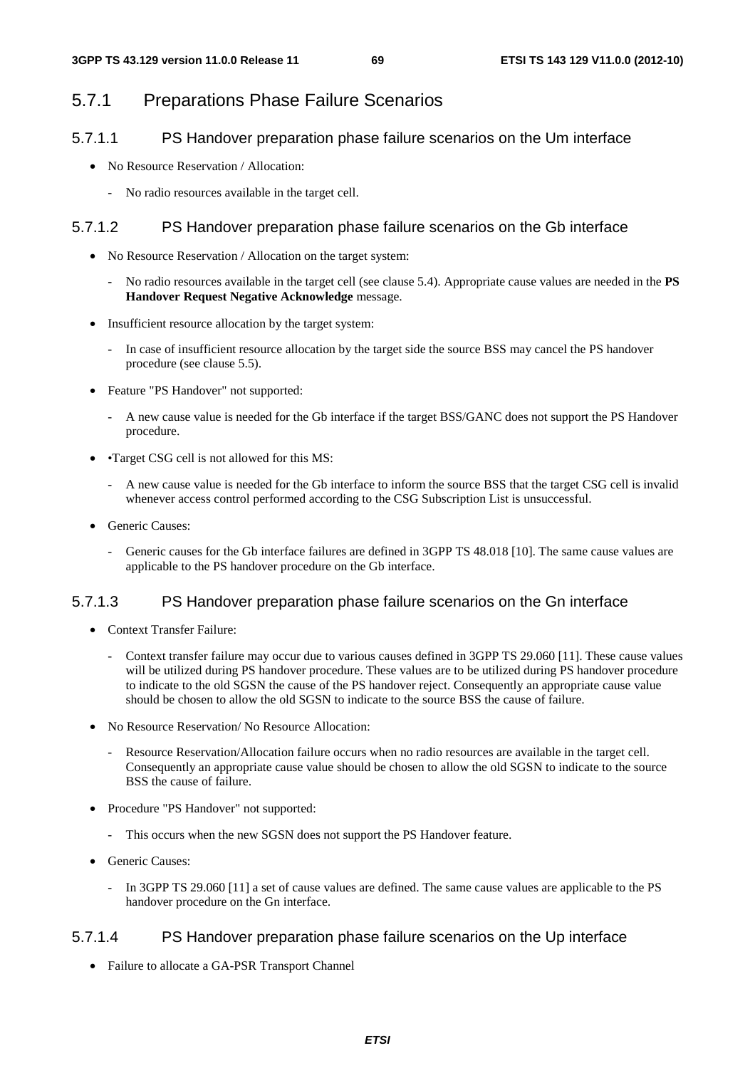## 5.7.1 Preparations Phase Failure Scenarios

### 5.7.1.1 PS Handover preparation phase failure scenarios on the Um interface

- No Resource Reservation / Allocation:
  - No radio resources available in the target cell.

### 5.7.1.2 PS Handover preparation phase failure scenarios on the Gb interface

- No Resource Reservation / Allocation on the target system:
  - No radio resources available in the target cell (see clause 5.4). Appropriate cause values are needed in the **PS Handover Request Negative Acknowledge** message.
- Insufficient resource allocation by the target system:
  - In case of insufficient resource allocation by the target side the source BSS may cancel the PS handover procedure (see clause 5.5).
- Feature "PS Handover" not supported:
  - A new cause value is needed for the Gb interface if the target BSS/GANC does not support the PS Handover procedure.
- •Target CSG cell is not allowed for this MS:
  - A new cause value is needed for the Gb interface to inform the source BSS that the target CSG cell is invalid whenever access control performed according to the CSG Subscription List is unsuccessful.
- Generic Causes:
  - Generic causes for the Gb interface failures are defined in 3GPP TS 48.018 [10]. The same cause values are applicable to the PS handover procedure on the Gb interface.

### 5.7.1.3 PS Handover preparation phase failure scenarios on the Gn interface

- Context Transfer Failure:
  - Context transfer failure may occur due to various causes defined in 3GPP TS 29.060 [11]. These cause values will be utilized during PS handover procedure. These values are to be utilized during PS handover procedure to indicate to the old SGSN the cause of the PS handover reject. Consequently an appropriate cause value should be chosen to allow the old SGSN to indicate to the source BSS the cause of failure.
- No Resource Reservation/ No Resource Allocation:
  - Resource Reservation/Allocation failure occurs when no radio resources are available in the target cell. Consequently an appropriate cause value should be chosen to allow the old SGSN to indicate to the source BSS the cause of failure.
- Procedure "PS Handover" not supported:
  - This occurs when the new SGSN does not support the PS Handover feature.
- Generic Causes:
  - In 3GPP TS 29.060 [11] a set of cause values are defined. The same cause values are applicable to the PS handover procedure on the Gn interface.

### 5.7.1.4 PS Handover preparation phase failure scenarios on the Up interface

- Failure to allocate a GA-PSR Transport Channel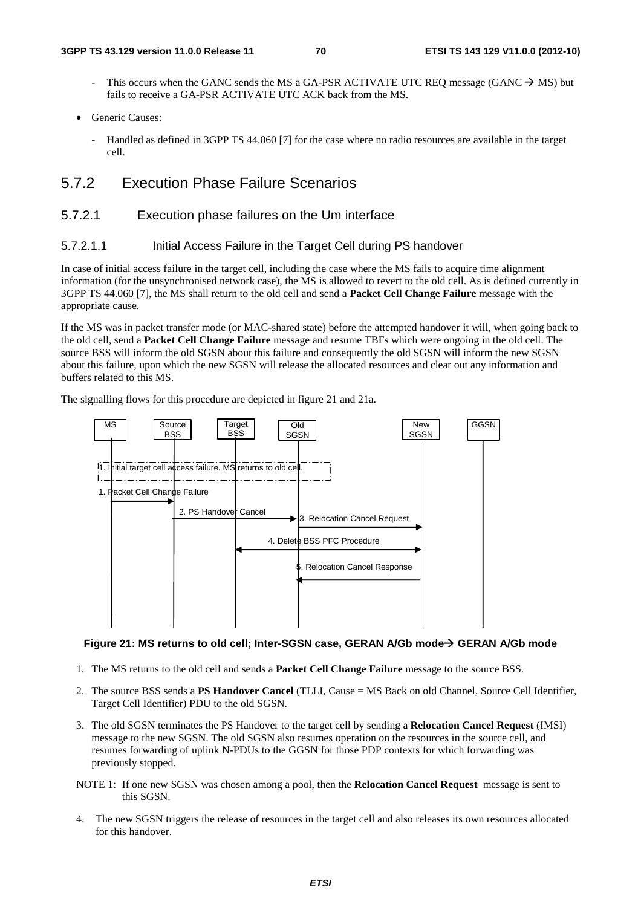- This occurs when the GANC sends the MS a GA-PSR ACTIVATE UTC REQ message (GANC → MS) but fails to receive a GA-PSR ACTIVATE UTC ACK back from the MS.

- Generic Causes:

  - Handled as defined in 3GPP TS 44.060 [7] for the case where no radio resources are available in the target cell.

### 5.7.2 Execution Phase Failure Scenarios

#### 5.7.2.1 Execution phase failures on the Um interface

##### 5.7.2.1.1 Initial Access Failure in the Target Cell during PS handover

In case of initial access failure in the target cell, including the case where the MS fails to acquire time alignment information (for the unsynchronised network case), the MS is allowed to revert to the old cell. As is defined currently in 3GPP TS 44.060 [7], the MS shall return to the old cell and send a **Packet Cell Change Failure** message with the appropriate cause.

If the MS was in packet transfer mode (or MAC-shared state) before the attempted handover it will, when going back to the old cell, send a **Packet Cell Change Failure** message and resume TBFs which were ongoing in the old cell. The source BSS will inform the old SGSN about this failure and consequently the old SGSN will inform the new SGSN about this failure, upon which the new SGSN will release the allocated resources and clear out any information and buffers related to this MS.

The signalling flows for this procedure are depicted in figure 21 and 21a.

MS
Source BSS
Target BSS
Old SGSN
New SGSN
GGSN
1. Initial target cell access failure. MS returns to old cell.
1. Packet Cell Change Failure
2. PS Handover Cancel
3. Relocation Cancel Request
4. Delete BSS PFC Procedure
5. Relocation Cancel Response

**Figure 21: MS returns to old cell; Inter-SGSN case, GERAN A/Gb mode→ GERAN A/Gb mode**

1. The MS returns to the old cell and sends a **Packet Cell Change Failure** message to the source BSS.

2. The source BSS sends a **PS Handover Cancel** (TLLI, Cause = MS Back on old Channel, Source Cell Identifier, Target Cell Identifier) PDU to the old SGSN.

3. The old SGSN terminates the PS Handover to the target cell by sending a **Relocation Cancel Request** (IMSI) message to the new SGSN. The old SGSN also resumes operation on the resources in the source cell, and resumes forwarding of uplink N-PDUs to the GGSN for those PDP contexts for which forwarding was previously stopped.

NOTE 1: If one new SGSN was chosen among a pool, then the **Relocation Cancel Request** message is sent to this SGSN.

4. The new SGSN triggers the release of resources in the target cell and also releases its own resources allocated for this handover.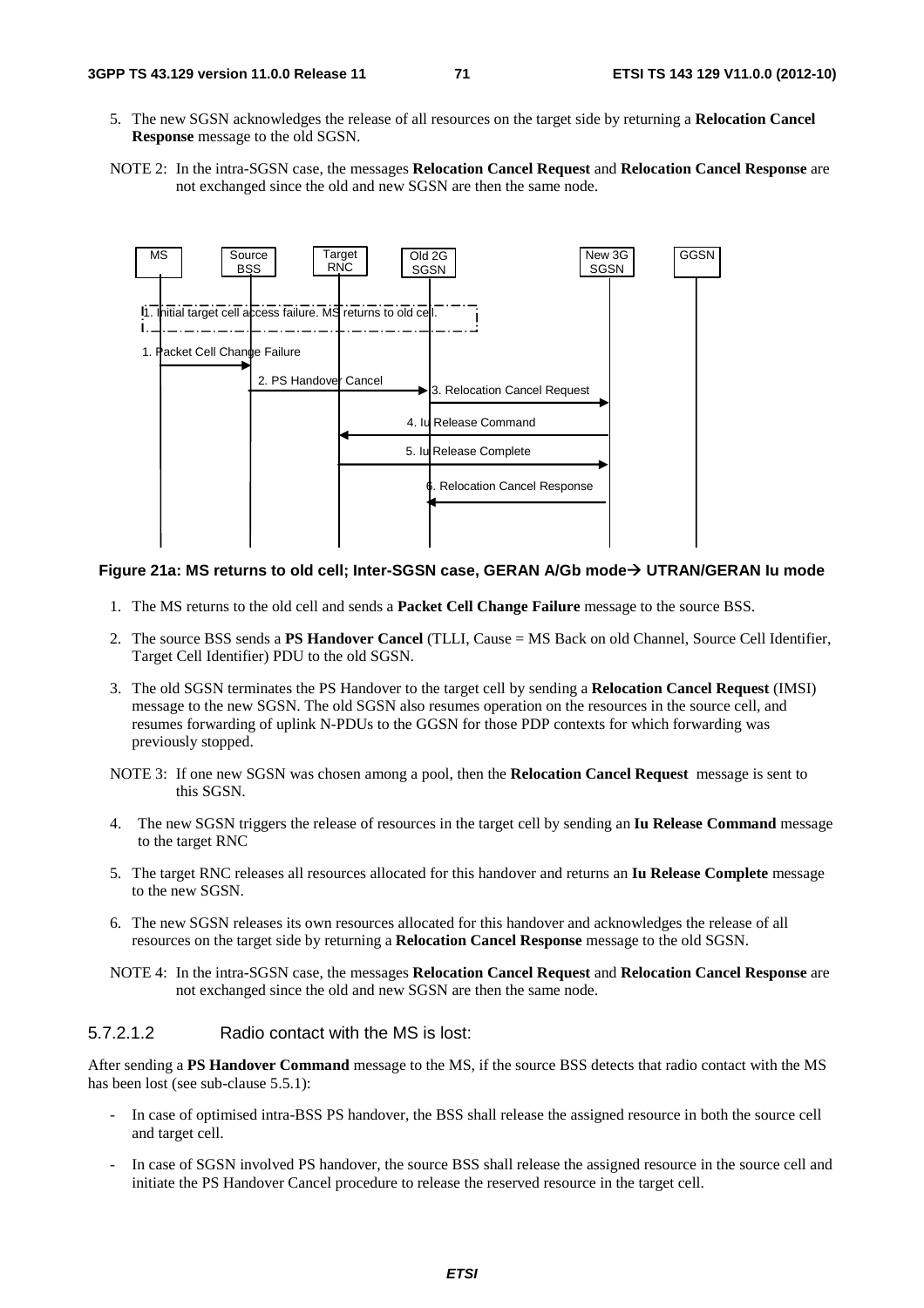5. The new SGSN acknowledges the release of all resources on the target side by returning a **Relocation Cancel Response** message to the old SGSN.

NOTE 2: In the intra-SGSN case, the messages **Relocation Cancel Request** and **Relocation Cancel Response** are not exchanged since the old and new SGSN are then the same node.

MS
Source BSS
Target RNC
Old 2G SGSN
New 3G SGSN
GGSN
1. Initial target cell access failure. MS returns to old cell.
1. Packet Cell Change Failure
2. PS Handover Cancel
3. Relocation Cancel Request
4. Iu Release Command
5. Iu Release Complete
6. Relocation Cancel Response

**Figure 21a: MS returns to old cell; Inter-SGSN case, GERAN A/Gb mode→ UTRAN/GERAN Iu mode**

1. The MS returns to the old cell and sends a **Packet Cell Change Failure** message to the source BSS.
2. The source BSS sends a **PS Handover Cancel** (TLLI, Cause = MS Back on old Channel, Source Cell Identifier, Target Cell Identifier) PDU to the old SGSN.
3. The old SGSN terminates the PS Handover to the target cell by sending a **Relocation Cancel Request** (IMSI) message to the new SGSN. The old SGSN also resumes operation on the resources in the source cell, and resumes forwarding of uplink N-PDUs to the GGSN for those PDP contexts for which forwarding was previously stopped.

NOTE 3: If one new SGSN was chosen among a pool, then the **Relocation Cancel Request** message is sent to this SGSN.

4. The new SGSN triggers the release of resources in the target cell by sending an **Iu Release Command** message to the target RNC
5. The target RNC releases all resources allocated for this handover and returns an **Iu Release Complete** message to the new SGSN.
6. The new SGSN releases its own resources allocated for this handover and acknowledges the release of all resources on the target side by returning a **Relocation Cancel Response** message to the old SGSN.

NOTE 4: In the intra-SGSN case, the messages **Relocation Cancel Request** and **Relocation Cancel Response** are not exchanged since the old and new SGSN are then the same node.

#### 5.7.2.1.2 Radio contact with the MS is lost:

After sending a **PS Handover Command** message to the MS, if the source BSS detects that radio contact with the MS has been lost (see sub-clause 5.5.1):

- In case of optimised intra-BSS PS handover, the BSS shall release the assigned resource in both the source cell and target cell.
- In case of SGSN involved PS handover, the source BSS shall release the assigned resource in the source cell and initiate the PS Handover Cancel procedure to release the reserved resource in the target cell.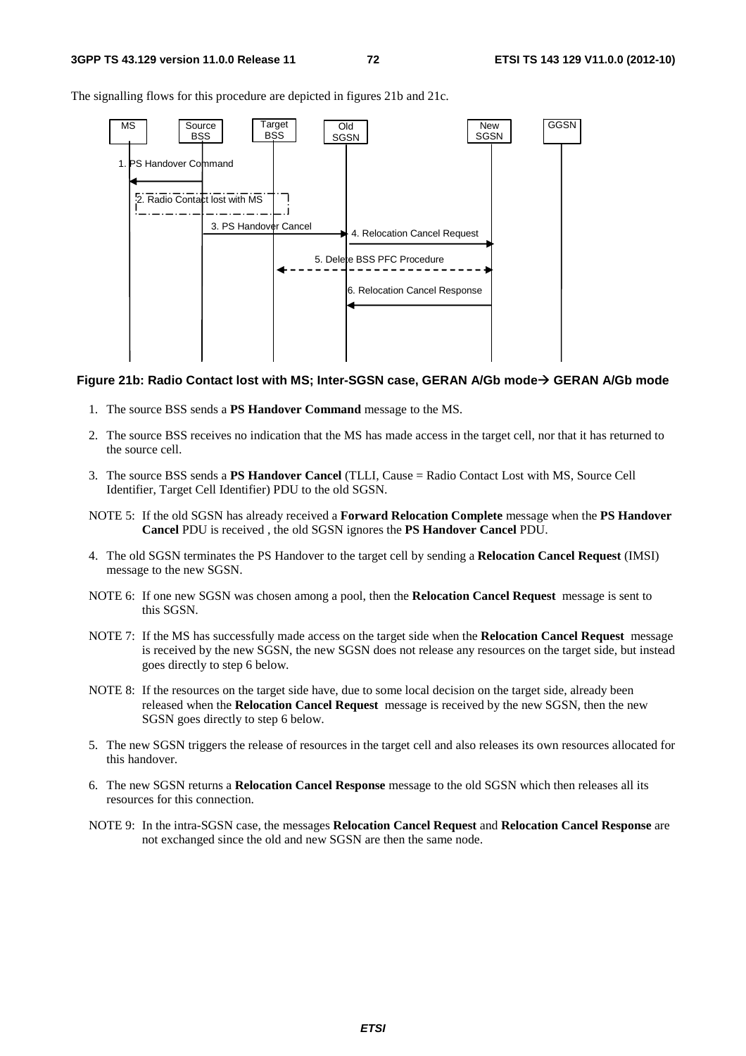The signalling flows for this procedure are depicted in figures 21b and 21c.

MS
Source BSS
Target BSS
Old SGSN
New SGSN
GGSN
1. PS Handover Command
2. Radio Contact lost with MS
3. PS Handover Cancel
4. Relocation Cancel Request
5. Delete BSS PFC Procedure
6. Relocation Cancel Response

**Figure 21b: Radio Contact lost with MS; Inter-SGSN case, GERAN A/Gb mode→ GERAN A/Gb mode**

1. The source BSS sends a **PS Handover Command** message to the MS.
2. The source BSS receives no indication that the MS has made access in the target cell, nor that it has returned to the source cell.
3. The source BSS sends a **PS Handover Cancel** (TLLI, Cause = Radio Contact Lost with MS, Source Cell Identifier, Target Cell Identifier) PDU to the old SGSN.

NOTE 5: If the old SGSN has already received a **Forward Relocation Complete** message when the **PS Handover Cancel** PDU is received , the old SGSN ignores the **PS Handover Cancel** PDU.

4. The old SGSN terminates the PS Handover to the target cell by sending a **Relocation Cancel Request** (IMSI) message to the new SGSN.

NOTE 6: If one new SGSN was chosen among a pool, then the **Relocation Cancel Request** message is sent to this SGSN.

NOTE 7: If the MS has successfully made access on the target side when the **Relocation Cancel Request** message is received by the new SGSN, the new SGSN does not release any resources on the target side, but instead goes directly to step 6 below.

NOTE 8: If the resources on the target side have, due to some local decision on the target side, already been released when the **Relocation Cancel Request** message is received by the new SGSN, then the new SGSN goes directly to step 6 below.

5. The new SGSN triggers the release of resources in the target cell and also releases its own resources allocated for this handover.
6. The new SGSN returns a **Relocation Cancel Response** message to the old SGSN which then releases all its resources for this connection.

NOTE 9: In the intra-SGSN case, the messages **Relocation Cancel Request** and **Relocation Cancel Response** are not exchanged since the old and new SGSN are then the same node.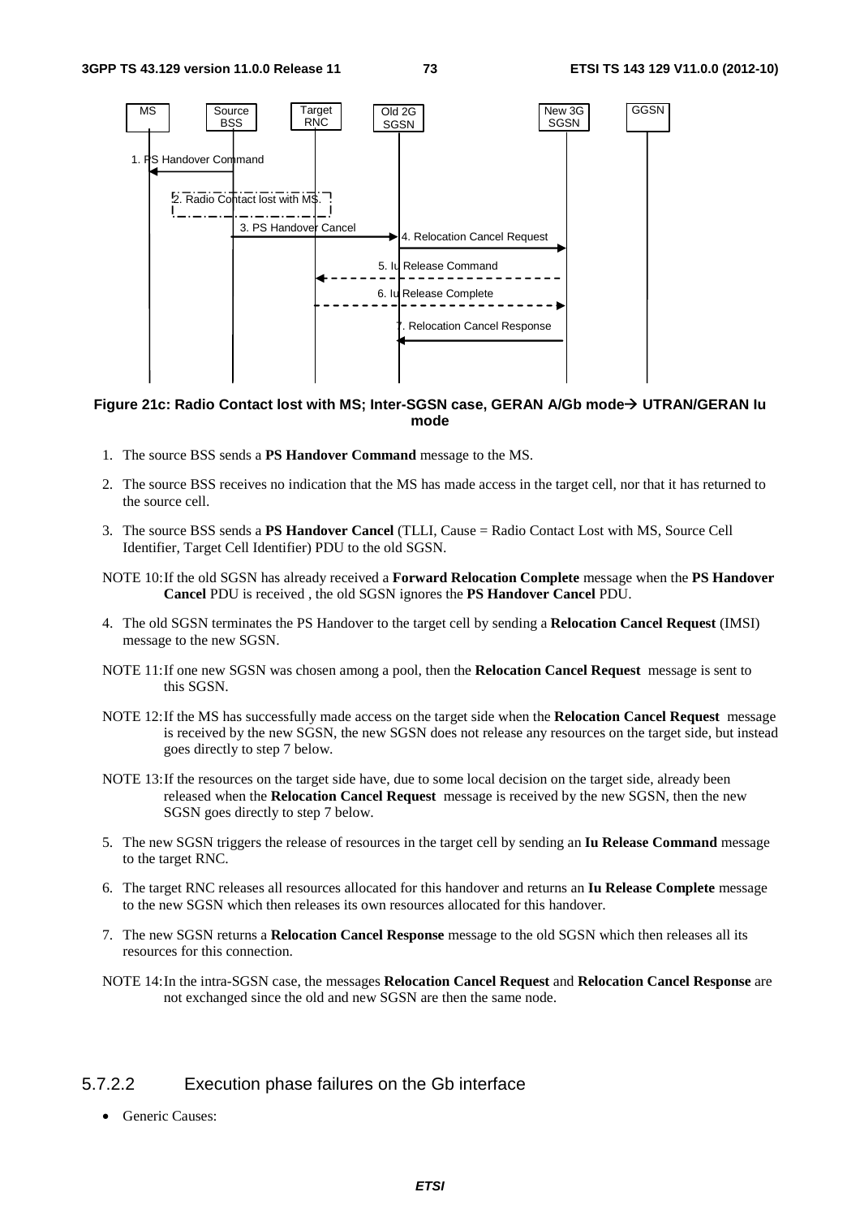MS

Source BSS

Target RNC

Old 2G SGSN

New 3G SGSN

GGSN

1. PS Handover Command

2. Radio Contact lost with MS.

3. PS Handover Cancel

4. Relocation Cancel Request

5. Iu Release Command

6. Iu Release Complete

7. Relocation Cancel Response

**Figure 21c: Radio Contact lost with MS; Inter-SGSN case, GERAN A/Gb mode→ UTRAN/GERAN Iu mode**

1. The source BSS sends a **PS Handover Command** message to the MS.
2. The source BSS receives no indication that the MS has made access in the target cell, nor that it has returned to the source cell.
3. The source BSS sends a **PS Handover Cancel** (TLLI, Cause = Radio Contact Lost with MS, Source Cell Identifier, Target Cell Identifier) PDU to the old SGSN.

NOTE 10: If the old SGSN has already received a **Forward Relocation Complete** message when the **PS Handover Cancel** PDU is received , the old SGSN ignores the **PS Handover Cancel** PDU.

4. The old SGSN terminates the PS Handover to the target cell by sending a **Relocation Cancel Request** (IMSI) message to the new SGSN.

NOTE 11: If one new SGSN was chosen among a pool, then the **Relocation Cancel Request** message is sent to this SGSN.

NOTE 12: If the MS has successfully made access on the target side when the **Relocation Cancel Request** message is received by the new SGSN, the new SGSN does not release any resources on the target side, but instead goes directly to step 7 below.

NOTE 13: If the resources on the target side have, due to some local decision on the target side, already been released when the **Relocation Cancel Request** message is received by the new SGSN, then the new SGSN goes directly to step 7 below.

5. The new SGSN triggers the release of resources in the target cell by sending an **Iu Release Command** message to the target RNC.
6. The target RNC releases all resources allocated for this handover and returns an **Iu Release Complete** message to the new SGSN which then releases its own resources allocated for this handover.
7. The new SGSN returns a **Relocation Cancel Response** message to the old SGSN which then releases all its resources for this connection.

NOTE 14: In the intra-SGSN case, the messages **Relocation Cancel Request** and **Relocation Cancel Response** are not exchanged since the old and new SGSN are then the same node.

### 5.7.2.2 Execution phase failures on the Gb interface

- Generic Causes: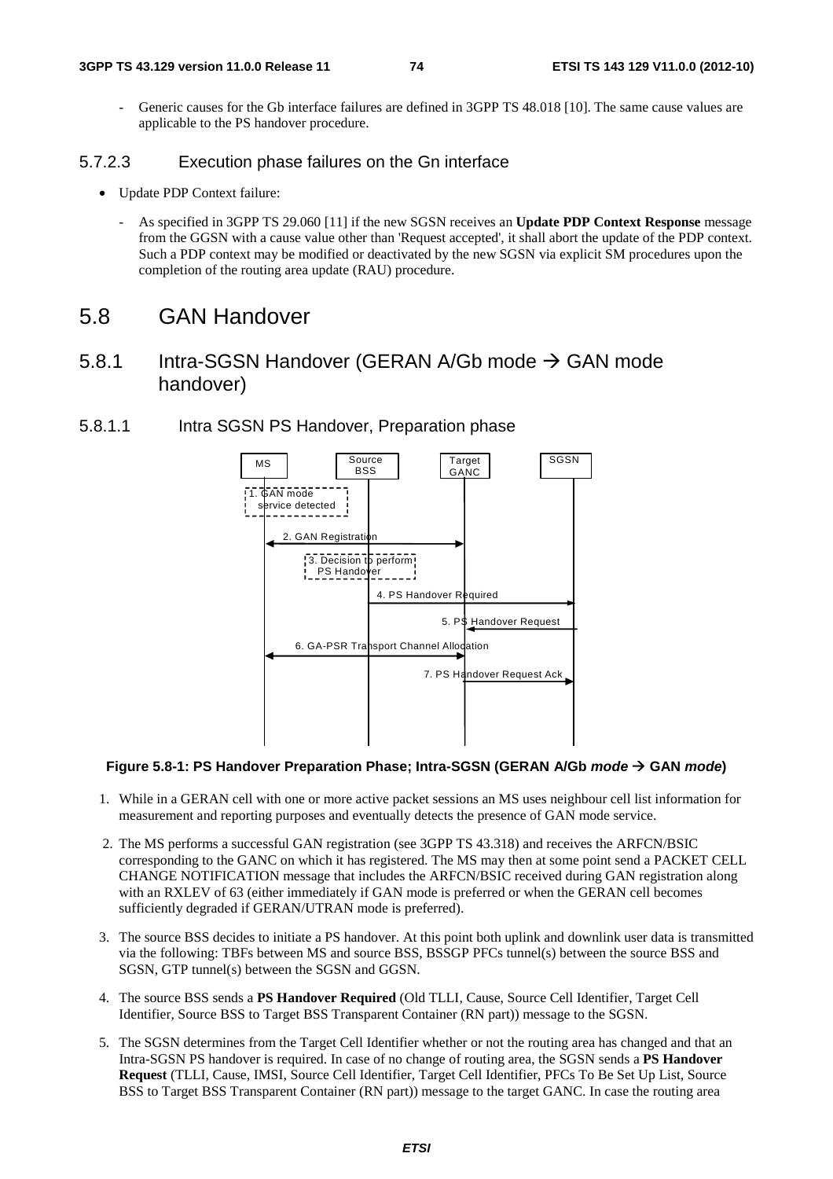- Generic causes for the Gb interface failures are defined in 3GPP TS 48.018 [10]. The same cause values are applicable to the PS handover procedure.

#### 5.7.2.3 Execution phase failures on the Gn interface

- Update PDP Context failure:
  - As specified in 3GPP TS 29.060 [11] if the new SGSN receives an **Update PDP Context Response** message from the GGSN with a cause value other than 'Request accepted', it shall abort the update of the PDP context. Such a PDP context may be modified or deactivated by the new SGSN via explicit SM procedures upon the completion of the routing area update (RAU) procedure.

## 5.8 GAN Handover

### 5.8.1 Intra-SGSN Handover (GERAN A/Gb mode → GAN mode handover)

#### 5.8.1.1 Intra SGSN PS Handover, Preparation phase

MS
Source BSS
Target GANC
SGSN
1. GAN mode service detected
2. GAN Registration
3. Decision to perform PS Handover
4. PS Handover Required
5. PS Handover Request
6. GA-PSR Transport Channel Allocation
7. PS Handover Request Ack

**Figure 5.8-1: PS Handover Preparation Phase; Intra-SGSN (GERAN A/Gb *mode* → GAN *mode*)**

1. While in a GERAN cell with one or more active packet sessions an MS uses neighbour cell list information for measurement and reporting purposes and eventually detects the presence of GAN mode service.
2. The MS performs a successful GAN registration (see 3GPP TS 43.318) and receives the ARFCN/BSIC corresponding to the GANC on which it has registered. The MS may then at some point send a PACKET CELL CHANGE NOTIFICATION message that includes the ARFCN/BSIC received during GAN registration along with an RXLEV of 63 (either immediately if GAN mode is preferred or when the GERAN cell becomes sufficiently degraded if GERAN/UTRAN mode is preferred).
3. The source BSS decides to initiate a PS handover. At this point both uplink and downlink user data is transmitted via the following: TBFs between MS and source BSS, BSSGP PFCs tunnel(s) between the source BSS and SGSN, GTP tunnel(s) between the SGSN and GGSN.
4. The source BSS sends a **PS Handover Required** (Old TLLI, Cause, Source Cell Identifier, Target Cell Identifier, Source BSS to Target BSS Transparent Container (RN part)) message to the SGSN.
5. The SGSN determines from the Target Cell Identifier whether or not the routing area has changed and that an Intra-SGSN PS handover is required. In case of no change of routing area, the SGSN sends a **PS Handover Request** (TLLI, Cause, IMSI, Source Cell Identifier, Target Cell Identifier, PFCs To Be Set Up List, Source BSS to Target BSS Transparent Container (RN part)) message to the target GANC. In case the routing area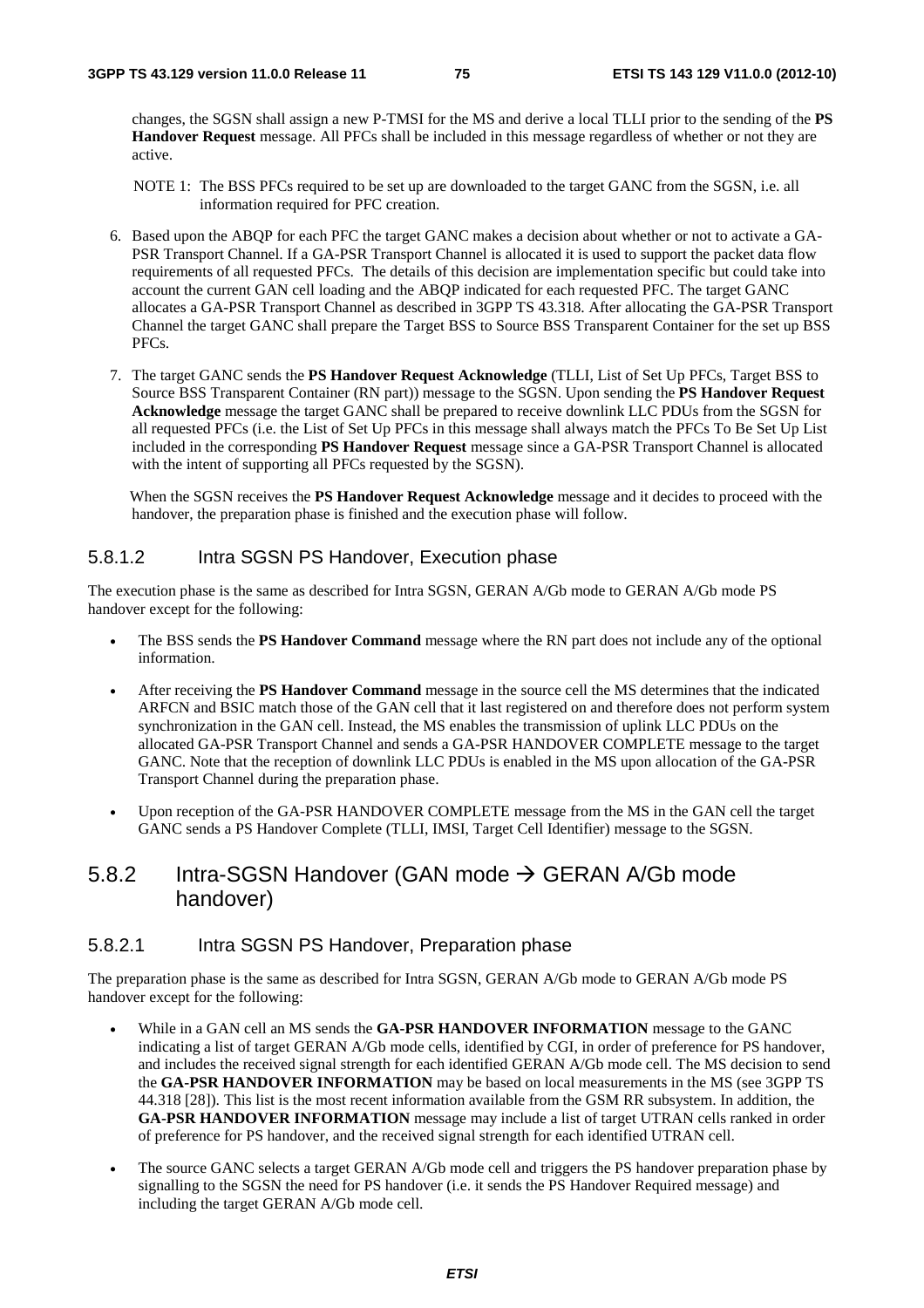changes, the SGSN shall assign a new P-TMSI for the MS and derive a local TLLI prior to the sending of the **PS Handover Request** message. All PFCs shall be included in this message regardless of whether or not they are active.

NOTE 1: The BSS PFCs required to be set up are downloaded to the target GANC from the SGSN, i.e. all information required for PFC creation.

6. Based upon the ABQP for each PFC the target GANC makes a decision about whether or not to activate a GA-PSR Transport Channel. If a GA-PSR Transport Channel is allocated it is used to support the packet data flow requirements of all requested PFCs. The details of this decision are implementation specific but could take into account the current GAN cell loading and the ABQP indicated for each requested PFC. The target GANC allocates a GA-PSR Transport Channel as described in 3GPP TS 43.318. After allocating the GA-PSR Transport Channel the target GANC shall prepare the Target BSS to Source BSS Transparent Container for the set up BSS PFCs.

7. The target GANC sends the **PS Handover Request Acknowledge** (TLLI, List of Set Up PFCs, Target BSS to Source BSS Transparent Container (RN part)) message to the SGSN. Upon sending the **PS Handover Request Acknowledge** message the target GANC shall be prepared to receive downlink LLC PDUs from the SGSN for all requested PFCs (i.e. the List of Set Up PFCs in this message shall always match the PFCs To Be Set Up List included in the corresponding **PS Handover Request** message since a GA-PSR Transport Channel is allocated with the intent of supporting all PFCs requested by the SGSN).

   When the SGSN receives the **PS Handover Request Acknowledge** message and it decides to proceed with the handover, the preparation phase is finished and the execution phase will follow.

#### 5.8.1.2 Intra SGSN PS Handover, Execution phase

The execution phase is the same as described for Intra SGSN, GERAN A/Gb mode to GERAN A/Gb mode PS handover except for the following:

- The BSS sends the **PS Handover Command** message where the RN part does not include any of the optional information.
- After receiving the **PS Handover Command** message in the source cell the MS determines that the indicated ARFCN and BSIC match those of the GAN cell that it last registered on and therefore does not perform system synchronization in the GAN cell. Instead, the MS enables the transmission of uplink LLC PDUs on the allocated GA-PSR Transport Channel and sends a GA-PSR HANDOVER COMPLETE message to the target GANC. Note that the reception of downlink LLC PDUs is enabled in the MS upon allocation of the GA-PSR Transport Channel during the preparation phase.
- Upon reception of the GA-PSR HANDOVER COMPLETE message from the MS in the GAN cell the target GANC sends a PS Handover Complete (TLLI, IMSI, Target Cell Identifier) message to the SGSN.

### 5.8.2 Intra-SGSN Handover (GAN mode → GERAN A/Gb mode handover)

#### 5.8.2.1 Intra SGSN PS Handover, Preparation phase

The preparation phase is the same as described for Intra SGSN, GERAN A/Gb mode to GERAN A/Gb mode PS handover except for the following:

- While in a GAN cell an MS sends the **GA-PSR HANDOVER INFORMATION** message to the GANC indicating a list of target GERAN A/Gb mode cells, identified by CGI, in order of preference for PS handover, and includes the received signal strength for each identified GERAN A/Gb mode cell. The MS decision to send the **GA-PSR HANDOVER INFORMATION** may be based on local measurements in the MS (see 3GPP TS 44.318 [28]). This list is the most recent information available from the GSM RR subsystem. In addition, the **GA-PSR HANDOVER INFORMATION** message may include a list of target UTRAN cells ranked in order of preference for PS handover, and the received signal strength for each identified UTRAN cell.
- The source GANC selects a target GERAN A/Gb mode cell and triggers the PS handover preparation phase by signalling to the SGSN the need for PS handover (i.e. it sends the PS Handover Required message) and including the target GERAN A/Gb mode cell.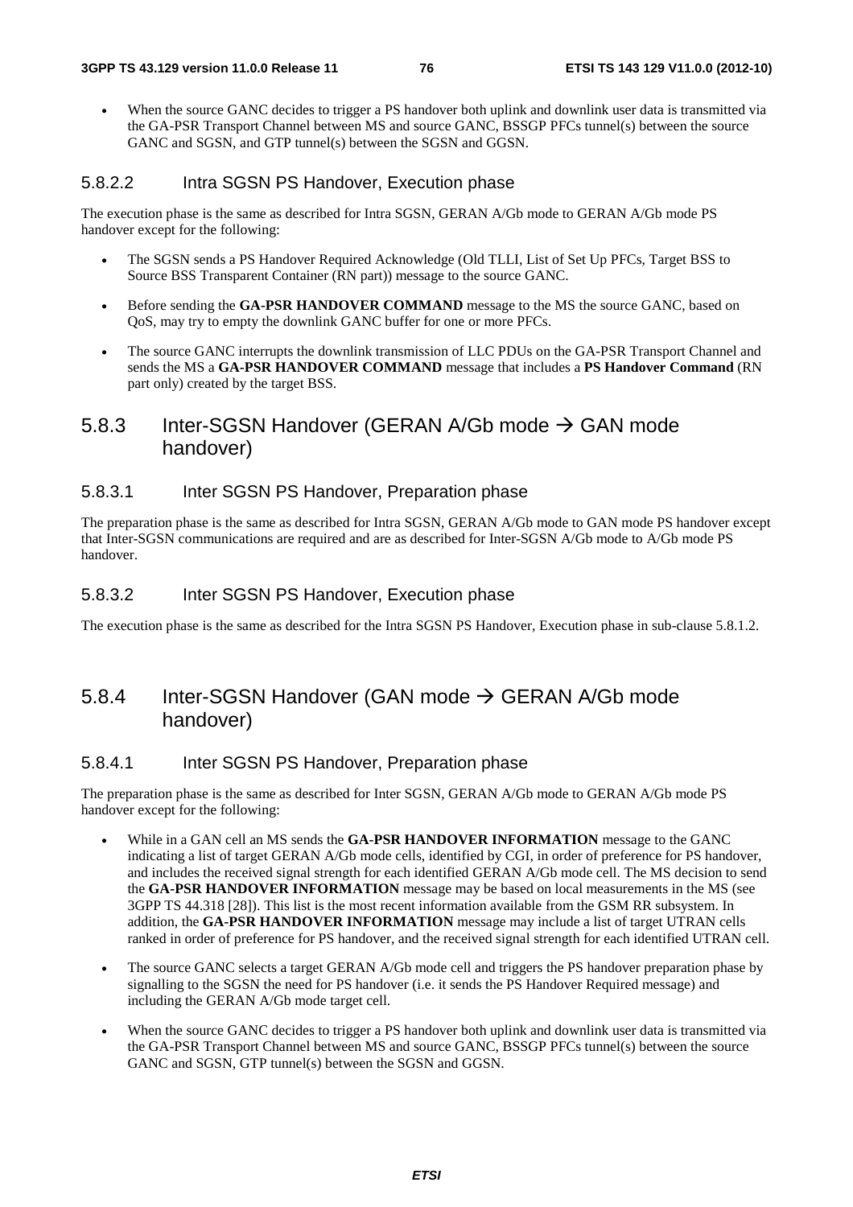- When the source GANC decides to trigger a PS handover both uplink and downlink user data is transmitted via the GA-PSR Transport Channel between MS and source GANC, BSSGP PFCs tunnel(s) between the source GANC and SGSN, and GTP tunnel(s) between the SGSN and GGSN.

#### 5.8.2.2 Intra SGSN PS Handover, Execution phase

The execution phase is the same as described for Intra SGSN, GERAN A/Gb mode to GERAN A/Gb mode PS handover except for the following:

- The SGSN sends a PS Handover Required Acknowledge (Old TLLI, List of Set Up PFCs, Target BSS to Source BSS Transparent Container (RN part)) message to the source GANC.
- Before sending the **GA-PSR HANDOVER COMMAND** message to the MS the source GANC, based on QoS, may try to empty the downlink GANC buffer for one or more PFCs.
- The source GANC interrupts the downlink transmission of LLC PDUs on the GA-PSR Transport Channel and sends the MS a **GA-PSR HANDOVER COMMAND** message that includes a **PS Handover Command** (RN part only) created by the target BSS.

### 5.8.3 Inter-SGSN Handover (GERAN A/Gb mode → GAN mode handover)

#### 5.8.3.1 Inter SGSN PS Handover, Preparation phase

The preparation phase is the same as described for Intra SGSN, GERAN A/Gb mode to GAN mode PS handover except that Inter-SGSN communications are required and are as described for Inter-SGSN A/Gb mode to A/Gb mode PS handover.

#### 5.8.3.2 Inter SGSN PS Handover, Execution phase

The execution phase is the same as described for the Intra SGSN PS Handover, Execution phase in sub-clause 5.8.1.2.

### 5.8.4 Inter-SGSN Handover (GAN mode → GERAN A/Gb mode handover)

#### 5.8.4.1 Inter SGSN PS Handover, Preparation phase

The preparation phase is the same as described for Inter SGSN, GERAN A/Gb mode to GERAN A/Gb mode PS handover except for the following:

- While in a GAN cell an MS sends the **GA-PSR HANDOVER INFORMATION** message to the GANC indicating a list of target GERAN A/Gb mode cells, identified by CGI, in order of preference for PS handover, and includes the received signal strength for each identified GERAN A/Gb mode cell. The MS decision to send the **GA-PSR HANDOVER INFORMATION** message may be based on local measurements in the MS (see 3GPP TS 44.318 [28]). This list is the most recent information available from the GSM RR subsystem. In addition, the **GA-PSR HANDOVER INFORMATION** message may include a list of target UTRAN cells ranked in order of preference for PS handover, and the received signal strength for each identified UTRAN cell.
- The source GANC selects a target GERAN A/Gb mode cell and triggers the PS handover preparation phase by signalling to the SGSN the need for PS handover (i.e. it sends the PS Handover Required message) and including the GERAN A/Gb mode target cell.
- When the source GANC decides to trigger a PS handover both uplink and downlink user data is transmitted via the GA-PSR Transport Channel between MS and source GANC, BSSGP PFCs tunnel(s) between the source GANC and SGSN, GTP tunnel(s) between the SGSN and GGSN.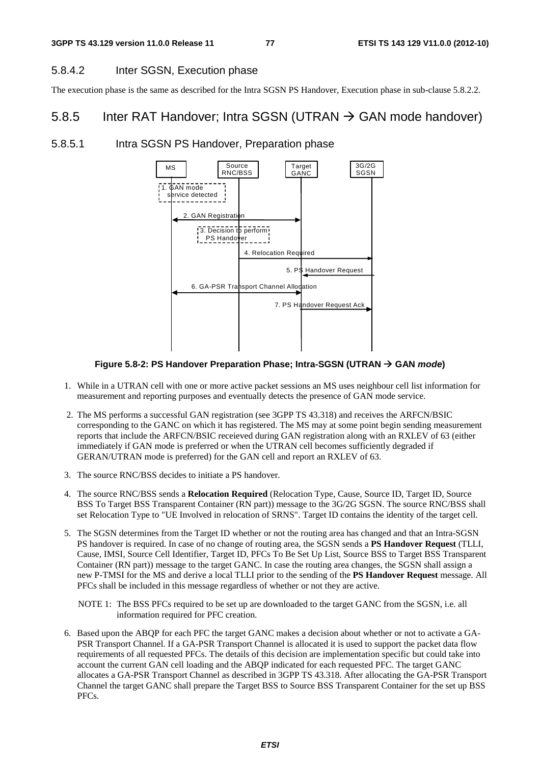### 5.8.4.2 Inter SGSN, Execution phase

The execution phase is the same as described for the Intra SGSN PS Handover, Execution phase in sub-clause 5.8.2.2.

## 5.8.5 Inter RAT Handover; Intra SGSN (UTRAN → GAN mode handover)

### 5.8.5.1 Intra SGSN PS Handover, Preparation phase

MS

Source RNC/BSS

Target GANC

3G/2G SGSN

1. GAN mode service detected

2. GAN Registration

3. Decision to perform PS Handover

4. Relocation Required

5. PS Handover Request

6. GA-PSR Transport Channel Allocation

7. PS Handover Request Ack

**Figure 5.8-2: PS Handover Preparation Phase; Intra-SGSN (UTRAN → GAN *mode*)**

1. While in a UTRAN cell with one or more active packet sessions an MS uses neighbour cell list information for measurement and reporting purposes and eventually detects the presence of GAN mode service.

2. The MS performs a successful GAN registration (see 3GPP TS 43.318) and receives the ARFCN/BSIC corresponding to the GANC on which it has registered. The MS may at some point begin sending measurement reports that include the ARFCN/BSIC receieved during GAN registration along with an RXLEV of 63 (either immediately if GAN mode is preferred or when the UTRAN cell becomes sufficiently degraded if GERAN/UTRAN mode is preferred) for the GAN cell and report an RXLEV of 63.

3. The source RNC/BSS decides to initiate a PS handover.

4. The source RNC/BSS sends a **Relocation Required** (Relocation Type, Cause, Source ID, Target ID, Source BSS To Target BSS Transparent Container (RN part)) message to the 3G/2G SGSN. The source RNC/BSS shall set Relocation Type to "UE Involved in relocation of SRNS". Target ID contains the identity of the target cell.

5. The SGSN determines from the Target ID whether or not the routing area has changed and that an Intra-SGSN PS handover is required. In case of no change of routing area, the SGSN sends a **PS Handover Request** (TLLI, Cause, IMSI, Source Cell Identifier, Target ID, PFCs To Be Set Up List, Source BSS to Target BSS Transparent Container (RN part)) message to the target GANC. In case the routing area changes, the SGSN shall assign a new P-TMSI for the MS and derive a local TLLI prior to the sending of the **PS Handover Request** message. All PFCs shall be included in this message regardless of whether or not they are active.

   NOTE 1: The BSS PFCs required to be set up are downloaded to the target GANC from the SGSN, i.e. all information required for PFC creation.

6. Based upon the ABQP for each PFC the target GANC makes a decision about whether or not to activate a GA-PSR Transport Channel. If a GA-PSR Transport Channel is allocated it is used to support the packet data flow requirements of all requested PFCs. The details of this decision are implementation specific but could take into account the current GAN cell loading and the ABQP indicated for each requested PFC. The target GANC allocates a GA-PSR Transport Channel as described in 3GPP TS 43.318. After allocating the GA-PSR Transport Channel the target GANC shall prepare the Target BSS to Source BSS Transparent Container for the set up BSS PFCs.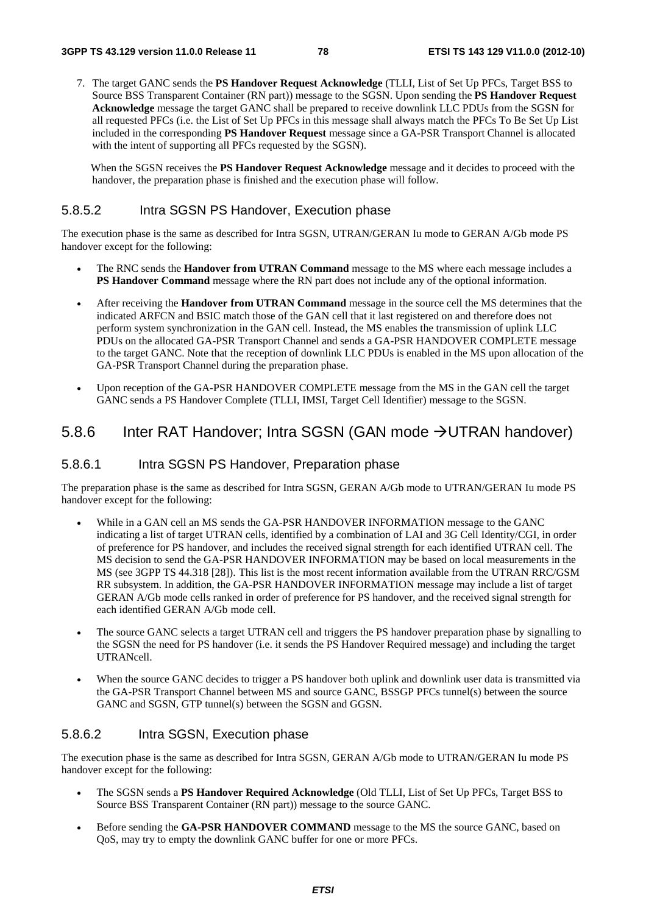7. The target GANC sends the **PS Handover Request Acknowledge** (TLLI, List of Set Up PFCs, Target BSS to Source BSS Transparent Container (RN part)) message to the SGSN. Upon sending the **PS Handover Request Acknowledge** message the target GANC shall be prepared to receive downlink LLC PDUs from the SGSN for all requested PFCs (i.e. the List of Set Up PFCs in this message shall always match the PFCs To Be Set Up List included in the corresponding **PS Handover Request** message since a GA-PSR Transport Channel is allocated with the intent of supporting all PFCs requested by the SGSN).

   When the SGSN receives the **PS Handover Request Acknowledge** message and it decides to proceed with the handover, the preparation phase is finished and the execution phase will follow.

### 5.8.5.2 Intra SGSN PS Handover, Execution phase

The execution phase is the same as described for Intra SGSN, UTRAN/GERAN Iu mode to GERAN A/Gb mode PS handover except for the following:

- The RNC sends the **Handover from UTRAN Command** message to the MS where each message includes a **PS Handover Command** message where the RN part does not include any of the optional information.
- After receiving the **Handover from UTRAN Command** message in the source cell the MS determines that the indicated ARFCN and BSIC match those of the GAN cell that it last registered on and therefore does not perform system synchronization in the GAN cell. Instead, the MS enables the transmission of uplink LLC PDUs on the allocated GA-PSR Transport Channel and sends a GA-PSR HANDOVER COMPLETE message to the target GANC. Note that the reception of downlink LLC PDUs is enabled in the MS upon allocation of the GA-PSR Transport Channel during the preparation phase.
- Upon reception of the GA-PSR HANDOVER COMPLETE message from the MS in the GAN cell the target GANC sends a PS Handover Complete (TLLI, IMSI, Target Cell Identifier) message to the SGSN.

## 5.8.6 Inter RAT Handover; Intra SGSN (GAN mode →UTRAN handover)

### 5.8.6.1 Intra SGSN PS Handover, Preparation phase

The preparation phase is the same as described for Intra SGSN, GERAN A/Gb mode to UTRAN/GERAN Iu mode PS handover except for the following:

- While in a GAN cell an MS sends the GA-PSR HANDOVER INFORMATION message to the GANC indicating a list of target UTRAN cells, identified by a combination of LAI and 3G Cell Identity/CGI, in order of preference for PS handover, and includes the received signal strength for each identified UTRAN cell. The MS decision to send the GA-PSR HANDOVER INFORMATION may be based on local measurements in the MS (see 3GPP TS 44.318 [28]). This list is the most recent information available from the UTRAN RRC/GSM RR subsystem. In addition, the GA-PSR HANDOVER INFORMATION message may include a list of target GERAN A/Gb mode cells ranked in order of preference for PS handover, and the received signal strength for each identified GERAN A/Gb mode cell.
- The source GANC selects a target UTRAN cell and triggers the PS handover preparation phase by signalling to the SGSN the need for PS handover (i.e. it sends the PS Handover Required message) and including the target UTRANcell.
- When the source GANC decides to trigger a PS handover both uplink and downlink user data is transmitted via the GA-PSR Transport Channel between MS and source GANC, BSSGP PFCs tunnel(s) between the source GANC and SGSN, GTP tunnel(s) between the SGSN and GGSN.

### 5.8.6.2 Intra SGSN, Execution phase

The execution phase is the same as described for Intra SGSN, GERAN A/Gb mode to UTRAN/GERAN Iu mode PS handover except for the following:

- The SGSN sends a **PS Handover Required Acknowledge** (Old TLLI, List of Set Up PFCs, Target BSS to Source BSS Transparent Container (RN part)) message to the source GANC.
- Before sending the **GA-PSR HANDOVER COMMAND** message to the MS the source GANC, based on QoS, may try to empty the downlink GANC buffer for one or more PFCs.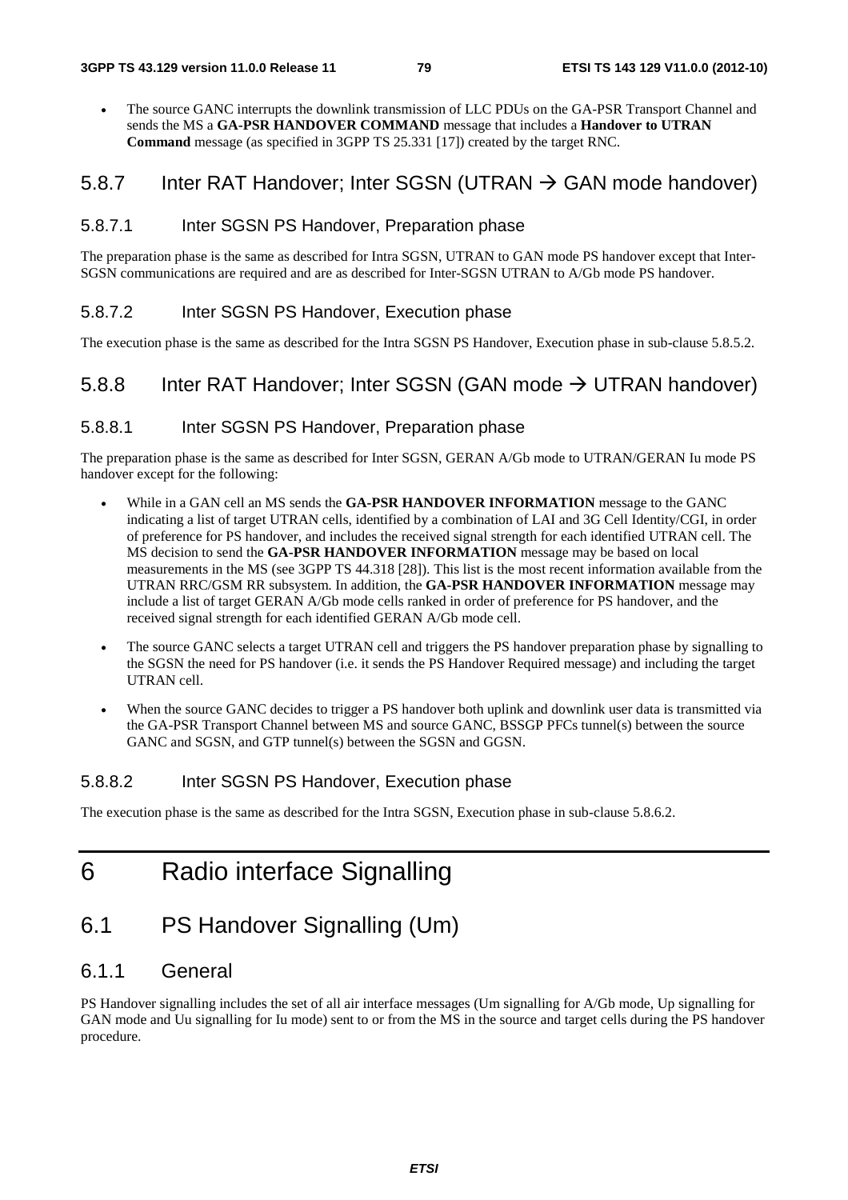- The source GANC interrupts the downlink transmission of LLC PDUs on the GA-PSR Transport Channel and sends the MS a **GA-PSR HANDOVER COMMAND** message that includes a **Handover to UTRAN Command** message (as specified in 3GPP TS 25.331 [17]) created by the target RNC.

### 5.8.7 Inter RAT Handover; Inter SGSN (UTRAN → GAN mode handover)

#### 5.8.7.1 Inter SGSN PS Handover, Preparation phase

The preparation phase is the same as described for Intra SGSN, UTRAN to GAN mode PS handover except that Inter-SGSN communications are required and are as described for Inter-SGSN UTRAN to A/Gb mode PS handover.

#### 5.8.7.2 Inter SGSN PS Handover, Execution phase

The execution phase is the same as described for the Intra SGSN PS Handover, Execution phase in sub-clause 5.8.5.2.

### 5.8.8 Inter RAT Handover; Inter SGSN (GAN mode → UTRAN handover)

#### 5.8.8.1 Inter SGSN PS Handover, Preparation phase

The preparation phase is the same as described for Inter SGSN, GERAN A/Gb mode to UTRAN/GERAN Iu mode PS handover except for the following:

- While in a GAN cell an MS sends the **GA-PSR HANDOVER INFORMATION** message to the GANC indicating a list of target UTRAN cells, identified by a combination of LAI and 3G Cell Identity/CGI, in order of preference for PS handover, and includes the received signal strength for each identified UTRAN cell. The MS decision to send the **GA-PSR HANDOVER INFORMATION** message may be based on local measurements in the MS (see 3GPP TS 44.318 [28]). This list is the most recent information available from the UTRAN RRC/GSM RR subsystem. In addition, the **GA-PSR HANDOVER INFORMATION** message may include a list of target GERAN A/Gb mode cells ranked in order of preference for PS handover, and the received signal strength for each identified GERAN A/Gb mode cell.
- The source GANC selects a target UTRAN cell and triggers the PS handover preparation phase by signalling to the SGSN the need for PS handover (i.e. it sends the PS Handover Required message) and including the target UTRAN cell.
- When the source GANC decides to trigger a PS handover both uplink and downlink user data is transmitted via the GA-PSR Transport Channel between MS and source GANC, BSSGP PFCs tunnel(s) between the source GANC and SGSN, and GTP tunnel(s) between the SGSN and GGSN.

#### 5.8.8.2 Inter SGSN PS Handover, Execution phase

The execution phase is the same as described for the Intra SGSN, Execution phase in sub-clause 5.8.6.2.

# 6 Radio interface Signalling

## 6.1 PS Handover Signalling (Um)

### 6.1.1 General

PS Handover signalling includes the set of all air interface messages (Um signalling for A/Gb mode, Up signalling for GAN mode and Uu signalling for Iu mode) sent to or from the MS in the source and target cells during the PS handover procedure.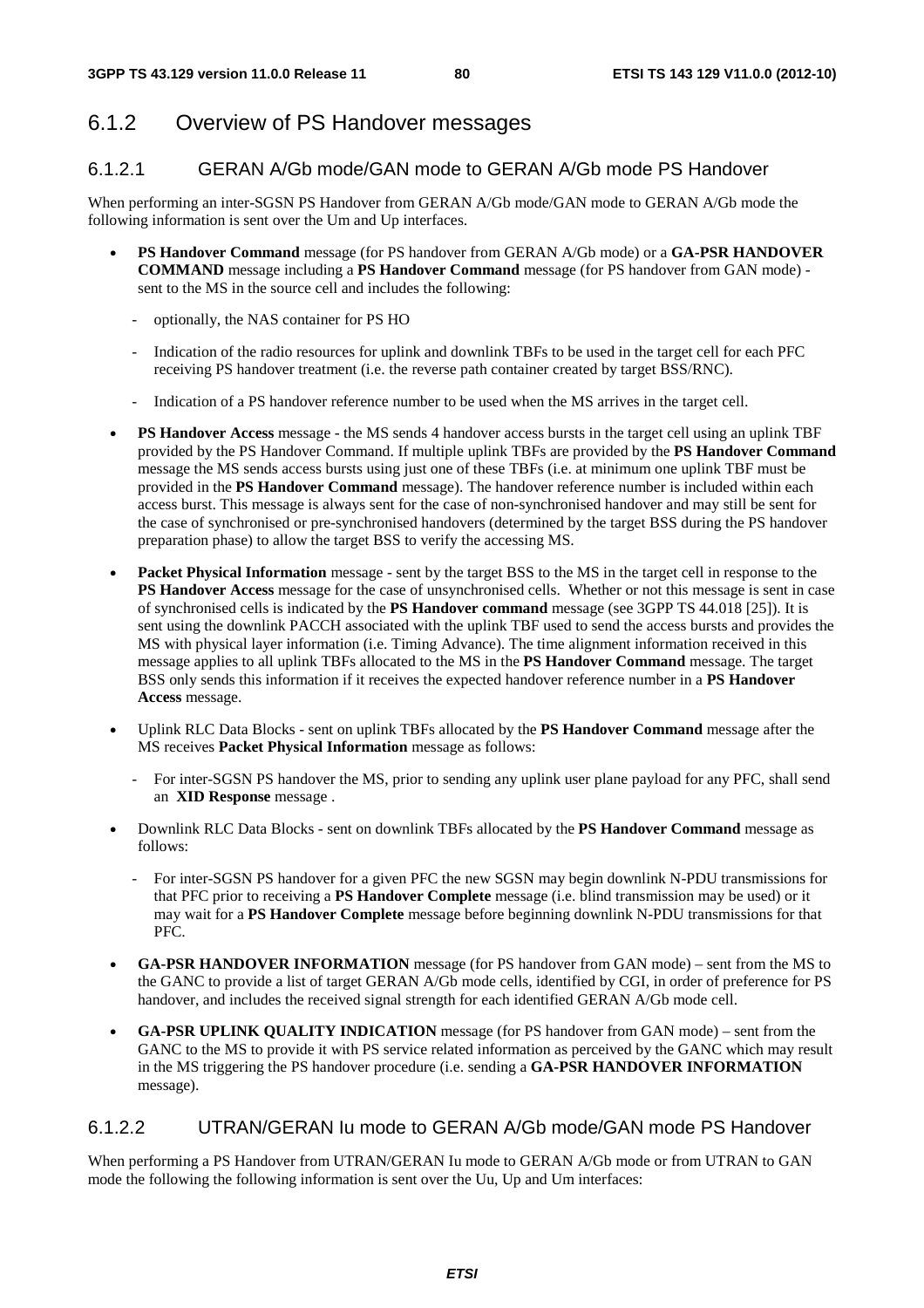### 6.1.2 Overview of PS Handover messages

#### 6.1.2.1 GERAN A/Gb mode/GAN mode to GERAN A/Gb mode PS Handover

When performing an inter-SGSN PS Handover from GERAN A/Gb mode/GAN mode to GERAN A/Gb mode the following information is sent over the Um and Up interfaces.

- **PS Handover Command** message (for PS handover from GERAN A/Gb mode) or a **GA-PSR HANDOVER COMMAND** message including a **PS Handover Command** message (for PS handover from GAN mode) - sent to the MS in the source cell and includes the following:
  - optionally, the NAS container for PS HO
  - Indication of the radio resources for uplink and downlink TBFs to be used in the target cell for each PFC receiving PS handover treatment (i.e. the reverse path container created by target BSS/RNC).
  - Indication of a PS handover reference number to be used when the MS arrives in the target cell.
- **PS Handover Access** message - the MS sends 4 handover access bursts in the target cell using an uplink TBF provided by the PS Handover Command. If multiple uplink TBFs are provided by the **PS Handover Command** message the MS sends access bursts using just one of these TBFs (i.e. at minimum one uplink TBF must be provided in the **PS Handover Command** message). The handover reference number is included within each access burst. This message is always sent for the case of non-synchronised handover and may still be sent for the case of synchronised or pre-synchronised handovers (determined by the target BSS during the PS handover preparation phase) to allow the target BSS to verify the accessing MS.
- **Packet Physical Information** message - sent by the target BSS to the MS in the target cell in response to the **PS Handover Access** message for the case of unsynchronised cells. Whether or not this message is sent in case of synchronised cells is indicated by the **PS Handover command** message (see 3GPP TS 44.018 [25]). It is sent using the downlink PACCH associated with the uplink TBF used to send the access bursts and provides the MS with physical layer information (i.e. Timing Advance). The time alignment information received in this message applies to all uplink TBFs allocated to the MS in the **PS Handover Command** message. The target BSS only sends this information if it receives the expected handover reference number in a **PS Handover Access** message.
- Uplink RLC Data Blocks - sent on uplink TBFs allocated by the **PS Handover Command** message after the MS receives **Packet Physical Information** message as follows:
  - For inter-SGSN PS handover the MS, prior to sending any uplink user plane payload for any PFC, shall send an **XID Response** message .
- Downlink RLC Data Blocks - sent on downlink TBFs allocated by the **PS Handover Command** message as follows:
  - For inter-SGSN PS handover for a given PFC the new SGSN may begin downlink N-PDU transmissions for that PFC prior to receiving a **PS Handover Complete** message (i.e. blind transmission may be used) or it may wait for a **PS Handover Complete** message before beginning downlink N-PDU transmissions for that PFC.
- **GA-PSR HANDOVER INFORMATION** message (for PS handover from GAN mode) – sent from the MS to the GANC to provide a list of target GERAN A/Gb mode cells, identified by CGI, in order of preference for PS handover, and includes the received signal strength for each identified GERAN A/Gb mode cell.
- **GA-PSR UPLINK QUALITY INDICATION** message (for PS handover from GAN mode) – sent from the GANC to the MS to provide it with PS service related information as perceived by the GANC which may result in the MS triggering the PS handover procedure (i.e. sending a **GA-PSR HANDOVER INFORMATION** message).

#### 6.1.2.2 UTRAN/GERAN Iu mode to GERAN A/Gb mode/GAN mode PS Handover

When performing a PS Handover from UTRAN/GERAN Iu mode to GERAN A/Gb mode or from UTRAN to GAN mode the following the following information is sent over the Uu, Up and Um interfaces: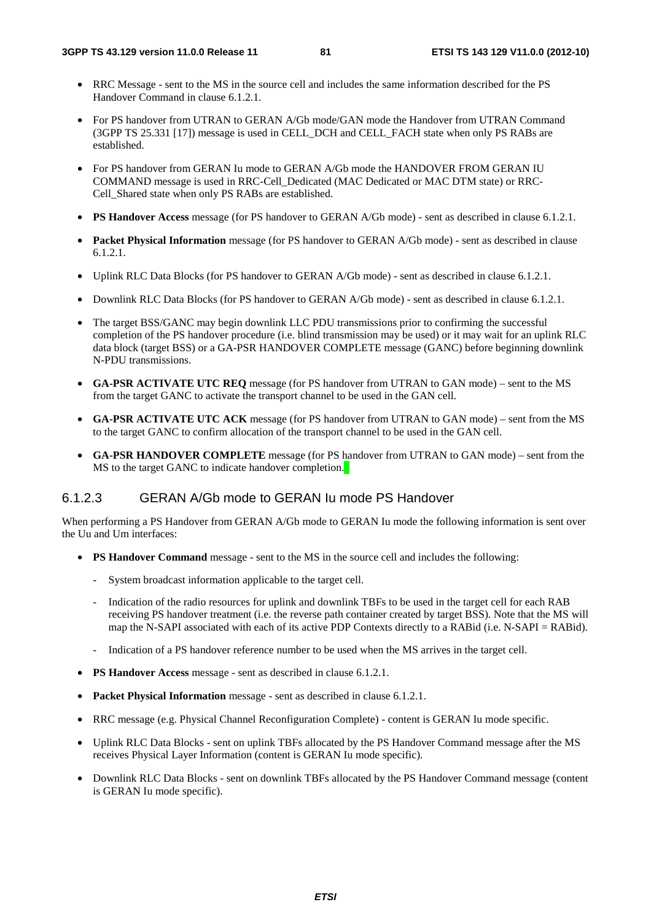- RRC Message - sent to the MS in the source cell and includes the same information described for the PS Handover Command in clause 6.1.2.1.

- For PS handover from UTRAN to GERAN A/Gb mode/GAN mode the Handover from UTRAN Command (3GPP TS 25.331 [17]) message is used in CELL_DCH and CELL_FACH state when only PS RABs are established.

- For PS handover from GERAN Iu mode to GERAN A/Gb mode the HANDOVER FROM GERAN IU COMMAND message is used in RRC-Cell_Dedicated (MAC Dedicated or MAC DTM state) or RRC-Cell_Shared state when only PS RABs are established.

- **PS Handover Access** message (for PS handover to GERAN A/Gb mode) - sent as described in clause 6.1.2.1.

- **Packet Physical Information** message (for PS handover to GERAN A/Gb mode) - sent as described in clause 6.1.2.1.

- Uplink RLC Data Blocks (for PS handover to GERAN A/Gb mode) - sent as described in clause 6.1.2.1.

- Downlink RLC Data Blocks (for PS handover to GERAN A/Gb mode) - sent as described in clause 6.1.2.1.

- The target BSS/GANC may begin downlink LLC PDU transmissions prior to confirming the successful completion of the PS handover procedure (i.e. blind transmission may be used) or it may wait for an uplink RLC data block (target BSS) or a GA-PSR HANDOVER COMPLETE message (GANC) before beginning downlink N-PDU transmissions.

- **GA-PSR ACTIVATE UTC REQ** message (for PS handover from UTRAN to GAN mode) – sent to the MS from the target GANC to activate the transport channel to be used in the GAN cell.

- **GA-PSR ACTIVATE UTC ACK** message (for PS handover from UTRAN to GAN mode) – sent from the MS to the target GANC to confirm allocation of the transport channel to be used in the GAN cell.

- **GA-PSR HANDOVER COMPLETE** message (for PS handover from UTRAN to GAN mode) – sent from the MS to the target GANC to indicate handover completion.

### 6.1.2.3 GERAN A/Gb mode to GERAN Iu mode PS Handover

When performing a PS Handover from GERAN A/Gb mode to GERAN Iu mode the following information is sent over the Uu and Um interfaces:

- **PS Handover Command** message - sent to the MS in the source cell and includes the following:
  - System broadcast information applicable to the target cell.
  - Indication of the radio resources for uplink and downlink TBFs to be used in the target cell for each RAB receiving PS handover treatment (i.e. the reverse path container created by target BSS). Note that the MS will map the N-SAPI associated with each of its active PDP Contexts directly to a RABid (i.e. N-SAPI = RABid).
  - Indication of a PS handover reference number to be used when the MS arrives in the target cell.

- **PS Handover Access** message - sent as described in clause 6.1.2.1.

- **Packet Physical Information** message - sent as described in clause 6.1.2.1.

- RRC message (e.g. Physical Channel Reconfiguration Complete) - content is GERAN Iu mode specific.

- Uplink RLC Data Blocks - sent on uplink TBFs allocated by the PS Handover Command message after the MS receives Physical Layer Information (content is GERAN Iu mode specific).

- Downlink RLC Data Blocks - sent on downlink TBFs allocated by the PS Handover Command message (content is GERAN Iu mode specific).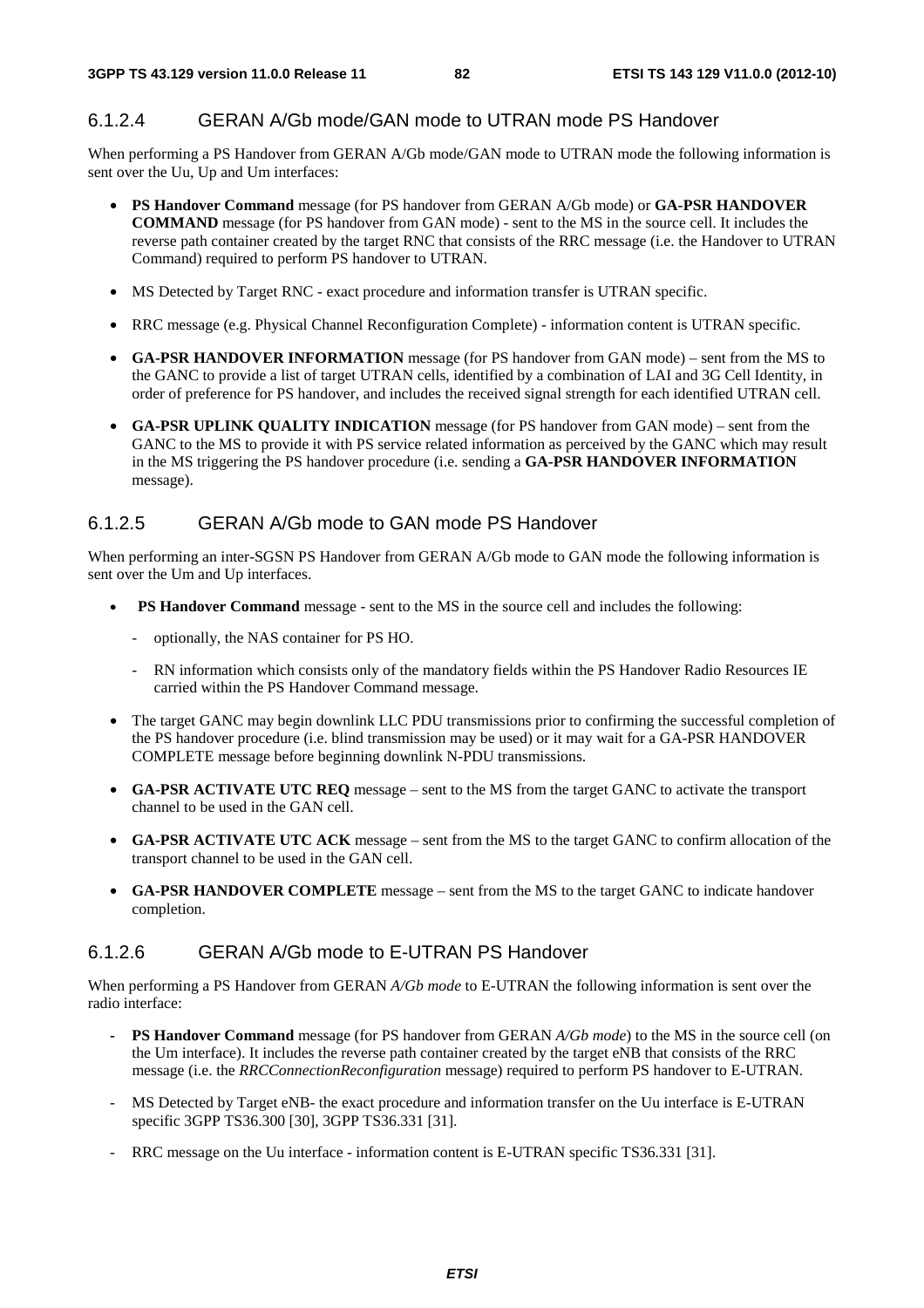### 6.1.2.4 GERAN A/Gb mode/GAN mode to UTRAN mode PS Handover

When performing a PS Handover from GERAN A/Gb mode/GAN mode to UTRAN mode the following information is sent over the Uu, Up and Um interfaces:

- **PS Handover Command** message (for PS handover from GERAN A/Gb mode) or **GA-PSR HANDOVER COMMAND** message (for PS handover from GAN mode) - sent to the MS in the source cell. It includes the reverse path container created by the target RNC that consists of the RRC message (i.e. the Handover to UTRAN Command) required to perform PS handover to UTRAN.
- MS Detected by Target RNC - exact procedure and information transfer is UTRAN specific.
- RRC message (e.g. Physical Channel Reconfiguration Complete) - information content is UTRAN specific.
- **GA-PSR HANDOVER INFORMATION** message (for PS handover from GAN mode) – sent from the MS to the GANC to provide a list of target UTRAN cells, identified by a combination of LAI and 3G Cell Identity, in order of preference for PS handover, and includes the received signal strength for each identified UTRAN cell.
- **GA-PSR UPLINK QUALITY INDICATION** message (for PS handover from GAN mode) – sent from the GANC to the MS to provide it with PS service related information as perceived by the GANC which may result in the MS triggering the PS handover procedure (i.e. sending a **GA-PSR HANDOVER INFORMATION** message).

### 6.1.2.5 GERAN A/Gb mode to GAN mode PS Handover

When performing an inter-SGSN PS Handover from GERAN A/Gb mode to GAN mode the following information is sent over the Um and Up interfaces.

- **PS Handover Command** message - sent to the MS in the source cell and includes the following:
  - optionally, the NAS container for PS HO.
  - RN information which consists only of the mandatory fields within the PS Handover Radio Resources IE carried within the PS Handover Command message.
- The target GANC may begin downlink LLC PDU transmissions prior to confirming the successful completion of the PS handover procedure (i.e. blind transmission may be used) or it may wait for a GA-PSR HANDOVER COMPLETE message before beginning downlink N-PDU transmissions.
- **GA-PSR ACTIVATE UTC REQ** message – sent to the MS from the target GANC to activate the transport channel to be used in the GAN cell.
- **GA-PSR ACTIVATE UTC ACK** message – sent from the MS to the target GANC to confirm allocation of the transport channel to be used in the GAN cell.
- **GA-PSR HANDOVER COMPLETE** message – sent from the MS to the target GANC to indicate handover completion.

### 6.1.2.6 GERAN A/Gb mode to E-UTRAN PS Handover

When performing a PS Handover from GERAN *A/Gb mode* to E-UTRAN the following information is sent over the radio interface:

- **PS Handover Command** message (for PS handover from GERAN *A/Gb mode*) to the MS in the source cell (on the Um interface). It includes the reverse path container created by the target eNB that consists of the RRC message (i.e. the *RRCConnectionReconfiguration* message) required to perform PS handover to E-UTRAN.
- MS Detected by Target eNB- the exact procedure and information transfer on the Uu interface is E-UTRAN specific 3GPP TS36.300 [30], 3GPP TS36.331 [31].
- RRC message on the Uu interface - information content is E-UTRAN specific TS36.331 [31].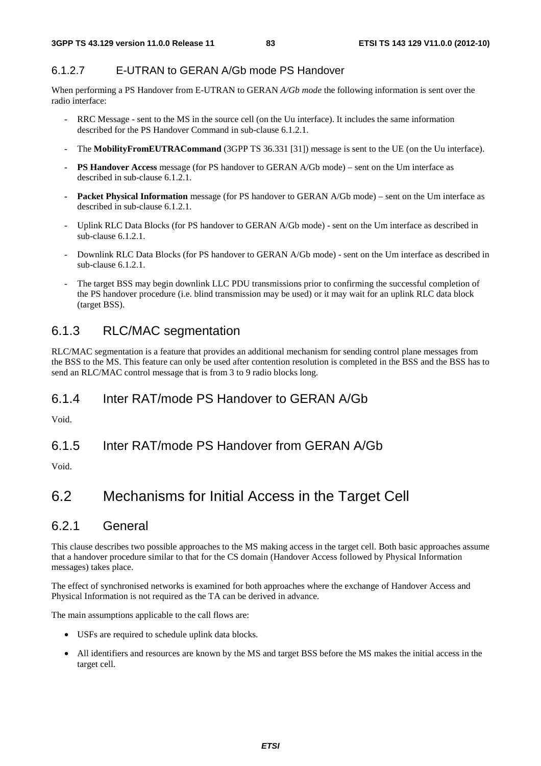#### 6.1.2.7 E-UTRAN to GERAN A/Gb mode PS Handover

When performing a PS Handover from E-UTRAN to GERAN *A/Gb mode* the following information is sent over the radio interface:

- RRC Message - sent to the MS in the source cell (on the Uu interface). It includes the same information described for the PS Handover Command in sub-clause 6.1.2.1.
- The **MobilityFromEUTRACommand** (3GPP TS 36.331 [31]) message is sent to the UE (on the Uu interface).
- **PS Handover Access** message (for PS handover to GERAN A/Gb mode) – sent on the Um interface as described in sub-clause 6.1.2.1.
- **Packet Physical Information** message (for PS handover to GERAN A/Gb mode) – sent on the Um interface as described in sub-clause 6.1.2.1.
- Uplink RLC Data Blocks (for PS handover to GERAN A/Gb mode) - sent on the Um interface as described in sub-clause 6.1.2.1.
- Downlink RLC Data Blocks (for PS handover to GERAN A/Gb mode) - sent on the Um interface as described in sub-clause 6.1.2.1.
- The target BSS may begin downlink LLC PDU transmissions prior to confirming the successful completion of the PS handover procedure (i.e. blind transmission may be used) or it may wait for an uplink RLC data block (target BSS).

### 6.1.3 RLC/MAC segmentation

RLC/MAC segmentation is a feature that provides an additional mechanism for sending control plane messages from the BSS to the MS. This feature can only be used after contention resolution is completed in the BSS and the BSS has to send an RLC/MAC control message that is from 3 to 9 radio blocks long.

### 6.1.4 Inter RAT/mode PS Handover to GERAN A/Gb

Void.

### 6.1.5 Inter RAT/mode PS Handover from GERAN A/Gb

Void.

## 6.2 Mechanisms for Initial Access in the Target Cell

### 6.2.1 General

This clause describes two possible approaches to the MS making access in the target cell. Both basic approaches assume that a handover procedure similar to that for the CS domain (Handover Access followed by Physical Information messages) takes place.

The effect of synchronised networks is examined for both approaches where the exchange of Handover Access and Physical Information is not required as the TA can be derived in advance.

The main assumptions applicable to the call flows are:

- USFs are required to schedule uplink data blocks.
- All identifiers and resources are known by the MS and target BSS before the MS makes the initial access in the target cell.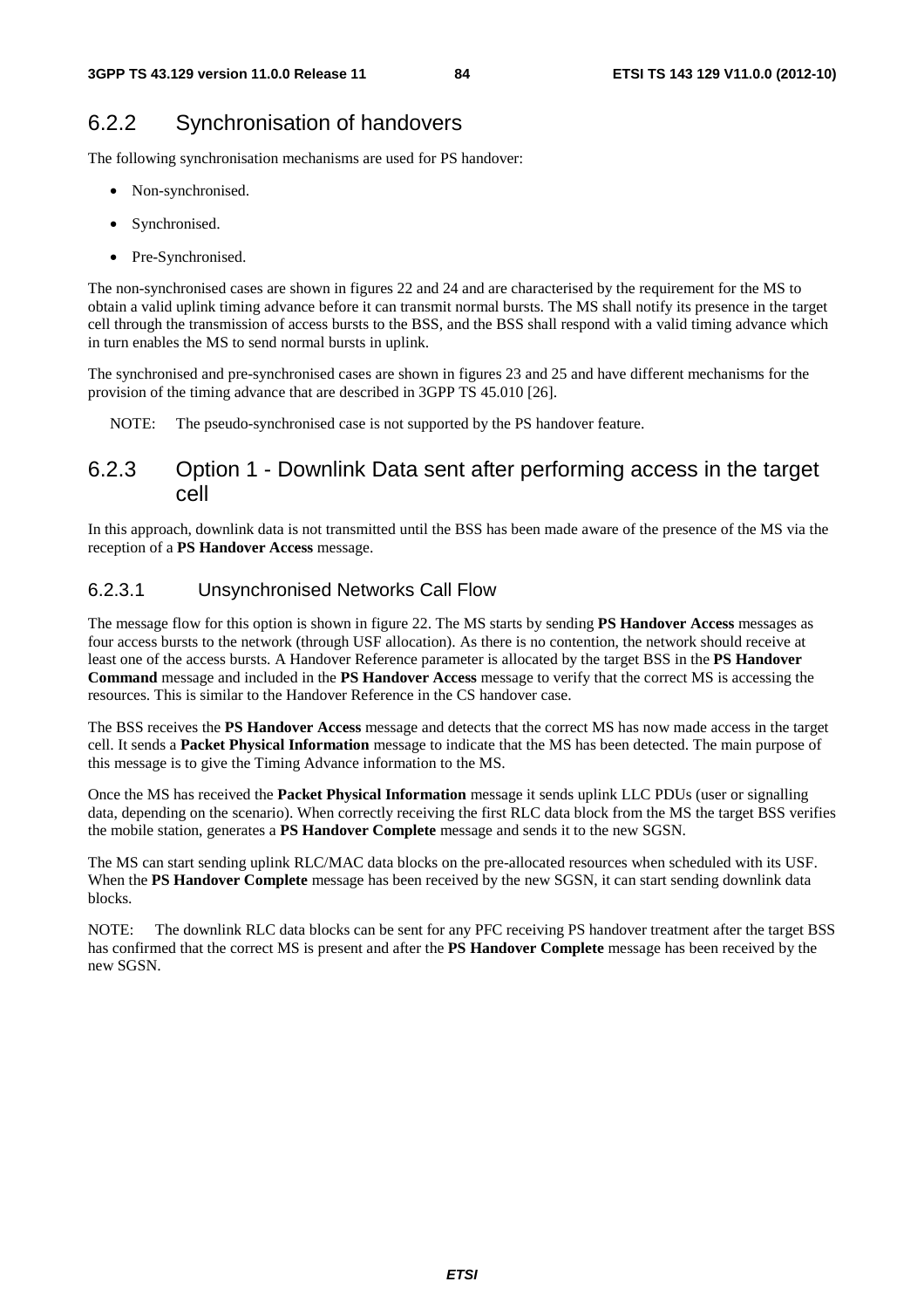### 6.2.2 Synchronisation of handovers

The following synchronisation mechanisms are used for PS handover:

- Non-synchronised.
- Synchronised.
- Pre-Synchronised.

The non-synchronised cases are shown in figures 22 and 24 and are characterised by the requirement for the MS to obtain a valid uplink timing advance before it can transmit normal bursts. The MS shall notify its presence in the target cell through the transmission of access bursts to the BSS, and the BSS shall respond with a valid timing advance which in turn enables the MS to send normal bursts in uplink.

The synchronised and pre-synchronised cases are shown in figures 23 and 25 and have different mechanisms for the provision of the timing advance that are described in 3GPP TS 45.010 [26].

NOTE: The pseudo-synchronised case is not supported by the PS handover feature.

### 6.2.3 Option 1 - Downlink Data sent after performing access in the target cell

In this approach, downlink data is not transmitted until the BSS has been made aware of the presence of the MS via the reception of a **PS Handover Access** message.

#### 6.2.3.1 Unsynchronised Networks Call Flow

The message flow for this option is shown in figure 22. The MS starts by sending **PS Handover Access** messages as four access bursts to the network (through USF allocation). As there is no contention, the network should receive at least one of the access bursts. A Handover Reference parameter is allocated by the target BSS in the **PS Handover Command** message and included in the **PS Handover Access** message to verify that the correct MS is accessing the resources. This is similar to the Handover Reference in the CS handover case.

The BSS receives the **PS Handover Access** message and detects that the correct MS has now made access in the target cell. It sends a **Packet Physical Information** message to indicate that the MS has been detected. The main purpose of this message is to give the Timing Advance information to the MS.

Once the MS has received the **Packet Physical Information** message it sends uplink LLC PDUs (user or signalling data, depending on the scenario). When correctly receiving the first RLC data block from the MS the target BSS verifies the mobile station, generates a **PS Handover Complete** message and sends it to the new SGSN.

The MS can start sending uplink RLC/MAC data blocks on the pre-allocated resources when scheduled with its USF. When the **PS Handover Complete** message has been received by the new SGSN, it can start sending downlink data blocks.

NOTE: The downlink RLC data blocks can be sent for any PFC receiving PS handover treatment after the target BSS has confirmed that the correct MS is present and after the **PS Handover Complete** message has been received by the new SGSN.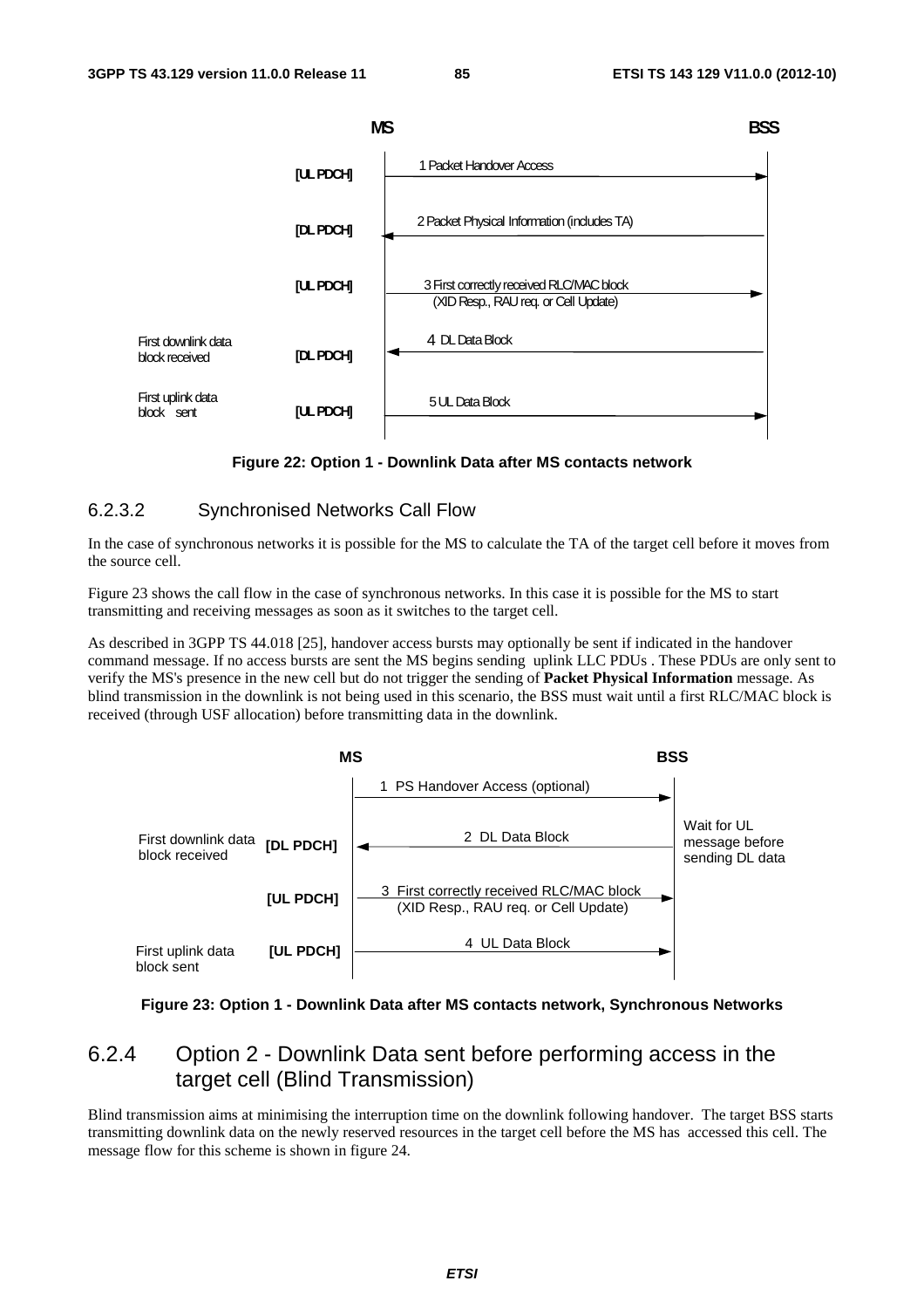MS BSS

[UL PDCH] 1 Packet Handover Access

[DL PDCH] 2 Packet Physical Information (includes TA)

[UL PDCH] 3 First correctly received RLC/MAC block (XID Resp., RAU req. or Cell Update)

First downlink data block received [DL PDCH] 4 DL Data Block

First uplink data block sent [UL PDCH] 5 UL Data Block

**Figure 22: Option 1 - Downlink Data after MS contacts network**

#### 6.2.3.2 Synchronised Networks Call Flow

In the case of synchronous networks it is possible for the MS to calculate the TA of the target cell before it moves from the source cell.

Figure 23 shows the call flow in the case of synchronous networks. In this case it is possible for the MS to start transmitting and receiving messages as soon as it switches to the target cell.

As described in 3GPP TS 44.018 [25], handover access bursts may optionally be sent if indicated in the handover command message. If no access bursts are sent the MS begins sending uplink LLC PDUs . These PDUs are only sent to verify the MS's presence in the new cell but do not trigger the sending of **Packet Physical Information** message. As blind transmission in the downlink is not being used in this scenario, the BSS must wait until a first RLC/MAC block is received (through USF allocation) before transmitting data in the downlink.

MS BSS

1 PS Handover Access (optional)

First downlink data block received [DL PDCH] 2 DL Data Block

Wait for UL message before sending DL data

[UL PDCH] 3 First correctly received RLC/MAC block (XID Resp., RAU req. or Cell Update)

First uplink data block sent [UL PDCH] 4 UL Data Block

**Figure 23: Option 1 - Downlink Data after MS contacts network, Synchronous Networks**

### 6.2.4 Option 2 - Downlink Data sent before performing access in the target cell (Blind Transmission)

Blind transmission aims at minimising the interruption time on the downlink following handover. The target BSS starts transmitting downlink data on the newly reserved resources in the target cell before the MS has accessed this cell. The message flow for this scheme is shown in figure 24.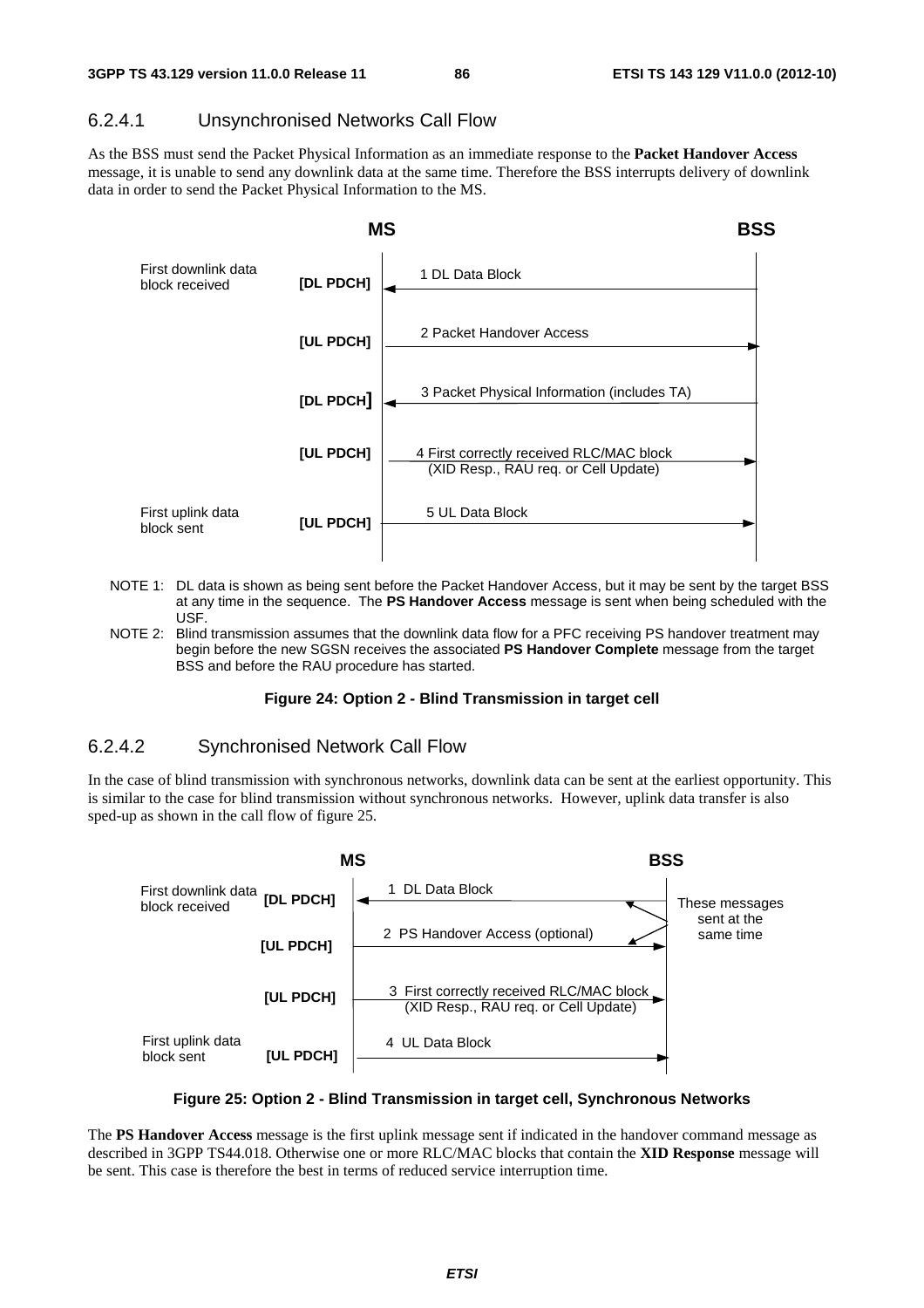### 6.2.4.1 Unsynchronised Networks Call Flow

As the BSS must send the Packet Physical Information as an immediate response to the **Packet Handover Access** message, it is unable to send any downlink data at the same time. Therefore the BSS interrupts delivery of downlink data in order to send the Packet Physical Information to the MS.

MS

BSS

First downlink data block received

[DL PDCH]

1 DL Data Block

[UL PDCH]

2 Packet Handover Access

[DL PDCH]

3 Packet Physical Information (includes TA)

[UL PDCH]

4 First correctly received RLC/MAC block (XID Resp., RAU req. or Cell Update)

First uplink data block sent

[UL PDCH]

5 UL Data Block

NOTE 1: DL data is shown as being sent before the Packet Handover Access, but it may be sent by the target BSS at any time in the sequence. The **PS Handover Access** message is sent when being scheduled with the USF.

NOTE 2: Blind transmission assumes that the downlink data flow for a PFC receiving PS handover treatment may begin before the new SGSN receives the associated **PS Handover Complete** message from the target BSS and before the RAU procedure has started.

**Figure 24: Option 2 - Blind Transmission in target cell**

### 6.2.4.2 Synchronised Network Call Flow

In the case of blind transmission with synchronous networks, downlink data can be sent at the earliest opportunity. This is similar to the case for blind transmission without synchronous networks. However, uplink data transfer is also sped-up as shown in the call flow of figure 25.

MS

BSS

First downlink data block received

[DL PDCH]

1 DL Data Block

These messages sent at the same time

2 PS Handover Access (optional)

[UL PDCH]

[UL PDCH]

3 First correctly received RLC/MAC block (XID Resp., RAU req. or Cell Update)

First uplink data block sent

[UL PDCH]

4 UL Data Block

**Figure 25: Option 2 - Blind Transmission in target cell, Synchronous Networks**

The **PS Handover Access** message is the first uplink message sent if indicated in the handover command message as described in 3GPP TS44.018. Otherwise one or more RLC/MAC blocks that contain the **XID Response** message will be sent. This case is therefore the best in terms of reduced service interruption time.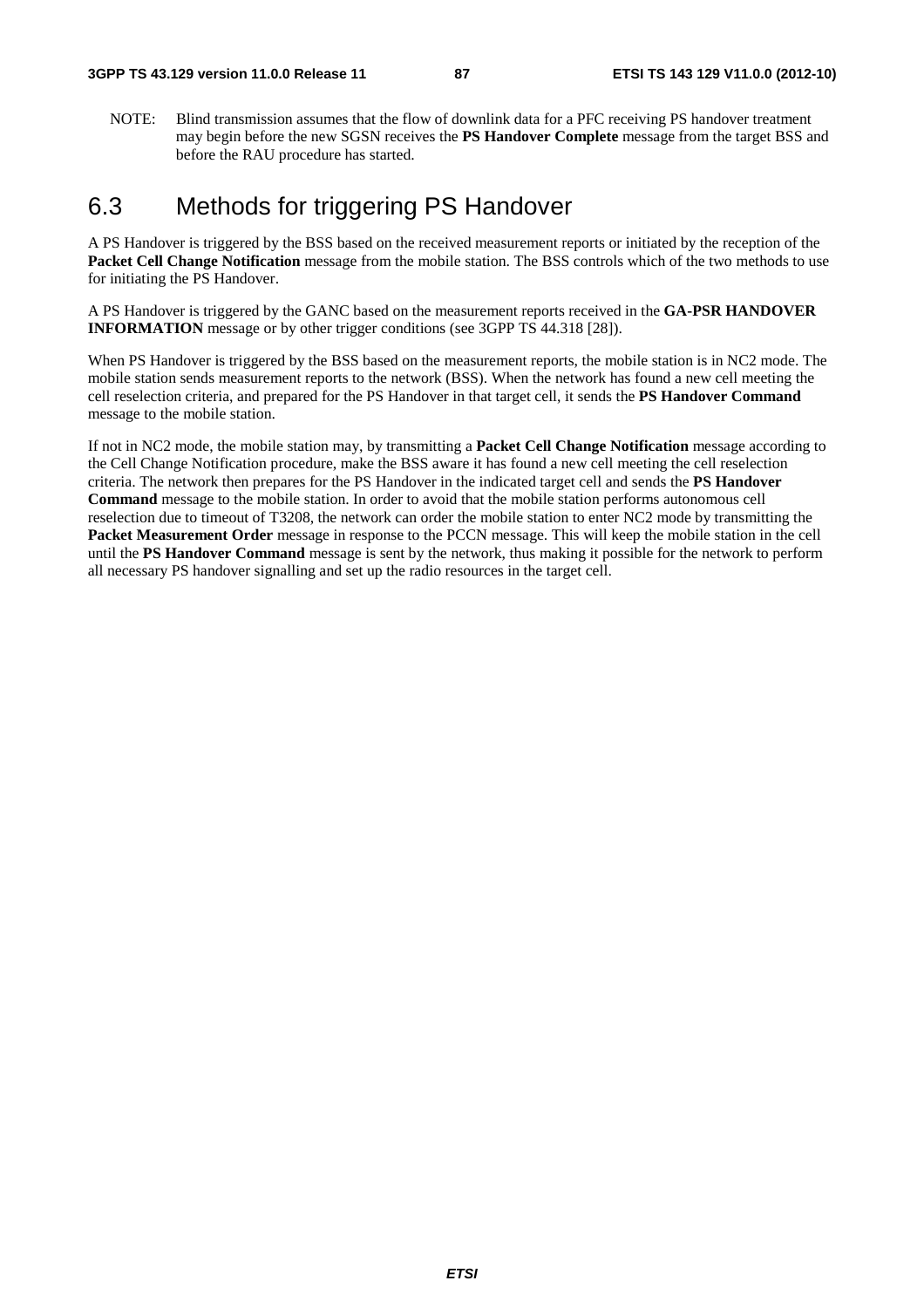NOTE: Blind transmission assumes that the flow of downlink data for a PFC receiving PS handover treatment may begin before the new SGSN receives the **PS Handover Complete** message from the target BSS and before the RAU procedure has started.

## 6.3 Methods for triggering PS Handover

A PS Handover is triggered by the BSS based on the received measurement reports or initiated by the reception of the **Packet Cell Change Notification** message from the mobile station. The BSS controls which of the two methods to use for initiating the PS Handover.

A PS Handover is triggered by the GANC based on the measurement reports received in the **GA-PSR HANDOVER INFORMATION** message or by other trigger conditions (see 3GPP TS 44.318 [28]).

When PS Handover is triggered by the BSS based on the measurement reports, the mobile station is in NC2 mode. The mobile station sends measurement reports to the network (BSS). When the network has found a new cell meeting the cell reselection criteria, and prepared for the PS Handover in that target cell, it sends the **PS Handover Command** message to the mobile station.

If not in NC2 mode, the mobile station may, by transmitting a **Packet Cell Change Notification** message according to the Cell Change Notification procedure, make the BSS aware it has found a new cell meeting the cell reselection criteria. The network then prepares for the PS Handover in the indicated target cell and sends the **PS Handover Command** message to the mobile station. In order to avoid that the mobile station performs autonomous cell reselection due to timeout of T3208, the network can order the mobile station to enter NC2 mode by transmitting the **Packet Measurement Order** message in response to the PCCN message. This will keep the mobile station in the cell until the **PS Handover Command** message is sent by the network, thus making it possible for the network to perform all necessary PS handover signalling and set up the radio resources in the target cell.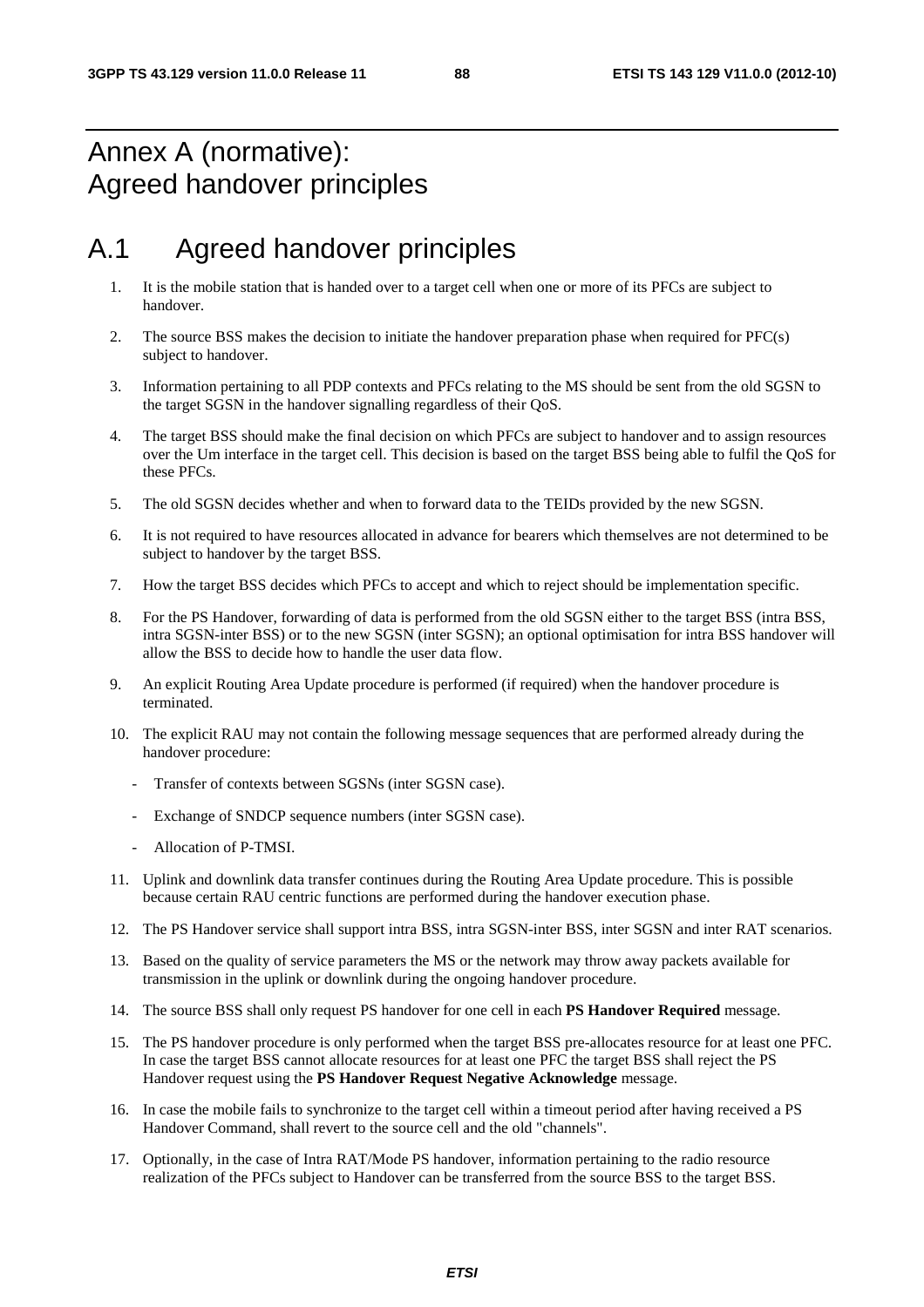# Annex A (normative): Agreed handover principles

## A.1 Agreed handover principles

1. It is the mobile station that is handed over to a target cell when one or more of its PFCs are subject to handover.

2. The source BSS makes the decision to initiate the handover preparation phase when required for PFC(s) subject to handover.

3. Information pertaining to all PDP contexts and PFCs relating to the MS should be sent from the old SGSN to the target SGSN in the handover signalling regardless of their QoS.

4. The target BSS should make the final decision on which PFCs are subject to handover and to assign resources over the Um interface in the target cell. This decision is based on the target BSS being able to fulfil the QoS for these PFCs.

5. The old SGSN decides whether and when to forward data to the TEIDs provided by the new SGSN.

6. It is not required to have resources allocated in advance for bearers which themselves are not determined to be subject to handover by the target BSS.

7. How the target BSS decides which PFCs to accept and which to reject should be implementation specific.

8. For the PS Handover, forwarding of data is performed from the old SGSN either to the target BSS (intra BSS, intra SGSN-inter BSS) or to the new SGSN (inter SGSN); an optional optimisation for intra BSS handover will allow the BSS to decide how to handle the user data flow.

9. An explicit Routing Area Update procedure is performed (if required) when the handover procedure is terminated.

10. The explicit RAU may not contain the following message sequences that are performed already during the handover procedure:

    - Transfer of contexts between SGSNs (inter SGSN case).

    - Exchange of SNDCP sequence numbers (inter SGSN case).

    - Allocation of P-TMSI.

11. Uplink and downlink data transfer continues during the Routing Area Update procedure. This is possible because certain RAU centric functions are performed during the handover execution phase.

12. The PS Handover service shall support intra BSS, intra SGSN-inter BSS, inter SGSN and inter RAT scenarios.

13. Based on the quality of service parameters the MS or the network may throw away packets available for transmission in the uplink or downlink during the ongoing handover procedure.

14. The source BSS shall only request PS handover for one cell in each **PS Handover Required** message.

15. The PS handover procedure is only performed when the target BSS pre-allocates resource for at least one PFC. In case the target BSS cannot allocate resources for at least one PFC the target BSS shall reject the PS Handover request using the **PS Handover Request Negative Acknowledge** message.

16. In case the mobile fails to synchronize to the target cell within a timeout period after having received a PS Handover Command, shall revert to the source cell and the old "channels".

17. Optionally, in the case of Intra RAT/Mode PS handover, information pertaining to the radio resource realization of the PFCs subject to Handover can be transferred from the source BSS to the target BSS.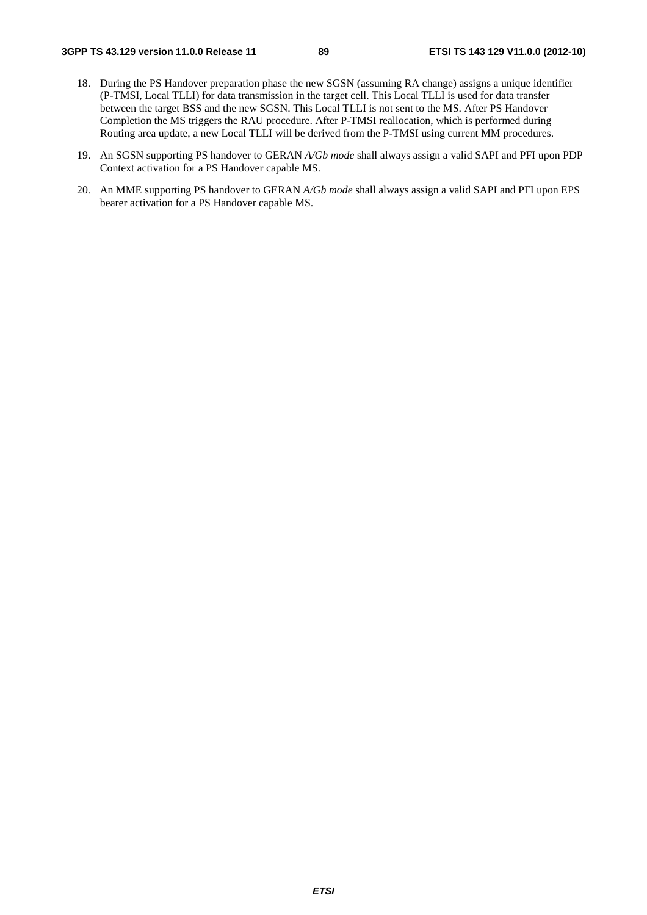18. During the PS Handover preparation phase the new SGSN (assuming RA change) assigns a unique identifier (P-TMSI, Local TLLI) for data transmission in the target cell. This Local TLLI is used for data transfer between the target BSS and the new SGSN. This Local TLLI is not sent to the MS. After PS Handover Completion the MS triggers the RAU procedure. After P-TMSI reallocation, which is performed during Routing area update, a new Local TLLI will be derived from the P-TMSI using current MM procedures.

19. An SGSN supporting PS handover to GERAN *A/Gb mode* shall always assign a valid SAPI and PFI upon PDP Context activation for a PS Handover capable MS.

20. An MME supporting PS handover to GERAN *A/Gb mode* shall always assign a valid SAPI and PFI upon EPS bearer activation for a PS Handover capable MS.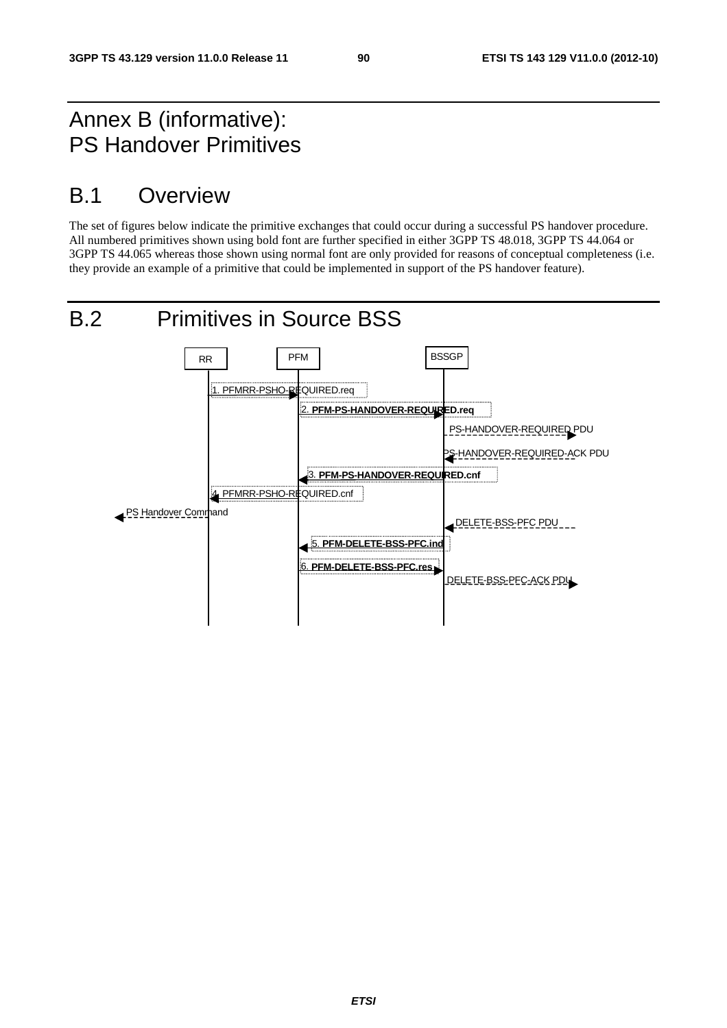# Annex B (informative): PS Handover Primitives

## B.1 Overview

The set of figures below indicate the primitive exchanges that could occur during a successful PS handover procedure. All numbered primitives shown using bold font are further specified in either 3GPP TS 48.018, 3GPP TS 44.064 or 3GPP TS 44.065 whereas those shown using normal font are only provided for reasons of conceptual completeness (i.e. they provide an example of a primitive that could be implemented in support of the PS handover feature).

## B.2 Primitives in Source BSS

RR | PFM | BSSGP

1. PFMRR-PSHO-REQUIRED.req
2. **PFM-PS-HANDOVER-REQUIRED.req**

PS-HANDOVER-REQUIRED PDU

PS-HANDOVER-REQUIRED-ACK PDU

3. **PFM-PS-HANDOVER-REQUIRED.cnf**
4. PFMRR-PSHO-REQUIRED.cnf

PS Handover Command

DELETE-BSS-PFC PDU

5. **PFM-DELETE-BSS-PFC.ind**
6. **PFM-DELETE-BSS-PFC.res**

DELETE-BSS-PFC-ACK PDU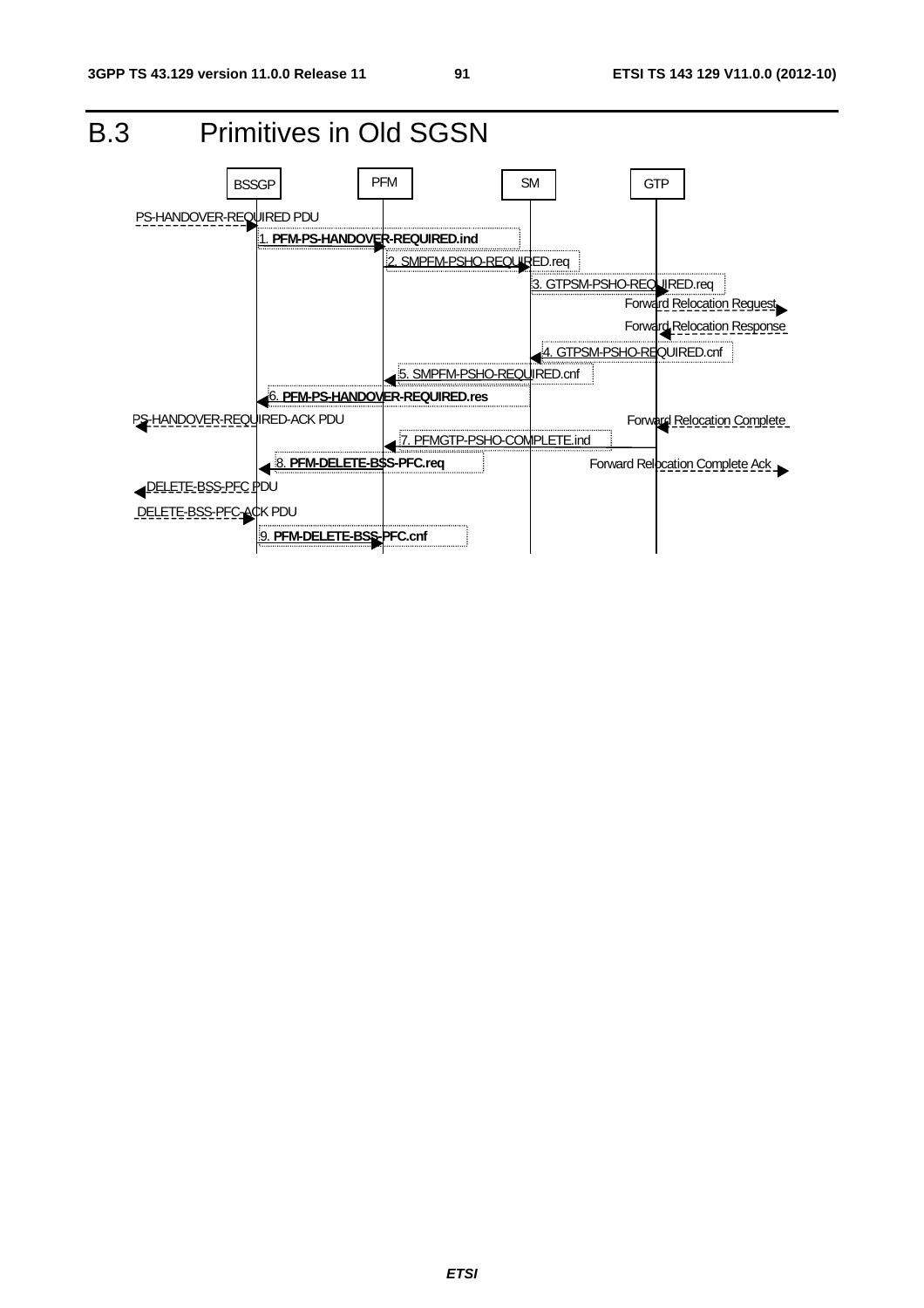# B.3 Primitives in Old SGSN

BSSGP
PFM
SM
GTP

PS-HANDOVER-REQUIRED PDU
1. **PFM-PS-HANDOVER-REQUIRED.ind**
2. SMPFM-PSHO-REQUIRED.req
3. GTPSM-PSHO-REQUIRED.req
Forward Relocation Request
Forward Relocation Response
4. GTPSM-PSHO-REQUIRED.cnf
5. SMPFM-PSHO-REQUIRED.cnf
6. **PFM-PS-HANDOVER-REQUIRED.res**
PS-HANDOVER-REQUIRED-ACK PDU
Forward Relocation Complete
7. PFMGTP-PSHO-COMPLETE.ind
8. **PFM-DELETE-BSS-PFC.req**
Forward Relocation Complete Ack
DELETE-BSS-PFC PDU
DELETE-BSS-PFC-ACK PDU
9. **PFM-DELETE-BSS-PFC.cnf**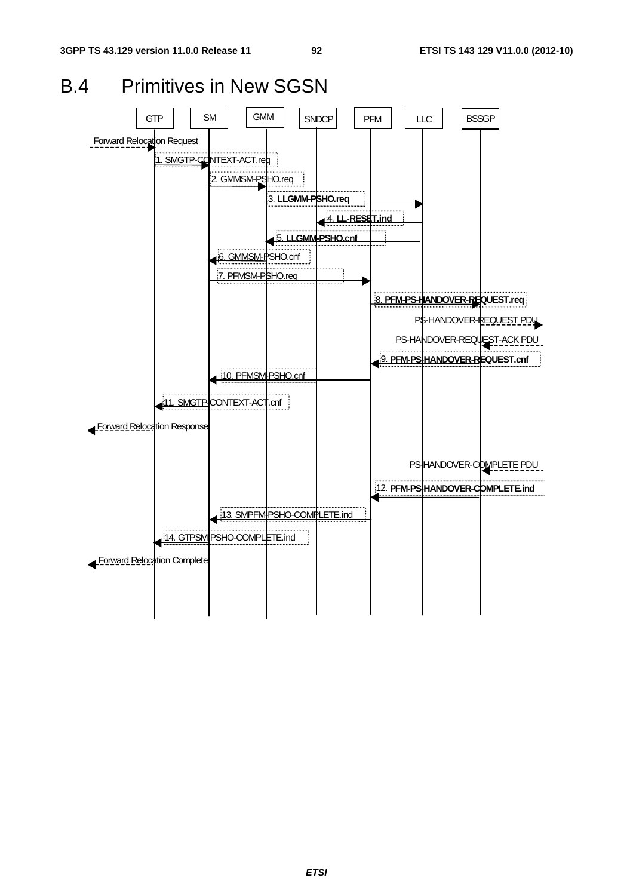# B.4 Primitives in New SGSN

GTP
SM
GMM
SNDCP
PFM
LLC
BSSGP

Forward Relocation Request
1. SMGTP-CONTEXT-ACT.req
2. GMMSM-PSHO.req
3. **LLGMM-PSHO.req**
4. **LL-RESET.ind**
5. **LLGMM-PSHO.cnf**
6. GMMSM-PSHO.cnf
7. PFMSM-PSHO.req
8. **PFM-PS-HANDOVER-REQUEST.req**
PS-HANDOVER-REQUEST PDU
PS-HANDOVER-REQUEST-ACK PDU
9. **PFM-PS-HANDOVER-REQUEST.cnf**
10. PFMSM-PSHO.cnf
11. SMGTP-CONTEXT-ACT.cnf
Forward Relocation Response
PS-HANDOVER-COMPLETE PDU
12. **PFM-PS-HANDOVER-COMPLETE.ind**
13. SMPFM-PSHO-COMPLETE.ind
14. GTPSM-PSHO-COMPLETE.ind
Forward Relocation Complete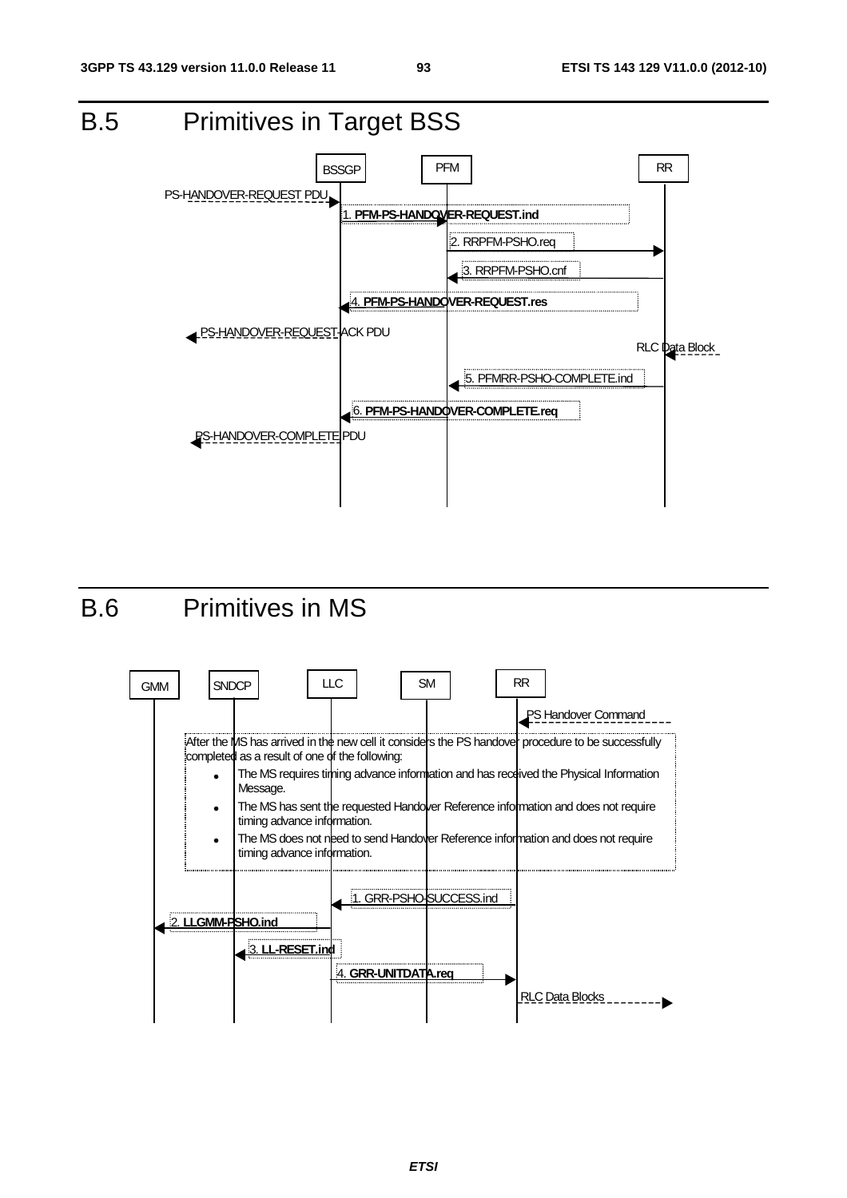# B.5 Primitives in Target BSS

BSSGP

PFM

RR

PS-HANDOVER-REQUEST PDU

1. **PFM-PS-HANDOVER-REQUEST.ind**

2. RRPFM-PSHO.req

3. RRPFM-PSHO.cnf

4. **PFM-PS-HANDOVER-REQUEST.res**

PS-HANDOVER-REQUEST-ACK PDU

RLC Data Block

5. PFMRR-PSHO-COMPLETE.ind

6. **PFM-PS-HANDOVER-COMPLETE.req**

PS-HANDOVER-COMPLETE PDU

# B.6 Primitives in MS

GMM

SNDCP

LLC

SM

RR

PS Handover Command

After the MS has arrived in the new cell it considers the PS handover procedure to be successfully completed as a result of one of the following:

- The MS requires timing advance information and has received the Physical Information Message.
- The MS has sent the requested Handover Reference information and does not require timing advance information.
- The MS does not need to send Handover Reference information and does not require timing advance information.

1. GRR-PSHO-SUCCESS.ind

2. **LLGMM-PSHO.ind**

3. **LL-RESET.ind**

4. **GRR-UNITDATA.req**

RLC Data Blocks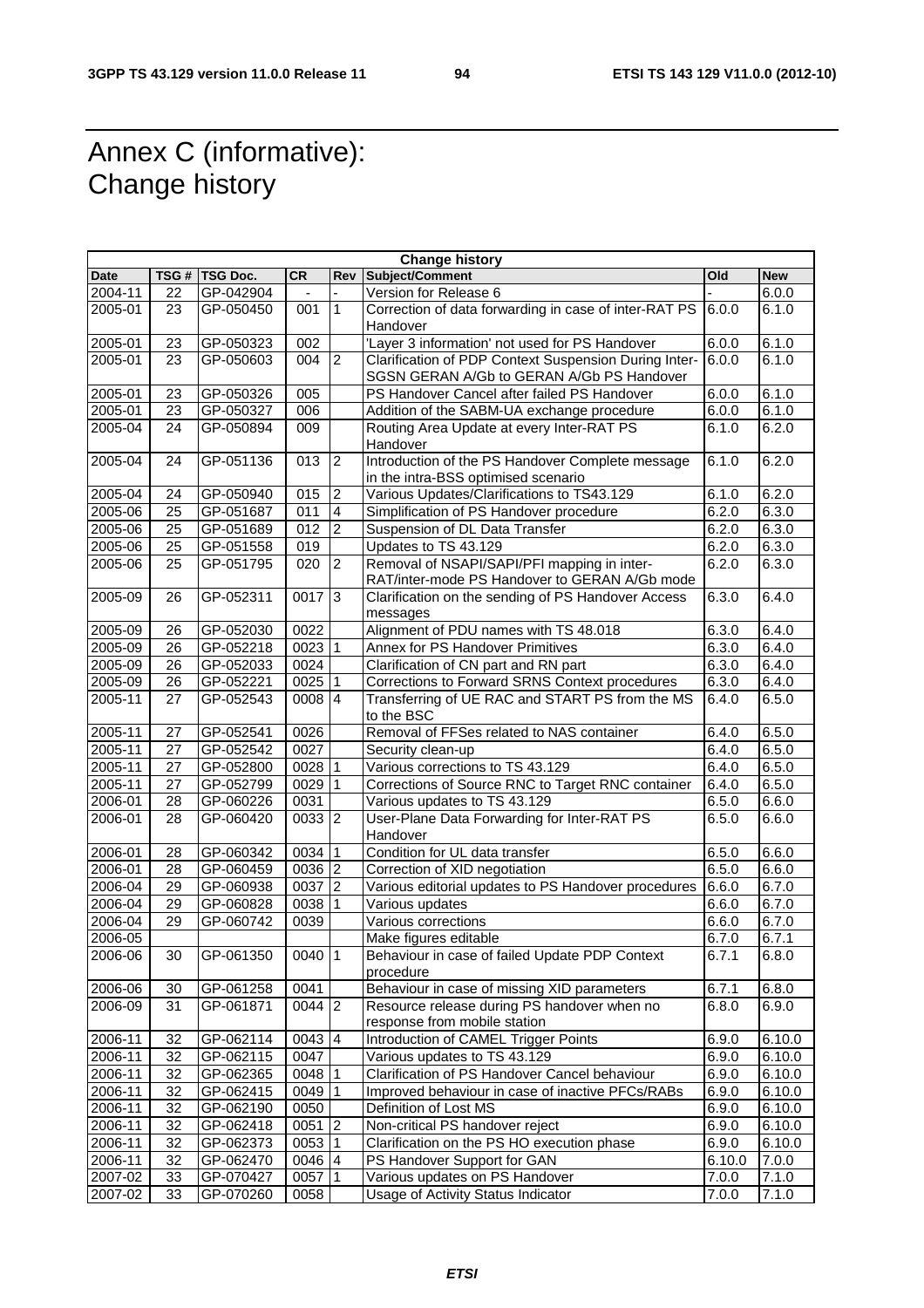# Annex C (informative): Change history

| Change history | | | | | | | |
|---|---|---|---|---|---|---|---|
| **Date** | **TSG #** | **TSG Doc.** | **CR** | **Rev** | **Subject/Comment** | **Old** | **New** |
| 2004-11 | 22 | GP-042904 | - | - | Version for Release 6 | - | 6.0.0 |
| 2005-01 | 23 | GP-050450 | 001 | 1 | Correction of data forwarding in case of inter-RAT PS Handover | 6.0.0 | 6.1.0 |
| 2005-01 | 23 | GP-050323 | 002 | | 'Layer 3 information' not used for PS Handover | 6.0.0 | 6.1.0 |
| 2005-01 | 23 | GP-050603 | 004 | 2 | Clarification of PDP Context Suspension During Inter-SGSN GERAN A/Gb to GERAN A/Gb PS Handover | 6.0.0 | 6.1.0 |
| 2005-01 | 23 | GP-050326 | 005 | | PS Handover Cancel after failed PS Handover | 6.0.0 | 6.1.0 |
| 2005-01 | 23 | GP-050327 | 006 | | Addition of the SABM-UA exchange procedure | 6.0.0 | 6.1.0 |
| 2005-04 | 24 | GP-050894 | 009 | | Routing Area Update at every Inter-RAT PS Handover | 6.1.0 | 6.2.0 |
| 2005-04 | 24 | GP-051136 | 013 | 2 | Introduction of the PS Handover Complete message in the intra-BSS optimised scenario | 6.1.0 | 6.2.0 |
| 2005-04 | 24 | GP-050940 | 015 | 2 | Various Updates/Clarifications to TS43.129 | 6.1.0 | 6.2.0 |
| 2005-06 | 25 | GP-051687 | 011 | 4 | Simplification of PS Handover procedure | 6.2.0 | 6.3.0 |
| 2005-06 | 25 | GP-051689 | 012 | 2 | Suspension of DL Data Transfer | 6.2.0 | 6.3.0 |
| 2005-06 | 25 | GP-051558 | 019 | | Updates to TS 43.129 | 6.2.0 | 6.3.0 |
| 2005-06 | 25 | GP-051795 | 020 | 2 | Removal of NSAPI/SAPI/PFI mapping in inter-RAT/inter-mode PS Handover to GERAN A/Gb mode | 6.2.0 | 6.3.0 |
| 2005-09 | 26 | GP-052311 | 0017 | 3 | Clarification on the sending of PS Handover Access messages | 6.3.0 | 6.4.0 |
| 2005-09 | 26 | GP-052030 | 0022 | | Alignment of PDU names with TS 48.018 | 6.3.0 | 6.4.0 |
| 2005-09 | 26 | GP-052218 | 0023 | 1 | Annex for PS Handover Primitives | 6.3.0 | 6.4.0 |
| 2005-09 | 26 | GP-052033 | 0024 | | Clarification of CN part and RN part | 6.3.0 | 6.4.0 |
| 2005-09 | 26 | GP-052221 | 0025 | 1 | Corrections to Forward SRNS Context procedures | 6.3.0 | 6.4.0 |
| 2005-11 | 27 | GP-052543 | 0008 | 4 | Transferring of UE RAC and START PS from the MS to the BSC | 6.4.0 | 6.5.0 |
| 2005-11 | 27 | GP-052541 | 0026 | | Removal of FFSes related to NAS container | 6.4.0 | 6.5.0 |
| 2005-11 | 27 | GP-052542 | 0027 | | Security clean-up | 6.4.0 | 6.5.0 |
| 2005-11 | 27 | GP-052800 | 0028 | 1 | Various corrections to TS 43.129 | 6.4.0 | 6.5.0 |
| 2005-11 | 27 | GP-052799 | 0029 | 1 | Corrections of Source RNC to Target RNC container | 6.4.0 | 6.5.0 |
| 2006-01 | 28 | GP-060226 | 0031 | | Various updates to TS 43.129 | 6.5.0 | 6.6.0 |
| 2006-01 | 28 | GP-060420 | 0033 | 2 | User-Plane Data Forwarding for Inter-RAT PS Handover | 6.5.0 | 6.6.0 |
| 2006-01 | 28 | GP-060342 | 0034 | 1 | Condition for UL data transfer | 6.5.0 | 6.6.0 |
| 2006-01 | 28 | GP-060459 | 0036 | 2 | Correction of XID negotiation | 6.5.0 | 6.6.0 |
| 2006-04 | 29 | GP-060938 | 0037 | 2 | Various editorial updates to PS Handover procedures | 6.6.0 | 6.7.0 |
| 2006-04 | 29 | GP-060828 | 0038 | 1 | Various updates | 6.6.0 | 6.7.0 |
| 2006-04 | 29 | GP-060742 | 0039 | | Various corrections | 6.6.0 | 6.7.0 |
| 2006-05 | | | | | Make figures editable | 6.7.0 | 6.7.1 |
| 2006-06 | 30 | GP-061350 | 0040 | 1 | Behaviour in case of failed Update PDP Context procedure | 6.7.1 | 6.8.0 |
| 2006-06 | 30 | GP-061258 | 0041 | | Behaviour in case of missing XID parameters | 6.7.1 | 6.8.0 |
| 2006-09 | 31 | GP-061871 | 0044 | 2 | Resource release during PS handover when no response from mobile station | 6.8.0 | 6.9.0 |
| 2006-11 | 32 | GP-062114 | 0043 | 4 | Introduction of CAMEL Trigger Points | 6.9.0 | 6.10.0 |
| 2006-11 | 32 | GP-062115 | 0047 | | Various updates to TS 43.129 | 6.9.0 | 6.10.0 |
| 2006-11 | 32 | GP-062365 | 0048 | 1 | Clarification of PS Handover Cancel behaviour | 6.9.0 | 6.10.0 |
| 2006-11 | 32 | GP-062415 | 0049 | 1 | Improved behaviour in case of inactive PFCs/RABs | 6.9.0 | 6.10.0 |
| 2006-11 | 32 | GP-062190 | 0050 | | Definition of Lost MS | 6.9.0 | 6.10.0 |
| 2006-11 | 32 | GP-062418 | 0051 | 2 | Non-critical PS handover reject | 6.9.0 | 6.10.0 |
| 2006-11 | 32 | GP-062373 | 0053 | 1 | Clarification on the PS HO execution phase | 6.9.0 | 6.10.0 |
| 2006-11 | 32 | GP-062470 | 0046 | 4 | PS Handover Support for GAN | 6.10.0 | 7.0.0 |
| 2007-02 | 33 | GP-070427 | 0057 | 1 | Various updates on PS Handover | 7.0.0 | 7.1.0 |
| 2007-02 | 33 | GP-070260 | 0058 | | Usage of Activity Status Indicator | 7.0.0 | 7.1.0 |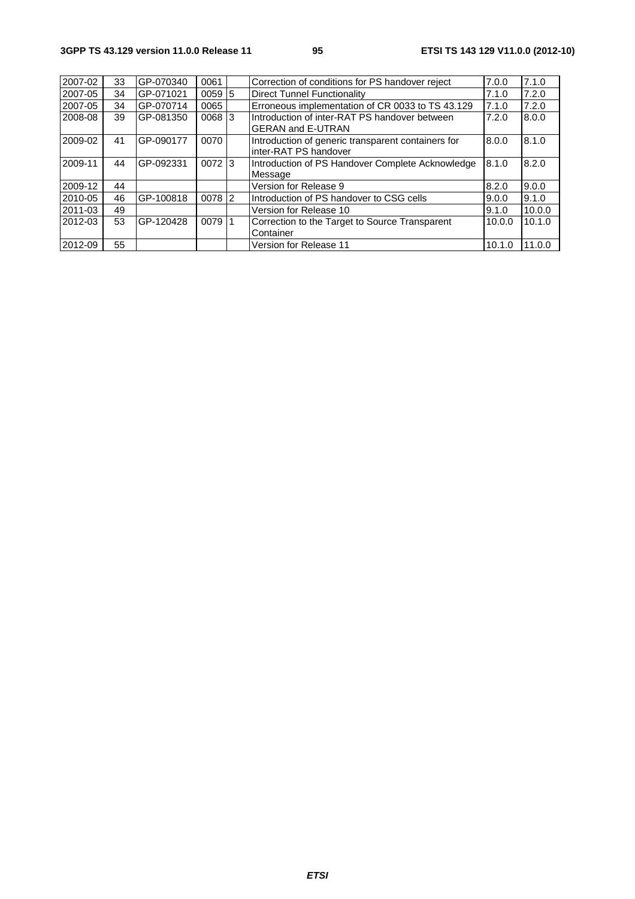| 2007-02 | 33 | GP-070340 | 0061 | | Correction of conditions for PS handover reject | 7.0.0 | 7.1.0 |
|---|---|---|---|---|---|---|---|
| 2007-05 | 34 | GP-071021 | 0059 | 5 | Direct Tunnel Functionality | 7.1.0 | 7.2.0 |
| 2007-05 | 34 | GP-070714 | 0065 | | Erroneous implementation of CR 0033 to TS 43.129 | 7.1.0 | 7.2.0 |
| 2008-08 | 39 | GP-081350 | 0068 | 3 | Introduction of inter-RAT PS handover between GERAN and E-UTRAN | 7.2.0 | 8.0.0 |
| 2009-02 | 41 | GP-090177 | 0070 | | Introduction of generic transparent containers for inter-RAT PS handover | 8.0.0 | 8.1.0 |
| 2009-11 | 44 | GP-092331 | 0072 | 3 | Introduction of PS Handover Complete Acknowledge Message | 8.1.0 | 8.2.0 |
| 2009-12 | 44 | | | | Version for Release 9 | 8.2.0 | 9.0.0 |
| 2010-05 | 46 | GP-100818 | 0078 | 2 | Introduction of PS handover to CSG cells | 9.0.0 | 9.1.0 |
| 2011-03 | 49 | | | | Version for Release 10 | 9.1.0 | 10.0.0 |
| 2012-03 | 53 | GP-120428 | 0079 | 1 | Correction to the Target to Source Transparent Container | 10.0.0 | 10.1.0 |
| 2012-09 | 55 | | | | Version for Release 11 | 10.1.0 | 11.0.0 |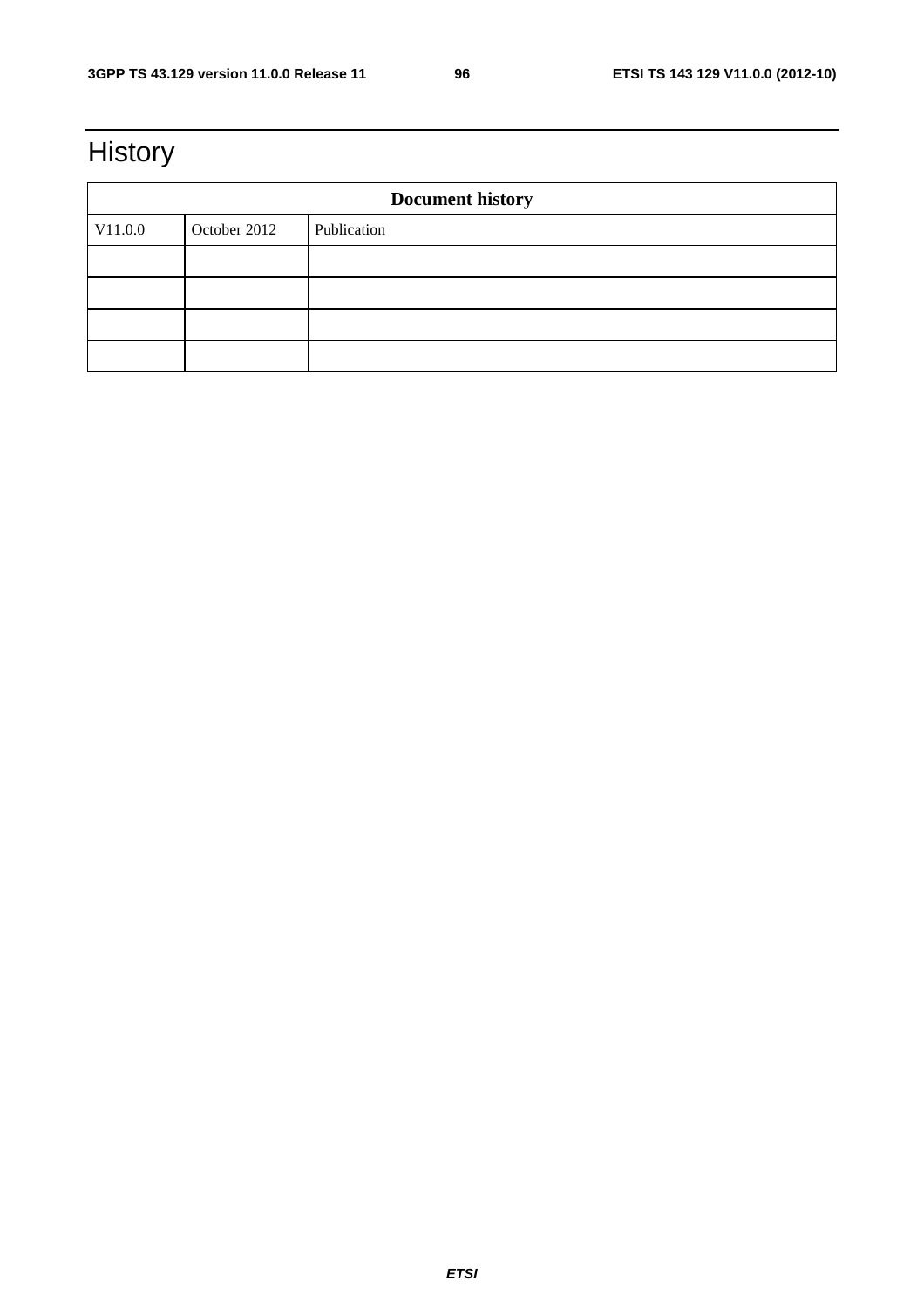# History

| Document history | | |
|---|---|---|
| V11.0.0 | October 2012 | Publication |
| | | |
| | | |
| | | |
| | | |